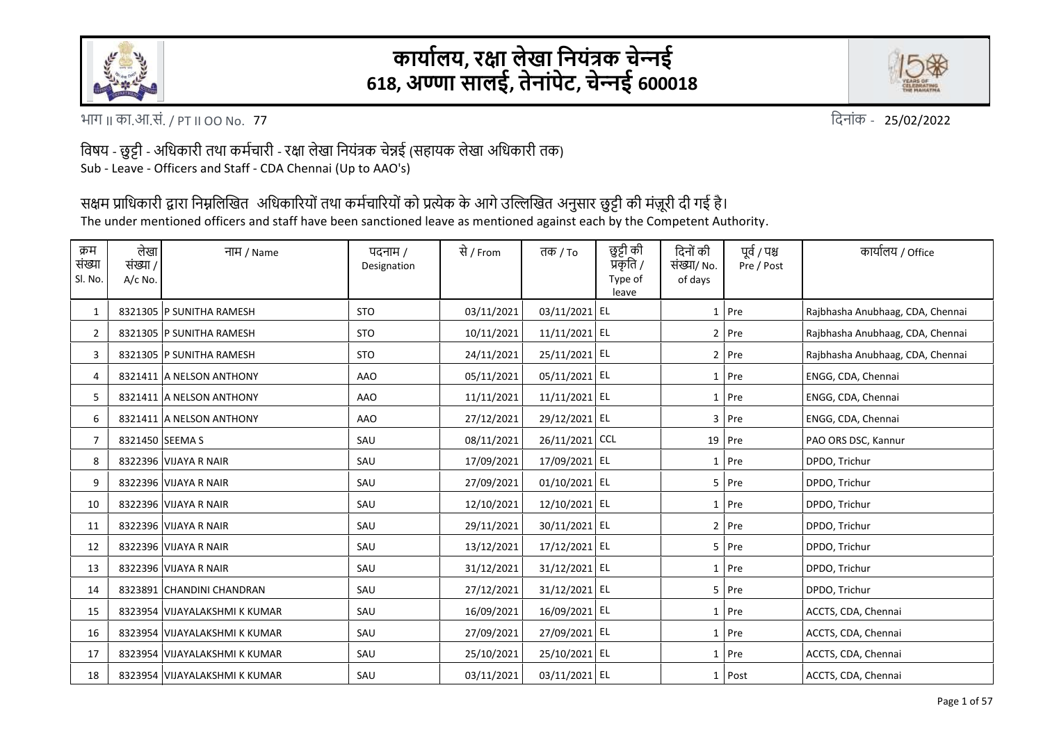# कार्यालय, रक्षा लेखा नियंत्रक चेन्नई
## 618, अण्णा सालई, तेनांपेट, चेन्नई 600018

भाग II का.आ.सं. / PT II OO No. 77 दिनांक - 25/02/2022

विषय - छुट्टी - अधिकारी तथा कर्मचारी - रक्षा लेखा नियंत्रक चेन्नई (सहायक लेखा अधिकारी तक)
Sub - Leave - Officers and Staff - CDA Chennai (Up to AAO's)

सक्षम प्राधिकारी द्वारा निम्नलिखित अधिकारियों तथा कर्मचारियों को प्रत्येक के आगे उल्लिखित अनुसार छुट्टी की मंजूरी दी गई है।
The under mentioned officers and staff have been sanctioned leave as mentioned against each by the Competent Authority.

| क्रम संख्या Sl. No. | लेखा संख्या / A/c No. | नाम / Name | पदनाम / Designation | से / From | तक / To | छुट्टी की प्रकृति / Type of leave | दिनों की संख्या/ No. of days | पूर्व / पश्च Pre / Post | कार्यालय / Office |
|---|---|---|---|---|---|---|---|---|---|
| 1 | 8321305 | P SUNITHA RAMESH | STO | 03/11/2021 | 03/11/2021 | EL | 1 | Pre | Rajbhasha Anubhaag, CDA, Chennai |
| 2 | 8321305 | P SUNITHA RAMESH | STO | 10/11/2021 | 11/11/2021 | EL | 2 | Pre | Rajbhasha Anubhaag, CDA, Chennai |
| 3 | 8321305 | P SUNITHA RAMESH | STO | 24/11/2021 | 25/11/2021 | EL | 2 | Pre | Rajbhasha Anubhaag, CDA, Chennai |
| 4 | 8321411 | A NELSON ANTHONY | AAO | 05/11/2021 | 05/11/2021 | EL | 1 | Pre | ENGG, CDA, Chennai |
| 5 | 8321411 | A NELSON ANTHONY | AAO | 11/11/2021 | 11/11/2021 | EL | 1 | Pre | ENGG, CDA, Chennai |
| 6 | 8321411 | A NELSON ANTHONY | AAO | 27/12/2021 | 29/12/2021 | EL | 3 | Pre | ENGG, CDA, Chennai |
| 7 | 8321450 | SEEMA S | SAU | 08/11/2021 | 26/11/2021 | CCL | 19 | Pre | PAO ORS DSC, Kannur |
| 8 | 8322396 | VIJAYA R NAIR | SAU | 17/09/2021 | 17/09/2021 | EL | 1 | Pre | DPDO, Trichur |
| 9 | 8322396 | VIJAYA R NAIR | SAU | 27/09/2021 | 01/10/2021 | EL | 5 | Pre | DPDO, Trichur |
| 10 | 8322396 | VIJAYA R NAIR | SAU | 12/10/2021 | 12/10/2021 | EL | 1 | Pre | DPDO, Trichur |
| 11 | 8322396 | VIJAYA R NAIR | SAU | 29/11/2021 | 30/11/2021 | EL | 2 | Pre | DPDO, Trichur |
| 12 | 8322396 | VIJAYA R NAIR | SAU | 13/12/2021 | 17/12/2021 | EL | 5 | Pre | DPDO, Trichur |
| 13 | 8322396 | VIJAYA R NAIR | SAU | 31/12/2021 | 31/12/2021 | EL | 1 | Pre | DPDO, Trichur |
| 14 | 8323891 | CHANDINI CHANDRAN | SAU | 27/12/2021 | 31/12/2021 | EL | 5 | Pre | DPDO, Trichur |
| 15 | 8323954 | VIJAYALAKSHMI K KUMAR | SAU | 16/09/2021 | 16/09/2021 | EL | 1 | Pre | ACCTS, CDA, Chennai |
| 16 | 8323954 | VIJAYALAKSHMI K KUMAR | SAU | 27/09/2021 | 27/09/2021 | EL | 1 | Pre | ACCTS, CDA, Chennai |
| 17 | 8323954 | VIJAYALAKSHMI K KUMAR | SAU | 25/10/2021 | 25/10/2021 | EL | 1 | Pre | ACCTS, CDA, Chennai |
| 18 | 8323954 | VIJAYALAKSHMI K KUMAR | SAU | 03/11/2021 | 03/11/2021 | EL | 1 | Post | ACCTS, CDA, Chennai |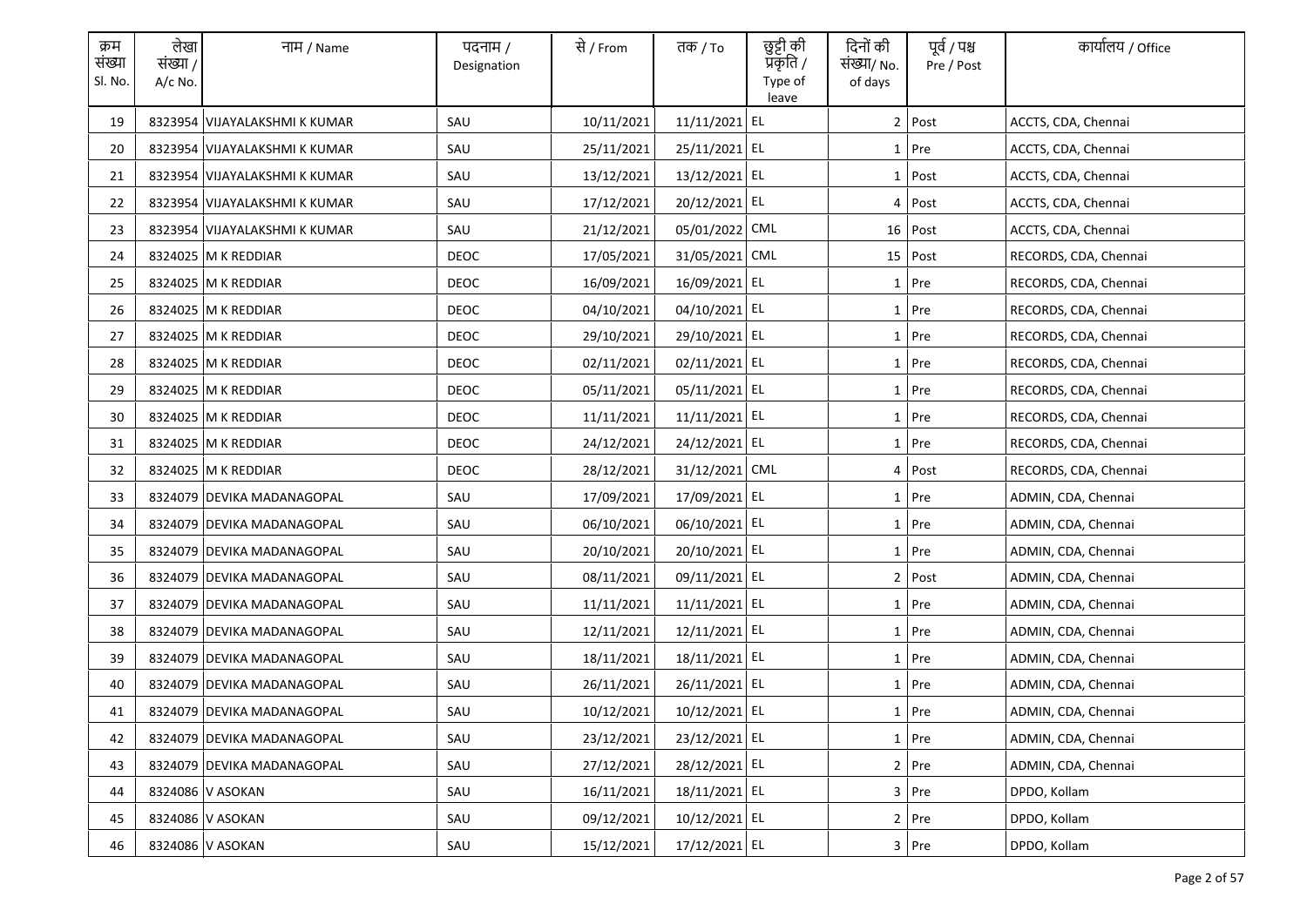| क्रम संख्या Sl. No. | लेखा संख्या / A/c No. | नाम / Name | पदनाम / Designation | से / From | तक / To | छुट्टी की प्रकृति / Type of leave | दिनों की संख्या/ No. of days | पूर्व / पश्च Pre / Post | कार्यालय / Office |
|---|---|---|---|---|---|---|---|---|---|
| 19 | 8323954 | VIJAYALAKSHMI K KUMAR | SAU | 10/11/2021 | 11/11/2021 | EL | 2 | Post | ACCTS, CDA, Chennai |
| 20 | 8323954 | VIJAYALAKSHMI K KUMAR | SAU | 25/11/2021 | 25/11/2021 | EL | 1 | Pre | ACCTS, CDA, Chennai |
| 21 | 8323954 | VIJAYALAKSHMI K KUMAR | SAU | 13/12/2021 | 13/12/2021 | EL | 1 | Post | ACCTS, CDA, Chennai |
| 22 | 8323954 | VIJAYALAKSHMI K KUMAR | SAU | 17/12/2021 | 20/12/2021 | EL | 4 | Post | ACCTS, CDA, Chennai |
| 23 | 8323954 | VIJAYALAKSHMI K KUMAR | SAU | 21/12/2021 | 05/01/2022 | CML | 16 | Post | ACCTS, CDA, Chennai |
| 24 | 8324025 | M K REDDIAR | DEOC | 17/05/2021 | 31/05/2021 | CML | 15 | Post | RECORDS, CDA, Chennai |
| 25 | 8324025 | M K REDDIAR | DEOC | 16/09/2021 | 16/09/2021 | EL | 1 | Pre | RECORDS, CDA, Chennai |
| 26 | 8324025 | M K REDDIAR | DEOC | 04/10/2021 | 04/10/2021 | EL | 1 | Pre | RECORDS, CDA, Chennai |
| 27 | 8324025 | M K REDDIAR | DEOC | 29/10/2021 | 29/10/2021 | EL | 1 | Pre | RECORDS, CDA, Chennai |
| 28 | 8324025 | M K REDDIAR | DEOC | 02/11/2021 | 02/11/2021 | EL | 1 | Pre | RECORDS, CDA, Chennai |
| 29 | 8324025 | M K REDDIAR | DEOC | 05/11/2021 | 05/11/2021 | EL | 1 | Pre | RECORDS, CDA, Chennai |
| 30 | 8324025 | M K REDDIAR | DEOC | 11/11/2021 | 11/11/2021 | EL | 1 | Pre | RECORDS, CDA, Chennai |
| 31 | 8324025 | M K REDDIAR | DEOC | 24/12/2021 | 24/12/2021 | EL | 1 | Pre | RECORDS, CDA, Chennai |
| 32 | 8324025 | M K REDDIAR | DEOC | 28/12/2021 | 31/12/2021 | CML | 4 | Post | RECORDS, CDA, Chennai |
| 33 | 8324079 | DEVIKA MADANAGOPAL | SAU | 17/09/2021 | 17/09/2021 | EL | 1 | Pre | ADMIN, CDA, Chennai |
| 34 | 8324079 | DEVIKA MADANAGOPAL | SAU | 06/10/2021 | 06/10/2021 | EL | 1 | Pre | ADMIN, CDA, Chennai |
| 35 | 8324079 | DEVIKA MADANAGOPAL | SAU | 20/10/2021 | 20/10/2021 | EL | 1 | Pre | ADMIN, CDA, Chennai |
| 36 | 8324079 | DEVIKA MADANAGOPAL | SAU | 08/11/2021 | 09/11/2021 | EL | 2 | Post | ADMIN, CDA, Chennai |
| 37 | 8324079 | DEVIKA MADANAGOPAL | SAU | 11/11/2021 | 11/11/2021 | EL | 1 | Pre | ADMIN, CDA, Chennai |
| 38 | 8324079 | DEVIKA MADANAGOPAL | SAU | 12/11/2021 | 12/11/2021 | EL | 1 | Pre | ADMIN, CDA, Chennai |
| 39 | 8324079 | DEVIKA MADANAGOPAL | SAU | 18/11/2021 | 18/11/2021 | EL | 1 | Pre | ADMIN, CDA, Chennai |
| 40 | 8324079 | DEVIKA MADANAGOPAL | SAU | 26/11/2021 | 26/11/2021 | EL | 1 | Pre | ADMIN, CDA, Chennai |
| 41 | 8324079 | DEVIKA MADANAGOPAL | SAU | 10/12/2021 | 10/12/2021 | EL | 1 | Pre | ADMIN, CDA, Chennai |
| 42 | 8324079 | DEVIKA MADANAGOPAL | SAU | 23/12/2021 | 23/12/2021 | EL | 1 | Pre | ADMIN, CDA, Chennai |
| 43 | 8324079 | DEVIKA MADANAGOPAL | SAU | 27/12/2021 | 28/12/2021 | EL | 2 | Pre | ADMIN, CDA, Chennai |
| 44 | 8324086 | V ASOKAN | SAU | 16/11/2021 | 18/11/2021 | EL | 3 | Pre | DPDO, Kollam |
| 45 | 8324086 | V ASOKAN | SAU | 09/12/2021 | 10/12/2021 | EL | 2 | Pre | DPDO, Kollam |
| 46 | 8324086 | V ASOKAN | SAU | 15/12/2021 | 17/12/2021 | EL | 3 | Pre | DPDO, Kollam |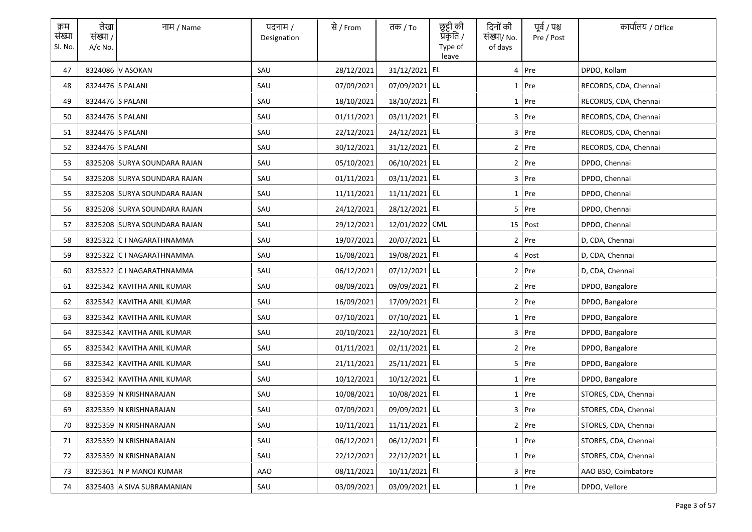| क्रम संख्या Sl. No. | लेखा संख्या / A/c No. | नाम / Name | पदनाम / Designation | से / From | तक / To | छुट्टी की प्रकृति / Type of leave | दिनों की संख्या/ No. of days | पूर्व / पश्च Pre / Post | कार्यालय / Office |
|---|---|---|---|---|---|---|---|---|---|
| 47 | 8324086 | V ASOKAN | SAU | 28/12/2021 | 31/12/2021 | EL | 4 | Pre | DPDO, Kollam |
| 48 | 8324476 | S PALANI | SAU | 07/09/2021 | 07/09/2021 | EL | 1 | Pre | RECORDS, CDA, Chennai |
| 49 | 8324476 | S PALANI | SAU | 18/10/2021 | 18/10/2021 | EL | 1 | Pre | RECORDS, CDA, Chennai |
| 50 | 8324476 | S PALANI | SAU | 01/11/2021 | 03/11/2021 | EL | 3 | Pre | RECORDS, CDA, Chennai |
| 51 | 8324476 | S PALANI | SAU | 22/12/2021 | 24/12/2021 | EL | 3 | Pre | RECORDS, CDA, Chennai |
| 52 | 8324476 | S PALANI | SAU | 30/12/2021 | 31/12/2021 | EL | 2 | Pre | RECORDS, CDA, Chennai |
| 53 | 8325208 | SURYA SOUNDARA RAJAN | SAU | 05/10/2021 | 06/10/2021 | EL | 2 | Pre | DPDO, Chennai |
| 54 | 8325208 | SURYA SOUNDARA RAJAN | SAU | 01/11/2021 | 03/11/2021 | EL | 3 | Pre | DPDO, Chennai |
| 55 | 8325208 | SURYA SOUNDARA RAJAN | SAU | 11/11/2021 | 11/11/2021 | EL | 1 | Pre | DPDO, Chennai |
| 56 | 8325208 | SURYA SOUNDARA RAJAN | SAU | 24/12/2021 | 28/12/2021 | EL | 5 | Pre | DPDO, Chennai |
| 57 | 8325208 | SURYA SOUNDARA RAJAN | SAU | 29/12/2021 | 12/01/2022 | CML | 15 | Post | DPDO, Chennai |
| 58 | 8325322 | C I NAGARATHNAMMA | SAU | 19/07/2021 | 20/07/2021 | EL | 2 | Pre | D, CDA, Chennai |
| 59 | 8325322 | C I NAGARATHNAMMA | SAU | 16/08/2021 | 19/08/2021 | EL | 4 | Post | D, CDA, Chennai |
| 60 | 8325322 | C I NAGARATHNAMMA | SAU | 06/12/2021 | 07/12/2021 | EL | 2 | Pre | D, CDA, Chennai |
| 61 | 8325342 | KAVITHA ANIL KUMAR | SAU | 08/09/2021 | 09/09/2021 | EL | 2 | Pre | DPDO, Bangalore |
| 62 | 8325342 | KAVITHA ANIL KUMAR | SAU | 16/09/2021 | 17/09/2021 | EL | 2 | Pre | DPDO, Bangalore |
| 63 | 8325342 | KAVITHA ANIL KUMAR | SAU | 07/10/2021 | 07/10/2021 | EL | 1 | Pre | DPDO, Bangalore |
| 64 | 8325342 | KAVITHA ANIL KUMAR | SAU | 20/10/2021 | 22/10/2021 | EL | 3 | Pre | DPDO, Bangalore |
| 65 | 8325342 | KAVITHA ANIL KUMAR | SAU | 01/11/2021 | 02/11/2021 | EL | 2 | Pre | DPDO, Bangalore |
| 66 | 8325342 | KAVITHA ANIL KUMAR | SAU | 21/11/2021 | 25/11/2021 | EL | 5 | Pre | DPDO, Bangalore |
| 67 | 8325342 | KAVITHA ANIL KUMAR | SAU | 10/12/2021 | 10/12/2021 | EL | 1 | Pre | DPDO, Bangalore |
| 68 | 8325359 | N KRISHNARAJAN | SAU | 10/08/2021 | 10/08/2021 | EL | 1 | Pre | STORES, CDA, Chennai |
| 69 | 8325359 | N KRISHNARAJAN | SAU | 07/09/2021 | 09/09/2021 | EL | 3 | Pre | STORES, CDA, Chennai |
| 70 | 8325359 | N KRISHNARAJAN | SAU | 10/11/2021 | 11/11/2021 | EL | 2 | Pre | STORES, CDA, Chennai |
| 71 | 8325359 | N KRISHNARAJAN | SAU | 06/12/2021 | 06/12/2021 | EL | 1 | Pre | STORES, CDA, Chennai |
| 72 | 8325359 | N KRISHNARAJAN | SAU | 22/12/2021 | 22/12/2021 | EL | 1 | Pre | STORES, CDA, Chennai |
| 73 | 8325361 | N P MANOJ KUMAR | AAO | 08/11/2021 | 10/11/2021 | EL | 3 | Pre | AAO BSO, Coimbatore |
| 74 | 8325403 | A SIVA SUBRAMANIAN | SAU | 03/09/2021 | 03/09/2021 | EL | 1 | Pre | DPDO, Vellore |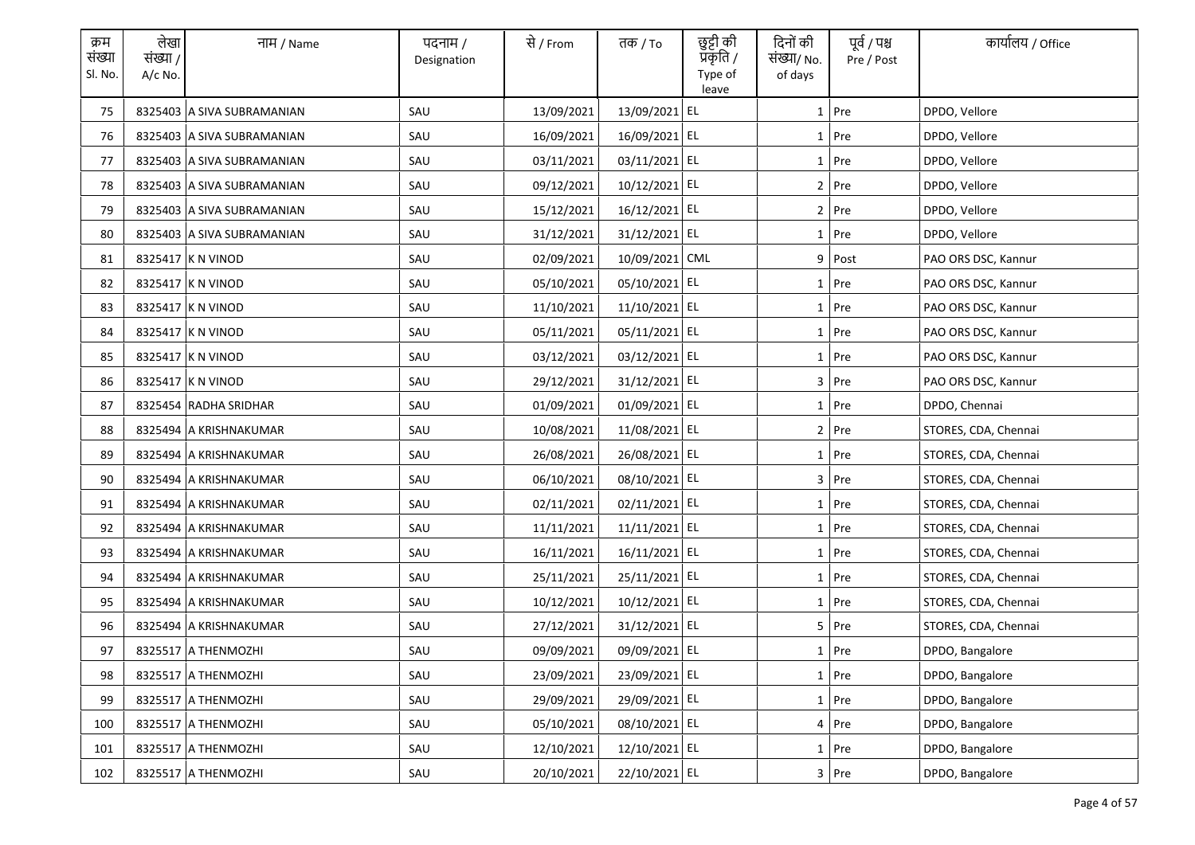| क्रम संख्या Sl. No. | लेखा संख्या / A/c No. | नाम / Name | पदनाम / Designation | से / From | तक / To | छुट्टी की प्रकृति / Type of leave | दिनों की संख्या/ No. of days | पूर्व / पश्च Pre / Post | कार्यालय / Office |
|---|---|---|---|---|---|---|---|---|---|
| 75 | 8325403 | A SIVA SUBRAMANIAN | SAU | 13/09/2021 | 13/09/2021 | EL | 1 | Pre | DPDO, Vellore |
| 76 | 8325403 | A SIVA SUBRAMANIAN | SAU | 16/09/2021 | 16/09/2021 | EL | 1 | Pre | DPDO, Vellore |
| 77 | 8325403 | A SIVA SUBRAMANIAN | SAU | 03/11/2021 | 03/11/2021 | EL | 1 | Pre | DPDO, Vellore |
| 78 | 8325403 | A SIVA SUBRAMANIAN | SAU | 09/12/2021 | 10/12/2021 | EL | 2 | Pre | DPDO, Vellore |
| 79 | 8325403 | A SIVA SUBRAMANIAN | SAU | 15/12/2021 | 16/12/2021 | EL | 2 | Pre | DPDO, Vellore |
| 80 | 8325403 | A SIVA SUBRAMANIAN | SAU | 31/12/2021 | 31/12/2021 | EL | 1 | Pre | DPDO, Vellore |
| 81 | 8325417 | K N VINOD | SAU | 02/09/2021 | 10/09/2021 | CML | 9 | Post | PAO ORS DSC, Kannur |
| 82 | 8325417 | K N VINOD | SAU | 05/10/2021 | 05/10/2021 | EL | 1 | Pre | PAO ORS DSC, Kannur |
| 83 | 8325417 | K N VINOD | SAU | 11/10/2021 | 11/10/2021 | EL | 1 | Pre | PAO ORS DSC, Kannur |
| 84 | 8325417 | K N VINOD | SAU | 05/11/2021 | 05/11/2021 | EL | 1 | Pre | PAO ORS DSC, Kannur |
| 85 | 8325417 | K N VINOD | SAU | 03/12/2021 | 03/12/2021 | EL | 1 | Pre | PAO ORS DSC, Kannur |
| 86 | 8325417 | K N VINOD | SAU | 29/12/2021 | 31/12/2021 | EL | 3 | Pre | PAO ORS DSC, Kannur |
| 87 | 8325454 | RADHA SRIDHAR | SAU | 01/09/2021 | 01/09/2021 | EL | 1 | Pre | DPDO, Chennai |
| 88 | 8325494 | A KRISHNAKUMAR | SAU | 10/08/2021 | 11/08/2021 | EL | 2 | Pre | STORES, CDA, Chennai |
| 89 | 8325494 | A KRISHNAKUMAR | SAU | 26/08/2021 | 26/08/2021 | EL | 1 | Pre | STORES, CDA, Chennai |
| 90 | 8325494 | A KRISHNAKUMAR | SAU | 06/10/2021 | 08/10/2021 | EL | 3 | Pre | STORES, CDA, Chennai |
| 91 | 8325494 | A KRISHNAKUMAR | SAU | 02/11/2021 | 02/11/2021 | EL | 1 | Pre | STORES, CDA, Chennai |
| 92 | 8325494 | A KRISHNAKUMAR | SAU | 11/11/2021 | 11/11/2021 | EL | 1 | Pre | STORES, CDA, Chennai |
| 93 | 8325494 | A KRISHNAKUMAR | SAU | 16/11/2021 | 16/11/2021 | EL | 1 | Pre | STORES, CDA, Chennai |
| 94 | 8325494 | A KRISHNAKUMAR | SAU | 25/11/2021 | 25/11/2021 | EL | 1 | Pre | STORES, CDA, Chennai |
| 95 | 8325494 | A KRISHNAKUMAR | SAU | 10/12/2021 | 10/12/2021 | EL | 1 | Pre | STORES, CDA, Chennai |
| 96 | 8325494 | A KRISHNAKUMAR | SAU | 27/12/2021 | 31/12/2021 | EL | 5 | Pre | STORES, CDA, Chennai |
| 97 | 8325517 | A THENMOZHI | SAU | 09/09/2021 | 09/09/2021 | EL | 1 | Pre | DPDO, Bangalore |
| 98 | 8325517 | A THENMOZHI | SAU | 23/09/2021 | 23/09/2021 | EL | 1 | Pre | DPDO, Bangalore |
| 99 | 8325517 | A THENMOZHI | SAU | 29/09/2021 | 29/09/2021 | EL | 1 | Pre | DPDO, Bangalore |
| 100 | 8325517 | A THENMOZHI | SAU | 05/10/2021 | 08/10/2021 | EL | 4 | Pre | DPDO, Bangalore |
| 101 | 8325517 | A THENMOZHI | SAU | 12/10/2021 | 12/10/2021 | EL | 1 | Pre | DPDO, Bangalore |
| 102 | 8325517 | A THENMOZHI | SAU | 20/10/2021 | 22/10/2021 | EL | 3 | Pre | DPDO, Bangalore |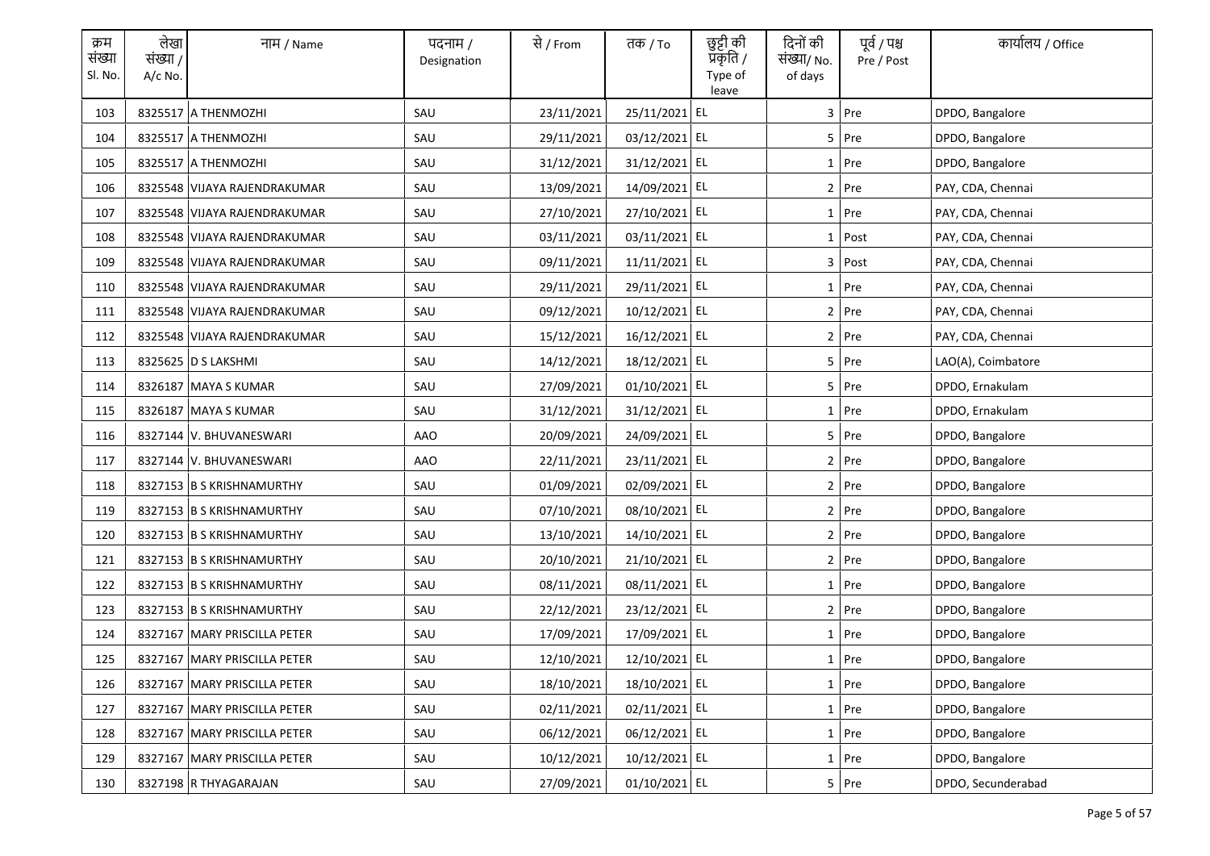| क्रम संख्या Sl. No. | लेखा संख्या / A/c No. | नाम / Name | पदनाम / Designation | से / From | तक / To | छुट्टी की प्रकृति / Type of leave | दिनों की संख्या/ No. of days | पूर्व / पश्च Pre / Post | कार्यालय / Office |
|---|---|---|---|---|---|---|---|---|---|
| 103 | 8325517 | A THENMOZHI | SAU | 23/11/2021 | 25/11/2021 | EL | 3 | Pre | DPDO, Bangalore |
| 104 | 8325517 | A THENMOZHI | SAU | 29/11/2021 | 03/12/2021 | EL | 5 | Pre | DPDO, Bangalore |
| 105 | 8325517 | A THENMOZHI | SAU | 31/12/2021 | 31/12/2021 | EL | 1 | Pre | DPDO, Bangalore |
| 106 | 8325548 | VIJAYA RAJENDRAKUMAR | SAU | 13/09/2021 | 14/09/2021 | EL | 2 | Pre | PAY, CDA, Chennai |
| 107 | 8325548 | VIJAYA RAJENDRAKUMAR | SAU | 27/10/2021 | 27/10/2021 | EL | 1 | Pre | PAY, CDA, Chennai |
| 108 | 8325548 | VIJAYA RAJENDRAKUMAR | SAU | 03/11/2021 | 03/11/2021 | EL | 1 | Post | PAY, CDA, Chennai |
| 109 | 8325548 | VIJAYA RAJENDRAKUMAR | SAU | 09/11/2021 | 11/11/2021 | EL | 3 | Post | PAY, CDA, Chennai |
| 110 | 8325548 | VIJAYA RAJENDRAKUMAR | SAU | 29/11/2021 | 29/11/2021 | EL | 1 | Pre | PAY, CDA, Chennai |
| 111 | 8325548 | VIJAYA RAJENDRAKUMAR | SAU | 09/12/2021 | 10/12/2021 | EL | 2 | Pre | PAY, CDA, Chennai |
| 112 | 8325548 | VIJAYA RAJENDRAKUMAR | SAU | 15/12/2021 | 16/12/2021 | EL | 2 | Pre | PAY, CDA, Chennai |
| 113 | 8325625 | D S LAKSHMI | SAU | 14/12/2021 | 18/12/2021 | EL | 5 | Pre | LAO(A), Coimbatore |
| 114 | 8326187 | MAYA S KUMAR | SAU | 27/09/2021 | 01/10/2021 | EL | 5 | Pre | DPDO, Ernakulam |
| 115 | 8326187 | MAYA S KUMAR | SAU | 31/12/2021 | 31/12/2021 | EL | 1 | Pre | DPDO, Ernakulam |
| 116 | 8327144 | V. BHUVANESWARI | AAO | 20/09/2021 | 24/09/2021 | EL | 5 | Pre | DPDO, Bangalore |
| 117 | 8327144 | V. BHUVANESWARI | AAO | 22/11/2021 | 23/11/2021 | EL | 2 | Pre | DPDO, Bangalore |
| 118 | 8327153 | B S KRISHNAMURTHY | SAU | 01/09/2021 | 02/09/2021 | EL | 2 | Pre | DPDO, Bangalore |
| 119 | 8327153 | B S KRISHNAMURTHY | SAU | 07/10/2021 | 08/10/2021 | EL | 2 | Pre | DPDO, Bangalore |
| 120 | 8327153 | B S KRISHNAMURTHY | SAU | 13/10/2021 | 14/10/2021 | EL | 2 | Pre | DPDO, Bangalore |
| 121 | 8327153 | B S KRISHNAMURTHY | SAU | 20/10/2021 | 21/10/2021 | EL | 2 | Pre | DPDO, Bangalore |
| 122 | 8327153 | B S KRISHNAMURTHY | SAU | 08/11/2021 | 08/11/2021 | EL | 1 | Pre | DPDO, Bangalore |
| 123 | 8327153 | B S KRISHNAMURTHY | SAU | 22/12/2021 | 23/12/2021 | EL | 2 | Pre | DPDO, Bangalore |
| 124 | 8327167 | MARY PRISCILLA PETER | SAU | 17/09/2021 | 17/09/2021 | EL | 1 | Pre | DPDO, Bangalore |
| 125 | 8327167 | MARY PRISCILLA PETER | SAU | 12/10/2021 | 12/10/2021 | EL | 1 | Pre | DPDO, Bangalore |
| 126 | 8327167 | MARY PRISCILLA PETER | SAU | 18/10/2021 | 18/10/2021 | EL | 1 | Pre | DPDO, Bangalore |
| 127 | 8327167 | MARY PRISCILLA PETER | SAU | 02/11/2021 | 02/11/2021 | EL | 1 | Pre | DPDO, Bangalore |
| 128 | 8327167 | MARY PRISCILLA PETER | SAU | 06/12/2021 | 06/12/2021 | EL | 1 | Pre | DPDO, Bangalore |
| 129 | 8327167 | MARY PRISCILLA PETER | SAU | 10/12/2021 | 10/12/2021 | EL | 1 | Pre | DPDO, Bangalore |
| 130 | 8327198 | R THYAGARAJAN | SAU | 27/09/2021 | 01/10/2021 | EL | 5 | Pre | DPDO, Secunderabad |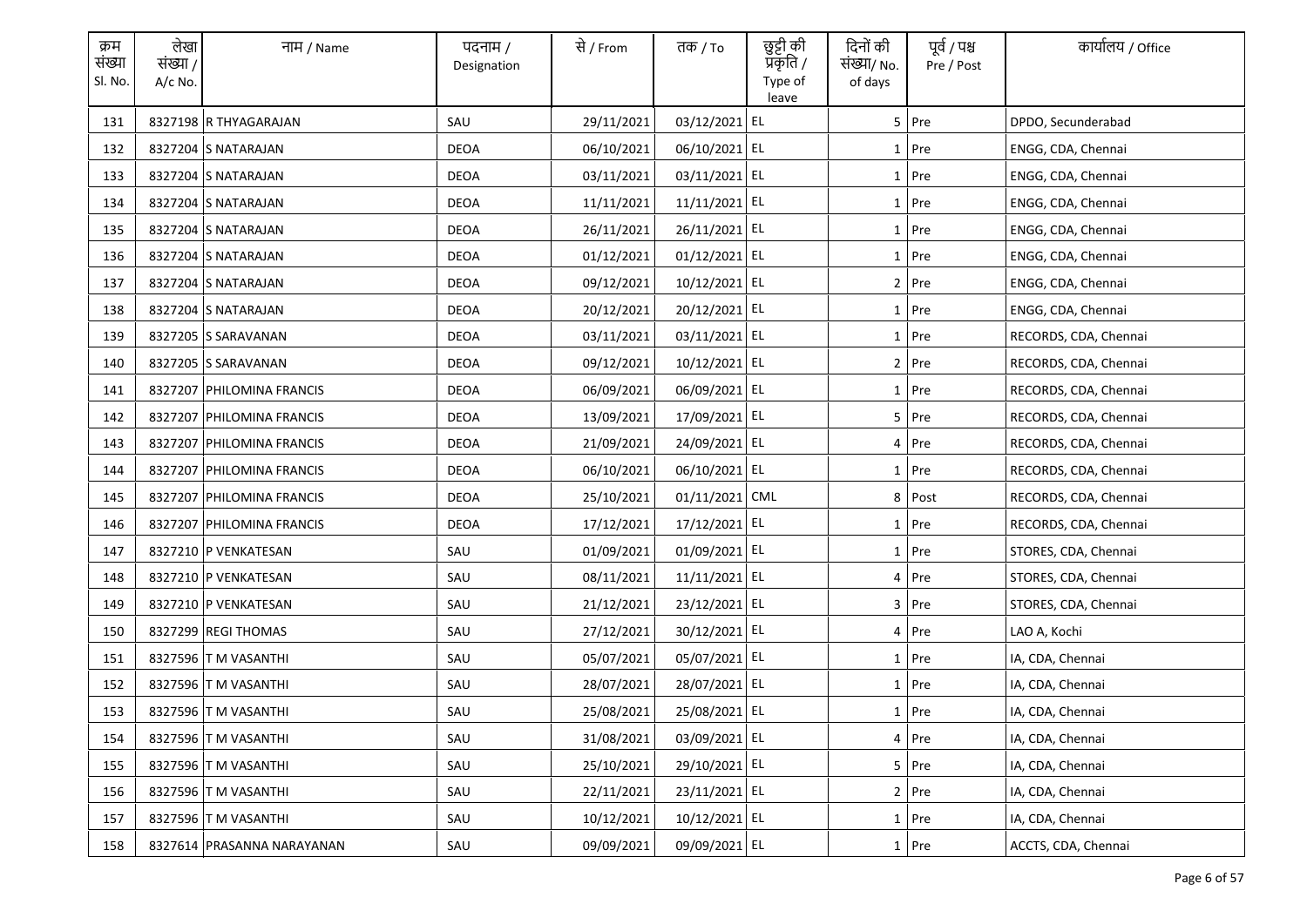| क्रम संख्या Sl. No. | लेखा संख्या / A/c No. | नाम / Name | पदनाम / Designation | से / From | तक / To | छुट्टी की प्रकृति / Type of leave | दिनों की संख्या/ No. of days | पूर्व / पश्च Pre / Post | कार्यालय / Office |
|---|---|---|---|---|---|---|---|---|---|
| 131 | 8327198 | R THYAGARAJAN | SAU | 29/11/2021 | 03/12/2021 | EL | 5 | Pre | DPDO, Secunderabad |
| 132 | 8327204 | S NATARAJAN | DEOA | 06/10/2021 | 06/10/2021 | EL | 1 | Pre | ENGG, CDA, Chennai |
| 133 | 8327204 | S NATARAJAN | DEOA | 03/11/2021 | 03/11/2021 | EL | 1 | Pre | ENGG, CDA, Chennai |
| 134 | 8327204 | S NATARAJAN | DEOA | 11/11/2021 | 11/11/2021 | EL | 1 | Pre | ENGG, CDA, Chennai |
| 135 | 8327204 | S NATARAJAN | DEOA | 26/11/2021 | 26/11/2021 | EL | 1 | Pre | ENGG, CDA, Chennai |
| 136 | 8327204 | S NATARAJAN | DEOA | 01/12/2021 | 01/12/2021 | EL | 1 | Pre | ENGG, CDA, Chennai |
| 137 | 8327204 | S NATARAJAN | DEOA | 09/12/2021 | 10/12/2021 | EL | 2 | Pre | ENGG, CDA, Chennai |
| 138 | 8327204 | S NATARAJAN | DEOA | 20/12/2021 | 20/12/2021 | EL | 1 | Pre | ENGG, CDA, Chennai |
| 139 | 8327205 | S SARAVANAN | DEOA | 03/11/2021 | 03/11/2021 | EL | 1 | Pre | RECORDS, CDA, Chennai |
| 140 | 8327205 | S SARAVANAN | DEOA | 09/12/2021 | 10/12/2021 | EL | 2 | Pre | RECORDS, CDA, Chennai |
| 141 | 8327207 | PHILOMINA FRANCIS | DEOA | 06/09/2021 | 06/09/2021 | EL | 1 | Pre | RECORDS, CDA, Chennai |
| 142 | 8327207 | PHILOMINA FRANCIS | DEOA | 13/09/2021 | 17/09/2021 | EL | 5 | Pre | RECORDS, CDA, Chennai |
| 143 | 8327207 | PHILOMINA FRANCIS | DEOA | 21/09/2021 | 24/09/2021 | EL | 4 | Pre | RECORDS, CDA, Chennai |
| 144 | 8327207 | PHILOMINA FRANCIS | DEOA | 06/10/2021 | 06/10/2021 | EL | 1 | Pre | RECORDS, CDA, Chennai |
| 145 | 8327207 | PHILOMINA FRANCIS | DEOA | 25/10/2021 | 01/11/2021 | CML | 8 | Post | RECORDS, CDA, Chennai |
| 146 | 8327207 | PHILOMINA FRANCIS | DEOA | 17/12/2021 | 17/12/2021 | EL | 1 | Pre | RECORDS, CDA, Chennai |
| 147 | 8327210 | P VENKATESAN | SAU | 01/09/2021 | 01/09/2021 | EL | 1 | Pre | STORES, CDA, Chennai |
| 148 | 8327210 | P VENKATESAN | SAU | 08/11/2021 | 11/11/2021 | EL | 4 | Pre | STORES, CDA, Chennai |
| 149 | 8327210 | P VENKATESAN | SAU | 21/12/2021 | 23/12/2021 | EL | 3 | Pre | STORES, CDA, Chennai |
| 150 | 8327299 | REGI THOMAS | SAU | 27/12/2021 | 30/12/2021 | EL | 4 | Pre | LAO A, Kochi |
| 151 | 8327596 | T M VASANTHI | SAU | 05/07/2021 | 05/07/2021 | EL | 1 | Pre | IA, CDA, Chennai |
| 152 | 8327596 | T M VASANTHI | SAU | 28/07/2021 | 28/07/2021 | EL | 1 | Pre | IA, CDA, Chennai |
| 153 | 8327596 | T M VASANTHI | SAU | 25/08/2021 | 25/08/2021 | EL | 1 | Pre | IA, CDA, Chennai |
| 154 | 8327596 | T M VASANTHI | SAU | 31/08/2021 | 03/09/2021 | EL | 4 | Pre | IA, CDA, Chennai |
| 155 | 8327596 | T M VASANTHI | SAU | 25/10/2021 | 29/10/2021 | EL | 5 | Pre | IA, CDA, Chennai |
| 156 | 8327596 | T M VASANTHI | SAU | 22/11/2021 | 23/11/2021 | EL | 2 | Pre | IA, CDA, Chennai |
| 157 | 8327596 | T M VASANTHI | SAU | 10/12/2021 | 10/12/2021 | EL | 1 | Pre | IA, CDA, Chennai |
| 158 | 8327614 | PRASANNA NARAYANAN | SAU | 09/09/2021 | 09/09/2021 | EL | 1 | Pre | ACCTS, CDA, Chennai |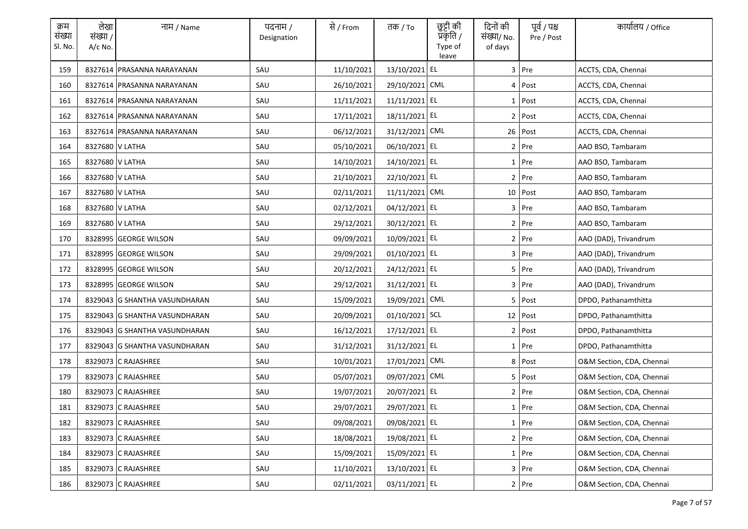| क्रम संख्या Sl. No. | लेखा संख्या / A/c No. | नाम / Name | पदनाम / Designation | से / From | तक / To | छुट्टी की प्रकृति / Type of leave | दिनों की संख्या/ No. of days | पूर्व / पश्च Pre / Post | कार्यालय / Office |
|---|---|---|---|---|---|---|---|---|---|
| 159 | 8327614 | PRASANNA NARAYANAN | SAU | 11/10/2021 | 13/10/2021 | EL | 3 | Pre | ACCTS, CDA, Chennai |
| 160 | 8327614 | PRASANNA NARAYANAN | SAU | 26/10/2021 | 29/10/2021 | CML | 4 | Post | ACCTS, CDA, Chennai |
| 161 | 8327614 | PRASANNA NARAYANAN | SAU | 11/11/2021 | 11/11/2021 | EL | 1 | Post | ACCTS, CDA, Chennai |
| 162 | 8327614 | PRASANNA NARAYANAN | SAU | 17/11/2021 | 18/11/2021 | EL | 2 | Post | ACCTS, CDA, Chennai |
| 163 | 8327614 | PRASANNA NARAYANAN | SAU | 06/12/2021 | 31/12/2021 | CML | 26 | Post | ACCTS, CDA, Chennai |
| 164 | 8327680 | V LATHA | SAU | 05/10/2021 | 06/10/2021 | EL | 2 | Pre | AAO BSO, Tambaram |
| 165 | 8327680 | V LATHA | SAU | 14/10/2021 | 14/10/2021 | EL | 1 | Pre | AAO BSO, Tambaram |
| 166 | 8327680 | V LATHA | SAU | 21/10/2021 | 22/10/2021 | EL | 2 | Pre | AAO BSO, Tambaram |
| 167 | 8327680 | V LATHA | SAU | 02/11/2021 | 11/11/2021 | CML | 10 | Post | AAO BSO, Tambaram |
| 168 | 8327680 | V LATHA | SAU | 02/12/2021 | 04/12/2021 | EL | 3 | Pre | AAO BSO, Tambaram |
| 169 | 8327680 | V LATHA | SAU | 29/12/2021 | 30/12/2021 | EL | 2 | Pre | AAO BSO, Tambaram |
| 170 | 8328995 | GEORGE WILSON | SAU | 09/09/2021 | 10/09/2021 | EL | 2 | Pre | AAO (DAD), Trivandrum |
| 171 | 8328995 | GEORGE WILSON | SAU | 29/09/2021 | 01/10/2021 | EL | 3 | Pre | AAO (DAD), Trivandrum |
| 172 | 8328995 | GEORGE WILSON | SAU | 20/12/2021 | 24/12/2021 | EL | 5 | Pre | AAO (DAD), Trivandrum |
| 173 | 8328995 | GEORGE WILSON | SAU | 29/12/2021 | 31/12/2021 | EL | 3 | Pre | AAO (DAD), Trivandrum |
| 174 | 8329043 | G SHANTHA VASUNDHARAN | SAU | 15/09/2021 | 19/09/2021 | CML | 5 | Post | DPDO, Pathanamthitta |
| 175 | 8329043 | G SHANTHA VASUNDHARAN | SAU | 20/09/2021 | 01/10/2021 | SCL | 12 | Post | DPDO, Pathanamthitta |
| 176 | 8329043 | G SHANTHA VASUNDHARAN | SAU | 16/12/2021 | 17/12/2021 | EL | 2 | Post | DPDO, Pathanamthitta |
| 177 | 8329043 | G SHANTHA VASUNDHARAN | SAU | 31/12/2021 | 31/12/2021 | EL | 1 | Pre | DPDO, Pathanamthitta |
| 178 | 8329073 | C RAJASHREE | SAU | 10/01/2021 | 17/01/2021 | CML | 8 | Post | O&M Section, CDA, Chennai |
| 179 | 8329073 | C RAJASHREE | SAU | 05/07/2021 | 09/07/2021 | CML | 5 | Post | O&M Section, CDA, Chennai |
| 180 | 8329073 | C RAJASHREE | SAU | 19/07/2021 | 20/07/2021 | EL | 2 | Pre | O&M Section, CDA, Chennai |
| 181 | 8329073 | C RAJASHREE | SAU | 29/07/2021 | 29/07/2021 | EL | 1 | Pre | O&M Section, CDA, Chennai |
| 182 | 8329073 | C RAJASHREE | SAU | 09/08/2021 | 09/08/2021 | EL | 1 | Pre | O&M Section, CDA, Chennai |
| 183 | 8329073 | C RAJASHREE | SAU | 18/08/2021 | 19/08/2021 | EL | 2 | Pre | O&M Section, CDA, Chennai |
| 184 | 8329073 | C RAJASHREE | SAU | 15/09/2021 | 15/09/2021 | EL | 1 | Pre | O&M Section, CDA, Chennai |
| 185 | 8329073 | C RAJASHREE | SAU | 11/10/2021 | 13/10/2021 | EL | 3 | Pre | O&M Section, CDA, Chennai |
| 186 | 8329073 | C RAJASHREE | SAU | 02/11/2021 | 03/11/2021 | EL | 2 | Pre | O&M Section, CDA, Chennai |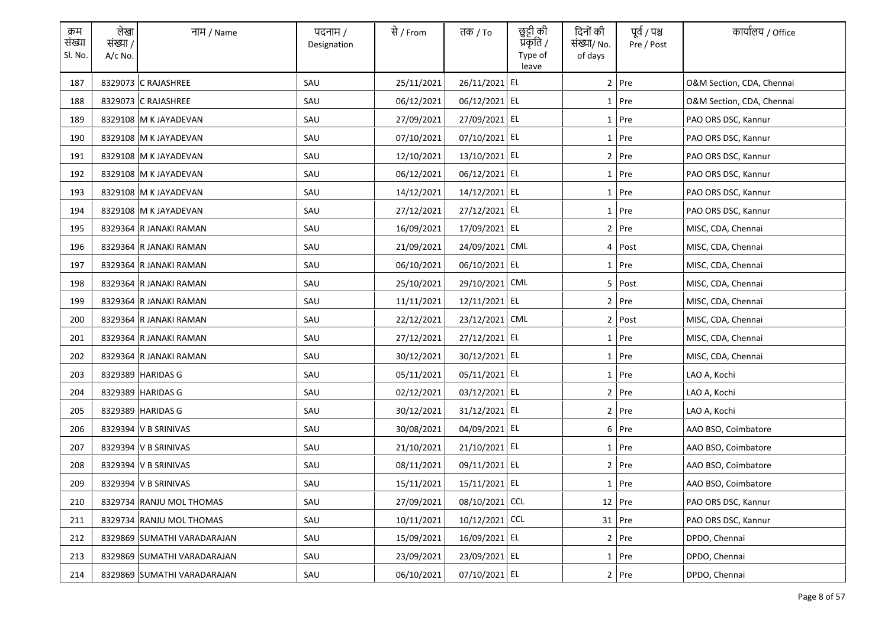| क्रम संख्या Sl. No. | लेखा संख्या / A/c No. | नाम / Name | पदनाम / Designation | से / From | तक / To | छुट्टी की प्रकृति / Type of leave | दिनों की संख्या/ No. of days | पूर्व / पश्च Pre / Post | कार्यालय / Office |
|---|---|---|---|---|---|---|---|---|---|
| 187 | 8329073 | C RAJASHREE | SAU | 25/11/2021 | 26/11/2021 | EL | 2 | Pre | O&M Section, CDA, Chennai |
| 188 | 8329073 | C RAJASHREE | SAU | 06/12/2021 | 06/12/2021 | EL | 1 | Pre | O&M Section, CDA, Chennai |
| 189 | 8329108 | M K JAYADEVAN | SAU | 27/09/2021 | 27/09/2021 | EL | 1 | Pre | PAO ORS DSC, Kannur |
| 190 | 8329108 | M K JAYADEVAN | SAU | 07/10/2021 | 07/10/2021 | EL | 1 | Pre | PAO ORS DSC, Kannur |
| 191 | 8329108 | M K JAYADEVAN | SAU | 12/10/2021 | 13/10/2021 | EL | 2 | Pre | PAO ORS DSC, Kannur |
| 192 | 8329108 | M K JAYADEVAN | SAU | 06/12/2021 | 06/12/2021 | EL | 1 | Pre | PAO ORS DSC, Kannur |
| 193 | 8329108 | M K JAYADEVAN | SAU | 14/12/2021 | 14/12/2021 | EL | 1 | Pre | PAO ORS DSC, Kannur |
| 194 | 8329108 | M K JAYADEVAN | SAU | 27/12/2021 | 27/12/2021 | EL | 1 | Pre | PAO ORS DSC, Kannur |
| 195 | 8329364 | R JANAKI RAMAN | SAU | 16/09/2021 | 17/09/2021 | EL | 2 | Pre | MISC, CDA, Chennai |
| 196 | 8329364 | R JANAKI RAMAN | SAU | 21/09/2021 | 24/09/2021 | CML | 4 | Post | MISC, CDA, Chennai |
| 197 | 8329364 | R JANAKI RAMAN | SAU | 06/10/2021 | 06/10/2021 | EL | 1 | Pre | MISC, CDA, Chennai |
| 198 | 8329364 | R JANAKI RAMAN | SAU | 25/10/2021 | 29/10/2021 | CML | 5 | Post | MISC, CDA, Chennai |
| 199 | 8329364 | R JANAKI RAMAN | SAU | 11/11/2021 | 12/11/2021 | EL | 2 | Pre | MISC, CDA, Chennai |
| 200 | 8329364 | R JANAKI RAMAN | SAU | 22/12/2021 | 23/12/2021 | CML | 2 | Post | MISC, CDA, Chennai |
| 201 | 8329364 | R JANAKI RAMAN | SAU | 27/12/2021 | 27/12/2021 | EL | 1 | Pre | MISC, CDA, Chennai |
| 202 | 8329364 | R JANAKI RAMAN | SAU | 30/12/2021 | 30/12/2021 | EL | 1 | Pre | MISC, CDA, Chennai |
| 203 | 8329389 | HARIDAS G | SAU | 05/11/2021 | 05/11/2021 | EL | 1 | Pre | LAO A, Kochi |
| 204 | 8329389 | HARIDAS G | SAU | 02/12/2021 | 03/12/2021 | EL | 2 | Pre | LAO A, Kochi |
| 205 | 8329389 | HARIDAS G | SAU | 30/12/2021 | 31/12/2021 | EL | 2 | Pre | LAO A, Kochi |
| 206 | 8329394 | V B SRINIVAS | SAU | 30/08/2021 | 04/09/2021 | EL | 6 | Pre | AAO BSO, Coimbatore |
| 207 | 8329394 | V B SRINIVAS | SAU | 21/10/2021 | 21/10/2021 | EL | 1 | Pre | AAO BSO, Coimbatore |
| 208 | 8329394 | V B SRINIVAS | SAU | 08/11/2021 | 09/11/2021 | EL | 2 | Pre | AAO BSO, Coimbatore |
| 209 | 8329394 | V B SRINIVAS | SAU | 15/11/2021 | 15/11/2021 | EL | 1 | Pre | AAO BSO, Coimbatore |
| 210 | 8329734 | RANJU MOL THOMAS | SAU | 27/09/2021 | 08/10/2021 | CCL | 12 | Pre | PAO ORS DSC, Kannur |
| 211 | 8329734 | RANJU MOL THOMAS | SAU | 10/11/2021 | 10/12/2021 | CCL | 31 | Pre | PAO ORS DSC, Kannur |
| 212 | 8329869 | SUMATHI VARADARAJAN | SAU | 15/09/2021 | 16/09/2021 | EL | 2 | Pre | DPDO, Chennai |
| 213 | 8329869 | SUMATHI VARADARAJAN | SAU | 23/09/2021 | 23/09/2021 | EL | 1 | Pre | DPDO, Chennai |
| 214 | 8329869 | SUMATHI VARADARAJAN | SAU | 06/10/2021 | 07/10/2021 | EL | 2 | Pre | DPDO, Chennai |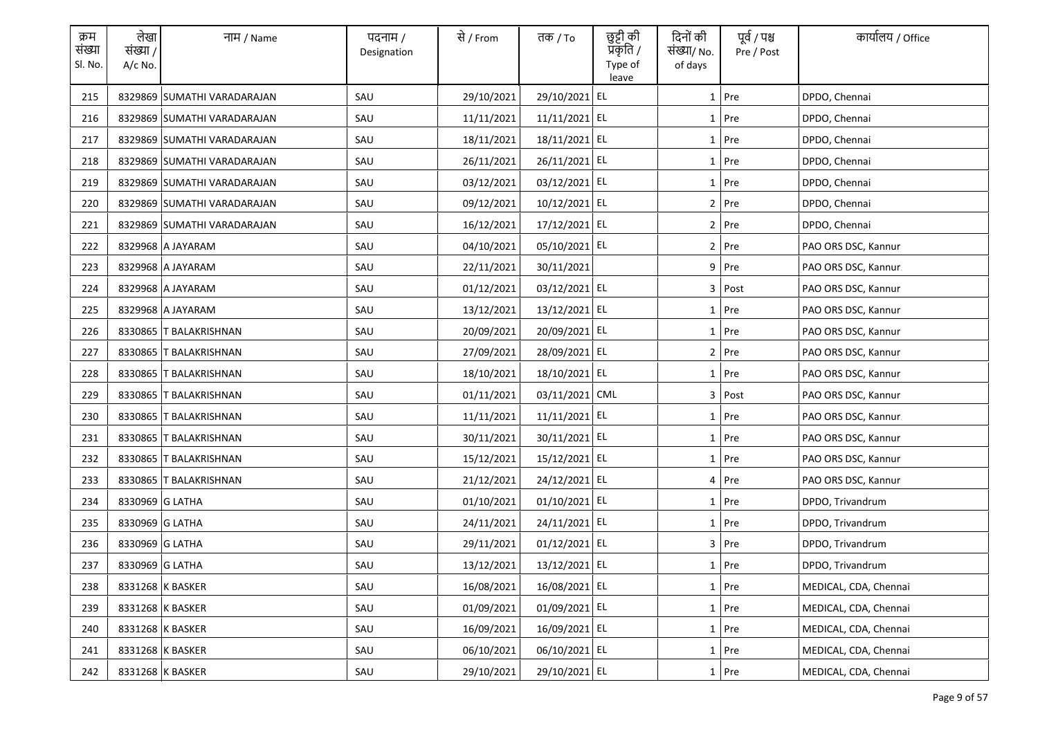| क्रम संख्या Sl. No. | लेखा संख्या / A/c No. | नाम / Name | पदनाम / Designation | से / From | तक / To | छुट्टी की प्रकृति / Type of leave | दिनों की संख्या/ No. of days | पूर्व / पश्च Pre / Post | कार्यालय / Office |
|---|---|---|---|---|---|---|---|---|---|
| 215 | 8329869 | SUMATHI VARADARAJAN | SAU | 29/10/2021 | 29/10/2021 | EL | 1 | Pre | DPDO, Chennai |
| 216 | 8329869 | SUMATHI VARADARAJAN | SAU | 11/11/2021 | 11/11/2021 | EL | 1 | Pre | DPDO, Chennai |
| 217 | 8329869 | SUMATHI VARADARAJAN | SAU | 18/11/2021 | 18/11/2021 | EL | 1 | Pre | DPDO, Chennai |
| 218 | 8329869 | SUMATHI VARADARAJAN | SAU | 26/11/2021 | 26/11/2021 | EL | 1 | Pre | DPDO, Chennai |
| 219 | 8329869 | SUMATHI VARADARAJAN | SAU | 03/12/2021 | 03/12/2021 | EL | 1 | Pre | DPDO, Chennai |
| 220 | 8329869 | SUMATHI VARADARAJAN | SAU | 09/12/2021 | 10/12/2021 | EL | 2 | Pre | DPDO, Chennai |
| 221 | 8329869 | SUMATHI VARADARAJAN | SAU | 16/12/2021 | 17/12/2021 | EL | 2 | Pre | DPDO, Chennai |
| 222 | 8329968 | A JAYARAM | SAU | 04/10/2021 | 05/10/2021 | EL | 2 | Pre | PAO ORS DSC, Kannur |
| 223 | 8329968 | A JAYARAM | SAU | 22/11/2021 | 30/11/2021 | | 9 | Pre | PAO ORS DSC, Kannur |
| 224 | 8329968 | A JAYARAM | SAU | 01/12/2021 | 03/12/2021 | EL | 3 | Post | PAO ORS DSC, Kannur |
| 225 | 8329968 | A JAYARAM | SAU | 13/12/2021 | 13/12/2021 | EL | 1 | Pre | PAO ORS DSC, Kannur |
| 226 | 8330865 | T BALAKRISHNAN | SAU | 20/09/2021 | 20/09/2021 | EL | 1 | Pre | PAO ORS DSC, Kannur |
| 227 | 8330865 | T BALAKRISHNAN | SAU | 27/09/2021 | 28/09/2021 | EL | 2 | Pre | PAO ORS DSC, Kannur |
| 228 | 8330865 | T BALAKRISHNAN | SAU | 18/10/2021 | 18/10/2021 | EL | 1 | Pre | PAO ORS DSC, Kannur |
| 229 | 8330865 | T BALAKRISHNAN | SAU | 01/11/2021 | 03/11/2021 | CML | 3 | Post | PAO ORS DSC, Kannur |
| 230 | 8330865 | T BALAKRISHNAN | SAU | 11/11/2021 | 11/11/2021 | EL | 1 | Pre | PAO ORS DSC, Kannur |
| 231 | 8330865 | T BALAKRISHNAN | SAU | 30/11/2021 | 30/11/2021 | EL | 1 | Pre | PAO ORS DSC, Kannur |
| 232 | 8330865 | T BALAKRISHNAN | SAU | 15/12/2021 | 15/12/2021 | EL | 1 | Pre | PAO ORS DSC, Kannur |
| 233 | 8330865 | T BALAKRISHNAN | SAU | 21/12/2021 | 24/12/2021 | EL | 4 | Pre | PAO ORS DSC, Kannur |
| 234 | 8330969 | G LATHA | SAU | 01/10/2021 | 01/10/2021 | EL | 1 | Pre | DPDO, Trivandrum |
| 235 | 8330969 | G LATHA | SAU | 24/11/2021 | 24/11/2021 | EL | 1 | Pre | DPDO, Trivandrum |
| 236 | 8330969 | G LATHA | SAU | 29/11/2021 | 01/12/2021 | EL | 3 | Pre | DPDO, Trivandrum |
| 237 | 8330969 | G LATHA | SAU | 13/12/2021 | 13/12/2021 | EL | 1 | Pre | DPDO, Trivandrum |
| 238 | 8331268 | K BASKER | SAU | 16/08/2021 | 16/08/2021 | EL | 1 | Pre | MEDICAL, CDA, Chennai |
| 239 | 8331268 | K BASKER | SAU | 01/09/2021 | 01/09/2021 | EL | 1 | Pre | MEDICAL, CDA, Chennai |
| 240 | 8331268 | K BASKER | SAU | 16/09/2021 | 16/09/2021 | EL | 1 | Pre | MEDICAL, CDA, Chennai |
| 241 | 8331268 | K BASKER | SAU | 06/10/2021 | 06/10/2021 | EL | 1 | Pre | MEDICAL, CDA, Chennai |
| 242 | 8331268 | K BASKER | SAU | 29/10/2021 | 29/10/2021 | EL | 1 | Pre | MEDICAL, CDA, Chennai |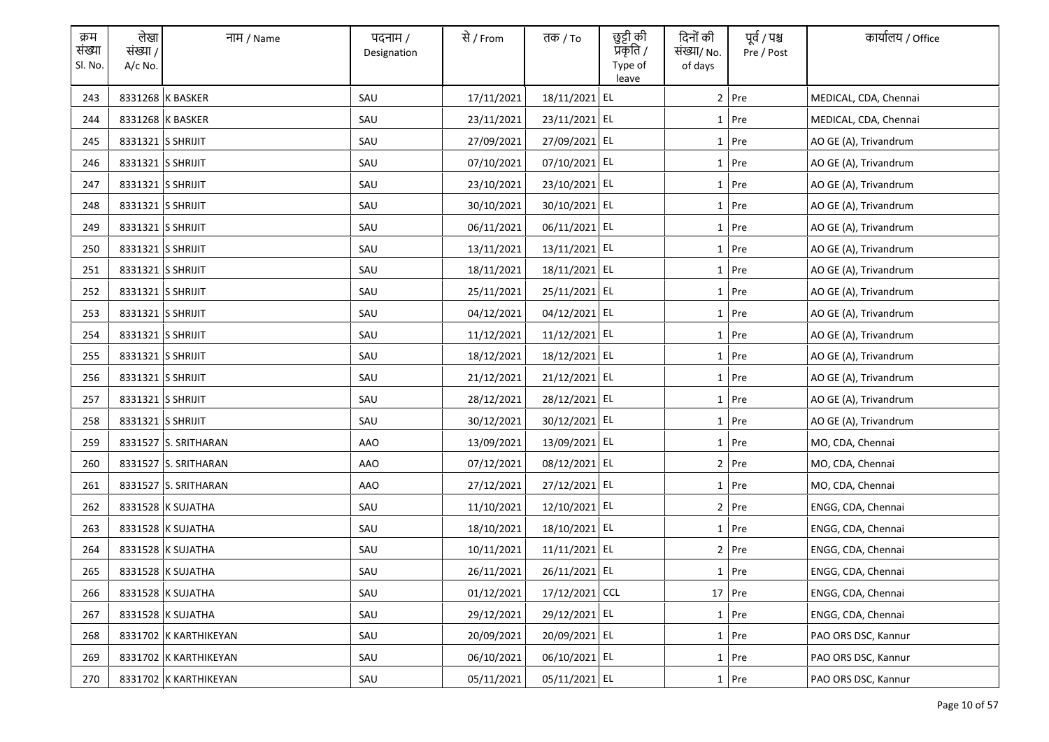| क्रम संख्या Sl. No. | लेखा संख्या / A/c No. | नाम / Name | पदनाम / Designation | से / From | तक / To | छुट्टी की प्रकृति / Type of leave | दिनों की संख्या/ No. of days | पूर्व / पश्च Pre / Post | कार्यालय / Office |
|---|---|---|---|---|---|---|---|---|---|
| 243 | 8331268 | K BASKER | SAU | 17/11/2021 | 18/11/2021 | EL | 2 | Pre | MEDICAL, CDA, Chennai |
| 244 | 8331268 | K BASKER | SAU | 23/11/2021 | 23/11/2021 | EL | 1 | Pre | MEDICAL, CDA, Chennai |
| 245 | 8331321 | S SHRIJIT | SAU | 27/09/2021 | 27/09/2021 | EL | 1 | Pre | AO GE (A), Trivandrum |
| 246 | 8331321 | S SHRIJIT | SAU | 07/10/2021 | 07/10/2021 | EL | 1 | Pre | AO GE (A), Trivandrum |
| 247 | 8331321 | S SHRIJIT | SAU | 23/10/2021 | 23/10/2021 | EL | 1 | Pre | AO GE (A), Trivandrum |
| 248 | 8331321 | S SHRIJIT | SAU | 30/10/2021 | 30/10/2021 | EL | 1 | Pre | AO GE (A), Trivandrum |
| 249 | 8331321 | S SHRIJIT | SAU | 06/11/2021 | 06/11/2021 | EL | 1 | Pre | AO GE (A), Trivandrum |
| 250 | 8331321 | S SHRIJIT | SAU | 13/11/2021 | 13/11/2021 | EL | 1 | Pre | AO GE (A), Trivandrum |
| 251 | 8331321 | S SHRIJIT | SAU | 18/11/2021 | 18/11/2021 | EL | 1 | Pre | AO GE (A), Trivandrum |
| 252 | 8331321 | S SHRIJIT | SAU | 25/11/2021 | 25/11/2021 | EL | 1 | Pre | AO GE (A), Trivandrum |
| 253 | 8331321 | S SHRIJIT | SAU | 04/12/2021 | 04/12/2021 | EL | 1 | Pre | AO GE (A), Trivandrum |
| 254 | 8331321 | S SHRIJIT | SAU | 11/12/2021 | 11/12/2021 | EL | 1 | Pre | AO GE (A), Trivandrum |
| 255 | 8331321 | S SHRIJIT | SAU | 18/12/2021 | 18/12/2021 | EL | 1 | Pre | AO GE (A), Trivandrum |
| 256 | 8331321 | S SHRIJIT | SAU | 21/12/2021 | 21/12/2021 | EL | 1 | Pre | AO GE (A), Trivandrum |
| 257 | 8331321 | S SHRIJIT | SAU | 28/12/2021 | 28/12/2021 | EL | 1 | Pre | AO GE (A), Trivandrum |
| 258 | 8331321 | S SHRIJIT | SAU | 30/12/2021 | 30/12/2021 | EL | 1 | Pre | AO GE (A), Trivandrum |
| 259 | 8331527 | S. SRITHARAN | AAO | 13/09/2021 | 13/09/2021 | EL | 1 | Pre | MO, CDA, Chennai |
| 260 | 8331527 | S. SRITHARAN | AAO | 07/12/2021 | 08/12/2021 | EL | 2 | Pre | MO, CDA, Chennai |
| 261 | 8331527 | S. SRITHARAN | AAO | 27/12/2021 | 27/12/2021 | EL | 1 | Pre | MO, CDA, Chennai |
| 262 | 8331528 | K SUJATHA | SAU | 11/10/2021 | 12/10/2021 | EL | 2 | Pre | ENGG, CDA, Chennai |
| 263 | 8331528 | K SUJATHA | SAU | 18/10/2021 | 18/10/2021 | EL | 1 | Pre | ENGG, CDA, Chennai |
| 264 | 8331528 | K SUJATHA | SAU | 10/11/2021 | 11/11/2021 | EL | 2 | Pre | ENGG, CDA, Chennai |
| 265 | 8331528 | K SUJATHA | SAU | 26/11/2021 | 26/11/2021 | EL | 1 | Pre | ENGG, CDA, Chennai |
| 266 | 8331528 | K SUJATHA | SAU | 01/12/2021 | 17/12/2021 | CCL | 17 | Pre | ENGG, CDA, Chennai |
| 267 | 8331528 | K SUJATHA | SAU | 29/12/2021 | 29/12/2021 | EL | 1 | Pre | ENGG, CDA, Chennai |
| 268 | 8331702 | K KARTHIKEYAN | SAU | 20/09/2021 | 20/09/2021 | EL | 1 | Pre | PAO ORS DSC, Kannur |
| 269 | 8331702 | K KARTHIKEYAN | SAU | 06/10/2021 | 06/10/2021 | EL | 1 | Pre | PAO ORS DSC, Kannur |
| 270 | 8331702 | K KARTHIKEYAN | SAU | 05/11/2021 | 05/11/2021 | EL | 1 | Pre | PAO ORS DSC, Kannur |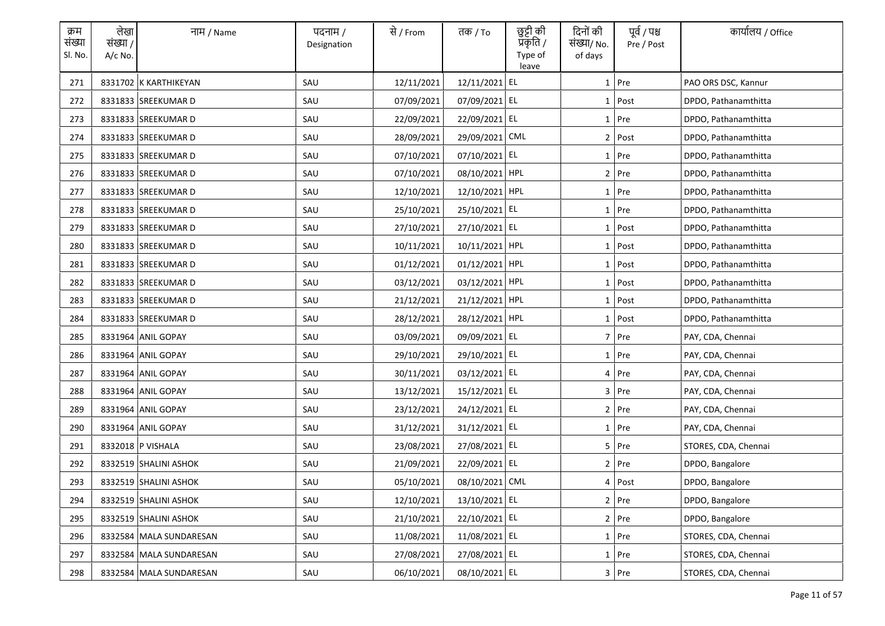| क्रम संख्या Sl. No. | लेखा संख्या / A/c No. | नाम / Name | पदनाम / Designation | से / From | तक / To | छुट्टी की प्रकृति / Type of leave | दिनों की संख्या/ No. of days | पूर्व / पश्च Pre / Post | कार्यालय / Office |
|---|---|---|---|---|---|---|---|---|---|
| 271 | 8331702 | K KARTHIKEYAN | SAU | 12/11/2021 | 12/11/2021 | EL | 1 | Pre | PAO ORS DSC, Kannur |
| 272 | 8331833 | SREEKUMAR D | SAU | 07/09/2021 | 07/09/2021 | EL | 1 | Post | DPDO, Pathanamthitta |
| 273 | 8331833 | SREEKUMAR D | SAU | 22/09/2021 | 22/09/2021 | EL | 1 | Pre | DPDO, Pathanamthitta |
| 274 | 8331833 | SREEKUMAR D | SAU | 28/09/2021 | 29/09/2021 | CML | 2 | Post | DPDO, Pathanamthitta |
| 275 | 8331833 | SREEKUMAR D | SAU | 07/10/2021 | 07/10/2021 | EL | 1 | Pre | DPDO, Pathanamthitta |
| 276 | 8331833 | SREEKUMAR D | SAU | 07/10/2021 | 08/10/2021 | HPL | 2 | Pre | DPDO, Pathanamthitta |
| 277 | 8331833 | SREEKUMAR D | SAU | 12/10/2021 | 12/10/2021 | HPL | 1 | Pre | DPDO, Pathanamthitta |
| 278 | 8331833 | SREEKUMAR D | SAU | 25/10/2021 | 25/10/2021 | EL | 1 | Pre | DPDO, Pathanamthitta |
| 279 | 8331833 | SREEKUMAR D | SAU | 27/10/2021 | 27/10/2021 | EL | 1 | Post | DPDO, Pathanamthitta |
| 280 | 8331833 | SREEKUMAR D | SAU | 10/11/2021 | 10/11/2021 | HPL | 1 | Post | DPDO, Pathanamthitta |
| 281 | 8331833 | SREEKUMAR D | SAU | 01/12/2021 | 01/12/2021 | HPL | 1 | Post | DPDO, Pathanamthitta |
| 282 | 8331833 | SREEKUMAR D | SAU | 03/12/2021 | 03/12/2021 | HPL | 1 | Post | DPDO, Pathanamthitta |
| 283 | 8331833 | SREEKUMAR D | SAU | 21/12/2021 | 21/12/2021 | HPL | 1 | Post | DPDO, Pathanamthitta |
| 284 | 8331833 | SREEKUMAR D | SAU | 28/12/2021 | 28/12/2021 | HPL | 1 | Post | DPDO, Pathanamthitta |
| 285 | 8331964 | ANIL GOPAY | SAU | 03/09/2021 | 09/09/2021 | EL | 7 | Pre | PAY, CDA, Chennai |
| 286 | 8331964 | ANIL GOPAY | SAU | 29/10/2021 | 29/10/2021 | EL | 1 | Pre | PAY, CDA, Chennai |
| 287 | 8331964 | ANIL GOPAY | SAU | 30/11/2021 | 03/12/2021 | EL | 4 | Pre | PAY, CDA, Chennai |
| 288 | 8331964 | ANIL GOPAY | SAU | 13/12/2021 | 15/12/2021 | EL | 3 | Pre | PAY, CDA, Chennai |
| 289 | 8331964 | ANIL GOPAY | SAU | 23/12/2021 | 24/12/2021 | EL | 2 | Pre | PAY, CDA, Chennai |
| 290 | 8331964 | ANIL GOPAY | SAU | 31/12/2021 | 31/12/2021 | EL | 1 | Pre | PAY, CDA, Chennai |
| 291 | 8332018 | P VISHALA | SAU | 23/08/2021 | 27/08/2021 | EL | 5 | Pre | STORES, CDA, Chennai |
| 292 | 8332519 | SHALINI ASHOK | SAU | 21/09/2021 | 22/09/2021 | EL | 2 | Pre | DPDO, Bangalore |
| 293 | 8332519 | SHALINI ASHOK | SAU | 05/10/2021 | 08/10/2021 | CML | 4 | Post | DPDO, Bangalore |
| 294 | 8332519 | SHALINI ASHOK | SAU | 12/10/2021 | 13/10/2021 | EL | 2 | Pre | DPDO, Bangalore |
| 295 | 8332519 | SHALINI ASHOK | SAU | 21/10/2021 | 22/10/2021 | EL | 2 | Pre | DPDO, Bangalore |
| 296 | 8332584 | MALA SUNDARESAN | SAU | 11/08/2021 | 11/08/2021 | EL | 1 | Pre | STORES, CDA, Chennai |
| 297 | 8332584 | MALA SUNDARESAN | SAU | 27/08/2021 | 27/08/2021 | EL | 1 | Pre | STORES, CDA, Chennai |
| 298 | 8332584 | MALA SUNDARESAN | SAU | 06/10/2021 | 08/10/2021 | EL | 3 | Pre | STORES, CDA, Chennai |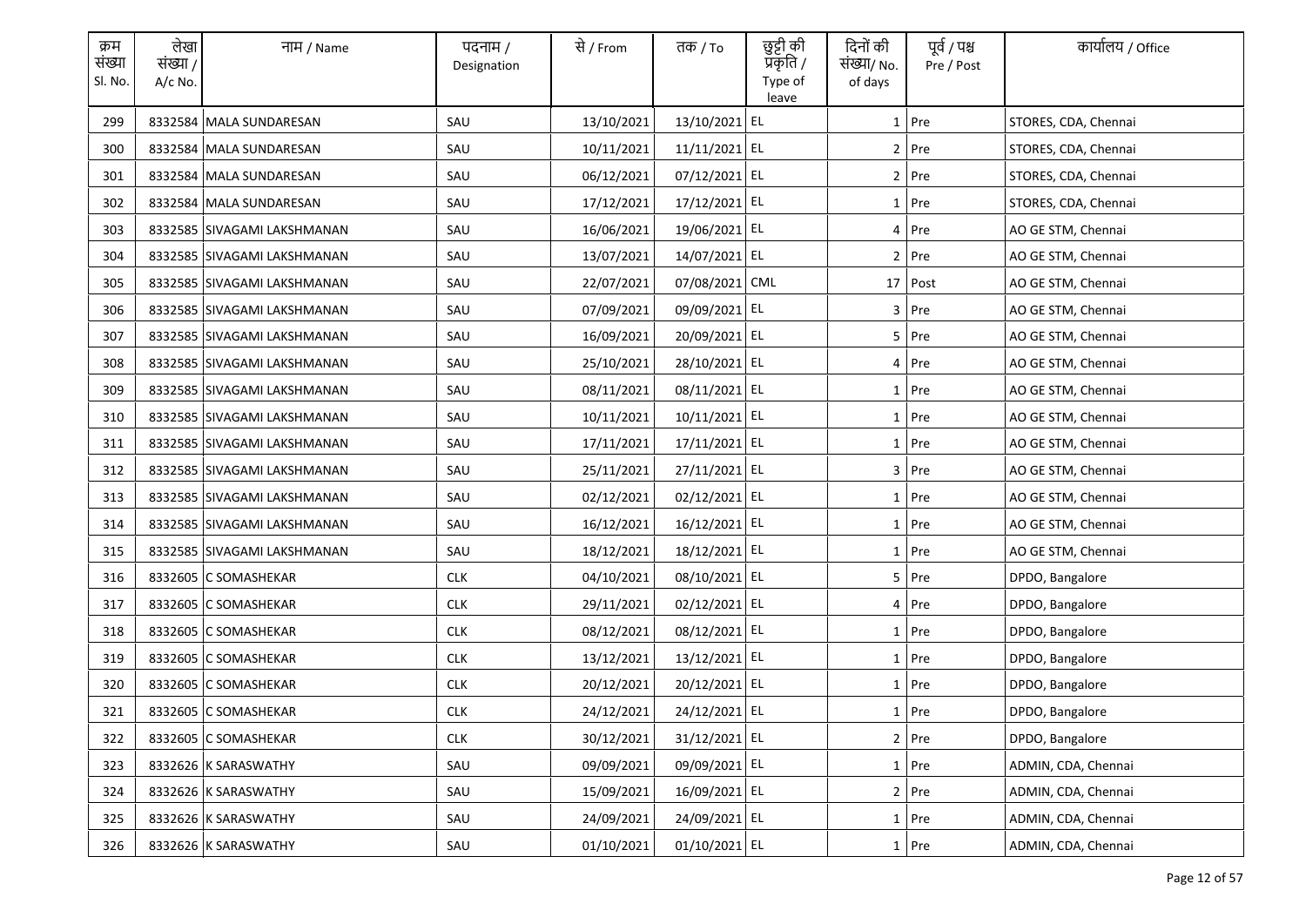| क्रम संख्या Sl. No. | लेखा संख्या / A/c No. | नाम / Name | पदनाम / Designation | से / From | तक / To | छुट्टी की प्रकृति / Type of leave | दिनों की संख्या/ No. of days | पूर्व / पश्च Pre / Post | कार्यालय / Office |
|---|---|---|---|---|---|---|---|---|---|
| 299 | 8332584 | MALA SUNDARESAN | SAU | 13/10/2021 | 13/10/2021 | EL | 1 | Pre | STORES, CDA, Chennai |
| 300 | 8332584 | MALA SUNDARESAN | SAU | 10/11/2021 | 11/11/2021 | EL | 2 | Pre | STORES, CDA, Chennai |
| 301 | 8332584 | MALA SUNDARESAN | SAU | 06/12/2021 | 07/12/2021 | EL | 2 | Pre | STORES, CDA, Chennai |
| 302 | 8332584 | MALA SUNDARESAN | SAU | 17/12/2021 | 17/12/2021 | EL | 1 | Pre | STORES, CDA, Chennai |
| 303 | 8332585 | SIVAGAMI LAKSHMANAN | SAU | 16/06/2021 | 19/06/2021 | EL | 4 | Pre | AO GE STM, Chennai |
| 304 | 8332585 | SIVAGAMI LAKSHMANAN | SAU | 13/07/2021 | 14/07/2021 | EL | 2 | Pre | AO GE STM, Chennai |
| 305 | 8332585 | SIVAGAMI LAKSHMANAN | SAU | 22/07/2021 | 07/08/2021 | CML | 17 | Post | AO GE STM, Chennai |
| 306 | 8332585 | SIVAGAMI LAKSHMANAN | SAU | 07/09/2021 | 09/09/2021 | EL | 3 | Pre | AO GE STM, Chennai |
| 307 | 8332585 | SIVAGAMI LAKSHMANAN | SAU | 16/09/2021 | 20/09/2021 | EL | 5 | Pre | AO GE STM, Chennai |
| 308 | 8332585 | SIVAGAMI LAKSHMANAN | SAU | 25/10/2021 | 28/10/2021 | EL | 4 | Pre | AO GE STM, Chennai |
| 309 | 8332585 | SIVAGAMI LAKSHMANAN | SAU | 08/11/2021 | 08/11/2021 | EL | 1 | Pre | AO GE STM, Chennai |
| 310 | 8332585 | SIVAGAMI LAKSHMANAN | SAU | 10/11/2021 | 10/11/2021 | EL | 1 | Pre | AO GE STM, Chennai |
| 311 | 8332585 | SIVAGAMI LAKSHMANAN | SAU | 17/11/2021 | 17/11/2021 | EL | 1 | Pre | AO GE STM, Chennai |
| 312 | 8332585 | SIVAGAMI LAKSHMANAN | SAU | 25/11/2021 | 27/11/2021 | EL | 3 | Pre | AO GE STM, Chennai |
| 313 | 8332585 | SIVAGAMI LAKSHMANAN | SAU | 02/12/2021 | 02/12/2021 | EL | 1 | Pre | AO GE STM, Chennai |
| 314 | 8332585 | SIVAGAMI LAKSHMANAN | SAU | 16/12/2021 | 16/12/2021 | EL | 1 | Pre | AO GE STM, Chennai |
| 315 | 8332585 | SIVAGAMI LAKSHMANAN | SAU | 18/12/2021 | 18/12/2021 | EL | 1 | Pre | AO GE STM, Chennai |
| 316 | 8332605 | C SOMASHEKAR | CLK | 04/10/2021 | 08/10/2021 | EL | 5 | Pre | DPDO, Bangalore |
| 317 | 8332605 | C SOMASHEKAR | CLK | 29/11/2021 | 02/12/2021 | EL | 4 | Pre | DPDO, Bangalore |
| 318 | 8332605 | C SOMASHEKAR | CLK | 08/12/2021 | 08/12/2021 | EL | 1 | Pre | DPDO, Bangalore |
| 319 | 8332605 | C SOMASHEKAR | CLK | 13/12/2021 | 13/12/2021 | EL | 1 | Pre | DPDO, Bangalore |
| 320 | 8332605 | C SOMASHEKAR | CLK | 20/12/2021 | 20/12/2021 | EL | 1 | Pre | DPDO, Bangalore |
| 321 | 8332605 | C SOMASHEKAR | CLK | 24/12/2021 | 24/12/2021 | EL | 1 | Pre | DPDO, Bangalore |
| 322 | 8332605 | C SOMASHEKAR | CLK | 30/12/2021 | 31/12/2021 | EL | 2 | Pre | DPDO, Bangalore |
| 323 | 8332626 | K SARASWATHY | SAU | 09/09/2021 | 09/09/2021 | EL | 1 | Pre | ADMIN, CDA, Chennai |
| 324 | 8332626 | K SARASWATHY | SAU | 15/09/2021 | 16/09/2021 | EL | 2 | Pre | ADMIN, CDA, Chennai |
| 325 | 8332626 | K SARASWATHY | SAU | 24/09/2021 | 24/09/2021 | EL | 1 | Pre | ADMIN, CDA, Chennai |
| 326 | 8332626 | K SARASWATHY | SAU | 01/10/2021 | 01/10/2021 | EL | 1 | Pre | ADMIN, CDA, Chennai |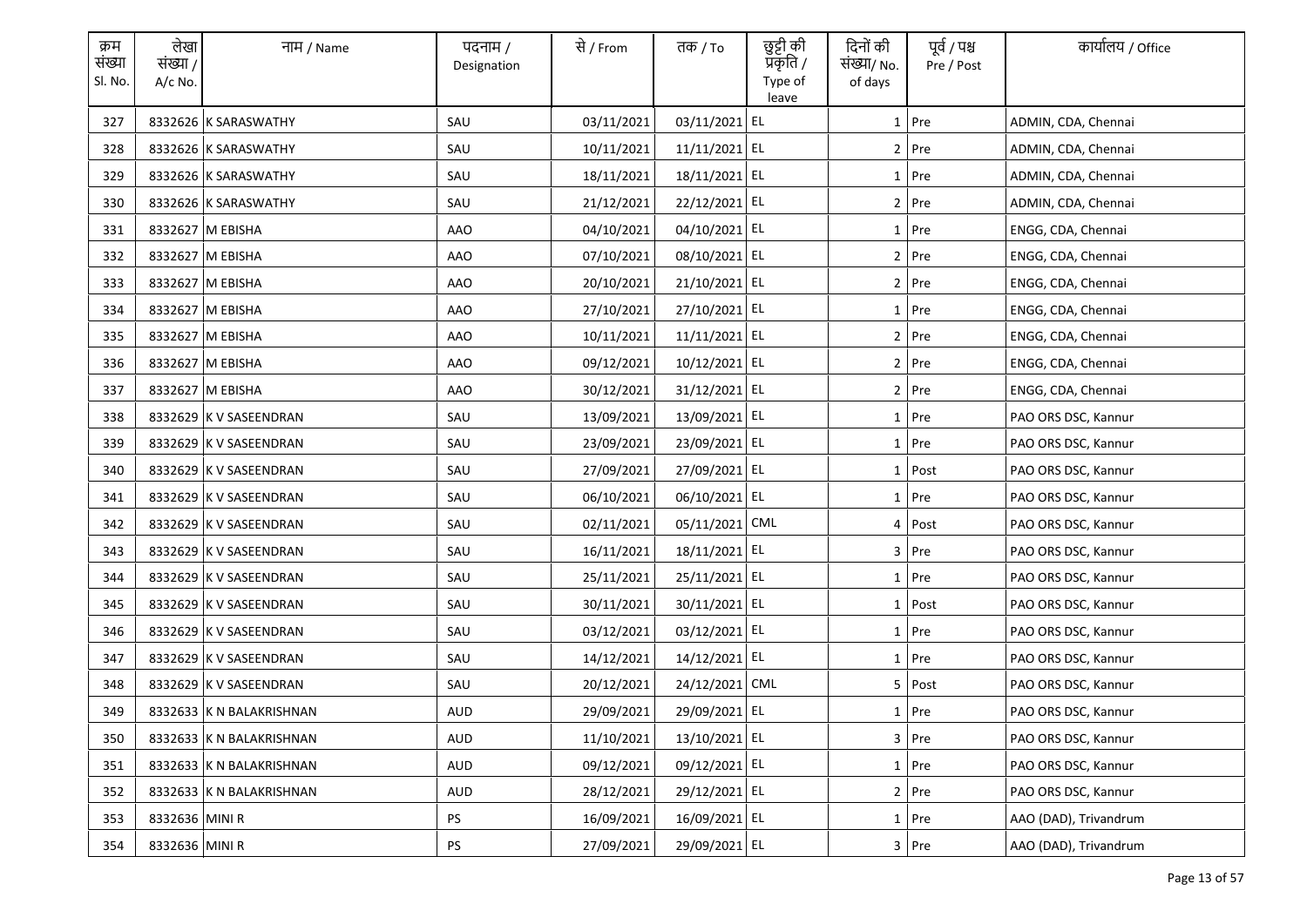| क्रम संख्या Sl. No. | लेखा संख्या / A/c No. | नाम / Name | पदनाम / Designation | से / From | तक / To | छुट्टी की प्रकृति / Type of leave | दिनों की संख्या/ No. of days | पूर्व / पश्च Pre / Post | कार्यालय / Office |
|---|---|---|---|---|---|---|---|---|---|
| 327 | 8332626 | K SARASWATHY | SAU | 03/11/2021 | 03/11/2021 | EL | 1 | Pre | ADMIN, CDA, Chennai |
| 328 | 8332626 | K SARASWATHY | SAU | 10/11/2021 | 11/11/2021 | EL | 2 | Pre | ADMIN, CDA, Chennai |
| 329 | 8332626 | K SARASWATHY | SAU | 18/11/2021 | 18/11/2021 | EL | 1 | Pre | ADMIN, CDA, Chennai |
| 330 | 8332626 | K SARASWATHY | SAU | 21/12/2021 | 22/12/2021 | EL | 2 | Pre | ADMIN, CDA, Chennai |
| 331 | 8332627 | M EBISHA | AAO | 04/10/2021 | 04/10/2021 | EL | 1 | Pre | ENGG, CDA, Chennai |
| 332 | 8332627 | M EBISHA | AAO | 07/10/2021 | 08/10/2021 | EL | 2 | Pre | ENGG, CDA, Chennai |
| 333 | 8332627 | M EBISHA | AAO | 20/10/2021 | 21/10/2021 | EL | 2 | Pre | ENGG, CDA, Chennai |
| 334 | 8332627 | M EBISHA | AAO | 27/10/2021 | 27/10/2021 | EL | 1 | Pre | ENGG, CDA, Chennai |
| 335 | 8332627 | M EBISHA | AAO | 10/11/2021 | 11/11/2021 | EL | 2 | Pre | ENGG, CDA, Chennai |
| 336 | 8332627 | M EBISHA | AAO | 09/12/2021 | 10/12/2021 | EL | 2 | Pre | ENGG, CDA, Chennai |
| 337 | 8332627 | M EBISHA | AAO | 30/12/2021 | 31/12/2021 | EL | 2 | Pre | ENGG, CDA, Chennai |
| 338 | 8332629 | K V SASEENDRAN | SAU | 13/09/2021 | 13/09/2021 | EL | 1 | Pre | PAO ORS DSC, Kannur |
| 339 | 8332629 | K V SASEENDRAN | SAU | 23/09/2021 | 23/09/2021 | EL | 1 | Pre | PAO ORS DSC, Kannur |
| 340 | 8332629 | K V SASEENDRAN | SAU | 27/09/2021 | 27/09/2021 | EL | 1 | Post | PAO ORS DSC, Kannur |
| 341 | 8332629 | K V SASEENDRAN | SAU | 06/10/2021 | 06/10/2021 | EL | 1 | Pre | PAO ORS DSC, Kannur |
| 342 | 8332629 | K V SASEENDRAN | SAU | 02/11/2021 | 05/11/2021 | CML | 4 | Post | PAO ORS DSC, Kannur |
| 343 | 8332629 | K V SASEENDRAN | SAU | 16/11/2021 | 18/11/2021 | EL | 3 | Pre | PAO ORS DSC, Kannur |
| 344 | 8332629 | K V SASEENDRAN | SAU | 25/11/2021 | 25/11/2021 | EL | 1 | Pre | PAO ORS DSC, Kannur |
| 345 | 8332629 | K V SASEENDRAN | SAU | 30/11/2021 | 30/11/2021 | EL | 1 | Post | PAO ORS DSC, Kannur |
| 346 | 8332629 | K V SASEENDRAN | SAU | 03/12/2021 | 03/12/2021 | EL | 1 | Pre | PAO ORS DSC, Kannur |
| 347 | 8332629 | K V SASEENDRAN | SAU | 14/12/2021 | 14/12/2021 | EL | 1 | Pre | PAO ORS DSC, Kannur |
| 348 | 8332629 | K V SASEENDRAN | SAU | 20/12/2021 | 24/12/2021 | CML | 5 | Post | PAO ORS DSC, Kannur |
| 349 | 8332633 | K N BALAKRISHNAN | AUD | 29/09/2021 | 29/09/2021 | EL | 1 | Pre | PAO ORS DSC, Kannur |
| 350 | 8332633 | K N BALAKRISHNAN | AUD | 11/10/2021 | 13/10/2021 | EL | 3 | Pre | PAO ORS DSC, Kannur |
| 351 | 8332633 | K N BALAKRISHNAN | AUD | 09/12/2021 | 09/12/2021 | EL | 1 | Pre | PAO ORS DSC, Kannur |
| 352 | 8332633 | K N BALAKRISHNAN | AUD | 28/12/2021 | 29/12/2021 | EL | 2 | Pre | PAO ORS DSC, Kannur |
| 353 | 8332636 | MINI R | PS | 16/09/2021 | 16/09/2021 | EL | 1 | Pre | AAO (DAD), Trivandrum |
| 354 | 8332636 | MINI R | PS | 27/09/2021 | 29/09/2021 | EL | 3 | Pre | AAO (DAD), Trivandrum |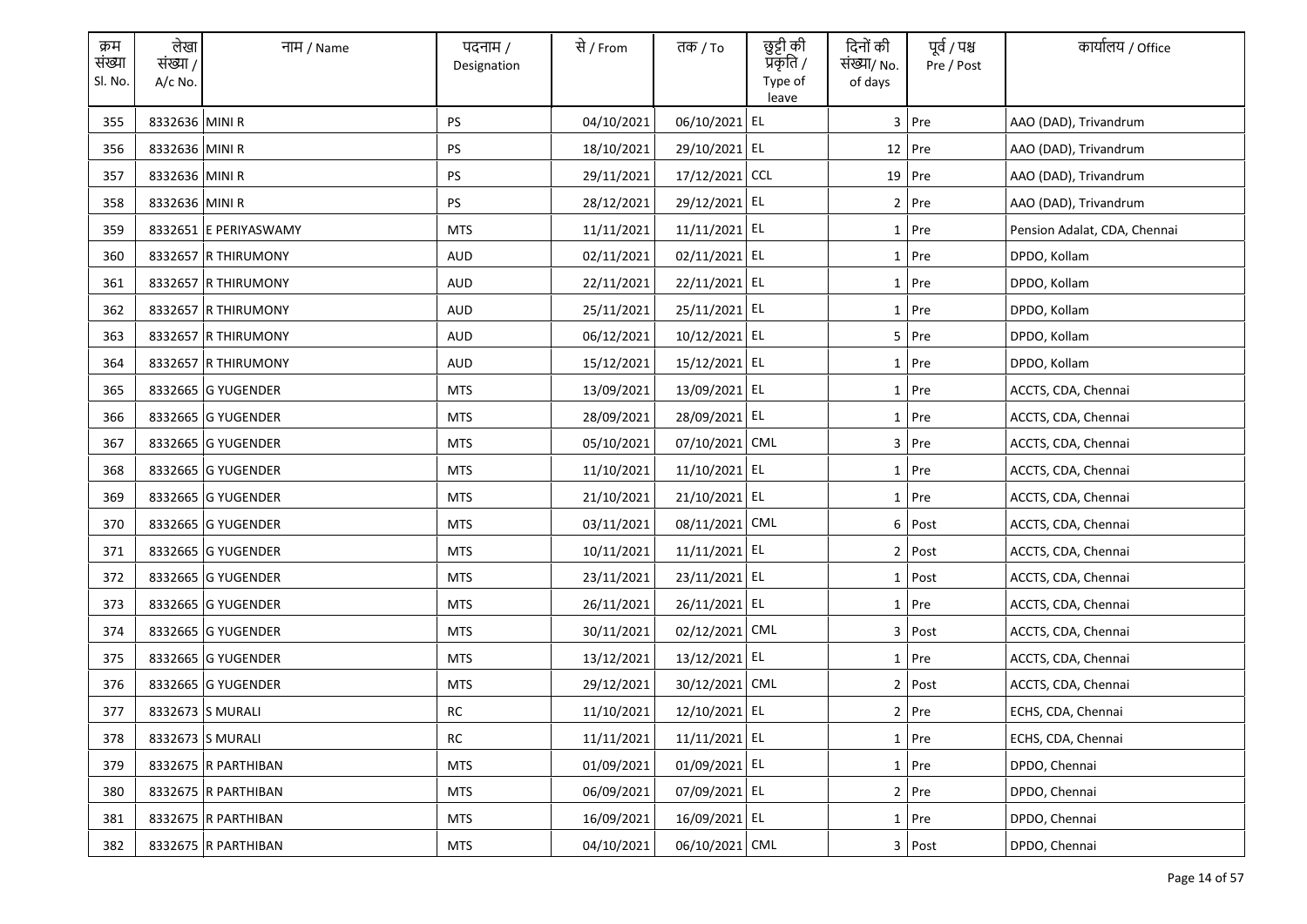| क्रम संख्या Sl. No. | लेखा संख्या / A/c No. | नाम / Name | पदनाम / Designation | से / From | तक / To | छुट्टी की प्रकृति / Type of leave | दिनों की संख्या/ No. of days | पूर्व / पश्च Pre / Post | कार्यालय / Office |
|---|---|---|---|---|---|---|---|---|---|
| 355 | 8332636 | MINI R | PS | 04/10/2021 | 06/10/2021 | EL | 3 | Pre | AAO (DAD), Trivandrum |
| 356 | 8332636 | MINI R | PS | 18/10/2021 | 29/10/2021 | EL | 12 | Pre | AAO (DAD), Trivandrum |
| 357 | 8332636 | MINI R | PS | 29/11/2021 | 17/12/2021 | CCL | 19 | Pre | AAO (DAD), Trivandrum |
| 358 | 8332636 | MINI R | PS | 28/12/2021 | 29/12/2021 | EL | 2 | Pre | AAO (DAD), Trivandrum |
| 359 | 8332651 | E PERIYASWAMY | MTS | 11/11/2021 | 11/11/2021 | EL | 1 | Pre | Pension Adalat, CDA, Chennai |
| 360 | 8332657 | R THIRUMONY | AUD | 02/11/2021 | 02/11/2021 | EL | 1 | Pre | DPDO, Kollam |
| 361 | 8332657 | R THIRUMONY | AUD | 22/11/2021 | 22/11/2021 | EL | 1 | Pre | DPDO, Kollam |
| 362 | 8332657 | R THIRUMONY | AUD | 25/11/2021 | 25/11/2021 | EL | 1 | Pre | DPDO, Kollam |
| 363 | 8332657 | R THIRUMONY | AUD | 06/12/2021 | 10/12/2021 | EL | 5 | Pre | DPDO, Kollam |
| 364 | 8332657 | R THIRUMONY | AUD | 15/12/2021 | 15/12/2021 | EL | 1 | Pre | DPDO, Kollam |
| 365 | 8332665 | G YUGENDER | MTS | 13/09/2021 | 13/09/2021 | EL | 1 | Pre | ACCTS, CDA, Chennai |
| 366 | 8332665 | G YUGENDER | MTS | 28/09/2021 | 28/09/2021 | EL | 1 | Pre | ACCTS, CDA, Chennai |
| 367 | 8332665 | G YUGENDER | MTS | 05/10/2021 | 07/10/2021 | CML | 3 | Pre | ACCTS, CDA, Chennai |
| 368 | 8332665 | G YUGENDER | MTS | 11/10/2021 | 11/10/2021 | EL | 1 | Pre | ACCTS, CDA, Chennai |
| 369 | 8332665 | G YUGENDER | MTS | 21/10/2021 | 21/10/2021 | EL | 1 | Pre | ACCTS, CDA, Chennai |
| 370 | 8332665 | G YUGENDER | MTS | 03/11/2021 | 08/11/2021 | CML | 6 | Post | ACCTS, CDA, Chennai |
| 371 | 8332665 | G YUGENDER | MTS | 10/11/2021 | 11/11/2021 | EL | 2 | Post | ACCTS, CDA, Chennai |
| 372 | 8332665 | G YUGENDER | MTS | 23/11/2021 | 23/11/2021 | EL | 1 | Post | ACCTS, CDA, Chennai |
| 373 | 8332665 | G YUGENDER | MTS | 26/11/2021 | 26/11/2021 | EL | 1 | Pre | ACCTS, CDA, Chennai |
| 374 | 8332665 | G YUGENDER | MTS | 30/11/2021 | 02/12/2021 | CML | 3 | Post | ACCTS, CDA, Chennai |
| 375 | 8332665 | G YUGENDER | MTS | 13/12/2021 | 13/12/2021 | EL | 1 | Pre | ACCTS, CDA, Chennai |
| 376 | 8332665 | G YUGENDER | MTS | 29/12/2021 | 30/12/2021 | CML | 2 | Post | ACCTS, CDA, Chennai |
| 377 | 8332673 | S MURALI | RC | 11/10/2021 | 12/10/2021 | EL | 2 | Pre | ECHS, CDA, Chennai |
| 378 | 8332673 | S MURALI | RC | 11/11/2021 | 11/11/2021 | EL | 1 | Pre | ECHS, CDA, Chennai |
| 379 | 8332675 | R PARTHIBAN | MTS | 01/09/2021 | 01/09/2021 | EL | 1 | Pre | DPDO, Chennai |
| 380 | 8332675 | R PARTHIBAN | MTS | 06/09/2021 | 07/09/2021 | EL | 2 | Pre | DPDO, Chennai |
| 381 | 8332675 | R PARTHIBAN | MTS | 16/09/2021 | 16/09/2021 | EL | 1 | Pre | DPDO, Chennai |
| 382 | 8332675 | R PARTHIBAN | MTS | 04/10/2021 | 06/10/2021 | CML | 3 | Post | DPDO, Chennai |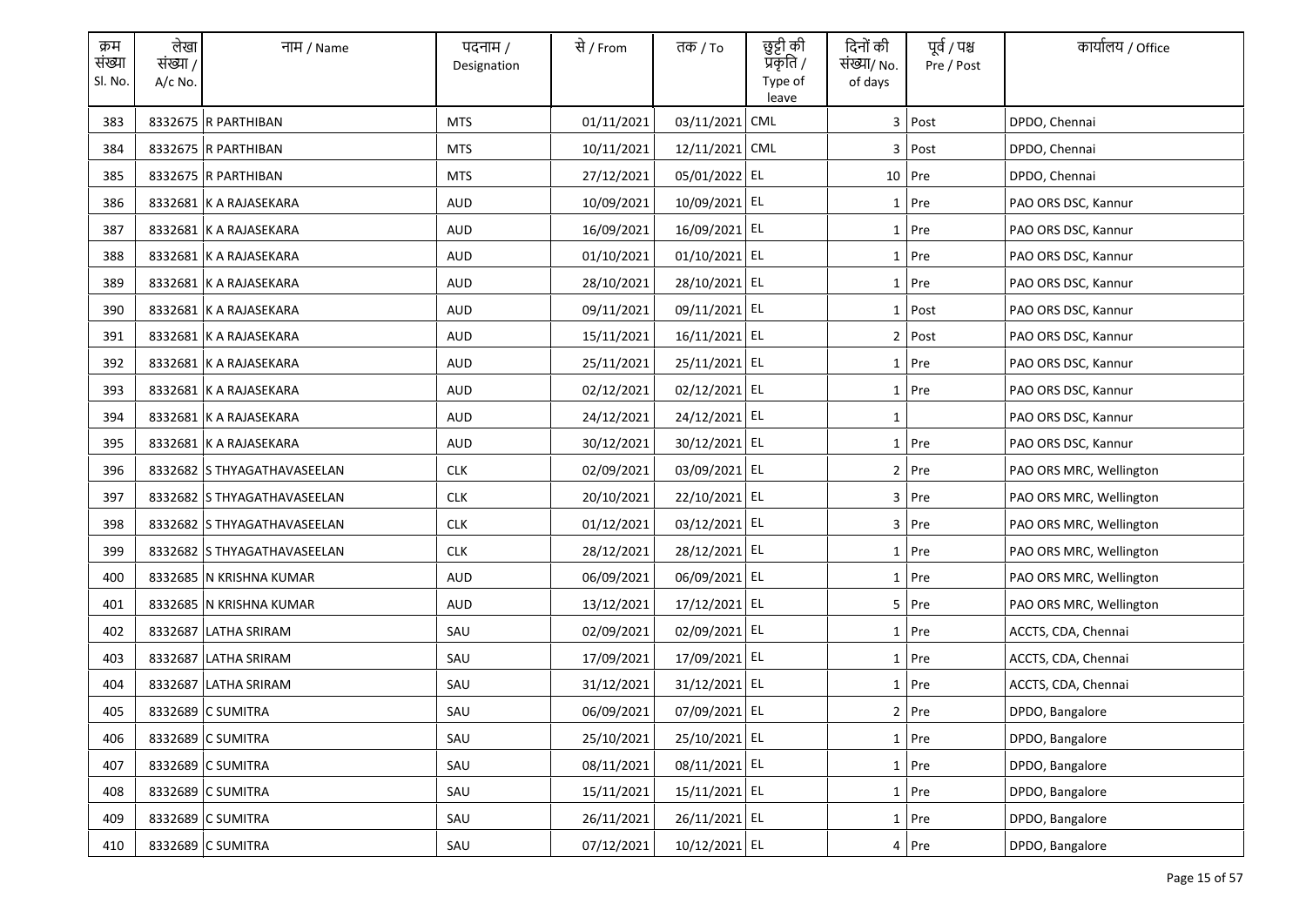| क्रम संख्या Sl. No. | लेखा संख्या / A/c No. | नाम / Name | पदनाम / Designation | से / From | तक / To | छुट्टी की प्रकृति / Type of leave | दिनों की संख्या/ No. of days | पूर्व / पश्च Pre / Post | कार्यालय / Office |
|---|---|---|---|---|---|---|---|---|---|
| 383 | 8332675 | R PARTHIBAN | MTS | 01/11/2021 | 03/11/2021 | CML | 3 | Post | DPDO, Chennai |
| 384 | 8332675 | R PARTHIBAN | MTS | 10/11/2021 | 12/11/2021 | CML | 3 | Post | DPDO, Chennai |
| 385 | 8332675 | R PARTHIBAN | MTS | 27/12/2021 | 05/01/2022 | EL | 10 | Pre | DPDO, Chennai |
| 386 | 8332681 | K A RAJASEKARA | AUD | 10/09/2021 | 10/09/2021 | EL | 1 | Pre | PAO ORS DSC, Kannur |
| 387 | 8332681 | K A RAJASEKARA | AUD | 16/09/2021 | 16/09/2021 | EL | 1 | Pre | PAO ORS DSC, Kannur |
| 388 | 8332681 | K A RAJASEKARA | AUD | 01/10/2021 | 01/10/2021 | EL | 1 | Pre | PAO ORS DSC, Kannur |
| 389 | 8332681 | K A RAJASEKARA | AUD | 28/10/2021 | 28/10/2021 | EL | 1 | Pre | PAO ORS DSC, Kannur |
| 390 | 8332681 | K A RAJASEKARA | AUD | 09/11/2021 | 09/11/2021 | EL | 1 | Post | PAO ORS DSC, Kannur |
| 391 | 8332681 | K A RAJASEKARA | AUD | 15/11/2021 | 16/11/2021 | EL | 2 | Post | PAO ORS DSC, Kannur |
| 392 | 8332681 | K A RAJASEKARA | AUD | 25/11/2021 | 25/11/2021 | EL | 1 | Pre | PAO ORS DSC, Kannur |
| 393 | 8332681 | K A RAJASEKARA | AUD | 02/12/2021 | 02/12/2021 | EL | 1 | Pre | PAO ORS DSC, Kannur |
| 394 | 8332681 | K A RAJASEKARA | AUD | 24/12/2021 | 24/12/2021 | EL | 1 | | PAO ORS DSC, Kannur |
| 395 | 8332681 | K A RAJASEKARA | AUD | 30/12/2021 | 30/12/2021 | EL | 1 | Pre | PAO ORS DSC, Kannur |
| 396 | 8332682 | S THYAGATHAVASEELAN | CLK | 02/09/2021 | 03/09/2021 | EL | 2 | Pre | PAO ORS MRC, Wellington |
| 397 | 8332682 | S THYAGATHAVASEELAN | CLK | 20/10/2021 | 22/10/2021 | EL | 3 | Pre | PAO ORS MRC, Wellington |
| 398 | 8332682 | S THYAGATHAVASEELAN | CLK | 01/12/2021 | 03/12/2021 | EL | 3 | Pre | PAO ORS MRC, Wellington |
| 399 | 8332682 | S THYAGATHAVASEELAN | CLK | 28/12/2021 | 28/12/2021 | EL | 1 | Pre | PAO ORS MRC, Wellington |
| 400 | 8332685 | N KRISHNA KUMAR | AUD | 06/09/2021 | 06/09/2021 | EL | 1 | Pre | PAO ORS MRC, Wellington |
| 401 | 8332685 | N KRISHNA KUMAR | AUD | 13/12/2021 | 17/12/2021 | EL | 5 | Pre | PAO ORS MRC, Wellington |
| 402 | 8332687 | LATHA SRIRAM | SAU | 02/09/2021 | 02/09/2021 | EL | 1 | Pre | ACCTS, CDA, Chennai |
| 403 | 8332687 | LATHA SRIRAM | SAU | 17/09/2021 | 17/09/2021 | EL | 1 | Pre | ACCTS, CDA, Chennai |
| 404 | 8332687 | LATHA SRIRAM | SAU | 31/12/2021 | 31/12/2021 | EL | 1 | Pre | ACCTS, CDA, Chennai |
| 405 | 8332689 | C SUMITRA | SAU | 06/09/2021 | 07/09/2021 | EL | 2 | Pre | DPDO, Bangalore |
| 406 | 8332689 | C SUMITRA | SAU | 25/10/2021 | 25/10/2021 | EL | 1 | Pre | DPDO, Bangalore |
| 407 | 8332689 | C SUMITRA | SAU | 08/11/2021 | 08/11/2021 | EL | 1 | Pre | DPDO, Bangalore |
| 408 | 8332689 | C SUMITRA | SAU | 15/11/2021 | 15/11/2021 | EL | 1 | Pre | DPDO, Bangalore |
| 409 | 8332689 | C SUMITRA | SAU | 26/11/2021 | 26/11/2021 | EL | 1 | Pre | DPDO, Bangalore |
| 410 | 8332689 | C SUMITRA | SAU | 07/12/2021 | 10/12/2021 | EL | 4 | Pre | DPDO, Bangalore |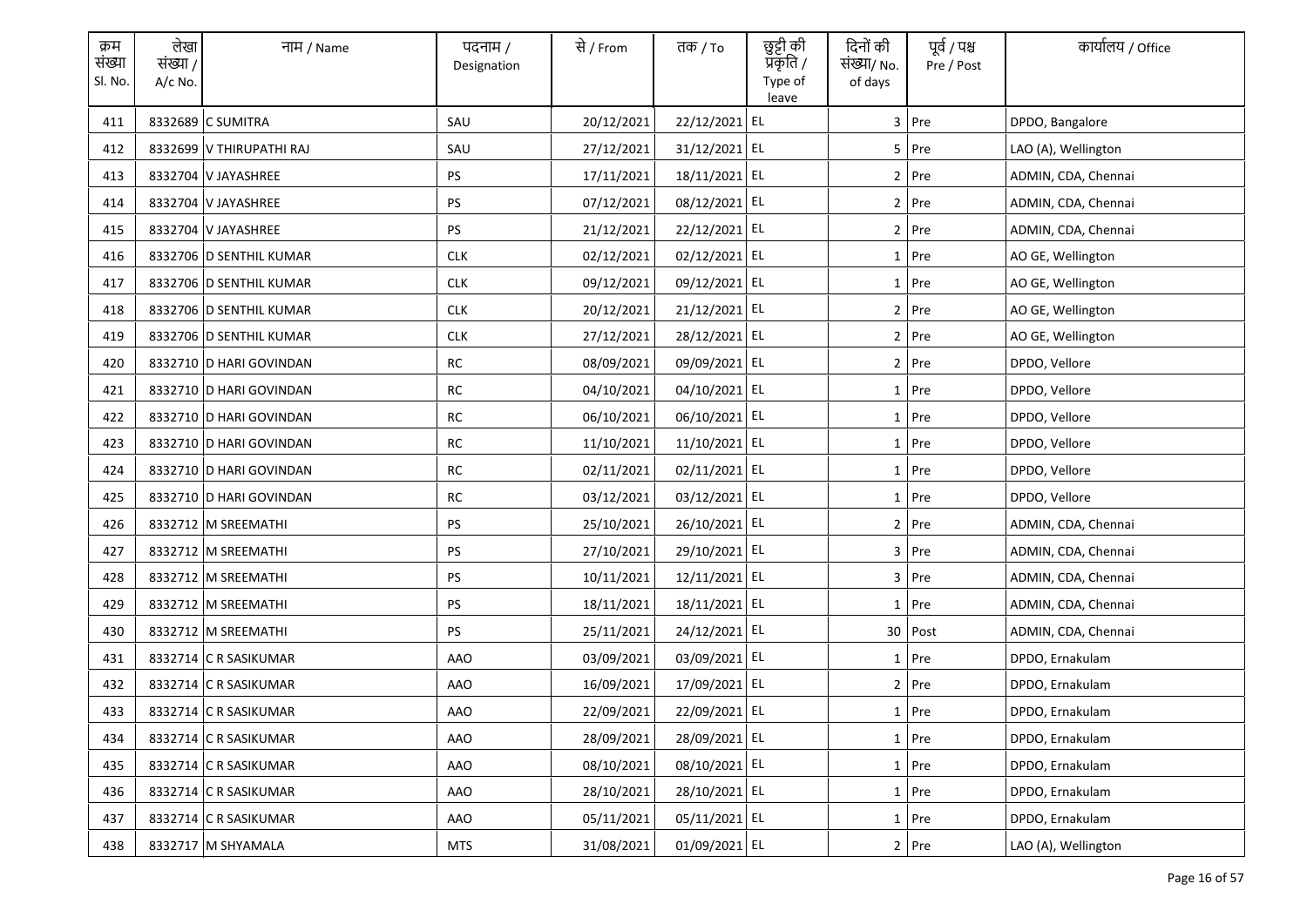| क्रम संख्या Sl. No. | लेखा संख्या / A/c No. | नाम / Name | पदनाम / Designation | से / From | तक / To | छुट्टी की प्रकृति / Type of leave | दिनों की संख्या/ No. of days | पूर्व / पश्च Pre / Post | कार्यालय / Office |
|---|---|---|---|---|---|---|---|---|---|
| 411 | 8332689 | C SUMITRA | SAU | 20/12/2021 | 22/12/2021 | EL | 3 | Pre | DPDO, Bangalore |
| 412 | 8332699 | V THIRUPATHI RAJ | SAU | 27/12/2021 | 31/12/2021 | EL | 5 | Pre | LAO (A), Wellington |
| 413 | 8332704 | V JAYASHREE | PS | 17/11/2021 | 18/11/2021 | EL | 2 | Pre | ADMIN, CDA, Chennai |
| 414 | 8332704 | V JAYASHREE | PS | 07/12/2021 | 08/12/2021 | EL | 2 | Pre | ADMIN, CDA, Chennai |
| 415 | 8332704 | V JAYASHREE | PS | 21/12/2021 | 22/12/2021 | EL | 2 | Pre | ADMIN, CDA, Chennai |
| 416 | 8332706 | D SENTHIL KUMAR | CLK | 02/12/2021 | 02/12/2021 | EL | 1 | Pre | AO GE, Wellington |
| 417 | 8332706 | D SENTHIL KUMAR | CLK | 09/12/2021 | 09/12/2021 | EL | 1 | Pre | AO GE, Wellington |
| 418 | 8332706 | D SENTHIL KUMAR | CLK | 20/12/2021 | 21/12/2021 | EL | 2 | Pre | AO GE, Wellington |
| 419 | 8332706 | D SENTHIL KUMAR | CLK | 27/12/2021 | 28/12/2021 | EL | 2 | Pre | AO GE, Wellington |
| 420 | 8332710 | D HARI GOVINDAN | RC | 08/09/2021 | 09/09/2021 | EL | 2 | Pre | DPDO, Vellore |
| 421 | 8332710 | D HARI GOVINDAN | RC | 04/10/2021 | 04/10/2021 | EL | 1 | Pre | DPDO, Vellore |
| 422 | 8332710 | D HARI GOVINDAN | RC | 06/10/2021 | 06/10/2021 | EL | 1 | Pre | DPDO, Vellore |
| 423 | 8332710 | D HARI GOVINDAN | RC | 11/10/2021 | 11/10/2021 | EL | 1 | Pre | DPDO, Vellore |
| 424 | 8332710 | D HARI GOVINDAN | RC | 02/11/2021 | 02/11/2021 | EL | 1 | Pre | DPDO, Vellore |
| 425 | 8332710 | D HARI GOVINDAN | RC | 03/12/2021 | 03/12/2021 | EL | 1 | Pre | DPDO, Vellore |
| 426 | 8332712 | M SREEMATHI | PS | 25/10/2021 | 26/10/2021 | EL | 2 | Pre | ADMIN, CDA, Chennai |
| 427 | 8332712 | M SREEMATHI | PS | 27/10/2021 | 29/10/2021 | EL | 3 | Pre | ADMIN, CDA, Chennai |
| 428 | 8332712 | M SREEMATHI | PS | 10/11/2021 | 12/11/2021 | EL | 3 | Pre | ADMIN, CDA, Chennai |
| 429 | 8332712 | M SREEMATHI | PS | 18/11/2021 | 18/11/2021 | EL | 1 | Pre | ADMIN, CDA, Chennai |
| 430 | 8332712 | M SREEMATHI | PS | 25/11/2021 | 24/12/2021 | EL | 30 | Post | ADMIN, CDA, Chennai |
| 431 | 8332714 | C R SASIKUMAR | AAO | 03/09/2021 | 03/09/2021 | EL | 1 | Pre | DPDO, Ernakulam |
| 432 | 8332714 | C R SASIKUMAR | AAO | 16/09/2021 | 17/09/2021 | EL | 2 | Pre | DPDO, Ernakulam |
| 433 | 8332714 | C R SASIKUMAR | AAO | 22/09/2021 | 22/09/2021 | EL | 1 | Pre | DPDO, Ernakulam |
| 434 | 8332714 | C R SASIKUMAR | AAO | 28/09/2021 | 28/09/2021 | EL | 1 | Pre | DPDO, Ernakulam |
| 435 | 8332714 | C R SASIKUMAR | AAO | 08/10/2021 | 08/10/2021 | EL | 1 | Pre | DPDO, Ernakulam |
| 436 | 8332714 | C R SASIKUMAR | AAO | 28/10/2021 | 28/10/2021 | EL | 1 | Pre | DPDO, Ernakulam |
| 437 | 8332714 | C R SASIKUMAR | AAO | 05/11/2021 | 05/11/2021 | EL | 1 | Pre | DPDO, Ernakulam |
| 438 | 8332717 | M SHYAMALA | MTS | 31/08/2021 | 01/09/2021 | EL | 2 | Pre | LAO (A), Wellington |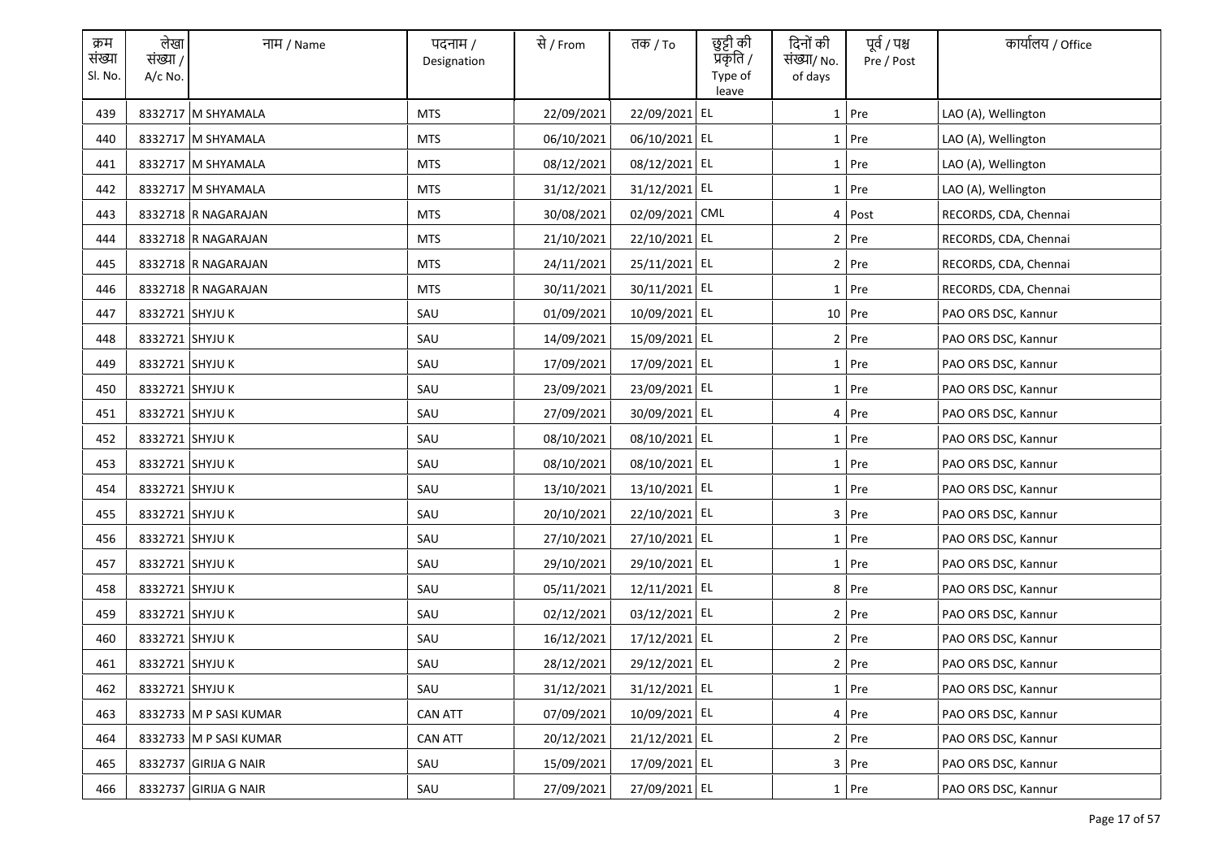| क्रम संख्या Sl. No. | लेखा संख्या / A/c No. | नाम / Name | पदनाम / Designation | से / From | तक / To | छुट्टी की प्रकृति / Type of leave | दिनों की संख्या/ No. of days | पूर्व / पश्च Pre / Post | कार्यालय / Office |
|---|---|---|---|---|---|---|---|---|---|
| 439 | 8332717 | M SHYAMALA | MTS | 22/09/2021 | 22/09/2021 | EL | 1 | Pre | LAO (A), Wellington |
| 440 | 8332717 | M SHYAMALA | MTS | 06/10/2021 | 06/10/2021 | EL | 1 | Pre | LAO (A), Wellington |
| 441 | 8332717 | M SHYAMALA | MTS | 08/12/2021 | 08/12/2021 | EL | 1 | Pre | LAO (A), Wellington |
| 442 | 8332717 | M SHYAMALA | MTS | 31/12/2021 | 31/12/2021 | EL | 1 | Pre | LAO (A), Wellington |
| 443 | 8332718 | R NAGARAJAN | MTS | 30/08/2021 | 02/09/2021 | CML | 4 | Post | RECORDS, CDA, Chennai |
| 444 | 8332718 | R NAGARAJAN | MTS | 21/10/2021 | 22/10/2021 | EL | 2 | Pre | RECORDS, CDA, Chennai |
| 445 | 8332718 | R NAGARAJAN | MTS | 24/11/2021 | 25/11/2021 | EL | 2 | Pre | RECORDS, CDA, Chennai |
| 446 | 8332718 | R NAGARAJAN | MTS | 30/11/2021 | 30/11/2021 | EL | 1 | Pre | RECORDS, CDA, Chennai |
| 447 | 8332721 | SHYJU K | SAU | 01/09/2021 | 10/09/2021 | EL | 10 | Pre | PAO ORS DSC, Kannur |
| 448 | 8332721 | SHYJU K | SAU | 14/09/2021 | 15/09/2021 | EL | 2 | Pre | PAO ORS DSC, Kannur |
| 449 | 8332721 | SHYJU K | SAU | 17/09/2021 | 17/09/2021 | EL | 1 | Pre | PAO ORS DSC, Kannur |
| 450 | 8332721 | SHYJU K | SAU | 23/09/2021 | 23/09/2021 | EL | 1 | Pre | PAO ORS DSC, Kannur |
| 451 | 8332721 | SHYJU K | SAU | 27/09/2021 | 30/09/2021 | EL | 4 | Pre | PAO ORS DSC, Kannur |
| 452 | 8332721 | SHYJU K | SAU | 08/10/2021 | 08/10/2021 | EL | 1 | Pre | PAO ORS DSC, Kannur |
| 453 | 8332721 | SHYJU K | SAU | 08/10/2021 | 08/10/2021 | EL | 1 | Pre | PAO ORS DSC, Kannur |
| 454 | 8332721 | SHYJU K | SAU | 13/10/2021 | 13/10/2021 | EL | 1 | Pre | PAO ORS DSC, Kannur |
| 455 | 8332721 | SHYJU K | SAU | 20/10/2021 | 22/10/2021 | EL | 3 | Pre | PAO ORS DSC, Kannur |
| 456 | 8332721 | SHYJU K | SAU | 27/10/2021 | 27/10/2021 | EL | 1 | Pre | PAO ORS DSC, Kannur |
| 457 | 8332721 | SHYJU K | SAU | 29/10/2021 | 29/10/2021 | EL | 1 | Pre | PAO ORS DSC, Kannur |
| 458 | 8332721 | SHYJU K | SAU | 05/11/2021 | 12/11/2021 | EL | 8 | Pre | PAO ORS DSC, Kannur |
| 459 | 8332721 | SHYJU K | SAU | 02/12/2021 | 03/12/2021 | EL | 2 | Pre | PAO ORS DSC, Kannur |
| 460 | 8332721 | SHYJU K | SAU | 16/12/2021 | 17/12/2021 | EL | 2 | Pre | PAO ORS DSC, Kannur |
| 461 | 8332721 | SHYJU K | SAU | 28/12/2021 | 29/12/2021 | EL | 2 | Pre | PAO ORS DSC, Kannur |
| 462 | 8332721 | SHYJU K | SAU | 31/12/2021 | 31/12/2021 | EL | 1 | Pre | PAO ORS DSC, Kannur |
| 463 | 8332733 | M P SASI KUMAR | CAN ATT | 07/09/2021 | 10/09/2021 | EL | 4 | Pre | PAO ORS DSC, Kannur |
| 464 | 8332733 | M P SASI KUMAR | CAN ATT | 20/12/2021 | 21/12/2021 | EL | 2 | Pre | PAO ORS DSC, Kannur |
| 465 | 8332737 | GIRIJA G NAIR | SAU | 15/09/2021 | 17/09/2021 | EL | 3 | Pre | PAO ORS DSC, Kannur |
| 466 | 8332737 | GIRIJA G NAIR | SAU | 27/09/2021 | 27/09/2021 | EL | 1 | Pre | PAO ORS DSC, Kannur |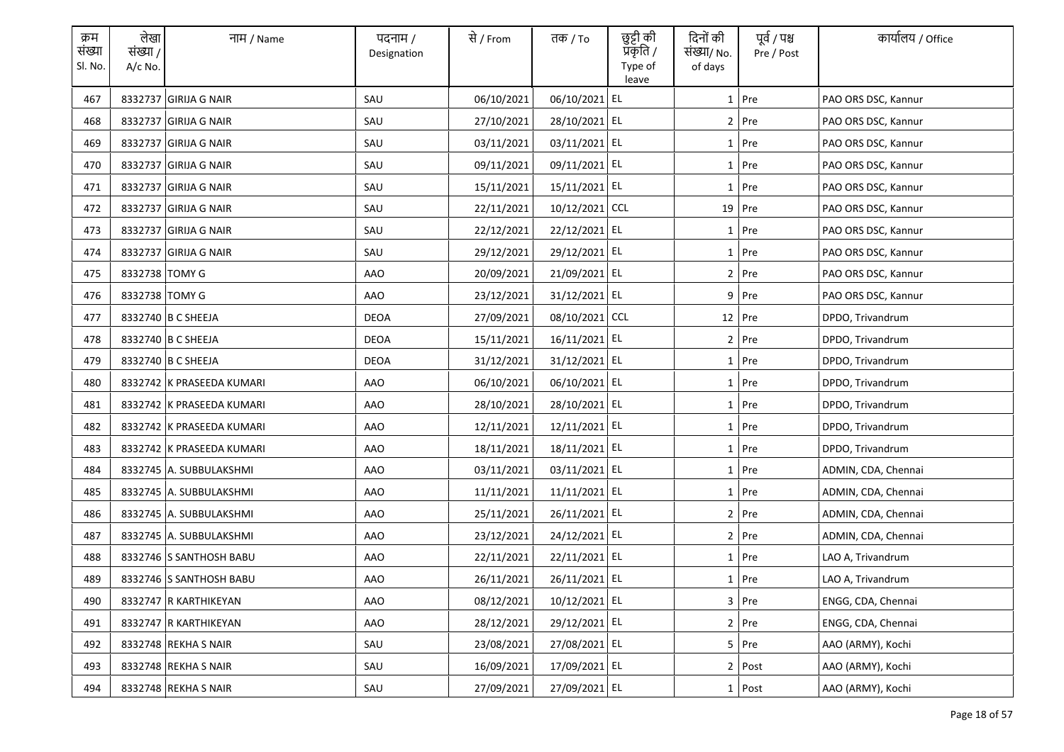| क्रम संख्या Sl. No. | लेखा संख्या / A/c No. | नाम / Name | पदनाम / Designation | से / From | तक / To | छुट्टी की प्रकृति / Type of leave | दिनों की संख्या/ No. of days | पूर्व / पश्च Pre / Post | कार्यालय / Office |
|---|---|---|---|---|---|---|---|---|---|
| 467 | 8332737 | GIRIJA G NAIR | SAU | 06/10/2021 | 06/10/2021 | EL | 1 | Pre | PAO ORS DSC, Kannur |
| 468 | 8332737 | GIRIJA G NAIR | SAU | 27/10/2021 | 28/10/2021 | EL | 2 | Pre | PAO ORS DSC, Kannur |
| 469 | 8332737 | GIRIJA G NAIR | SAU | 03/11/2021 | 03/11/2021 | EL | 1 | Pre | PAO ORS DSC, Kannur |
| 470 | 8332737 | GIRIJA G NAIR | SAU | 09/11/2021 | 09/11/2021 | EL | 1 | Pre | PAO ORS DSC, Kannur |
| 471 | 8332737 | GIRIJA G NAIR | SAU | 15/11/2021 | 15/11/2021 | EL | 1 | Pre | PAO ORS DSC, Kannur |
| 472 | 8332737 | GIRIJA G NAIR | SAU | 22/11/2021 | 10/12/2021 | CCL | 19 | Pre | PAO ORS DSC, Kannur |
| 473 | 8332737 | GIRIJA G NAIR | SAU | 22/12/2021 | 22/12/2021 | EL | 1 | Pre | PAO ORS DSC, Kannur |
| 474 | 8332737 | GIRIJA G NAIR | SAU | 29/12/2021 | 29/12/2021 | EL | 1 | Pre | PAO ORS DSC, Kannur |
| 475 | 8332738 | TOMY G | AAO | 20/09/2021 | 21/09/2021 | EL | 2 | Pre | PAO ORS DSC, Kannur |
| 476 | 8332738 | TOMY G | AAO | 23/12/2021 | 31/12/2021 | EL | 9 | Pre | PAO ORS DSC, Kannur |
| 477 | 8332740 | B C SHEEJA | DEOA | 27/09/2021 | 08/10/2021 | CCL | 12 | Pre | DPDO, Trivandrum |
| 478 | 8332740 | B C SHEEJA | DEOA | 15/11/2021 | 16/11/2021 | EL | 2 | Pre | DPDO, Trivandrum |
| 479 | 8332740 | B C SHEEJA | DEOA | 31/12/2021 | 31/12/2021 | EL | 1 | Pre | DPDO, Trivandrum |
| 480 | 8332742 | K PRASEEDA KUMARI | AAO | 06/10/2021 | 06/10/2021 | EL | 1 | Pre | DPDO, Trivandrum |
| 481 | 8332742 | K PRASEEDA KUMARI | AAO | 28/10/2021 | 28/10/2021 | EL | 1 | Pre | DPDO, Trivandrum |
| 482 | 8332742 | K PRASEEDA KUMARI | AAO | 12/11/2021 | 12/11/2021 | EL | 1 | Pre | DPDO, Trivandrum |
| 483 | 8332742 | K PRASEEDA KUMARI | AAO | 18/11/2021 | 18/11/2021 | EL | 1 | Pre | DPDO, Trivandrum |
| 484 | 8332745 | A. SUBBULAKSHMI | AAO | 03/11/2021 | 03/11/2021 | EL | 1 | Pre | ADMIN, CDA, Chennai |
| 485 | 8332745 | A. SUBBULAKSHMI | AAO | 11/11/2021 | 11/11/2021 | EL | 1 | Pre | ADMIN, CDA, Chennai |
| 486 | 8332745 | A. SUBBULAKSHMI | AAO | 25/11/2021 | 26/11/2021 | EL | 2 | Pre | ADMIN, CDA, Chennai |
| 487 | 8332745 | A. SUBBULAKSHMI | AAO | 23/12/2021 | 24/12/2021 | EL | 2 | Pre | ADMIN, CDA, Chennai |
| 488 | 8332746 | S SANTHOSH BABU | AAO | 22/11/2021 | 22/11/2021 | EL | 1 | Pre | LAO A, Trivandrum |
| 489 | 8332746 | S SANTHOSH BABU | AAO | 26/11/2021 | 26/11/2021 | EL | 1 | Pre | LAO A, Trivandrum |
| 490 | 8332747 | R KARTHIKEYAN | AAO | 08/12/2021 | 10/12/2021 | EL | 3 | Pre | ENGG, CDA, Chennai |
| 491 | 8332747 | R KARTHIKEYAN | AAO | 28/12/2021 | 29/12/2021 | EL | 2 | Pre | ENGG, CDA, Chennai |
| 492 | 8332748 | REKHA S NAIR | SAU | 23/08/2021 | 27/08/2021 | EL | 5 | Pre | AAO (ARMY), Kochi |
| 493 | 8332748 | REKHA S NAIR | SAU | 16/09/2021 | 17/09/2021 | EL | 2 | Post | AAO (ARMY), Kochi |
| 494 | 8332748 | REKHA S NAIR | SAU | 27/09/2021 | 27/09/2021 | EL | 1 | Post | AAO (ARMY), Kochi |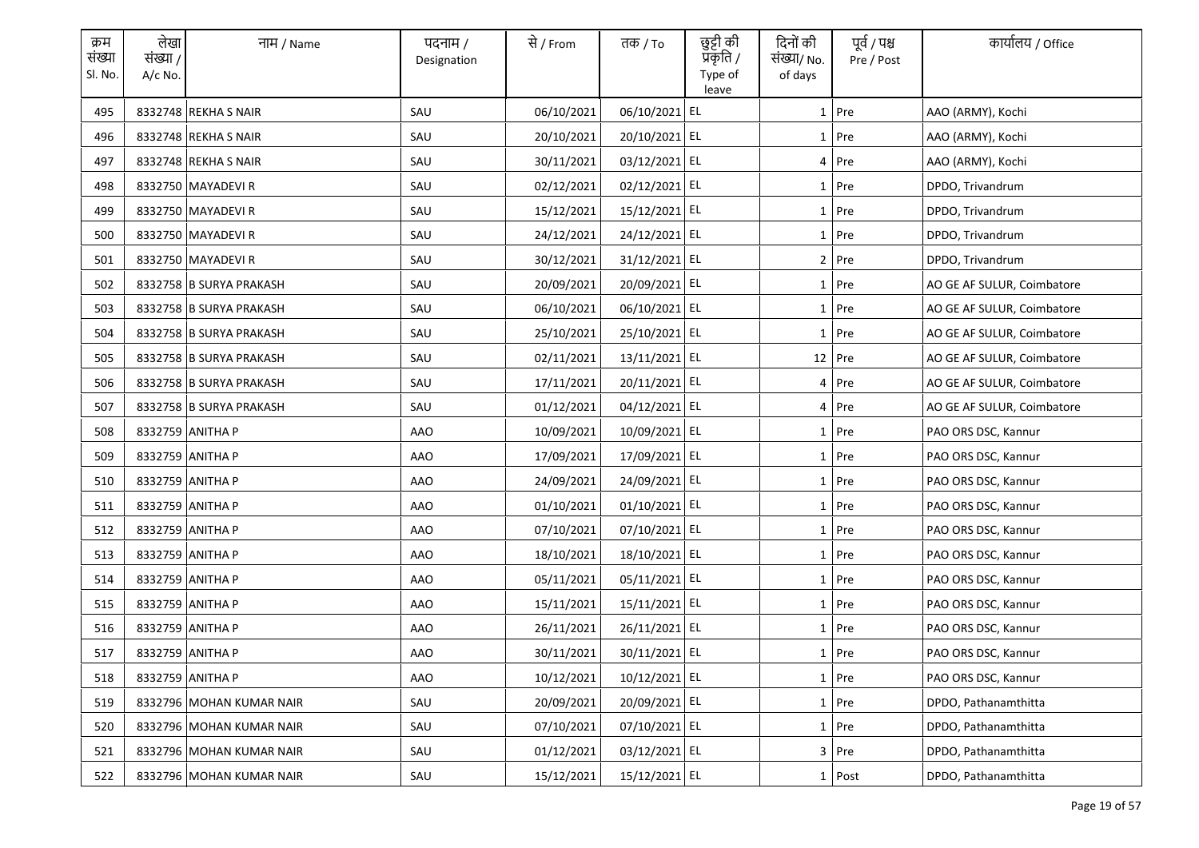| क्रम संख्या Sl. No. | लेखा संख्या / A/c No. | नाम / Name | पदनाम / Designation | से / From | तक / To | छुट्टी की प्रकृति / Type of leave | दिनों की संख्या/ No. of days | पूर्व / पश्च Pre / Post | कार्यालय / Office |
|---|---|---|---|---|---|---|---|---|---|
| 495 | 8332748 | REKHA S NAIR | SAU | 06/10/2021 | 06/10/2021 | EL | 1 | Pre | AAO (ARMY), Kochi |
| 496 | 8332748 | REKHA S NAIR | SAU | 20/10/2021 | 20/10/2021 | EL | 1 | Pre | AAO (ARMY), Kochi |
| 497 | 8332748 | REKHA S NAIR | SAU | 30/11/2021 | 03/12/2021 | EL | 4 | Pre | AAO (ARMY), Kochi |
| 498 | 8332750 | MAYADEVI R | SAU | 02/12/2021 | 02/12/2021 | EL | 1 | Pre | DPDO, Trivandrum |
| 499 | 8332750 | MAYADEVI R | SAU | 15/12/2021 | 15/12/2021 | EL | 1 | Pre | DPDO, Trivandrum |
| 500 | 8332750 | MAYADEVI R | SAU | 24/12/2021 | 24/12/2021 | EL | 1 | Pre | DPDO, Trivandrum |
| 501 | 8332750 | MAYADEVI R | SAU | 30/12/2021 | 31/12/2021 | EL | 2 | Pre | DPDO, Trivandrum |
| 502 | 8332758 | B SURYA PRAKASH | SAU | 20/09/2021 | 20/09/2021 | EL | 1 | Pre | AO GE AF SULUR, Coimbatore |
| 503 | 8332758 | B SURYA PRAKASH | SAU | 06/10/2021 | 06/10/2021 | EL | 1 | Pre | AO GE AF SULUR, Coimbatore |
| 504 | 8332758 | B SURYA PRAKASH | SAU | 25/10/2021 | 25/10/2021 | EL | 1 | Pre | AO GE AF SULUR, Coimbatore |
| 505 | 8332758 | B SURYA PRAKASH | SAU | 02/11/2021 | 13/11/2021 | EL | 12 | Pre | AO GE AF SULUR, Coimbatore |
| 506 | 8332758 | B SURYA PRAKASH | SAU | 17/11/2021 | 20/11/2021 | EL | 4 | Pre | AO GE AF SULUR, Coimbatore |
| 507 | 8332758 | B SURYA PRAKASH | SAU | 01/12/2021 | 04/12/2021 | EL | 4 | Pre | AO GE AF SULUR, Coimbatore |
| 508 | 8332759 | ANITHA P | AAO | 10/09/2021 | 10/09/2021 | EL | 1 | Pre | PAO ORS DSC, Kannur |
| 509 | 8332759 | ANITHA P | AAO | 17/09/2021 | 17/09/2021 | EL | 1 | Pre | PAO ORS DSC, Kannur |
| 510 | 8332759 | ANITHA P | AAO | 24/09/2021 | 24/09/2021 | EL | 1 | Pre | PAO ORS DSC, Kannur |
| 511 | 8332759 | ANITHA P | AAO | 01/10/2021 | 01/10/2021 | EL | 1 | Pre | PAO ORS DSC, Kannur |
| 512 | 8332759 | ANITHA P | AAO | 07/10/2021 | 07/10/2021 | EL | 1 | Pre | PAO ORS DSC, Kannur |
| 513 | 8332759 | ANITHA P | AAO | 18/10/2021 | 18/10/2021 | EL | 1 | Pre | PAO ORS DSC, Kannur |
| 514 | 8332759 | ANITHA P | AAO | 05/11/2021 | 05/11/2021 | EL | 1 | Pre | PAO ORS DSC, Kannur |
| 515 | 8332759 | ANITHA P | AAO | 15/11/2021 | 15/11/2021 | EL | 1 | Pre | PAO ORS DSC, Kannur |
| 516 | 8332759 | ANITHA P | AAO | 26/11/2021 | 26/11/2021 | EL | 1 | Pre | PAO ORS DSC, Kannur |
| 517 | 8332759 | ANITHA P | AAO | 30/11/2021 | 30/11/2021 | EL | 1 | Pre | PAO ORS DSC, Kannur |
| 518 | 8332759 | ANITHA P | AAO | 10/12/2021 | 10/12/2021 | EL | 1 | Pre | PAO ORS DSC, Kannur |
| 519 | 8332796 | MOHAN KUMAR NAIR | SAU | 20/09/2021 | 20/09/2021 | EL | 1 | Pre | DPDO, Pathanamthitta |
| 520 | 8332796 | MOHAN KUMAR NAIR | SAU | 07/10/2021 | 07/10/2021 | EL | 1 | Pre | DPDO, Pathanamthitta |
| 521 | 8332796 | MOHAN KUMAR NAIR | SAU | 01/12/2021 | 03/12/2021 | EL | 3 | Pre | DPDO, Pathanamthitta |
| 522 | 8332796 | MOHAN KUMAR NAIR | SAU | 15/12/2021 | 15/12/2021 | EL | 1 | Post | DPDO, Pathanamthitta |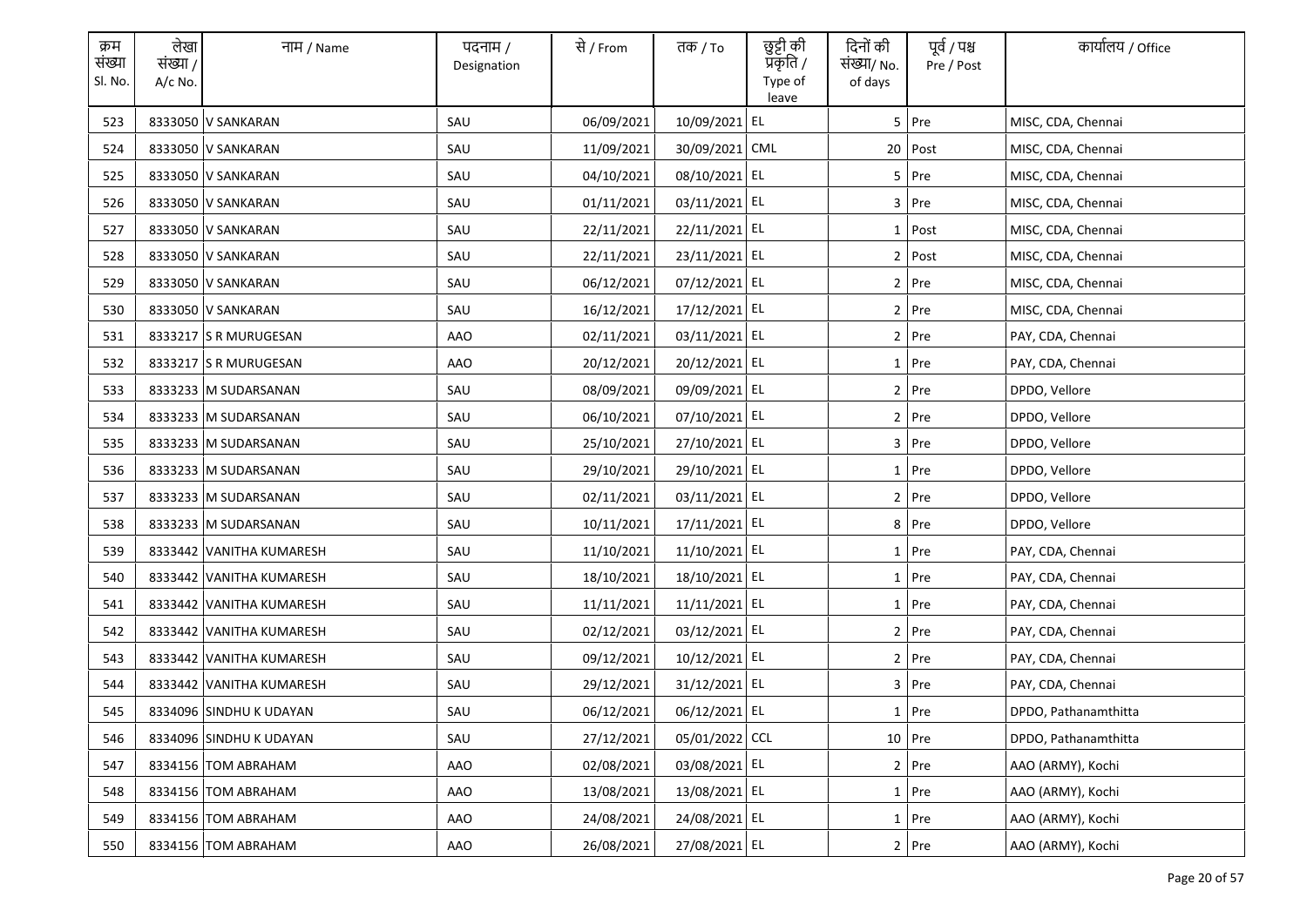| क्रम संख्या Sl. No. | लेखा संख्या / A/c No. | नाम / Name | पदनाम / Designation | से / From | तक / To | छुट्टी की प्रकृति / Type of leave | दिनों की संख्या/ No. of days | पूर्व / पश्च Pre / Post | कार्यालय / Office |
|---|---|---|---|---|---|---|---|---|---|
| 523 | 8333050 | V SANKARAN | SAU | 06/09/2021 | 10/09/2021 | EL | 5 | Pre | MISC, CDA, Chennai |
| 524 | 8333050 | V SANKARAN | SAU | 11/09/2021 | 30/09/2021 | CML | 20 | Post | MISC, CDA, Chennai |
| 525 | 8333050 | V SANKARAN | SAU | 04/10/2021 | 08/10/2021 | EL | 5 | Pre | MISC, CDA, Chennai |
| 526 | 8333050 | V SANKARAN | SAU | 01/11/2021 | 03/11/2021 | EL | 3 | Pre | MISC, CDA, Chennai |
| 527 | 8333050 | V SANKARAN | SAU | 22/11/2021 | 22/11/2021 | EL | 1 | Post | MISC, CDA, Chennai |
| 528 | 8333050 | V SANKARAN | SAU | 22/11/2021 | 23/11/2021 | EL | 2 | Post | MISC, CDA, Chennai |
| 529 | 8333050 | V SANKARAN | SAU | 06/12/2021 | 07/12/2021 | EL | 2 | Pre | MISC, CDA, Chennai |
| 530 | 8333050 | V SANKARAN | SAU | 16/12/2021 | 17/12/2021 | EL | 2 | Pre | MISC, CDA, Chennai |
| 531 | 8333217 | S R MURUGESAN | AAO | 02/11/2021 | 03/11/2021 | EL | 2 | Pre | PAY, CDA, Chennai |
| 532 | 8333217 | S R MURUGESAN | AAO | 20/12/2021 | 20/12/2021 | EL | 1 | Pre | PAY, CDA, Chennai |
| 533 | 8333233 | M SUDARSANAN | SAU | 08/09/2021 | 09/09/2021 | EL | 2 | Pre | DPDO, Vellore |
| 534 | 8333233 | M SUDARSANAN | SAU | 06/10/2021 | 07/10/2021 | EL | 2 | Pre | DPDO, Vellore |
| 535 | 8333233 | M SUDARSANAN | SAU | 25/10/2021 | 27/10/2021 | EL | 3 | Pre | DPDO, Vellore |
| 536 | 8333233 | M SUDARSANAN | SAU | 29/10/2021 | 29/10/2021 | EL | 1 | Pre | DPDO, Vellore |
| 537 | 8333233 | M SUDARSANAN | SAU | 02/11/2021 | 03/11/2021 | EL | 2 | Pre | DPDO, Vellore |
| 538 | 8333233 | M SUDARSANAN | SAU | 10/11/2021 | 17/11/2021 | EL | 8 | Pre | DPDO, Vellore |
| 539 | 8333442 | VANITHA KUMARESH | SAU | 11/10/2021 | 11/10/2021 | EL | 1 | Pre | PAY, CDA, Chennai |
| 540 | 8333442 | VANITHA KUMARESH | SAU | 18/10/2021 | 18/10/2021 | EL | 1 | Pre | PAY, CDA, Chennai |
| 541 | 8333442 | VANITHA KUMARESH | SAU | 11/11/2021 | 11/11/2021 | EL | 1 | Pre | PAY, CDA, Chennai |
| 542 | 8333442 | VANITHA KUMARESH | SAU | 02/12/2021 | 03/12/2021 | EL | 2 | Pre | PAY, CDA, Chennai |
| 543 | 8333442 | VANITHA KUMARESH | SAU | 09/12/2021 | 10/12/2021 | EL | 2 | Pre | PAY, CDA, Chennai |
| 544 | 8333442 | VANITHA KUMARESH | SAU | 29/12/2021 | 31/12/2021 | EL | 3 | Pre | PAY, CDA, Chennai |
| 545 | 8334096 | SINDHU K UDAYAN | SAU | 06/12/2021 | 06/12/2021 | EL | 1 | Pre | DPDO, Pathanamthitta |
| 546 | 8334096 | SINDHU K UDAYAN | SAU | 27/12/2021 | 05/01/2022 | CCL | 10 | Pre | DPDO, Pathanamthitta |
| 547 | 8334156 | TOM ABRAHAM | AAO | 02/08/2021 | 03/08/2021 | EL | 2 | Pre | AAO (ARMY), Kochi |
| 548 | 8334156 | TOM ABRAHAM | AAO | 13/08/2021 | 13/08/2021 | EL | 1 | Pre | AAO (ARMY), Kochi |
| 549 | 8334156 | TOM ABRAHAM | AAO | 24/08/2021 | 24/08/2021 | EL | 1 | Pre | AAO (ARMY), Kochi |
| 550 | 8334156 | TOM ABRAHAM | AAO | 26/08/2021 | 27/08/2021 | EL | 2 | Pre | AAO (ARMY), Kochi |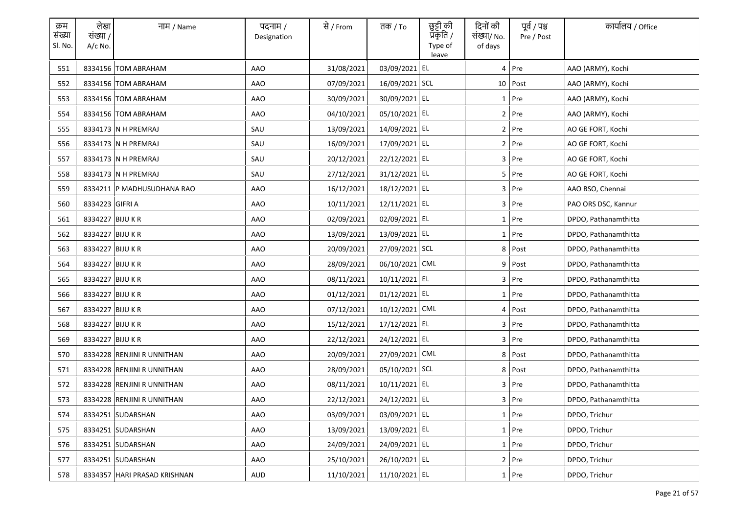| क्रम संख्या Sl. No. | लेखा संख्या / A/c No. | नाम / Name | पदनाम / Designation | से / From | तक / To | छुट्टी की प्रकृति / Type of leave | दिनों की संख्या/ No. of days | पूर्व / पश्च Pre / Post | कार्यालय / Office |
|---|---|---|---|---|---|---|---|---|---|
| 551 | 8334156 | TOM ABRAHAM | AAO | 31/08/2021 | 03/09/2021 | EL | 4 | Pre | AAO (ARMY), Kochi |
| 552 | 8334156 | TOM ABRAHAM | AAO | 07/09/2021 | 16/09/2021 | SCL | 10 | Post | AAO (ARMY), Kochi |
| 553 | 8334156 | TOM ABRAHAM | AAO | 30/09/2021 | 30/09/2021 | EL | 1 | Pre | AAO (ARMY), Kochi |
| 554 | 8334156 | TOM ABRAHAM | AAO | 04/10/2021 | 05/10/2021 | EL | 2 | Pre | AAO (ARMY), Kochi |
| 555 | 8334173 | N H PREMRAJ | SAU | 13/09/2021 | 14/09/2021 | EL | 2 | Pre | AO GE FORT, Kochi |
| 556 | 8334173 | N H PREMRAJ | SAU | 16/09/2021 | 17/09/2021 | EL | 2 | Pre | AO GE FORT, Kochi |
| 557 | 8334173 | N H PREMRAJ | SAU | 20/12/2021 | 22/12/2021 | EL | 3 | Pre | AO GE FORT, Kochi |
| 558 | 8334173 | N H PREMRAJ | SAU | 27/12/2021 | 31/12/2021 | EL | 5 | Pre | AO GE FORT, Kochi |
| 559 | 8334211 | P MADHUSUDHANA RAO | AAO | 16/12/2021 | 18/12/2021 | EL | 3 | Pre | AAO BSO, Chennai |
| 560 | 8334223 | GIFRI A | AAO | 10/11/2021 | 12/11/2021 | EL | 3 | Pre | PAO ORS DSC, Kannur |
| 561 | 8334227 | BIJU K R | AAO | 02/09/2021 | 02/09/2021 | EL | 1 | Pre | DPDO, Pathanamthitta |
| 562 | 8334227 | BIJU K R | AAO | 13/09/2021 | 13/09/2021 | EL | 1 | Pre | DPDO, Pathanamthitta |
| 563 | 8334227 | BIJU K R | AAO | 20/09/2021 | 27/09/2021 | SCL | 8 | Post | DPDO, Pathanamthitta |
| 564 | 8334227 | BIJU K R | AAO | 28/09/2021 | 06/10/2021 | CML | 9 | Post | DPDO, Pathanamthitta |
| 565 | 8334227 | BIJU K R | AAO | 08/11/2021 | 10/11/2021 | EL | 3 | Pre | DPDO, Pathanamthitta |
| 566 | 8334227 | BIJU K R | AAO | 01/12/2021 | 01/12/2021 | EL | 1 | Pre | DPDO, Pathanamthitta |
| 567 | 8334227 | BIJU K R | AAO | 07/12/2021 | 10/12/2021 | CML | 4 | Post | DPDO, Pathanamthitta |
| 568 | 8334227 | BIJU K R | AAO | 15/12/2021 | 17/12/2021 | EL | 3 | Pre | DPDO, Pathanamthitta |
| 569 | 8334227 | BIJU K R | AAO | 22/12/2021 | 24/12/2021 | EL | 3 | Pre | DPDO, Pathanamthitta |
| 570 | 8334228 | RENJINI R UNNITHAN | AAO | 20/09/2021 | 27/09/2021 | CML | 8 | Post | DPDO, Pathanamthitta |
| 571 | 8334228 | RENJINI R UNNITHAN | AAO | 28/09/2021 | 05/10/2021 | SCL | 8 | Post | DPDO, Pathanamthitta |
| 572 | 8334228 | RENJINI R UNNITHAN | AAO | 08/11/2021 | 10/11/2021 | EL | 3 | Pre | DPDO, Pathanamthitta |
| 573 | 8334228 | RENJINI R UNNITHAN | AAO | 22/12/2021 | 24/12/2021 | EL | 3 | Pre | DPDO, Pathanamthitta |
| 574 | 8334251 | SUDARSHAN | AAO | 03/09/2021 | 03/09/2021 | EL | 1 | Pre | DPDO, Trichur |
| 575 | 8334251 | SUDARSHAN | AAO | 13/09/2021 | 13/09/2021 | EL | 1 | Pre | DPDO, Trichur |
| 576 | 8334251 | SUDARSHAN | AAO | 24/09/2021 | 24/09/2021 | EL | 1 | Pre | DPDO, Trichur |
| 577 | 8334251 | SUDARSHAN | AAO | 25/10/2021 | 26/10/2021 | EL | 2 | Pre | DPDO, Trichur |
| 578 | 8334357 | HARI PRASAD KRISHNAN | AUD | 11/10/2021 | 11/10/2021 | EL | 1 | Pre | DPDO, Trichur |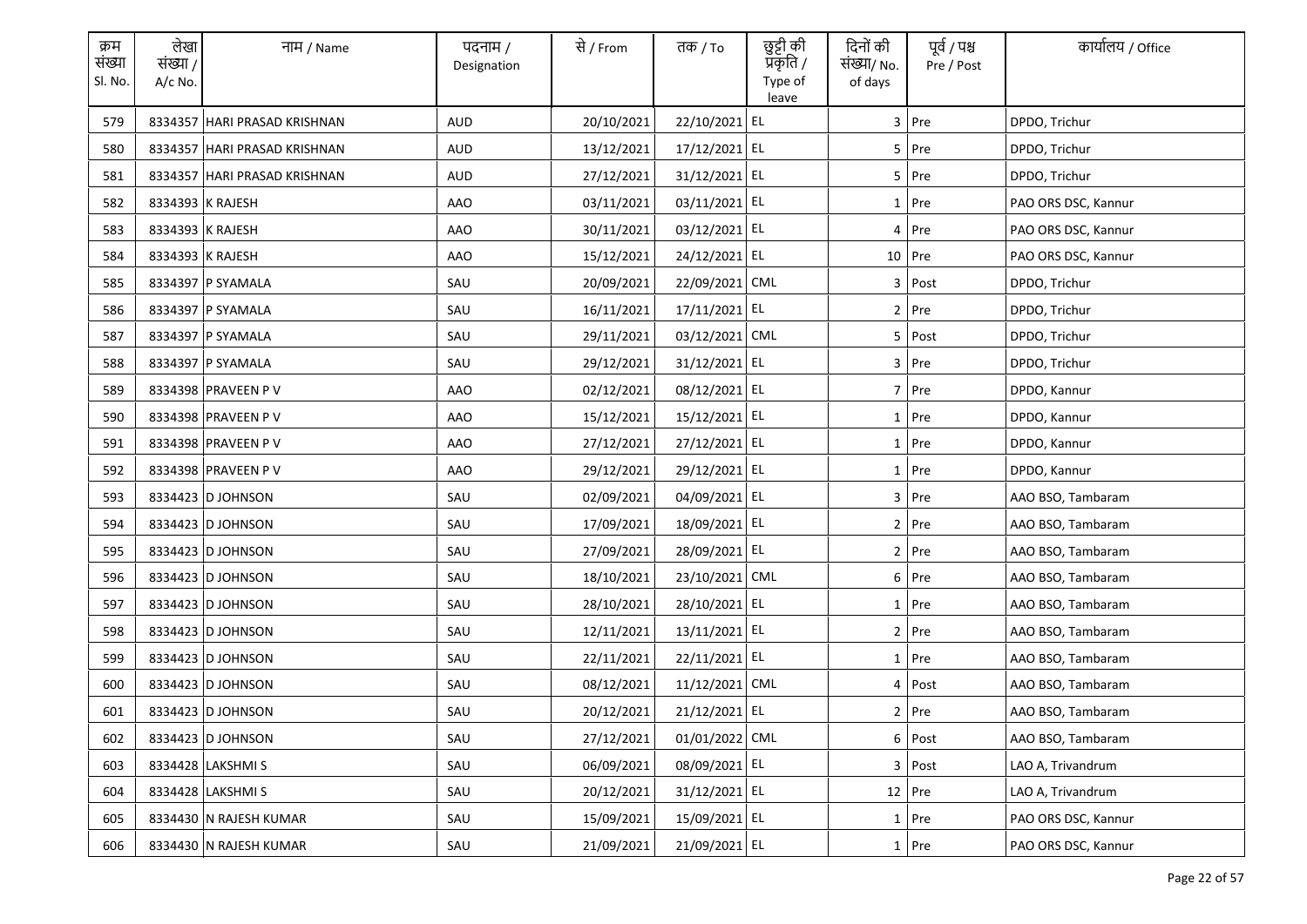| क्रम संख्या Sl. No. | लेखा संख्या / A/c No. | नाम / Name | पदनाम / Designation | से / From | तक / To | छुट्टी की प्रकृति / Type of leave | दिनों की संख्या/ No. of days | पूर्व / पश्च Pre / Post | कार्यालय / Office |
|---|---|---|---|---|---|---|---|---|---|
| 579 | 8334357 | HARI PRASAD KRISHNAN | AUD | 20/10/2021 | 22/10/2021 | EL | 3 | Pre | DPDO, Trichur |
| 580 | 8334357 | HARI PRASAD KRISHNAN | AUD | 13/12/2021 | 17/12/2021 | EL | 5 | Pre | DPDO, Trichur |
| 581 | 8334357 | HARI PRASAD KRISHNAN | AUD | 27/12/2021 | 31/12/2021 | EL | 5 | Pre | DPDO, Trichur |
| 582 | 8334393 | K RAJESH | AAO | 03/11/2021 | 03/11/2021 | EL | 1 | Pre | PAO ORS DSC, Kannur |
| 583 | 8334393 | K RAJESH | AAO | 30/11/2021 | 03/12/2021 | EL | 4 | Pre | PAO ORS DSC, Kannur |
| 584 | 8334393 | K RAJESH | AAO | 15/12/2021 | 24/12/2021 | EL | 10 | Pre | PAO ORS DSC, Kannur |
| 585 | 8334397 | P SYAMALA | SAU | 20/09/2021 | 22/09/2021 | CML | 3 | Post | DPDO, Trichur |
| 586 | 8334397 | P SYAMALA | SAU | 16/11/2021 | 17/11/2021 | EL | 2 | Pre | DPDO, Trichur |
| 587 | 8334397 | P SYAMALA | SAU | 29/11/2021 | 03/12/2021 | CML | 5 | Post | DPDO, Trichur |
| 588 | 8334397 | P SYAMALA | SAU | 29/12/2021 | 31/12/2021 | EL | 3 | Pre | DPDO, Trichur |
| 589 | 8334398 | PRAVEEN P V | AAO | 02/12/2021 | 08/12/2021 | EL | 7 | Pre | DPDO, Kannur |
| 590 | 8334398 | PRAVEEN P V | AAO | 15/12/2021 | 15/12/2021 | EL | 1 | Pre | DPDO, Kannur |
| 591 | 8334398 | PRAVEEN P V | AAO | 27/12/2021 | 27/12/2021 | EL | 1 | Pre | DPDO, Kannur |
| 592 | 8334398 | PRAVEEN P V | AAO | 29/12/2021 | 29/12/2021 | EL | 1 | Pre | DPDO, Kannur |
| 593 | 8334423 | D JOHNSON | SAU | 02/09/2021 | 04/09/2021 | EL | 3 | Pre | AAO BSO, Tambaram |
| 594 | 8334423 | D JOHNSON | SAU | 17/09/2021 | 18/09/2021 | EL | 2 | Pre | AAO BSO, Tambaram |
| 595 | 8334423 | D JOHNSON | SAU | 27/09/2021 | 28/09/2021 | EL | 2 | Pre | AAO BSO, Tambaram |
| 596 | 8334423 | D JOHNSON | SAU | 18/10/2021 | 23/10/2021 | CML | 6 | Pre | AAO BSO, Tambaram |
| 597 | 8334423 | D JOHNSON | SAU | 28/10/2021 | 28/10/2021 | EL | 1 | Pre | AAO BSO, Tambaram |
| 598 | 8334423 | D JOHNSON | SAU | 12/11/2021 | 13/11/2021 | EL | 2 | Pre | AAO BSO, Tambaram |
| 599 | 8334423 | D JOHNSON | SAU | 22/11/2021 | 22/11/2021 | EL | 1 | Pre | AAO BSO, Tambaram |
| 600 | 8334423 | D JOHNSON | SAU | 08/12/2021 | 11/12/2021 | CML | 4 | Post | AAO BSO, Tambaram |
| 601 | 8334423 | D JOHNSON | SAU | 20/12/2021 | 21/12/2021 | EL | 2 | Pre | AAO BSO, Tambaram |
| 602 | 8334423 | D JOHNSON | SAU | 27/12/2021 | 01/01/2022 | CML | 6 | Post | AAO BSO, Tambaram |
| 603 | 8334428 | LAKSHMI S | SAU | 06/09/2021 | 08/09/2021 | EL | 3 | Post | LAO A, Trivandrum |
| 604 | 8334428 | LAKSHMI S | SAU | 20/12/2021 | 31/12/2021 | EL | 12 | Pre | LAO A, Trivandrum |
| 605 | 8334430 | N RAJESH KUMAR | SAU | 15/09/2021 | 15/09/2021 | EL | 1 | Pre | PAO ORS DSC, Kannur |
| 606 | 8334430 | N RAJESH KUMAR | SAU | 21/09/2021 | 21/09/2021 | EL | 1 | Pre | PAO ORS DSC, Kannur |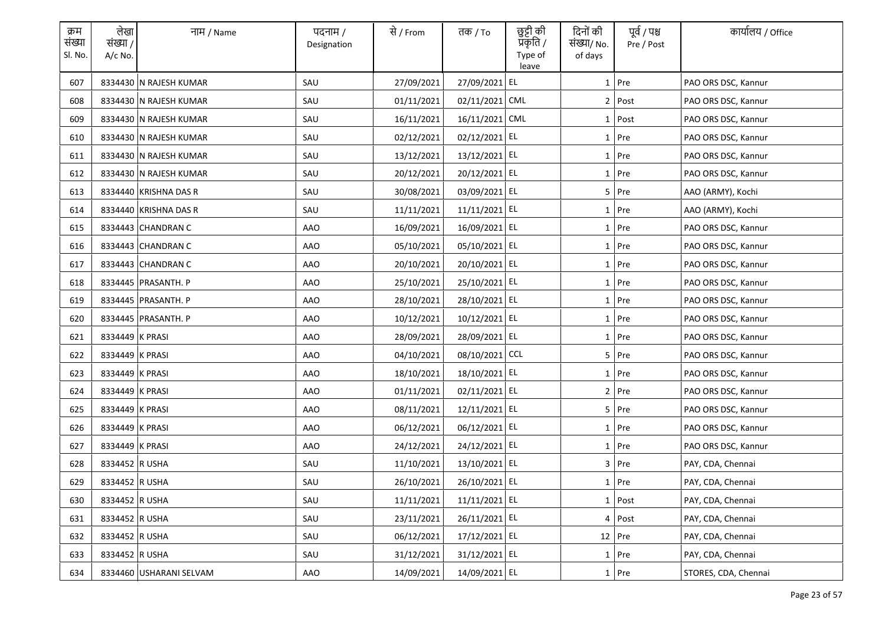| क्रम संख्या Sl. No. | लेखा संख्या / A/c No. | नाम / Name | पदनाम / Designation | से / From | तक / To | छुट्टी की प्रकृति / Type of leave | दिनों की संख्या/ No. of days | पूर्व / पश्च Pre / Post | कार्यालय / Office |
|---|---|---|---|---|---|---|---|---|---|
| 607 | 8334430 | N RAJESH KUMAR | SAU | 27/09/2021 | 27/09/2021 | EL | 1 | Pre | PAO ORS DSC, Kannur |
| 608 | 8334430 | N RAJESH KUMAR | SAU | 01/11/2021 | 02/11/2021 | CML | 2 | Post | PAO ORS DSC, Kannur |
| 609 | 8334430 | N RAJESH KUMAR | SAU | 16/11/2021 | 16/11/2021 | CML | 1 | Post | PAO ORS DSC, Kannur |
| 610 | 8334430 | N RAJESH KUMAR | SAU | 02/12/2021 | 02/12/2021 | EL | 1 | Pre | PAO ORS DSC, Kannur |
| 611 | 8334430 | N RAJESH KUMAR | SAU | 13/12/2021 | 13/12/2021 | EL | 1 | Pre | PAO ORS DSC, Kannur |
| 612 | 8334430 | N RAJESH KUMAR | SAU | 20/12/2021 | 20/12/2021 | EL | 1 | Pre | PAO ORS DSC, Kannur |
| 613 | 8334440 | KRISHNA DAS R | SAU | 30/08/2021 | 03/09/2021 | EL | 5 | Pre | AAO (ARMY), Kochi |
| 614 | 8334440 | KRISHNA DAS R | SAU | 11/11/2021 | 11/11/2021 | EL | 1 | Pre | AAO (ARMY), Kochi |
| 615 | 8334443 | CHANDRAN C | AAO | 16/09/2021 | 16/09/2021 | EL | 1 | Pre | PAO ORS DSC, Kannur |
| 616 | 8334443 | CHANDRAN C | AAO | 05/10/2021 | 05/10/2021 | EL | 1 | Pre | PAO ORS DSC, Kannur |
| 617 | 8334443 | CHANDRAN C | AAO | 20/10/2021 | 20/10/2021 | EL | 1 | Pre | PAO ORS DSC, Kannur |
| 618 | 8334445 | PRASANTH. P | AAO | 25/10/2021 | 25/10/2021 | EL | 1 | Pre | PAO ORS DSC, Kannur |
| 619 | 8334445 | PRASANTH. P | AAO | 28/10/2021 | 28/10/2021 | EL | 1 | Pre | PAO ORS DSC, Kannur |
| 620 | 8334445 | PRASANTH. P | AAO | 10/12/2021 | 10/12/2021 | EL | 1 | Pre | PAO ORS DSC, Kannur |
| 621 | 8334449 | K PRASI | AAO | 28/09/2021 | 28/09/2021 | EL | 1 | Pre | PAO ORS DSC, Kannur |
| 622 | 8334449 | K PRASI | AAO | 04/10/2021 | 08/10/2021 | CCL | 5 | Pre | PAO ORS DSC, Kannur |
| 623 | 8334449 | K PRASI | AAO | 18/10/2021 | 18/10/2021 | EL | 1 | Pre | PAO ORS DSC, Kannur |
| 624 | 8334449 | K PRASI | AAO | 01/11/2021 | 02/11/2021 | EL | 2 | Pre | PAO ORS DSC, Kannur |
| 625 | 8334449 | K PRASI | AAO | 08/11/2021 | 12/11/2021 | EL | 5 | Pre | PAO ORS DSC, Kannur |
| 626 | 8334449 | K PRASI | AAO | 06/12/2021 | 06/12/2021 | EL | 1 | Pre | PAO ORS DSC, Kannur |
| 627 | 8334449 | K PRASI | AAO | 24/12/2021 | 24/12/2021 | EL | 1 | Pre | PAO ORS DSC, Kannur |
| 628 | 8334452 | R USHA | SAU | 11/10/2021 | 13/10/2021 | EL | 3 | Pre | PAY, CDA, Chennai |
| 629 | 8334452 | R USHA | SAU | 26/10/2021 | 26/10/2021 | EL | 1 | Pre | PAY, CDA, Chennai |
| 630 | 8334452 | R USHA | SAU | 11/11/2021 | 11/11/2021 | EL | 1 | Post | PAY, CDA, Chennai |
| 631 | 8334452 | R USHA | SAU | 23/11/2021 | 26/11/2021 | EL | 4 | Post | PAY, CDA, Chennai |
| 632 | 8334452 | R USHA | SAU | 06/12/2021 | 17/12/2021 | EL | 12 | Pre | PAY, CDA, Chennai |
| 633 | 8334452 | R USHA | SAU | 31/12/2021 | 31/12/2021 | EL | 1 | Pre | PAY, CDA, Chennai |
| 634 | 8334460 | USHARANI SELVAM | AAO | 14/09/2021 | 14/09/2021 | EL | 1 | Pre | STORES, CDA, Chennai |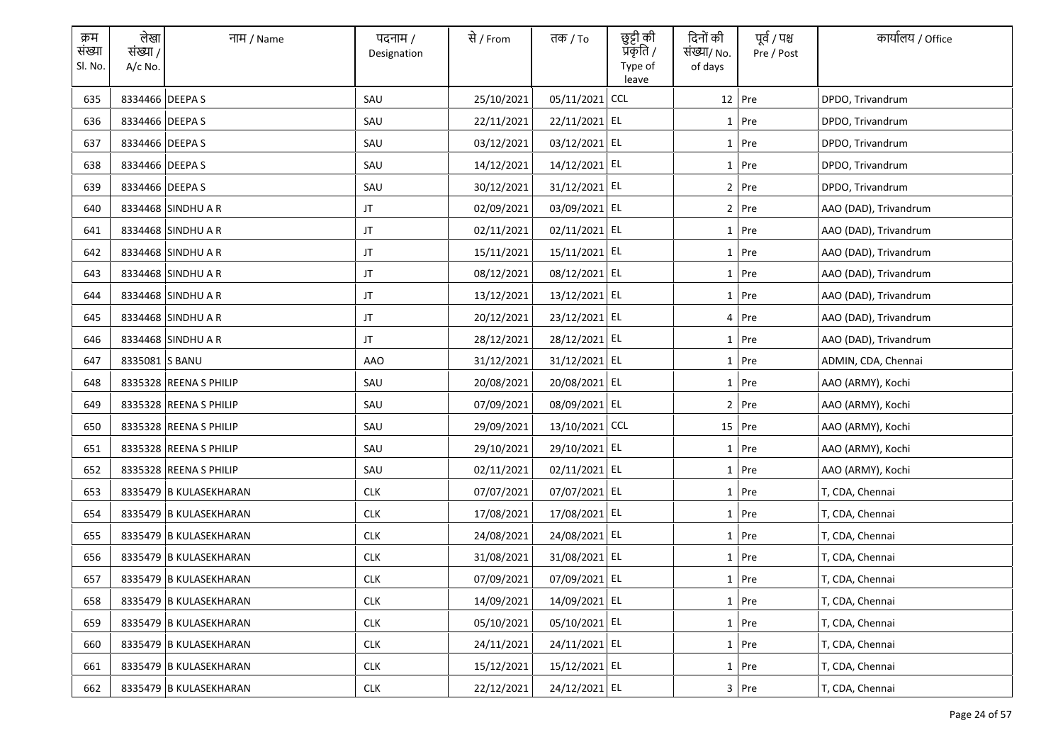| क्रम संख्या Sl. No. | लेखा संख्या / A/c No. | नाम / Name | पदनाम / Designation | से / From | तक / To | छुट्टी की प्रकृति / Type of leave | दिनों की संख्या/ No. of days | पूर्व / पश्च Pre / Post | कार्यालय / Office |
|---|---|---|---|---|---|---|---|---|---|
| 635 | 8334466 | DEEPA S | SAU | 25/10/2021 | 05/11/2021 | CCL | 12 | Pre | DPDO, Trivandrum |
| 636 | 8334466 | DEEPA S | SAU | 22/11/2021 | 22/11/2021 | EL | 1 | Pre | DPDO, Trivandrum |
| 637 | 8334466 | DEEPA S | SAU | 03/12/2021 | 03/12/2021 | EL | 1 | Pre | DPDO, Trivandrum |
| 638 | 8334466 | DEEPA S | SAU | 14/12/2021 | 14/12/2021 | EL | 1 | Pre | DPDO, Trivandrum |
| 639 | 8334466 | DEEPA S | SAU | 30/12/2021 | 31/12/2021 | EL | 2 | Pre | DPDO, Trivandrum |
| 640 | 8334468 | SINDHU A R | JT | 02/09/2021 | 03/09/2021 | EL | 2 | Pre | AAO (DAD), Trivandrum |
| 641 | 8334468 | SINDHU A R | JT | 02/11/2021 | 02/11/2021 | EL | 1 | Pre | AAO (DAD), Trivandrum |
| 642 | 8334468 | SINDHU A R | JT | 15/11/2021 | 15/11/2021 | EL | 1 | Pre | AAO (DAD), Trivandrum |
| 643 | 8334468 | SINDHU A R | JT | 08/12/2021 | 08/12/2021 | EL | 1 | Pre | AAO (DAD), Trivandrum |
| 644 | 8334468 | SINDHU A R | JT | 13/12/2021 | 13/12/2021 | EL | 1 | Pre | AAO (DAD), Trivandrum |
| 645 | 8334468 | SINDHU A R | JT | 20/12/2021 | 23/12/2021 | EL | 4 | Pre | AAO (DAD), Trivandrum |
| 646 | 8334468 | SINDHU A R | JT | 28/12/2021 | 28/12/2021 | EL | 1 | Pre | AAO (DAD), Trivandrum |
| 647 | 8335081 | S BANU | AAO | 31/12/2021 | 31/12/2021 | EL | 1 | Pre | ADMIN, CDA, Chennai |
| 648 | 8335328 | REENA S PHILIP | SAU | 20/08/2021 | 20/08/2021 | EL | 1 | Pre | AAO (ARMY), Kochi |
| 649 | 8335328 | REENA S PHILIP | SAU | 07/09/2021 | 08/09/2021 | EL | 2 | Pre | AAO (ARMY), Kochi |
| 650 | 8335328 | REENA S PHILIP | SAU | 29/09/2021 | 13/10/2021 | CCL | 15 | Pre | AAO (ARMY), Kochi |
| 651 | 8335328 | REENA S PHILIP | SAU | 29/10/2021 | 29/10/2021 | EL | 1 | Pre | AAO (ARMY), Kochi |
| 652 | 8335328 | REENA S PHILIP | SAU | 02/11/2021 | 02/11/2021 | EL | 1 | Pre | AAO (ARMY), Kochi |
| 653 | 8335479 | B KULASEKHARAN | CLK | 07/07/2021 | 07/07/2021 | EL | 1 | Pre | T, CDA, Chennai |
| 654 | 8335479 | B KULASEKHARAN | CLK | 17/08/2021 | 17/08/2021 | EL | 1 | Pre | T, CDA, Chennai |
| 655 | 8335479 | B KULASEKHARAN | CLK | 24/08/2021 | 24/08/2021 | EL | 1 | Pre | T, CDA, Chennai |
| 656 | 8335479 | B KULASEKHARAN | CLK | 31/08/2021 | 31/08/2021 | EL | 1 | Pre | T, CDA, Chennai |
| 657 | 8335479 | B KULASEKHARAN | CLK | 07/09/2021 | 07/09/2021 | EL | 1 | Pre | T, CDA, Chennai |
| 658 | 8335479 | B KULASEKHARAN | CLK | 14/09/2021 | 14/09/2021 | EL | 1 | Pre | T, CDA, Chennai |
| 659 | 8335479 | B KULASEKHARAN | CLK | 05/10/2021 | 05/10/2021 | EL | 1 | Pre | T, CDA, Chennai |
| 660 | 8335479 | B KULASEKHARAN | CLK | 24/11/2021 | 24/11/2021 | EL | 1 | Pre | T, CDA, Chennai |
| 661 | 8335479 | B KULASEKHARAN | CLK | 15/12/2021 | 15/12/2021 | EL | 1 | Pre | T, CDA, Chennai |
| 662 | 8335479 | B KULASEKHARAN | CLK | 22/12/2021 | 24/12/2021 | EL | 3 | Pre | T, CDA, Chennai |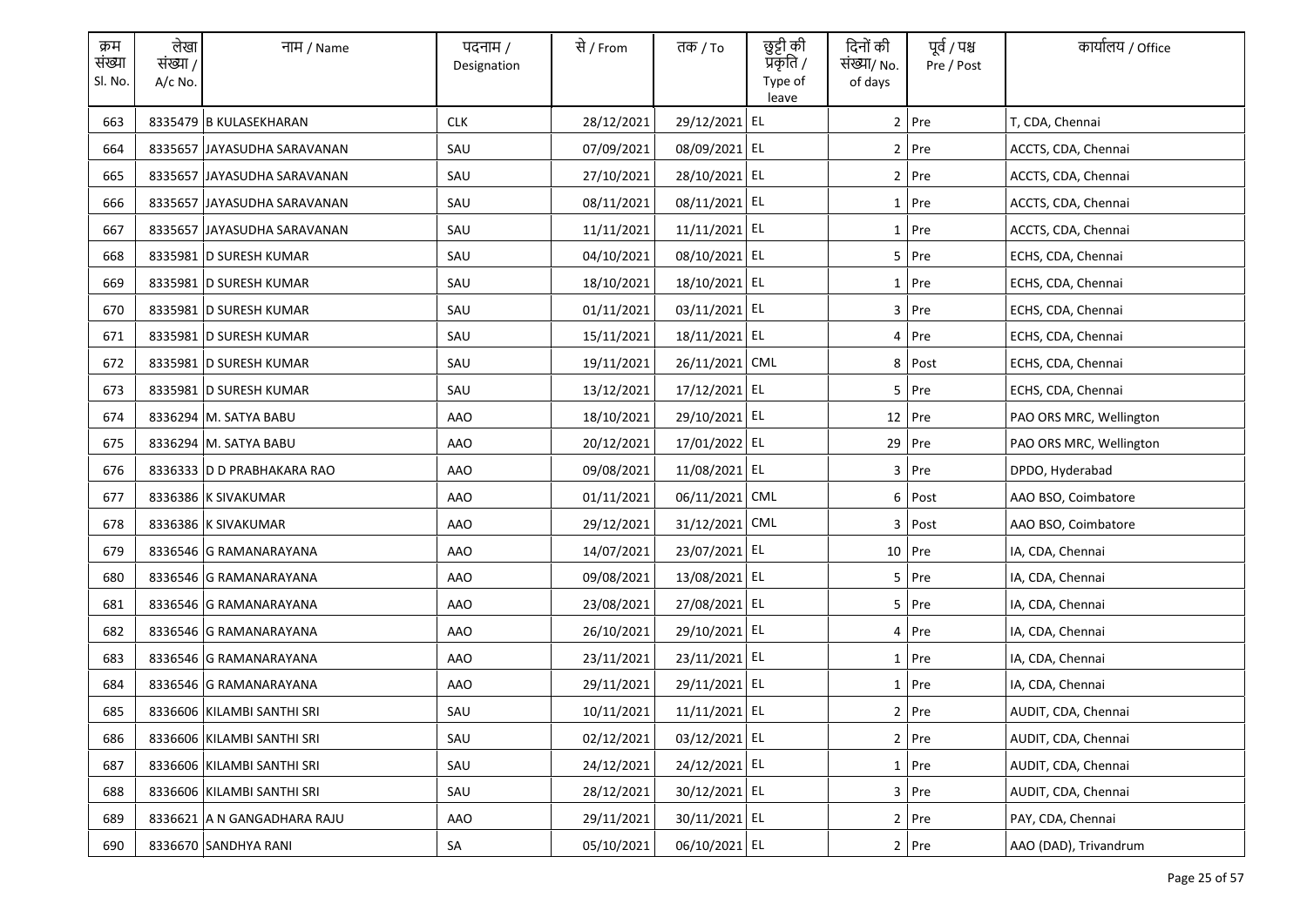| क्रम संख्या Sl. No. | लेखा संख्या / A/c No. | नाम / Name | पदनाम / Designation | से / From | तक / To | छुट्टी की प्रकृति / Type of leave | दिनों की संख्या/ No. of days | पूर्व / पश्च Pre / Post | कार्यालय / Office |
|---|---|---|---|---|---|---|---|---|---|
| 663 | 8335479 | B KULASEKHARAN | CLK | 28/12/2021 | 29/12/2021 | EL | 2 | Pre | T, CDA, Chennai |
| 664 | 8335657 | JAYASUDHA SARAVANAN | SAU | 07/09/2021 | 08/09/2021 | EL | 2 | Pre | ACCTS, CDA, Chennai |
| 665 | 8335657 | JAYASUDHA SARAVANAN | SAU | 27/10/2021 | 28/10/2021 | EL | 2 | Pre | ACCTS, CDA, Chennai |
| 666 | 8335657 | JAYASUDHA SARAVANAN | SAU | 08/11/2021 | 08/11/2021 | EL | 1 | Pre | ACCTS, CDA, Chennai |
| 667 | 8335657 | JAYASUDHA SARAVANAN | SAU | 11/11/2021 | 11/11/2021 | EL | 1 | Pre | ACCTS, CDA, Chennai |
| 668 | 8335981 | D SURESH KUMAR | SAU | 04/10/2021 | 08/10/2021 | EL | 5 | Pre | ECHS, CDA, Chennai |
| 669 | 8335981 | D SURESH KUMAR | SAU | 18/10/2021 | 18/10/2021 | EL | 1 | Pre | ECHS, CDA, Chennai |
| 670 | 8335981 | D SURESH KUMAR | SAU | 01/11/2021 | 03/11/2021 | EL | 3 | Pre | ECHS, CDA, Chennai |
| 671 | 8335981 | D SURESH KUMAR | SAU | 15/11/2021 | 18/11/2021 | EL | 4 | Pre | ECHS, CDA, Chennai |
| 672 | 8335981 | D SURESH KUMAR | SAU | 19/11/2021 | 26/11/2021 | CML | 8 | Post | ECHS, CDA, Chennai |
| 673 | 8335981 | D SURESH KUMAR | SAU | 13/12/2021 | 17/12/2021 | EL | 5 | Pre | ECHS, CDA, Chennai |
| 674 | 8336294 | M. SATYA BABU | AAO | 18/10/2021 | 29/10/2021 | EL | 12 | Pre | PAO ORS MRC, Wellington |
| 675 | 8336294 | M. SATYA BABU | AAO | 20/12/2021 | 17/01/2022 | EL | 29 | Pre | PAO ORS MRC, Wellington |
| 676 | 8336333 | D D PRABHAKARA RAO | AAO | 09/08/2021 | 11/08/2021 | EL | 3 | Pre | DPDO, Hyderabad |
| 677 | 8336386 | K SIVAKUMAR | AAO | 01/11/2021 | 06/11/2021 | CML | 6 | Post | AAO BSO, Coimbatore |
| 678 | 8336386 | K SIVAKUMAR | AAO | 29/12/2021 | 31/12/2021 | CML | 3 | Post | AAO BSO, Coimbatore |
| 679 | 8336546 | G RAMANARAYANA | AAO | 14/07/2021 | 23/07/2021 | EL | 10 | Pre | IA, CDA, Chennai |
| 680 | 8336546 | G RAMANARAYANA | AAO | 09/08/2021 | 13/08/2021 | EL | 5 | Pre | IA, CDA, Chennai |
| 681 | 8336546 | G RAMANARAYANA | AAO | 23/08/2021 | 27/08/2021 | EL | 5 | Pre | IA, CDA, Chennai |
| 682 | 8336546 | G RAMANARAYANA | AAO | 26/10/2021 | 29/10/2021 | EL | 4 | Pre | IA, CDA, Chennai |
| 683 | 8336546 | G RAMANARAYANA | AAO | 23/11/2021 | 23/11/2021 | EL | 1 | Pre | IA, CDA, Chennai |
| 684 | 8336546 | G RAMANARAYANA | AAO | 29/11/2021 | 29/11/2021 | EL | 1 | Pre | IA, CDA, Chennai |
| 685 | 8336606 | KILAMBI SANTHI SRI | SAU | 10/11/2021 | 11/11/2021 | EL | 2 | Pre | AUDIT, CDA, Chennai |
| 686 | 8336606 | KILAMBI SANTHI SRI | SAU | 02/12/2021 | 03/12/2021 | EL | 2 | Pre | AUDIT, CDA, Chennai |
| 687 | 8336606 | KILAMBI SANTHI SRI | SAU | 24/12/2021 | 24/12/2021 | EL | 1 | Pre | AUDIT, CDA, Chennai |
| 688 | 8336606 | KILAMBI SANTHI SRI | SAU | 28/12/2021 | 30/12/2021 | EL | 3 | Pre | AUDIT, CDA, Chennai |
| 689 | 8336621 | A N GANGADHARA RAJU | AAO | 29/11/2021 | 30/11/2021 | EL | 2 | Pre | PAY, CDA, Chennai |
| 690 | 8336670 | SANDHYA RANI | SA | 05/10/2021 | 06/10/2021 | EL | 2 | Pre | AAO (DAD), Trivandrum |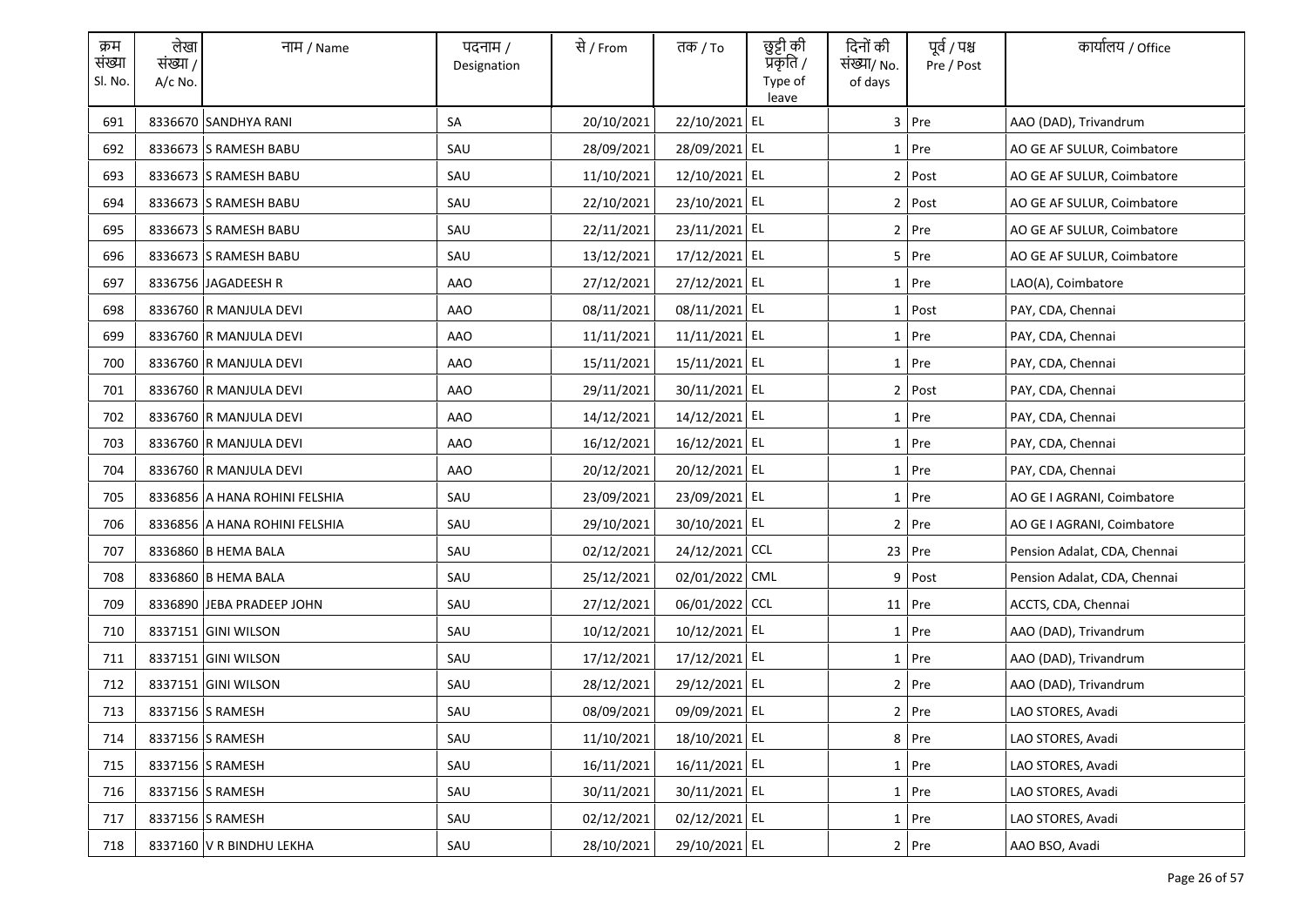| क्रम संख्या Sl. No. | लेखा संख्या / A/c No. | नाम / Name | पदनाम / Designation | से / From | तक / To | छुट्टी की प्रकृति / Type of leave | दिनों की संख्या/ No. of days | पूर्व / पश्च Pre / Post | कार्यालय / Office |
|---|---|---|---|---|---|---|---|---|---|
| 691 | 8336670 | SANDHYA RANI | SA | 20/10/2021 | 22/10/2021 | EL | 3 | Pre | AAO (DAD), Trivandrum |
| 692 | 8336673 | S RAMESH BABU | SAU | 28/09/2021 | 28/09/2021 | EL | 1 | Pre | AO GE AF SULUR, Coimbatore |
| 693 | 8336673 | S RAMESH BABU | SAU | 11/10/2021 | 12/10/2021 | EL | 2 | Post | AO GE AF SULUR, Coimbatore |
| 694 | 8336673 | S RAMESH BABU | SAU | 22/10/2021 | 23/10/2021 | EL | 2 | Post | AO GE AF SULUR, Coimbatore |
| 695 | 8336673 | S RAMESH BABU | SAU | 22/11/2021 | 23/11/2021 | EL | 2 | Pre | AO GE AF SULUR, Coimbatore |
| 696 | 8336673 | S RAMESH BABU | SAU | 13/12/2021 | 17/12/2021 | EL | 5 | Pre | AO GE AF SULUR, Coimbatore |
| 697 | 8336756 | JAGADEESH R | AAO | 27/12/2021 | 27/12/2021 | EL | 1 | Pre | LAO(A), Coimbatore |
| 698 | 8336760 | R MANJULA DEVI | AAO | 08/11/2021 | 08/11/2021 | EL | 1 | Post | PAY, CDA, Chennai |
| 699 | 8336760 | R MANJULA DEVI | AAO | 11/11/2021 | 11/11/2021 | EL | 1 | Pre | PAY, CDA, Chennai |
| 700 | 8336760 | R MANJULA DEVI | AAO | 15/11/2021 | 15/11/2021 | EL | 1 | Pre | PAY, CDA, Chennai |
| 701 | 8336760 | R MANJULA DEVI | AAO | 29/11/2021 | 30/11/2021 | EL | 2 | Post | PAY, CDA, Chennai |
| 702 | 8336760 | R MANJULA DEVI | AAO | 14/12/2021 | 14/12/2021 | EL | 1 | Pre | PAY, CDA, Chennai |
| 703 | 8336760 | R MANJULA DEVI | AAO | 16/12/2021 | 16/12/2021 | EL | 1 | Pre | PAY, CDA, Chennai |
| 704 | 8336760 | R MANJULA DEVI | AAO | 20/12/2021 | 20/12/2021 | EL | 1 | Pre | PAY, CDA, Chennai |
| 705 | 8336856 | A HANA ROHINI FELSHIA | SAU | 23/09/2021 | 23/09/2021 | EL | 1 | Pre | AO GE I AGRANI, Coimbatore |
| 706 | 8336856 | A HANA ROHINI FELSHIA | SAU | 29/10/2021 | 30/10/2021 | EL | 2 | Pre | AO GE I AGRANI, Coimbatore |
| 707 | 8336860 | B HEMA BALA | SAU | 02/12/2021 | 24/12/2021 | CCL | 23 | Pre | Pension Adalat, CDA, Chennai |
| 708 | 8336860 | B HEMA BALA | SAU | 25/12/2021 | 02/01/2022 | CML | 9 | Post | Pension Adalat, CDA, Chennai |
| 709 | 8336890 | JEBA PRADEEP JOHN | SAU | 27/12/2021 | 06/01/2022 | CCL | 11 | Pre | ACCTS, CDA, Chennai |
| 710 | 8337151 | GINI WILSON | SAU | 10/12/2021 | 10/12/2021 | EL | 1 | Pre | AAO (DAD), Trivandrum |
| 711 | 8337151 | GINI WILSON | SAU | 17/12/2021 | 17/12/2021 | EL | 1 | Pre | AAO (DAD), Trivandrum |
| 712 | 8337151 | GINI WILSON | SAU | 28/12/2021 | 29/12/2021 | EL | 2 | Pre | AAO (DAD), Trivandrum |
| 713 | 8337156 | S RAMESH | SAU | 08/09/2021 | 09/09/2021 | EL | 2 | Pre | LAO STORES, Avadi |
| 714 | 8337156 | S RAMESH | SAU | 11/10/2021 | 18/10/2021 | EL | 8 | Pre | LAO STORES, Avadi |
| 715 | 8337156 | S RAMESH | SAU | 16/11/2021 | 16/11/2021 | EL | 1 | Pre | LAO STORES, Avadi |
| 716 | 8337156 | S RAMESH | SAU | 30/11/2021 | 30/11/2021 | EL | 1 | Pre | LAO STORES, Avadi |
| 717 | 8337156 | S RAMESH | SAU | 02/12/2021 | 02/12/2021 | EL | 1 | Pre | LAO STORES, Avadi |
| 718 | 8337160 | V R BINDHU LEKHA | SAU | 28/10/2021 | 29/10/2021 | EL | 2 | Pre | AAO BSO, Avadi |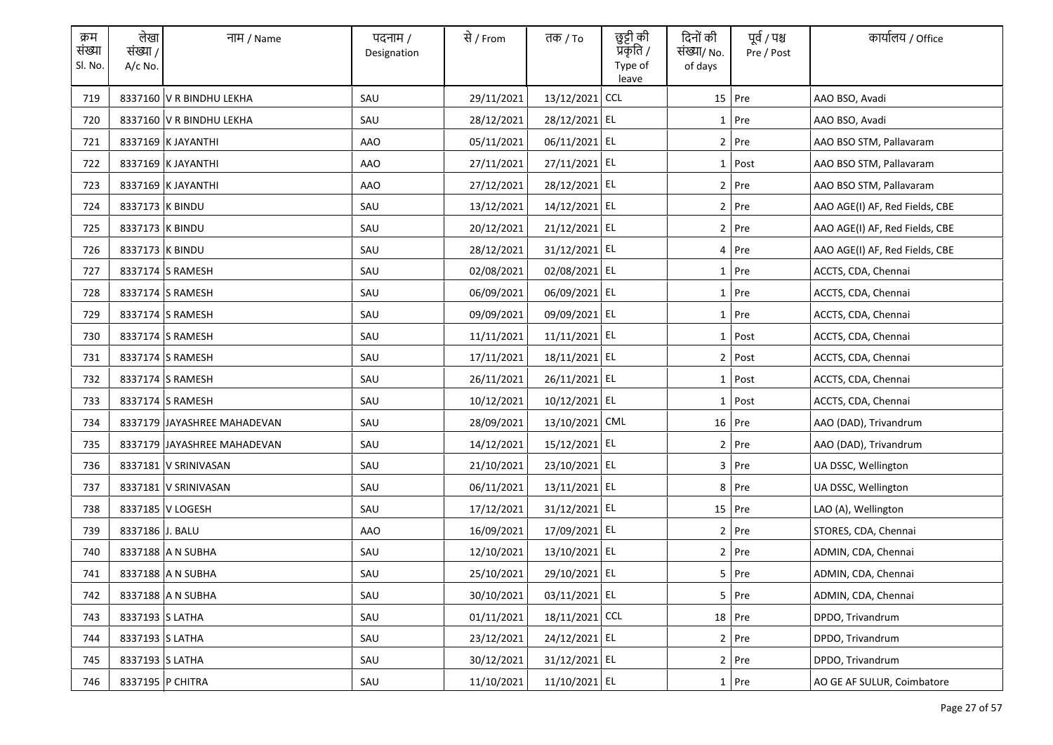| क्रम संख्या Sl. No. | लेखा संख्या / A/c No. | नाम / Name | पदनाम / Designation | से / From | तक / To | छुट्टी की प्रकृति / Type of leave | दिनों की संख्या/ No. of days | पूर्व / पश्च Pre / Post | कार्यालय / Office |
|---|---|---|---|---|---|---|---|---|---|
| 719 | 8337160 | V R BINDHU LEKHA | SAU | 29/11/2021 | 13/12/2021 | CCL | 15 | Pre | AAO BSO, Avadi |
| 720 | 8337160 | V R BINDHU LEKHA | SAU | 28/12/2021 | 28/12/2021 | EL | 1 | Pre | AAO BSO, Avadi |
| 721 | 8337169 | K JAYANTHI | AAO | 05/11/2021 | 06/11/2021 | EL | 2 | Pre | AAO BSO STM, Pallavaram |
| 722 | 8337169 | K JAYANTHI | AAO | 27/11/2021 | 27/11/2021 | EL | 1 | Post | AAO BSO STM, Pallavaram |
| 723 | 8337169 | K JAYANTHI | AAO | 27/12/2021 | 28/12/2021 | EL | 2 | Pre | AAO BSO STM, Pallavaram |
| 724 | 8337173 | K BINDU | SAU | 13/12/2021 | 14/12/2021 | EL | 2 | Pre | AAO AGE(I) AF, Red Fields, CBE |
| 725 | 8337173 | K BINDU | SAU | 20/12/2021 | 21/12/2021 | EL | 2 | Pre | AAO AGE(I) AF, Red Fields, CBE |
| 726 | 8337173 | K BINDU | SAU | 28/12/2021 | 31/12/2021 | EL | 4 | Pre | AAO AGE(I) AF, Red Fields, CBE |
| 727 | 8337174 | S RAMESH | SAU | 02/08/2021 | 02/08/2021 | EL | 1 | Pre | ACCTS, CDA, Chennai |
| 728 | 8337174 | S RAMESH | SAU | 06/09/2021 | 06/09/2021 | EL | 1 | Pre | ACCTS, CDA, Chennai |
| 729 | 8337174 | S RAMESH | SAU | 09/09/2021 | 09/09/2021 | EL | 1 | Pre | ACCTS, CDA, Chennai |
| 730 | 8337174 | S RAMESH | SAU | 11/11/2021 | 11/11/2021 | EL | 1 | Post | ACCTS, CDA, Chennai |
| 731 | 8337174 | S RAMESH | SAU | 17/11/2021 | 18/11/2021 | EL | 2 | Post | ACCTS, CDA, Chennai |
| 732 | 8337174 | S RAMESH | SAU | 26/11/2021 | 26/11/2021 | EL | 1 | Post | ACCTS, CDA, Chennai |
| 733 | 8337174 | S RAMESH | SAU | 10/12/2021 | 10/12/2021 | EL | 1 | Post | ACCTS, CDA, Chennai |
| 734 | 8337179 | JAYASHREE MAHADEVAN | SAU | 28/09/2021 | 13/10/2021 | CML | 16 | Pre | AAO (DAD), Trivandrum |
| 735 | 8337179 | JAYASHREE MAHADEVAN | SAU | 14/12/2021 | 15/12/2021 | EL | 2 | Pre | AAO (DAD), Trivandrum |
| 736 | 8337181 | V SRINIVASAN | SAU | 21/10/2021 | 23/10/2021 | EL | 3 | Pre | UA DSSC, Wellington |
| 737 | 8337181 | V SRINIVASAN | SAU | 06/11/2021 | 13/11/2021 | EL | 8 | Pre | UA DSSC, Wellington |
| 738 | 8337185 | V LOGESH | SAU | 17/12/2021 | 31/12/2021 | EL | 15 | Pre | LAO (A), Wellington |
| 739 | 8337186 | J. BALU | AAO | 16/09/2021 | 17/09/2021 | EL | 2 | Pre | STORES, CDA, Chennai |
| 740 | 8337188 | A N SUBHA | SAU | 12/10/2021 | 13/10/2021 | EL | 2 | Pre | ADMIN, CDA, Chennai |
| 741 | 8337188 | A N SUBHA | SAU | 25/10/2021 | 29/10/2021 | EL | 5 | Pre | ADMIN, CDA, Chennai |
| 742 | 8337188 | A N SUBHA | SAU | 30/10/2021 | 03/11/2021 | EL | 5 | Pre | ADMIN, CDA, Chennai |
| 743 | 8337193 | S LATHA | SAU | 01/11/2021 | 18/11/2021 | CCL | 18 | Pre | DPDO, Trivandrum |
| 744 | 8337193 | S LATHA | SAU | 23/12/2021 | 24/12/2021 | EL | 2 | Pre | DPDO, Trivandrum |
| 745 | 8337193 | S LATHA | SAU | 30/12/2021 | 31/12/2021 | EL | 2 | Pre | DPDO, Trivandrum |
| 746 | 8337195 | P CHITRA | SAU | 11/10/2021 | 11/10/2021 | EL | 1 | Pre | AO GE AF SULUR, Coimbatore |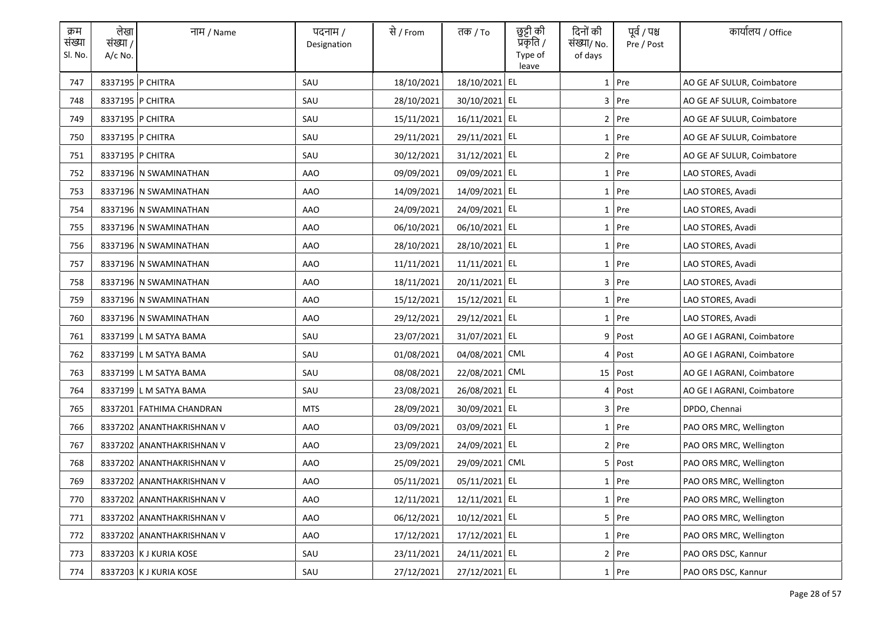| क्रम संख्या Sl. No. | लेखा संख्या / A/c No. | नाम / Name | पदनाम / Designation | से / From | तक / To | छुट्टी की प्रकृति / Type of leave | दिनों की संख्या/ No. of days | पूर्व / पश्च Pre / Post | कार्यालय / Office |
|---|---|---|---|---|---|---|---|---|---|
| 747 | 8337195 | P CHITRA | SAU | 18/10/2021 | 18/10/2021 | EL | 1 | Pre | AO GE AF SULUR, Coimbatore |
| 748 | 8337195 | P CHITRA | SAU | 28/10/2021 | 30/10/2021 | EL | 3 | Pre | AO GE AF SULUR, Coimbatore |
| 749 | 8337195 | P CHITRA | SAU | 15/11/2021 | 16/11/2021 | EL | 2 | Pre | AO GE AF SULUR, Coimbatore |
| 750 | 8337195 | P CHITRA | SAU | 29/11/2021 | 29/11/2021 | EL | 1 | Pre | AO GE AF SULUR, Coimbatore |
| 751 | 8337195 | P CHITRA | SAU | 30/12/2021 | 31/12/2021 | EL | 2 | Pre | AO GE AF SULUR, Coimbatore |
| 752 | 8337196 | N SWAMINATHAN | AAO | 09/09/2021 | 09/09/2021 | EL | 1 | Pre | LAO STORES, Avadi |
| 753 | 8337196 | N SWAMINATHAN | AAO | 14/09/2021 | 14/09/2021 | EL | 1 | Pre | LAO STORES, Avadi |
| 754 | 8337196 | N SWAMINATHAN | AAO | 24/09/2021 | 24/09/2021 | EL | 1 | Pre | LAO STORES, Avadi |
| 755 | 8337196 | N SWAMINATHAN | AAO | 06/10/2021 | 06/10/2021 | EL | 1 | Pre | LAO STORES, Avadi |
| 756 | 8337196 | N SWAMINATHAN | AAO | 28/10/2021 | 28/10/2021 | EL | 1 | Pre | LAO STORES, Avadi |
| 757 | 8337196 | N SWAMINATHAN | AAO | 11/11/2021 | 11/11/2021 | EL | 1 | Pre | LAO STORES, Avadi |
| 758 | 8337196 | N SWAMINATHAN | AAO | 18/11/2021 | 20/11/2021 | EL | 3 | Pre | LAO STORES, Avadi |
| 759 | 8337196 | N SWAMINATHAN | AAO | 15/12/2021 | 15/12/2021 | EL | 1 | Pre | LAO STORES, Avadi |
| 760 | 8337196 | N SWAMINATHAN | AAO | 29/12/2021 | 29/12/2021 | EL | 1 | Pre | LAO STORES, Avadi |
| 761 | 8337199 | L M SATYA BAMA | SAU | 23/07/2021 | 31/07/2021 | EL | 9 | Post | AO GE I AGRANI, Coimbatore |
| 762 | 8337199 | L M SATYA BAMA | SAU | 01/08/2021 | 04/08/2021 | CML | 4 | Post | AO GE I AGRANI, Coimbatore |
| 763 | 8337199 | L M SATYA BAMA | SAU | 08/08/2021 | 22/08/2021 | CML | 15 | Post | AO GE I AGRANI, Coimbatore |
| 764 | 8337199 | L M SATYA BAMA | SAU | 23/08/2021 | 26/08/2021 | EL | 4 | Post | AO GE I AGRANI, Coimbatore |
| 765 | 8337201 | FATHIMA CHANDRAN | MTS | 28/09/2021 | 30/09/2021 | EL | 3 | Pre | DPDO, Chennai |
| 766 | 8337202 | ANANTHAKRISHNAN V | AAO | 03/09/2021 | 03/09/2021 | EL | 1 | Pre | PAO ORS MRC, Wellington |
| 767 | 8337202 | ANANTHAKRISHNAN V | AAO | 23/09/2021 | 24/09/2021 | EL | 2 | Pre | PAO ORS MRC, Wellington |
| 768 | 8337202 | ANANTHAKRISHNAN V | AAO | 25/09/2021 | 29/09/2021 | CML | 5 | Post | PAO ORS MRC, Wellington |
| 769 | 8337202 | ANANTHAKRISHNAN V | AAO | 05/11/2021 | 05/11/2021 | EL | 1 | Pre | PAO ORS MRC, Wellington |
| 770 | 8337202 | ANANTHAKRISHNAN V | AAO | 12/11/2021 | 12/11/2021 | EL | 1 | Pre | PAO ORS MRC, Wellington |
| 771 | 8337202 | ANANTHAKRISHNAN V | AAO | 06/12/2021 | 10/12/2021 | EL | 5 | Pre | PAO ORS MRC, Wellington |
| 772 | 8337202 | ANANTHAKRISHNAN V | AAO | 17/12/2021 | 17/12/2021 | EL | 1 | Pre | PAO ORS MRC, Wellington |
| 773 | 8337203 | K J KURIA KOSE | SAU | 23/11/2021 | 24/11/2021 | EL | 2 | Pre | PAO ORS DSC, Kannur |
| 774 | 8337203 | K J KURIA KOSE | SAU | 27/12/2021 | 27/12/2021 | EL | 1 | Pre | PAO ORS DSC, Kannur |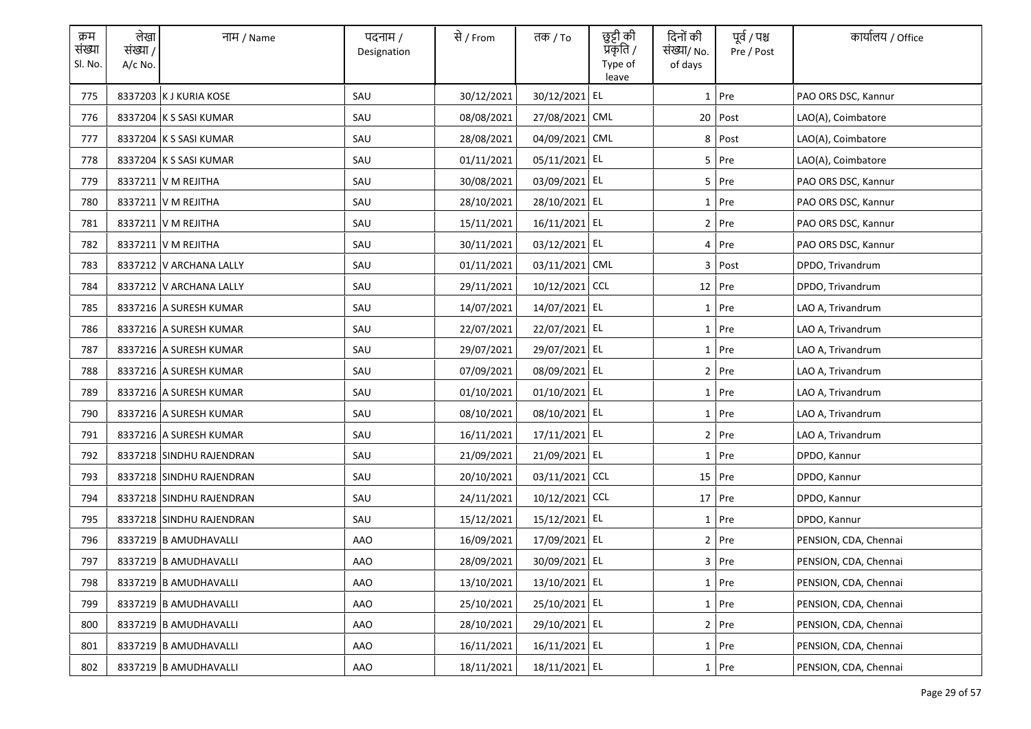| क्रम संख्या Sl. No. | लेखा संख्या / A/c No. | नाम / Name | पदनाम / Designation | से / From | तक / To | छुट्टी की प्रकृति / Type of leave | दिनों की संख्या/ No. of days | पूर्व / पश्च Pre / Post | कार्यालय / Office |
|---|---|---|---|---|---|---|---|---|---|
| 775 | 8337203 | K J KURIA KOSE | SAU | 30/12/2021 | 30/12/2021 | EL | 1 | Pre | PAO ORS DSC, Kannur |
| 776 | 8337204 | K S SASI KUMAR | SAU | 08/08/2021 | 27/08/2021 | CML | 20 | Post | LAO(A), Coimbatore |
| 777 | 8337204 | K S SASI KUMAR | SAU | 28/08/2021 | 04/09/2021 | CML | 8 | Post | LAO(A), Coimbatore |
| 778 | 8337204 | K S SASI KUMAR | SAU | 01/11/2021 | 05/11/2021 | EL | 5 | Pre | LAO(A), Coimbatore |
| 779 | 8337211 | V M REJITHA | SAU | 30/08/2021 | 03/09/2021 | EL | 5 | Pre | PAO ORS DSC, Kannur |
| 780 | 8337211 | V M REJITHA | SAU | 28/10/2021 | 28/10/2021 | EL | 1 | Pre | PAO ORS DSC, Kannur |
| 781 | 8337211 | V M REJITHA | SAU | 15/11/2021 | 16/11/2021 | EL | 2 | Pre | PAO ORS DSC, Kannur |
| 782 | 8337211 | V M REJITHA | SAU | 30/11/2021 | 03/12/2021 | EL | 4 | Pre | PAO ORS DSC, Kannur |
| 783 | 8337212 | V ARCHANA LALLY | SAU | 01/11/2021 | 03/11/2021 | CML | 3 | Post | DPDO, Trivandrum |
| 784 | 8337212 | V ARCHANA LALLY | SAU | 29/11/2021 | 10/12/2021 | CCL | 12 | Pre | DPDO, Trivandrum |
| 785 | 8337216 | A SURESH KUMAR | SAU | 14/07/2021 | 14/07/2021 | EL | 1 | Pre | LAO A, Trivandrum |
| 786 | 8337216 | A SURESH KUMAR | SAU | 22/07/2021 | 22/07/2021 | EL | 1 | Pre | LAO A, Trivandrum |
| 787 | 8337216 | A SURESH KUMAR | SAU | 29/07/2021 | 29/07/2021 | EL | 1 | Pre | LAO A, Trivandrum |
| 788 | 8337216 | A SURESH KUMAR | SAU | 07/09/2021 | 08/09/2021 | EL | 2 | Pre | LAO A, Trivandrum |
| 789 | 8337216 | A SURESH KUMAR | SAU | 01/10/2021 | 01/10/2021 | EL | 1 | Pre | LAO A, Trivandrum |
| 790 | 8337216 | A SURESH KUMAR | SAU | 08/10/2021 | 08/10/2021 | EL | 1 | Pre | LAO A, Trivandrum |
| 791 | 8337216 | A SURESH KUMAR | SAU | 16/11/2021 | 17/11/2021 | EL | 2 | Pre | LAO A, Trivandrum |
| 792 | 8337218 | SINDHU RAJENDRAN | SAU | 21/09/2021 | 21/09/2021 | EL | 1 | Pre | DPDO, Kannur |
| 793 | 8337218 | SINDHU RAJENDRAN | SAU | 20/10/2021 | 03/11/2021 | CCL | 15 | Pre | DPDO, Kannur |
| 794 | 8337218 | SINDHU RAJENDRAN | SAU | 24/11/2021 | 10/12/2021 | CCL | 17 | Pre | DPDO, Kannur |
| 795 | 8337218 | SINDHU RAJENDRAN | SAU | 15/12/2021 | 15/12/2021 | EL | 1 | Pre | DPDO, Kannur |
| 796 | 8337219 | B AMUDHAVALLI | AAO | 16/09/2021 | 17/09/2021 | EL | 2 | Pre | PENSION, CDA, Chennai |
| 797 | 8337219 | B AMUDHAVALLI | AAO | 28/09/2021 | 30/09/2021 | EL | 3 | Pre | PENSION, CDA, Chennai |
| 798 | 8337219 | B AMUDHAVALLI | AAO | 13/10/2021 | 13/10/2021 | EL | 1 | Pre | PENSION, CDA, Chennai |
| 799 | 8337219 | B AMUDHAVALLI | AAO | 25/10/2021 | 25/10/2021 | EL | 1 | Pre | PENSION, CDA, Chennai |
| 800 | 8337219 | B AMUDHAVALLI | AAO | 28/10/2021 | 29/10/2021 | EL | 2 | Pre | PENSION, CDA, Chennai |
| 801 | 8337219 | B AMUDHAVALLI | AAO | 16/11/2021 | 16/11/2021 | EL | 1 | Pre | PENSION, CDA, Chennai |
| 802 | 8337219 | B AMUDHAVALLI | AAO | 18/11/2021 | 18/11/2021 | EL | 1 | Pre | PENSION, CDA, Chennai |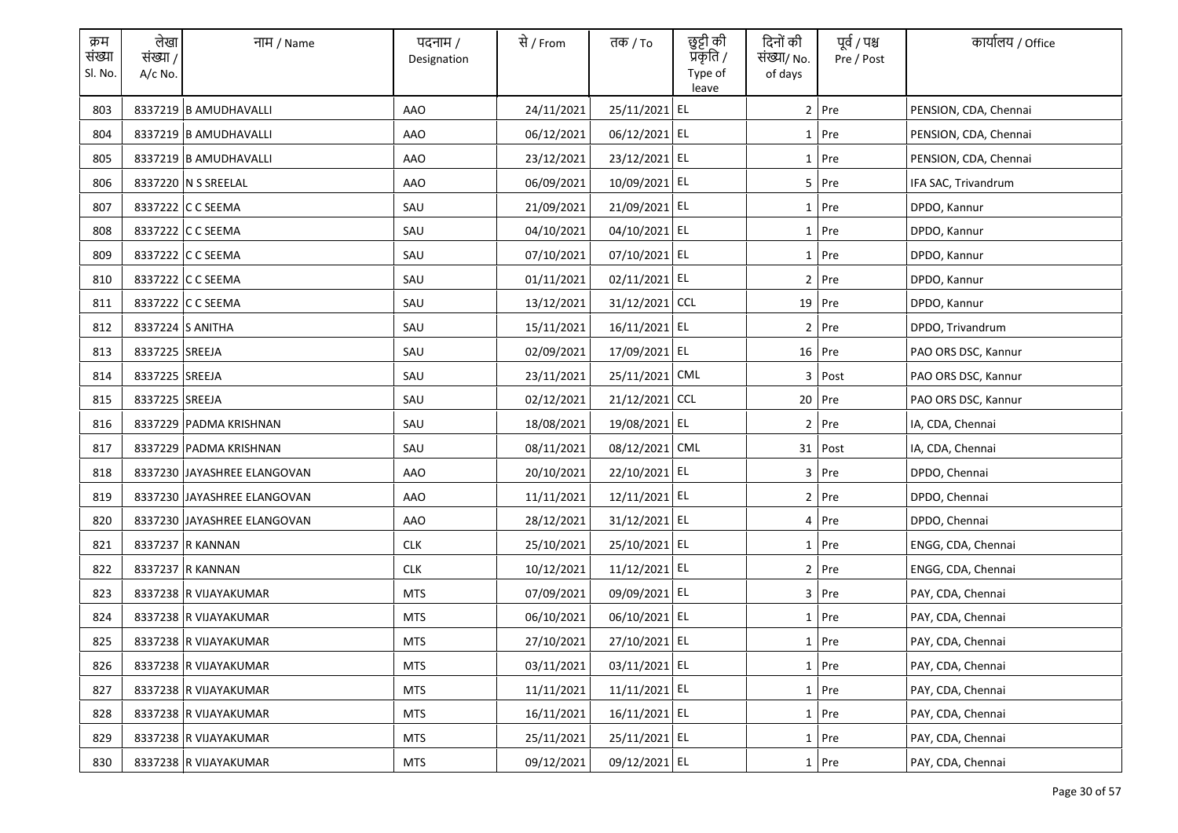| क्रम संख्या Sl. No. | लेखा संख्या / A/c No. | नाम / Name | पदनाम / Designation | से / From | तक / To | छुट्टी की प्रकृति / Type of leave | दिनों की संख्या/ No. of days | पूर्व / पश्च Pre / Post | कार्यालय / Office |
|---|---|---|---|---|---|---|---|---|---|
| 803 | 8337219 | B AMUDHAVALLI | AAO | 24/11/2021 | 25/11/2021 | EL | 2 | Pre | PENSION, CDA, Chennai |
| 804 | 8337219 | B AMUDHAVALLI | AAO | 06/12/2021 | 06/12/2021 | EL | 1 | Pre | PENSION, CDA, Chennai |
| 805 | 8337219 | B AMUDHAVALLI | AAO | 23/12/2021 | 23/12/2021 | EL | 1 | Pre | PENSION, CDA, Chennai |
| 806 | 8337220 | N S SREELAL | AAO | 06/09/2021 | 10/09/2021 | EL | 5 | Pre | IFA SAC, Trivandrum |
| 807 | 8337222 | C C SEEMA | SAU | 21/09/2021 | 21/09/2021 | EL | 1 | Pre | DPDO, Kannur |
| 808 | 8337222 | C C SEEMA | SAU | 04/10/2021 | 04/10/2021 | EL | 1 | Pre | DPDO, Kannur |
| 809 | 8337222 | C C SEEMA | SAU | 07/10/2021 | 07/10/2021 | EL | 1 | Pre | DPDO, Kannur |
| 810 | 8337222 | C C SEEMA | SAU | 01/11/2021 | 02/11/2021 | EL | 2 | Pre | DPDO, Kannur |
| 811 | 8337222 | C C SEEMA | SAU | 13/12/2021 | 31/12/2021 | CCL | 19 | Pre | DPDO, Kannur |
| 812 | 8337224 | S ANITHA | SAU | 15/11/2021 | 16/11/2021 | EL | 2 | Pre | DPDO, Trivandrum |
| 813 | 8337225 | SREEJA | SAU | 02/09/2021 | 17/09/2021 | EL | 16 | Pre | PAO ORS DSC, Kannur |
| 814 | 8337225 | SREEJA | SAU | 23/11/2021 | 25/11/2021 | CML | 3 | Post | PAO ORS DSC, Kannur |
| 815 | 8337225 | SREEJA | SAU | 02/12/2021 | 21/12/2021 | CCL | 20 | Pre | PAO ORS DSC, Kannur |
| 816 | 8337229 | PADMA KRISHNAN | SAU | 18/08/2021 | 19/08/2021 | EL | 2 | Pre | IA, CDA, Chennai |
| 817 | 8337229 | PADMA KRISHNAN | SAU | 08/11/2021 | 08/12/2021 | CML | 31 | Post | IA, CDA, Chennai |
| 818 | 8337230 | JAYASHREE ELANGOVAN | AAO | 20/10/2021 | 22/10/2021 | EL | 3 | Pre | DPDO, Chennai |
| 819 | 8337230 | JAYASHREE ELANGOVAN | AAO | 11/11/2021 | 12/11/2021 | EL | 2 | Pre | DPDO, Chennai |
| 820 | 8337230 | JAYASHREE ELANGOVAN | AAO | 28/12/2021 | 31/12/2021 | EL | 4 | Pre | DPDO, Chennai |
| 821 | 8337237 | R KANNAN | CLK | 25/10/2021 | 25/10/2021 | EL | 1 | Pre | ENGG, CDA, Chennai |
| 822 | 8337237 | R KANNAN | CLK | 10/12/2021 | 11/12/2021 | EL | 2 | Pre | ENGG, CDA, Chennai |
| 823 | 8337238 | R VIJAYAKUMAR | MTS | 07/09/2021 | 09/09/2021 | EL | 3 | Pre | PAY, CDA, Chennai |
| 824 | 8337238 | R VIJAYAKUMAR | MTS | 06/10/2021 | 06/10/2021 | EL | 1 | Pre | PAY, CDA, Chennai |
| 825 | 8337238 | R VIJAYAKUMAR | MTS | 27/10/2021 | 27/10/2021 | EL | 1 | Pre | PAY, CDA, Chennai |
| 826 | 8337238 | R VIJAYAKUMAR | MTS | 03/11/2021 | 03/11/2021 | EL | 1 | Pre | PAY, CDA, Chennai |
| 827 | 8337238 | R VIJAYAKUMAR | MTS | 11/11/2021 | 11/11/2021 | EL | 1 | Pre | PAY, CDA, Chennai |
| 828 | 8337238 | R VIJAYAKUMAR | MTS | 16/11/2021 | 16/11/2021 | EL | 1 | Pre | PAY, CDA, Chennai |
| 829 | 8337238 | R VIJAYAKUMAR | MTS | 25/11/2021 | 25/11/2021 | EL | 1 | Pre | PAY, CDA, Chennai |
| 830 | 8337238 | R VIJAYAKUMAR | MTS | 09/12/2021 | 09/12/2021 | EL | 1 | Pre | PAY, CDA, Chennai |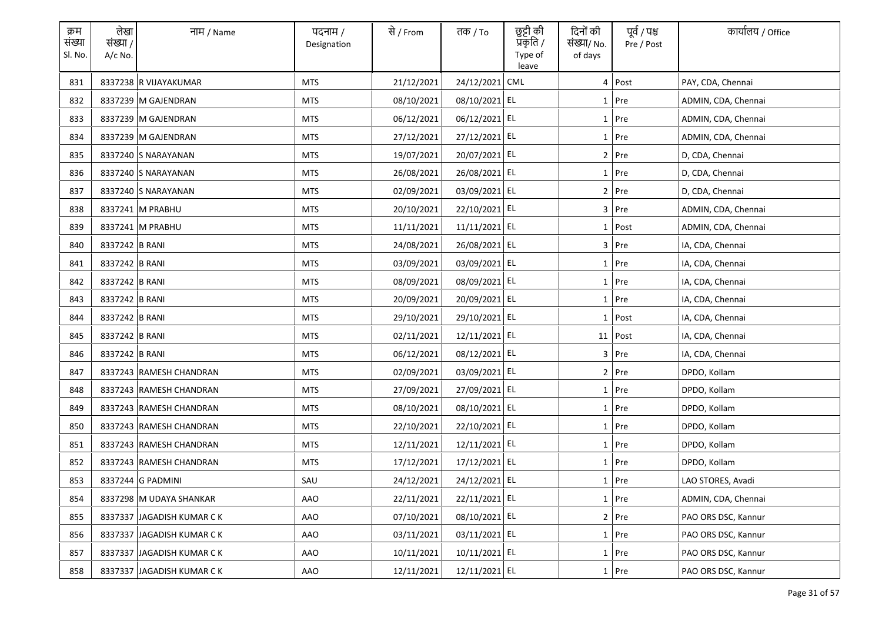| क्रम संख्या Sl. No. | लेखा संख्या / A/c No. | नाम / Name | पदनाम / Designation | से / From | तक / To | छुट्टी की प्रकृति / Type of leave | दिनों की संख्या/ No. of days | पूर्व / पश्च Pre / Post | कार्यालय / Office |
|---|---|---|---|---|---|---|---|---|---|
| 831 | 8337238 | R VIJAYAKUMAR | MTS | 21/12/2021 | 24/12/2021 | CML | 4 | Post | PAY, CDA, Chennai |
| 832 | 8337239 | M GAJENDRAN | MTS | 08/10/2021 | 08/10/2021 | EL | 1 | Pre | ADMIN, CDA, Chennai |
| 833 | 8337239 | M GAJENDRAN | MTS | 06/12/2021 | 06/12/2021 | EL | 1 | Pre | ADMIN, CDA, Chennai |
| 834 | 8337239 | M GAJENDRAN | MTS | 27/12/2021 | 27/12/2021 | EL | 1 | Pre | ADMIN, CDA, Chennai |
| 835 | 8337240 | S NARAYANAN | MTS | 19/07/2021 | 20/07/2021 | EL | 2 | Pre | D, CDA, Chennai |
| 836 | 8337240 | S NARAYANAN | MTS | 26/08/2021 | 26/08/2021 | EL | 1 | Pre | D, CDA, Chennai |
| 837 | 8337240 | S NARAYANAN | MTS | 02/09/2021 | 03/09/2021 | EL | 2 | Pre | D, CDA, Chennai |
| 838 | 8337241 | M PRABHU | MTS | 20/10/2021 | 22/10/2021 | EL | 3 | Pre | ADMIN, CDA, Chennai |
| 839 | 8337241 | M PRABHU | MTS | 11/11/2021 | 11/11/2021 | EL | 1 | Post | ADMIN, CDA, Chennai |
| 840 | 8337242 | B RANI | MTS | 24/08/2021 | 26/08/2021 | EL | 3 | Pre | IA, CDA, Chennai |
| 841 | 8337242 | B RANI | MTS | 03/09/2021 | 03/09/2021 | EL | 1 | Pre | IA, CDA, Chennai |
| 842 | 8337242 | B RANI | MTS | 08/09/2021 | 08/09/2021 | EL | 1 | Pre | IA, CDA, Chennai |
| 843 | 8337242 | B RANI | MTS | 20/09/2021 | 20/09/2021 | EL | 1 | Pre | IA, CDA, Chennai |
| 844 | 8337242 | B RANI | MTS | 29/10/2021 | 29/10/2021 | EL | 1 | Post | IA, CDA, Chennai |
| 845 | 8337242 | B RANI | MTS | 02/11/2021 | 12/11/2021 | EL | 11 | Post | IA, CDA, Chennai |
| 846 | 8337242 | B RANI | MTS | 06/12/2021 | 08/12/2021 | EL | 3 | Pre | IA, CDA, Chennai |
| 847 | 8337243 | RAMESH CHANDRAN | MTS | 02/09/2021 | 03/09/2021 | EL | 2 | Pre | DPDO, Kollam |
| 848 | 8337243 | RAMESH CHANDRAN | MTS | 27/09/2021 | 27/09/2021 | EL | 1 | Pre | DPDO, Kollam |
| 849 | 8337243 | RAMESH CHANDRAN | MTS | 08/10/2021 | 08/10/2021 | EL | 1 | Pre | DPDO, Kollam |
| 850 | 8337243 | RAMESH CHANDRAN | MTS | 22/10/2021 | 22/10/2021 | EL | 1 | Pre | DPDO, Kollam |
| 851 | 8337243 | RAMESH CHANDRAN | MTS | 12/11/2021 | 12/11/2021 | EL | 1 | Pre | DPDO, Kollam |
| 852 | 8337243 | RAMESH CHANDRAN | MTS | 17/12/2021 | 17/12/2021 | EL | 1 | Pre | DPDO, Kollam |
| 853 | 8337244 | G PADMINI | SAU | 24/12/2021 | 24/12/2021 | EL | 1 | Pre | LAO STORES, Avadi |
| 854 | 8337298 | M UDAYA SHANKAR | AAO | 22/11/2021 | 22/11/2021 | EL | 1 | Pre | ADMIN, CDA, Chennai |
| 855 | 8337337 | JAGADISH KUMAR C K | AAO | 07/10/2021 | 08/10/2021 | EL | 2 | Pre | PAO ORS DSC, Kannur |
| 856 | 8337337 | JAGADISH KUMAR C K | AAO | 03/11/2021 | 03/11/2021 | EL | 1 | Pre | PAO ORS DSC, Kannur |
| 857 | 8337337 | JAGADISH KUMAR C K | AAO | 10/11/2021 | 10/11/2021 | EL | 1 | Pre | PAO ORS DSC, Kannur |
| 858 | 8337337 | JAGADISH KUMAR C K | AAO | 12/11/2021 | 12/11/2021 | EL | 1 | Pre | PAO ORS DSC, Kannur |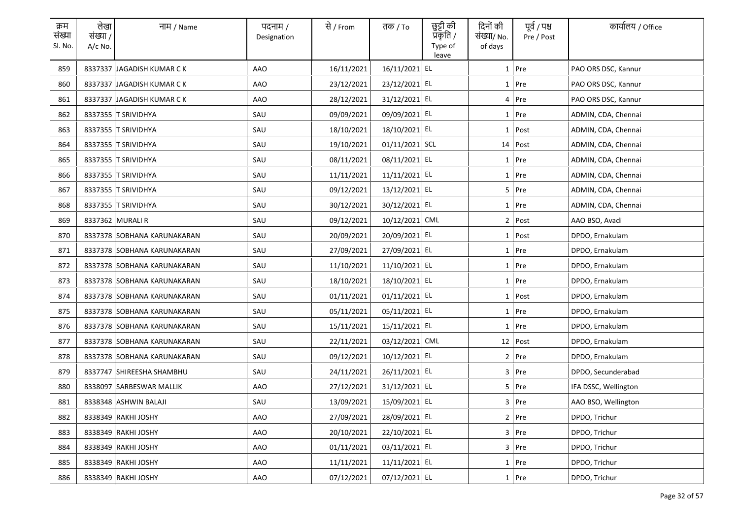| क्रम संख्या Sl. No. | लेखा संख्या / A/c No. | नाम / Name | पदनाम / Designation | से / From | तक / To | छुट्टी की प्रकृति / Type of leave | दिनों की संख्या/ No. of days | पूर्व / पश्च Pre / Post | कार्यालय / Office |
|---|---|---|---|---|---|---|---|---|---|
| 859 | 8337337 | JAGADISH KUMAR C K | AAO | 16/11/2021 | 16/11/2021 | EL | 1 | Pre | PAO ORS DSC, Kannur |
| 860 | 8337337 | JAGADISH KUMAR C K | AAO | 23/12/2021 | 23/12/2021 | EL | 1 | Pre | PAO ORS DSC, Kannur |
| 861 | 8337337 | JAGADISH KUMAR C K | AAO | 28/12/2021 | 31/12/2021 | EL | 4 | Pre | PAO ORS DSC, Kannur |
| 862 | 8337355 | T SRIVIDHYA | SAU | 09/09/2021 | 09/09/2021 | EL | 1 | Pre | ADMIN, CDA, Chennai |
| 863 | 8337355 | T SRIVIDHYA | SAU | 18/10/2021 | 18/10/2021 | EL | 1 | Post | ADMIN, CDA, Chennai |
| 864 | 8337355 | T SRIVIDHYA | SAU | 19/10/2021 | 01/11/2021 | SCL | 14 | Post | ADMIN, CDA, Chennai |
| 865 | 8337355 | T SRIVIDHYA | SAU | 08/11/2021 | 08/11/2021 | EL | 1 | Pre | ADMIN, CDA, Chennai |
| 866 | 8337355 | T SRIVIDHYA | SAU | 11/11/2021 | 11/11/2021 | EL | 1 | Pre | ADMIN, CDA, Chennai |
| 867 | 8337355 | T SRIVIDHYA | SAU | 09/12/2021 | 13/12/2021 | EL | 5 | Pre | ADMIN, CDA, Chennai |
| 868 | 8337355 | T SRIVIDHYA | SAU | 30/12/2021 | 30/12/2021 | EL | 1 | Pre | ADMIN, CDA, Chennai |
| 869 | 8337362 | MURALI R | SAU | 09/12/2021 | 10/12/2021 | CML | 2 | Post | AAO BSO, Avadi |
| 870 | 8337378 | SOBHANA KARUNAKARAN | SAU | 20/09/2021 | 20/09/2021 | EL | 1 | Post | DPDO, Ernakulam |
| 871 | 8337378 | SOBHANA KARUNAKARAN | SAU | 27/09/2021 | 27/09/2021 | EL | 1 | Pre | DPDO, Ernakulam |
| 872 | 8337378 | SOBHANA KARUNAKARAN | SAU | 11/10/2021 | 11/10/2021 | EL | 1 | Pre | DPDO, Ernakulam |
| 873 | 8337378 | SOBHANA KARUNAKARAN | SAU | 18/10/2021 | 18/10/2021 | EL | 1 | Pre | DPDO, Ernakulam |
| 874 | 8337378 | SOBHANA KARUNAKARAN | SAU | 01/11/2021 | 01/11/2021 | EL | 1 | Post | DPDO, Ernakulam |
| 875 | 8337378 | SOBHANA KARUNAKARAN | SAU | 05/11/2021 | 05/11/2021 | EL | 1 | Pre | DPDO, Ernakulam |
| 876 | 8337378 | SOBHANA KARUNAKARAN | SAU | 15/11/2021 | 15/11/2021 | EL | 1 | Pre | DPDO, Ernakulam |
| 877 | 8337378 | SOBHANA KARUNAKARAN | SAU | 22/11/2021 | 03/12/2021 | CML | 12 | Post | DPDO, Ernakulam |
| 878 | 8337378 | SOBHANA KARUNAKARAN | SAU | 09/12/2021 | 10/12/2021 | EL | 2 | Pre | DPDO, Ernakulam |
| 879 | 8337747 | SHIREESHA SHAMBHU | SAU | 24/11/2021 | 26/11/2021 | EL | 3 | Pre | DPDO, Secunderabad |
| 880 | 8338097 | SARBESWAR MALLIK | AAO | 27/12/2021 | 31/12/2021 | EL | 5 | Pre | IFA DSSC, Wellington |
| 881 | 8338348 | ASHWIN BALAJI | SAU | 13/09/2021 | 15/09/2021 | EL | 3 | Pre | AAO BSO, Wellington |
| 882 | 8338349 | RAKHI JOSHY | AAO | 27/09/2021 | 28/09/2021 | EL | 2 | Pre | DPDO, Trichur |
| 883 | 8338349 | RAKHI JOSHY | AAO | 20/10/2021 | 22/10/2021 | EL | 3 | Pre | DPDO, Trichur |
| 884 | 8338349 | RAKHI JOSHY | AAO | 01/11/2021 | 03/11/2021 | EL | 3 | Pre | DPDO, Trichur |
| 885 | 8338349 | RAKHI JOSHY | AAO | 11/11/2021 | 11/11/2021 | EL | 1 | Pre | DPDO, Trichur |
| 886 | 8338349 | RAKHI JOSHY | AAO | 07/12/2021 | 07/12/2021 | EL | 1 | Pre | DPDO, Trichur |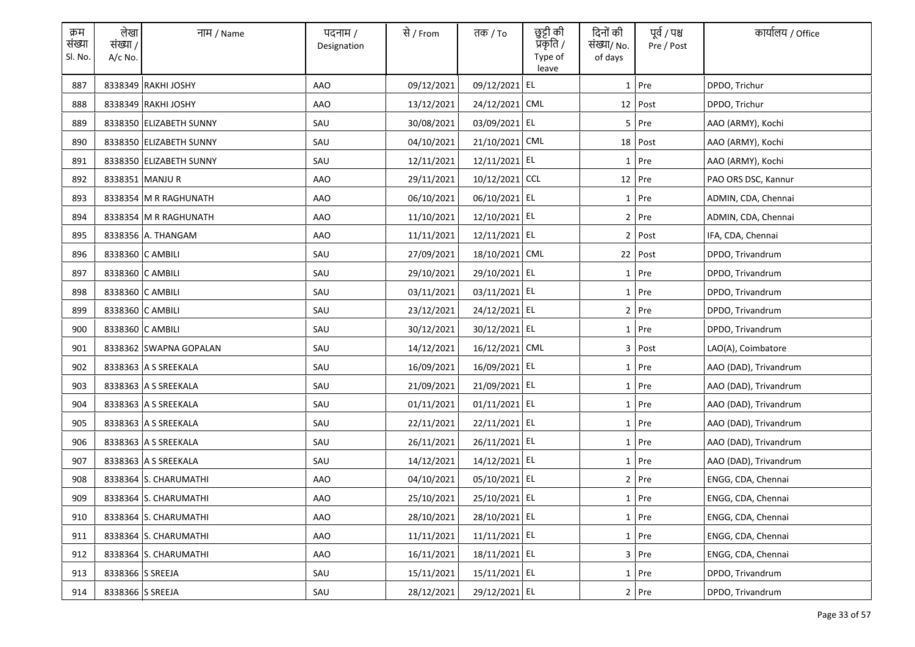| क्रम संख्या Sl. No. | लेखा संख्या / A/c No. | नाम / Name | पदनाम / Designation | से / From | तक / To | छुट्टी की प्रकृति / Type of leave | दिनों की संख्या/ No. of days | पूर्व / पश्च Pre / Post | कार्यालय / Office |
|---|---|---|---|---|---|---|---|---|---|
| 887 | 8338349 | RAKHI JOSHY | AAO | 09/12/2021 | 09/12/2021 | EL | 1 | Pre | DPDO, Trichur |
| 888 | 8338349 | RAKHI JOSHY | AAO | 13/12/2021 | 24/12/2021 | CML | 12 | Post | DPDO, Trichur |
| 889 | 8338350 | ELIZABETH SUNNY | SAU | 30/08/2021 | 03/09/2021 | EL | 5 | Pre | AAO (ARMY), Kochi |
| 890 | 8338350 | ELIZABETH SUNNY | SAU | 04/10/2021 | 21/10/2021 | CML | 18 | Post | AAO (ARMY), Kochi |
| 891 | 8338350 | ELIZABETH SUNNY | SAU | 12/11/2021 | 12/11/2021 | EL | 1 | Pre | AAO (ARMY), Kochi |
| 892 | 8338351 | MANJU R | AAO | 29/11/2021 | 10/12/2021 | CCL | 12 | Pre | PAO ORS DSC, Kannur |
| 893 | 8338354 | M R RAGHUNATH | AAO | 06/10/2021 | 06/10/2021 | EL | 1 | Pre | ADMIN, CDA, Chennai |
| 894 | 8338354 | M R RAGHUNATH | AAO | 11/10/2021 | 12/10/2021 | EL | 2 | Pre | ADMIN, CDA, Chennai |
| 895 | 8338356 | A. THANGAM | AAO | 11/11/2021 | 12/11/2021 | EL | 2 | Post | IFA, CDA, Chennai |
| 896 | 8338360 | C AMBILI | SAU | 27/09/2021 | 18/10/2021 | CML | 22 | Post | DPDO, Trivandrum |
| 897 | 8338360 | C AMBILI | SAU | 29/10/2021 | 29/10/2021 | EL | 1 | Pre | DPDO, Trivandrum |
| 898 | 8338360 | C AMBILI | SAU | 03/11/2021 | 03/11/2021 | EL | 1 | Pre | DPDO, Trivandrum |
| 899 | 8338360 | C AMBILI | SAU | 23/12/2021 | 24/12/2021 | EL | 2 | Pre | DPDO, Trivandrum |
| 900 | 8338360 | C AMBILI | SAU | 30/12/2021 | 30/12/2021 | EL | 1 | Pre | DPDO, Trivandrum |
| 901 | 8338362 | SWAPNA GOPALAN | SAU | 14/12/2021 | 16/12/2021 | CML | 3 | Post | LAO(A), Coimbatore |
| 902 | 8338363 | A S SREEKALA | SAU | 16/09/2021 | 16/09/2021 | EL | 1 | Pre | AAO (DAD), Trivandrum |
| 903 | 8338363 | A S SREEKALA | SAU | 21/09/2021 | 21/09/2021 | EL | 1 | Pre | AAO (DAD), Trivandrum |
| 904 | 8338363 | A S SREEKALA | SAU | 01/11/2021 | 01/11/2021 | EL | 1 | Pre | AAO (DAD), Trivandrum |
| 905 | 8338363 | A S SREEKALA | SAU | 22/11/2021 | 22/11/2021 | EL | 1 | Pre | AAO (DAD), Trivandrum |
| 906 | 8338363 | A S SREEKALA | SAU | 26/11/2021 | 26/11/2021 | EL | 1 | Pre | AAO (DAD), Trivandrum |
| 907 | 8338363 | A S SREEKALA | SAU | 14/12/2021 | 14/12/2021 | EL | 1 | Pre | AAO (DAD), Trivandrum |
| 908 | 8338364 | S. CHARUMATHI | AAO | 04/10/2021 | 05/10/2021 | EL | 2 | Pre | ENGG, CDA, Chennai |
| 909 | 8338364 | S. CHARUMATHI | AAO | 25/10/2021 | 25/10/2021 | EL | 1 | Pre | ENGG, CDA, Chennai |
| 910 | 8338364 | S. CHARUMATHI | AAO | 28/10/2021 | 28/10/2021 | EL | 1 | Pre | ENGG, CDA, Chennai |
| 911 | 8338364 | S. CHARUMATHI | AAO | 11/11/2021 | 11/11/2021 | EL | 1 | Pre | ENGG, CDA, Chennai |
| 912 | 8338364 | S. CHARUMATHI | AAO | 16/11/2021 | 18/11/2021 | EL | 3 | Pre | ENGG, CDA, Chennai |
| 913 | 8338366 | S SREEJA | SAU | 15/11/2021 | 15/11/2021 | EL | 1 | Pre | DPDO, Trivandrum |
| 914 | 8338366 | S SREEJA | SAU | 28/12/2021 | 29/12/2021 | EL | 2 | Pre | DPDO, Trivandrum |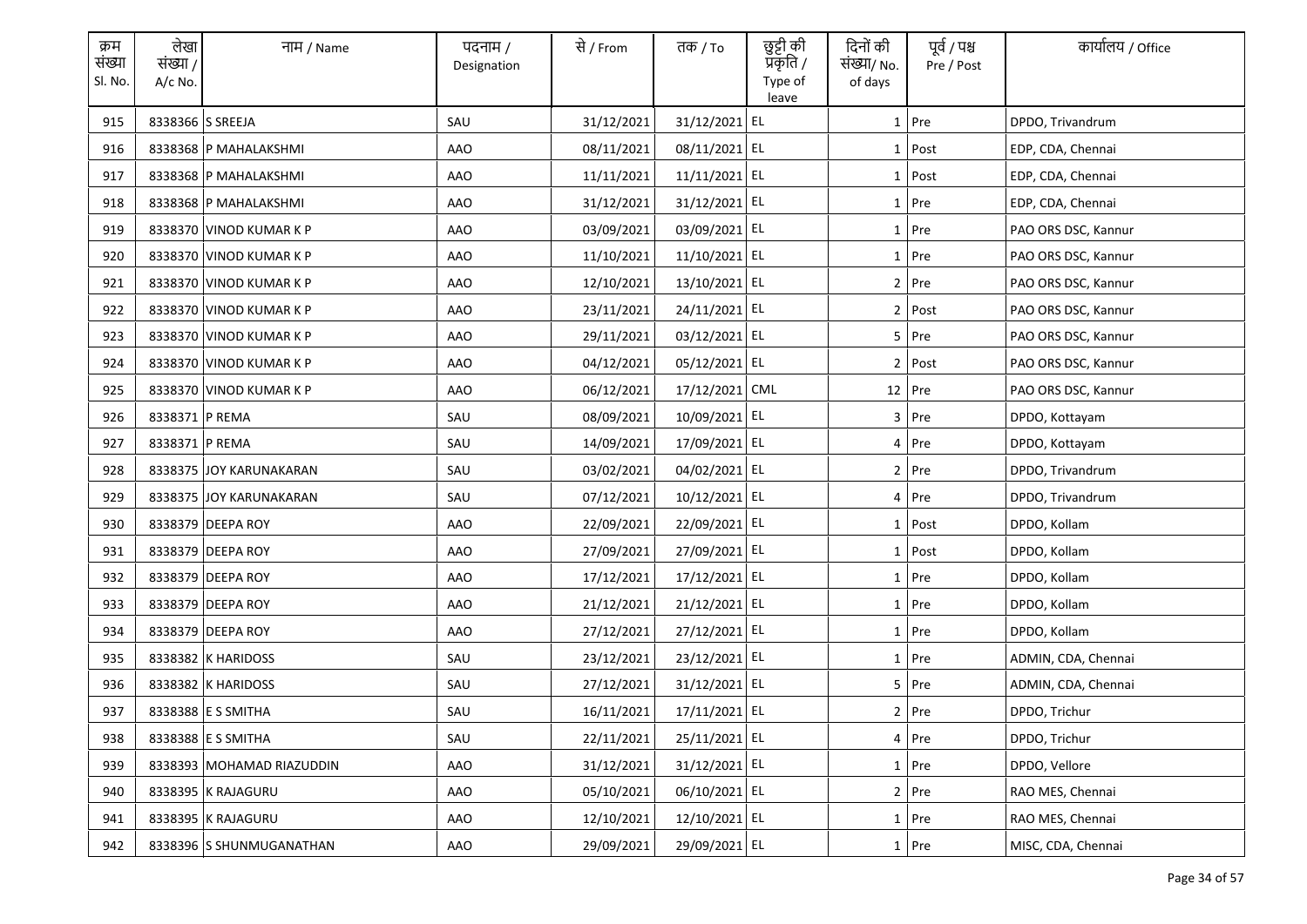| क्रम संख्या Sl. No. | लेखा संख्या / A/c No. | नाम / Name | पदनाम / Designation | से / From | तक / To | छुट्टी की प्रकृति / Type of leave | दिनों की संख्या/ No. of days | पूर्व / पश्च Pre / Post | कार्यालय / Office |
|---|---|---|---|---|---|---|---|---|---|
| 915 | 8338366 | S SREEJA | SAU | 31/12/2021 | 31/12/2021 | EL | 1 | Pre | DPDO, Trivandrum |
| 916 | 8338368 | P MAHALAKSHMI | AAO | 08/11/2021 | 08/11/2021 | EL | 1 | Post | EDP, CDA, Chennai |
| 917 | 8338368 | P MAHALAKSHMI | AAO | 11/11/2021 | 11/11/2021 | EL | 1 | Post | EDP, CDA, Chennai |
| 918 | 8338368 | P MAHALAKSHMI | AAO | 31/12/2021 | 31/12/2021 | EL | 1 | Pre | EDP, CDA, Chennai |
| 919 | 8338370 | VINOD KUMAR K P | AAO | 03/09/2021 | 03/09/2021 | EL | 1 | Pre | PAO ORS DSC, Kannur |
| 920 | 8338370 | VINOD KUMAR K P | AAO | 11/10/2021 | 11/10/2021 | EL | 1 | Pre | PAO ORS DSC, Kannur |
| 921 | 8338370 | VINOD KUMAR K P | AAO | 12/10/2021 | 13/10/2021 | EL | 2 | Pre | PAO ORS DSC, Kannur |
| 922 | 8338370 | VINOD KUMAR K P | AAO | 23/11/2021 | 24/11/2021 | EL | 2 | Post | PAO ORS DSC, Kannur |
| 923 | 8338370 | VINOD KUMAR K P | AAO | 29/11/2021 | 03/12/2021 | EL | 5 | Pre | PAO ORS DSC, Kannur |
| 924 | 8338370 | VINOD KUMAR K P | AAO | 04/12/2021 | 05/12/2021 | EL | 2 | Post | PAO ORS DSC, Kannur |
| 925 | 8338370 | VINOD KUMAR K P | AAO | 06/12/2021 | 17/12/2021 | CML | 12 | Pre | PAO ORS DSC, Kannur |
| 926 | 8338371 | P REMA | SAU | 08/09/2021 | 10/09/2021 | EL | 3 | Pre | DPDO, Kottayam |
| 927 | 8338371 | P REMA | SAU | 14/09/2021 | 17/09/2021 | EL | 4 | Pre | DPDO, Kottayam |
| 928 | 8338375 | JOY KARUNAKARAN | SAU | 03/02/2021 | 04/02/2021 | EL | 2 | Pre | DPDO, Trivandrum |
| 929 | 8338375 | JOY KARUNAKARAN | SAU | 07/12/2021 | 10/12/2021 | EL | 4 | Pre | DPDO, Trivandrum |
| 930 | 8338379 | DEEPA ROY | AAO | 22/09/2021 | 22/09/2021 | EL | 1 | Post | DPDO, Kollam |
| 931 | 8338379 | DEEPA ROY | AAO | 27/09/2021 | 27/09/2021 | EL | 1 | Post | DPDO, Kollam |
| 932 | 8338379 | DEEPA ROY | AAO | 17/12/2021 | 17/12/2021 | EL | 1 | Pre | DPDO, Kollam |
| 933 | 8338379 | DEEPA ROY | AAO | 21/12/2021 | 21/12/2021 | EL | 1 | Pre | DPDO, Kollam |
| 934 | 8338379 | DEEPA ROY | AAO | 27/12/2021 | 27/12/2021 | EL | 1 | Pre | DPDO, Kollam |
| 935 | 8338382 | K HARIDOSS | SAU | 23/12/2021 | 23/12/2021 | EL | 1 | Pre | ADMIN, CDA, Chennai |
| 936 | 8338382 | K HARIDOSS | SAU | 27/12/2021 | 31/12/2021 | EL | 5 | Pre | ADMIN, CDA, Chennai |
| 937 | 8338388 | E S SMITHA | SAU | 16/11/2021 | 17/11/2021 | EL | 2 | Pre | DPDO, Trichur |
| 938 | 8338388 | E S SMITHA | SAU | 22/11/2021 | 25/11/2021 | EL | 4 | Pre | DPDO, Trichur |
| 939 | 8338393 | MOHAMAD RIAZUDDIN | AAO | 31/12/2021 | 31/12/2021 | EL | 1 | Pre | DPDO, Vellore |
| 940 | 8338395 | K RAJAGURU | AAO | 05/10/2021 | 06/10/2021 | EL | 2 | Pre | RAO MES, Chennai |
| 941 | 8338395 | K RAJAGURU | AAO | 12/10/2021 | 12/10/2021 | EL | 1 | Pre | RAO MES, Chennai |
| 942 | 8338396 | S SHUNMUGANATHAN | AAO | 29/09/2021 | 29/09/2021 | EL | 1 | Pre | MISC, CDA, Chennai |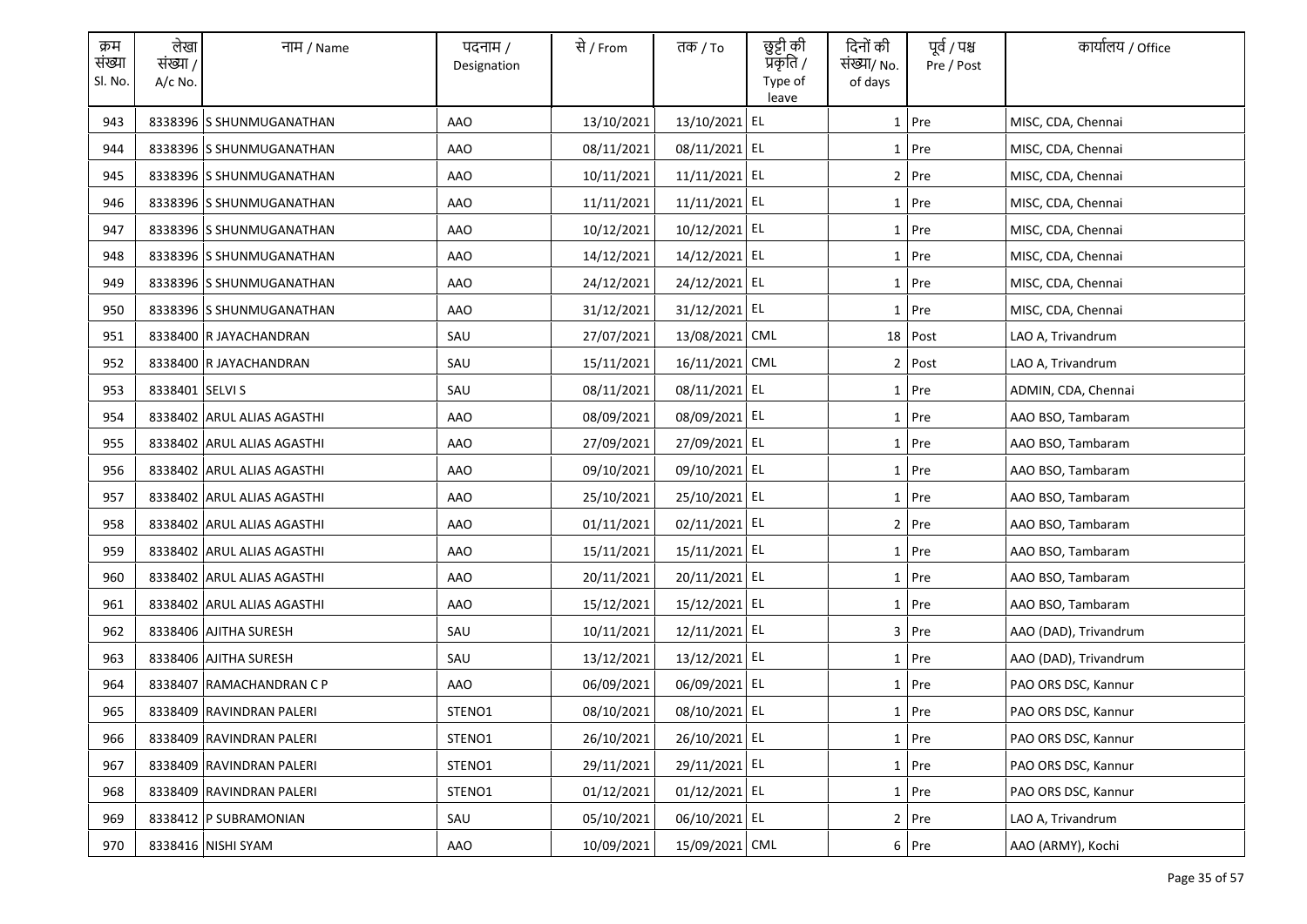| क्रम संख्या Sl. No. | लेखा संख्या / A/c No. | नाम / Name | पदनाम / Designation | से / From | तक / To | छुट्टी की प्रकृति / Type of leave | दिनों की संख्या/ No. of days | पूर्व / पश्च Pre / Post | कार्यालय / Office |
|---|---|---|---|---|---|---|---|---|---|
| 943 | 8338396 | S SHUNMUGANATHAN | AAO | 13/10/2021 | 13/10/2021 | EL | 1 | Pre | MISC, CDA, Chennai |
| 944 | 8338396 | S SHUNMUGANATHAN | AAO | 08/11/2021 | 08/11/2021 | EL | 1 | Pre | MISC, CDA, Chennai |
| 945 | 8338396 | S SHUNMUGANATHAN | AAO | 10/11/2021 | 11/11/2021 | EL | 2 | Pre | MISC, CDA, Chennai |
| 946 | 8338396 | S SHUNMUGANATHAN | AAO | 11/11/2021 | 11/11/2021 | EL | 1 | Pre | MISC, CDA, Chennai |
| 947 | 8338396 | S SHUNMUGANATHAN | AAO | 10/12/2021 | 10/12/2021 | EL | 1 | Pre | MISC, CDA, Chennai |
| 948 | 8338396 | S SHUNMUGANATHAN | AAO | 14/12/2021 | 14/12/2021 | EL | 1 | Pre | MISC, CDA, Chennai |
| 949 | 8338396 | S SHUNMUGANATHAN | AAO | 24/12/2021 | 24/12/2021 | EL | 1 | Pre | MISC, CDA, Chennai |
| 950 | 8338396 | S SHUNMUGANATHAN | AAO | 31/12/2021 | 31/12/2021 | EL | 1 | Pre | MISC, CDA, Chennai |
| 951 | 8338400 | R JAYACHANDRAN | SAU | 27/07/2021 | 13/08/2021 | CML | 18 | Post | LAO A, Trivandrum |
| 952 | 8338400 | R JAYACHANDRAN | SAU | 15/11/2021 | 16/11/2021 | CML | 2 | Post | LAO A, Trivandrum |
| 953 | 8338401 | SELVI S | SAU | 08/11/2021 | 08/11/2021 | EL | 1 | Pre | ADMIN, CDA, Chennai |
| 954 | 8338402 | ARUL ALIAS AGASTHI | AAO | 08/09/2021 | 08/09/2021 | EL | 1 | Pre | AAO BSO, Tambaram |
| 955 | 8338402 | ARUL ALIAS AGASTHI | AAO | 27/09/2021 | 27/09/2021 | EL | 1 | Pre | AAO BSO, Tambaram |
| 956 | 8338402 | ARUL ALIAS AGASTHI | AAO | 09/10/2021 | 09/10/2021 | EL | 1 | Pre | AAO BSO, Tambaram |
| 957 | 8338402 | ARUL ALIAS AGASTHI | AAO | 25/10/2021 | 25/10/2021 | EL | 1 | Pre | AAO BSO, Tambaram |
| 958 | 8338402 | ARUL ALIAS AGASTHI | AAO | 01/11/2021 | 02/11/2021 | EL | 2 | Pre | AAO BSO, Tambaram |
| 959 | 8338402 | ARUL ALIAS AGASTHI | AAO | 15/11/2021 | 15/11/2021 | EL | 1 | Pre | AAO BSO, Tambaram |
| 960 | 8338402 | ARUL ALIAS AGASTHI | AAO | 20/11/2021 | 20/11/2021 | EL | 1 | Pre | AAO BSO, Tambaram |
| 961 | 8338402 | ARUL ALIAS AGASTHI | AAO | 15/12/2021 | 15/12/2021 | EL | 1 | Pre | AAO BSO, Tambaram |
| 962 | 8338406 | AJITHA SURESH | SAU | 10/11/2021 | 12/11/2021 | EL | 3 | Pre | AAO (DAD), Trivandrum |
| 963 | 8338406 | AJITHA SURESH | SAU | 13/12/2021 | 13/12/2021 | EL | 1 | Pre | AAO (DAD), Trivandrum |
| 964 | 8338407 | RAMACHANDRAN C P | AAO | 06/09/2021 | 06/09/2021 | EL | 1 | Pre | PAO ORS DSC, Kannur |
| 965 | 8338409 | RAVINDRAN PALERI | STENO1 | 08/10/2021 | 08/10/2021 | EL | 1 | Pre | PAO ORS DSC, Kannur |
| 966 | 8338409 | RAVINDRAN PALERI | STENO1 | 26/10/2021 | 26/10/2021 | EL | 1 | Pre | PAO ORS DSC, Kannur |
| 967 | 8338409 | RAVINDRAN PALERI | STENO1 | 29/11/2021 | 29/11/2021 | EL | 1 | Pre | PAO ORS DSC, Kannur |
| 968 | 8338409 | RAVINDRAN PALERI | STENO1 | 01/12/2021 | 01/12/2021 | EL | 1 | Pre | PAO ORS DSC, Kannur |
| 969 | 8338412 | P SUBRAMONIAN | SAU | 05/10/2021 | 06/10/2021 | EL | 2 | Pre | LAO A, Trivandrum |
| 970 | 8338416 | NISHI SYAM | AAO | 10/09/2021 | 15/09/2021 | CML | 6 | Pre | AAO (ARMY), Kochi |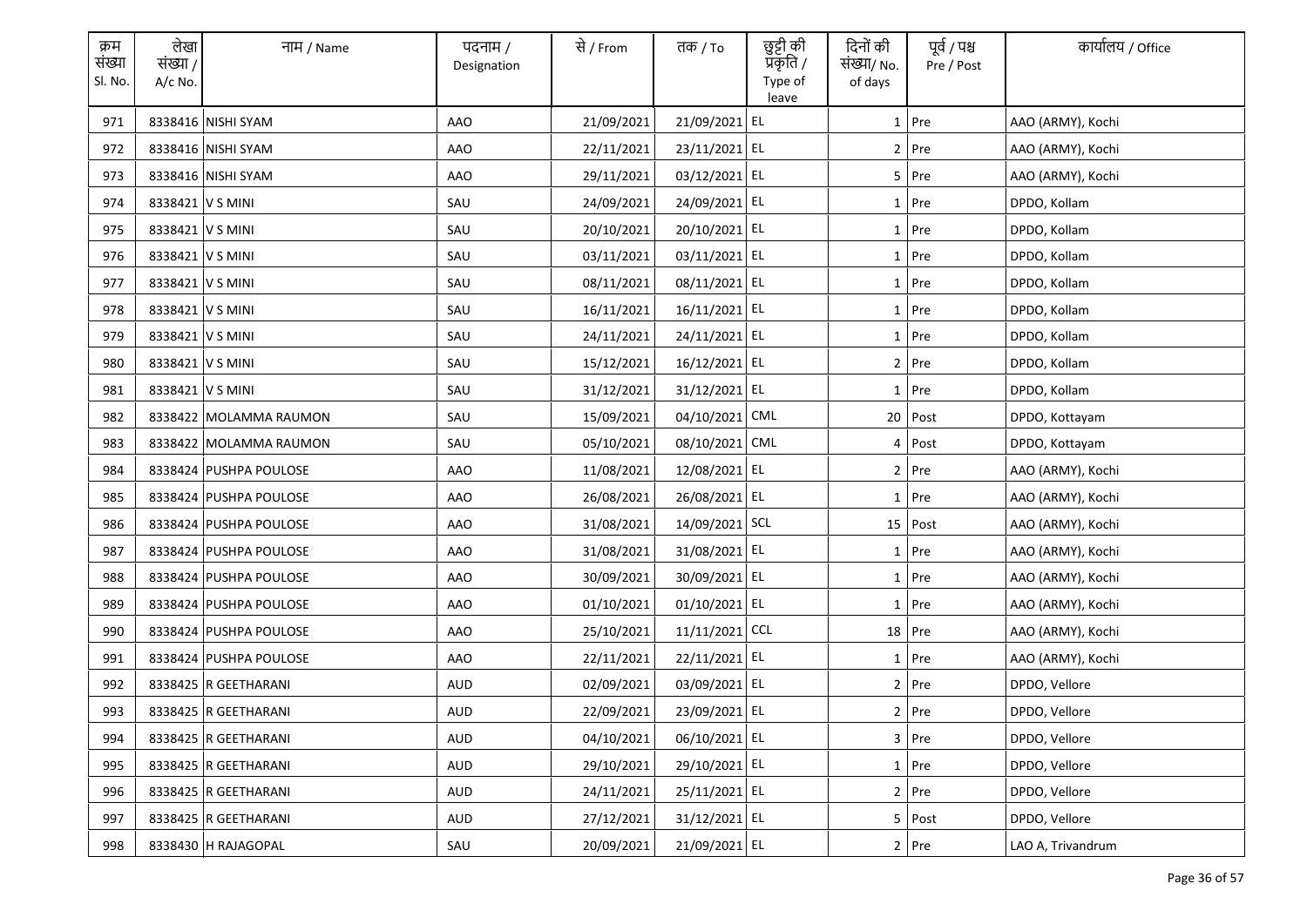| क्रम संख्या Sl. No. | लेखा संख्या / A/c No. | नाम / Name | पदनाम / Designation | से / From | तक / To | छुट्टी की प्रकृति / Type of leave | दिनों की संख्या/ No. of days | पूर्व / पश्च Pre / Post | कार्यालय / Office |
|---|---|---|---|---|---|---|---|---|---|
| 971 | 8338416 | NISHI SYAM | AAO | 21/09/2021 | 21/09/2021 | EL | 1 | Pre | AAO (ARMY), Kochi |
| 972 | 8338416 | NISHI SYAM | AAO | 22/11/2021 | 23/11/2021 | EL | 2 | Pre | AAO (ARMY), Kochi |
| 973 | 8338416 | NISHI SYAM | AAO | 29/11/2021 | 03/12/2021 | EL | 5 | Pre | AAO (ARMY), Kochi |
| 974 | 8338421 | V S MINI | SAU | 24/09/2021 | 24/09/2021 | EL | 1 | Pre | DPDO, Kollam |
| 975 | 8338421 | V S MINI | SAU | 20/10/2021 | 20/10/2021 | EL | 1 | Pre | DPDO, Kollam |
| 976 | 8338421 | V S MINI | SAU | 03/11/2021 | 03/11/2021 | EL | 1 | Pre | DPDO, Kollam |
| 977 | 8338421 | V S MINI | SAU | 08/11/2021 | 08/11/2021 | EL | 1 | Pre | DPDO, Kollam |
| 978 | 8338421 | V S MINI | SAU | 16/11/2021 | 16/11/2021 | EL | 1 | Pre | DPDO, Kollam |
| 979 | 8338421 | V S MINI | SAU | 24/11/2021 | 24/11/2021 | EL | 1 | Pre | DPDO, Kollam |
| 980 | 8338421 | V S MINI | SAU | 15/12/2021 | 16/12/2021 | EL | 2 | Pre | DPDO, Kollam |
| 981 | 8338421 | V S MINI | SAU | 31/12/2021 | 31/12/2021 | EL | 1 | Pre | DPDO, Kollam |
| 982 | 8338422 | MOLAMMA RAUMON | SAU | 15/09/2021 | 04/10/2021 | CML | 20 | Post | DPDO, Kottayam |
| 983 | 8338422 | MOLAMMA RAUMON | SAU | 05/10/2021 | 08/10/2021 | CML | 4 | Post | DPDO, Kottayam |
| 984 | 8338424 | PUSHPA POULOSE | AAO | 11/08/2021 | 12/08/2021 | EL | 2 | Pre | AAO (ARMY), Kochi |
| 985 | 8338424 | PUSHPA POULOSE | AAO | 26/08/2021 | 26/08/2021 | EL | 1 | Pre | AAO (ARMY), Kochi |
| 986 | 8338424 | PUSHPA POULOSE | AAO | 31/08/2021 | 14/09/2021 | SCL | 15 | Post | AAO (ARMY), Kochi |
| 987 | 8338424 | PUSHPA POULOSE | AAO | 31/08/2021 | 31/08/2021 | EL | 1 | Pre | AAO (ARMY), Kochi |
| 988 | 8338424 | PUSHPA POULOSE | AAO | 30/09/2021 | 30/09/2021 | EL | 1 | Pre | AAO (ARMY), Kochi |
| 989 | 8338424 | PUSHPA POULOSE | AAO | 01/10/2021 | 01/10/2021 | EL | 1 | Pre | AAO (ARMY), Kochi |
| 990 | 8338424 | PUSHPA POULOSE | AAO | 25/10/2021 | 11/11/2021 | CCL | 18 | Pre | AAO (ARMY), Kochi |
| 991 | 8338424 | PUSHPA POULOSE | AAO | 22/11/2021 | 22/11/2021 | EL | 1 | Pre | AAO (ARMY), Kochi |
| 992 | 8338425 | R GEETHARANI | AUD | 02/09/2021 | 03/09/2021 | EL | 2 | Pre | DPDO, Vellore |
| 993 | 8338425 | R GEETHARANI | AUD | 22/09/2021 | 23/09/2021 | EL | 2 | Pre | DPDO, Vellore |
| 994 | 8338425 | R GEETHARANI | AUD | 04/10/2021 | 06/10/2021 | EL | 3 | Pre | DPDO, Vellore |
| 995 | 8338425 | R GEETHARANI | AUD | 29/10/2021 | 29/10/2021 | EL | 1 | Pre | DPDO, Vellore |
| 996 | 8338425 | R GEETHARANI | AUD | 24/11/2021 | 25/11/2021 | EL | 2 | Pre | DPDO, Vellore |
| 997 | 8338425 | R GEETHARANI | AUD | 27/12/2021 | 31/12/2021 | EL | 5 | Post | DPDO, Vellore |
| 998 | 8338430 | H RAJAGOPAL | SAU | 20/09/2021 | 21/09/2021 | EL | 2 | Pre | LAO A, Trivandrum |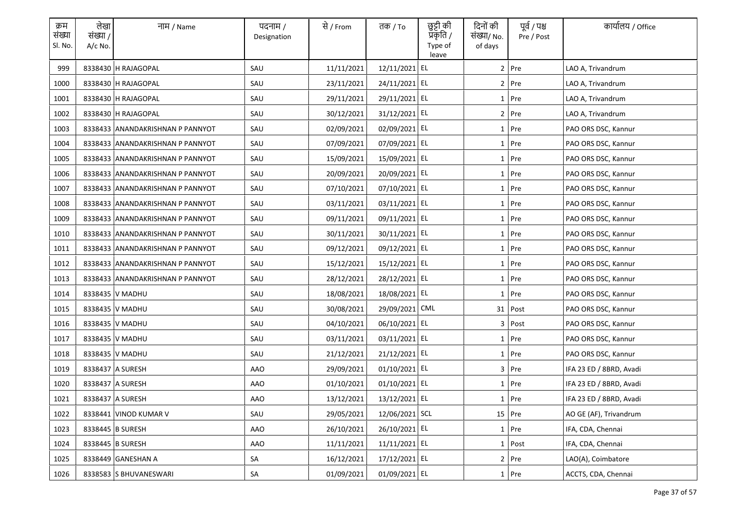| क्रम संख्या Sl. No. | लेखा संख्या / A/c No. | नाम / Name | पदनाम / Designation | से / From | तक / To | छुट्टी की प्रकृति / Type of leave | दिनों की संख्या/ No. of days | पूर्व / पश्च Pre / Post | कार्यालय / Office |
|---|---|---|---|---|---|---|---|---|---|
| 999 | 8338430 | H RAJAGOPAL | SAU | 11/11/2021 | 12/11/2021 | EL | 2 | Pre | LAO A, Trivandrum |
| 1000 | 8338430 | H RAJAGOPAL | SAU | 23/11/2021 | 24/11/2021 | EL | 2 | Pre | LAO A, Trivandrum |
| 1001 | 8338430 | H RAJAGOPAL | SAU | 29/11/2021 | 29/11/2021 | EL | 1 | Pre | LAO A, Trivandrum |
| 1002 | 8338430 | H RAJAGOPAL | SAU | 30/12/2021 | 31/12/2021 | EL | 2 | Pre | LAO A, Trivandrum |
| 1003 | 8338433 | ANANDAKRISHNAN P PANNYOT | SAU | 02/09/2021 | 02/09/2021 | EL | 1 | Pre | PAO ORS DSC, Kannur |
| 1004 | 8338433 | ANANDAKRISHNAN P PANNYOT | SAU | 07/09/2021 | 07/09/2021 | EL | 1 | Pre | PAO ORS DSC, Kannur |
| 1005 | 8338433 | ANANDAKRISHNAN P PANNYOT | SAU | 15/09/2021 | 15/09/2021 | EL | 1 | Pre | PAO ORS DSC, Kannur |
| 1006 | 8338433 | ANANDAKRISHNAN P PANNYOT | SAU | 20/09/2021 | 20/09/2021 | EL | 1 | Pre | PAO ORS DSC, Kannur |
| 1007 | 8338433 | ANANDAKRISHNAN P PANNYOT | SAU | 07/10/2021 | 07/10/2021 | EL | 1 | Pre | PAO ORS DSC, Kannur |
| 1008 | 8338433 | ANANDAKRISHNAN P PANNYOT | SAU | 03/11/2021 | 03/11/2021 | EL | 1 | Pre | PAO ORS DSC, Kannur |
| 1009 | 8338433 | ANANDAKRISHNAN P PANNYOT | SAU | 09/11/2021 | 09/11/2021 | EL | 1 | Pre | PAO ORS DSC, Kannur |
| 1010 | 8338433 | ANANDAKRISHNAN P PANNYOT | SAU | 30/11/2021 | 30/11/2021 | EL | 1 | Pre | PAO ORS DSC, Kannur |
| 1011 | 8338433 | ANANDAKRISHNAN P PANNYOT | SAU | 09/12/2021 | 09/12/2021 | EL | 1 | Pre | PAO ORS DSC, Kannur |
| 1012 | 8338433 | ANANDAKRISHNAN P PANNYOT | SAU | 15/12/2021 | 15/12/2021 | EL | 1 | Pre | PAO ORS DSC, Kannur |
| 1013 | 8338433 | ANANDAKRISHNAN P PANNYOT | SAU | 28/12/2021 | 28/12/2021 | EL | 1 | Pre | PAO ORS DSC, Kannur |
| 1014 | 8338435 | V MADHU | SAU | 18/08/2021 | 18/08/2021 | EL | 1 | Pre | PAO ORS DSC, Kannur |
| 1015 | 8338435 | V MADHU | SAU | 30/08/2021 | 29/09/2021 | CML | 31 | Post | PAO ORS DSC, Kannur |
| 1016 | 8338435 | V MADHU | SAU | 04/10/2021 | 06/10/2021 | EL | 3 | Post | PAO ORS DSC, Kannur |
| 1017 | 8338435 | V MADHU | SAU | 03/11/2021 | 03/11/2021 | EL | 1 | Pre | PAO ORS DSC, Kannur |
| 1018 | 8338435 | V MADHU | SAU | 21/12/2021 | 21/12/2021 | EL | 1 | Pre | PAO ORS DSC, Kannur |
| 1019 | 8338437 | A SURESH | AAO | 29/09/2021 | 01/10/2021 | EL | 3 | Pre | IFA 23 ED / 8BRD, Avadi |
| 1020 | 8338437 | A SURESH | AAO | 01/10/2021 | 01/10/2021 | EL | 1 | Pre | IFA 23 ED / 8BRD, Avadi |
| 1021 | 8338437 | A SURESH | AAO | 13/12/2021 | 13/12/2021 | EL | 1 | Pre | IFA 23 ED / 8BRD, Avadi |
| 1022 | 8338441 | VINOD KUMAR V | SAU | 29/05/2021 | 12/06/2021 | SCL | 15 | Pre | AO GE (AF), Trivandrum |
| 1023 | 8338445 | B SURESH | AAO | 26/10/2021 | 26/10/2021 | EL | 1 | Pre | IFA, CDA, Chennai |
| 1024 | 8338445 | B SURESH | AAO | 11/11/2021 | 11/11/2021 | EL | 1 | Post | IFA, CDA, Chennai |
| 1025 | 8338449 | GANESHAN A | SA | 16/12/2021 | 17/12/2021 | EL | 2 | Pre | LAO(A), Coimbatore |
| 1026 | 8338583 | S BHUVANESWARI | SA | 01/09/2021 | 01/09/2021 | EL | 1 | Pre | ACCTS, CDA, Chennai |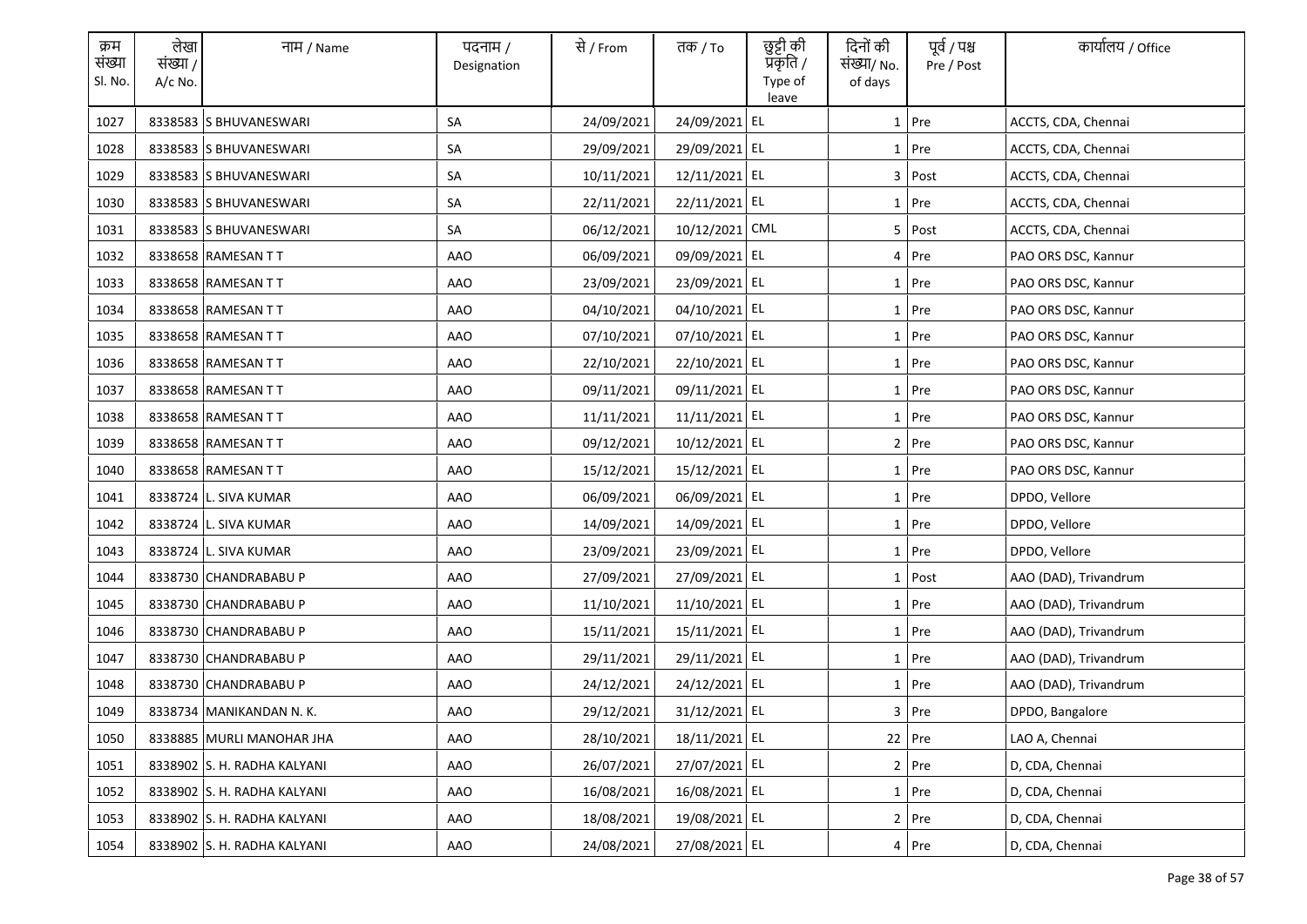| क्रम संख्या Sl. No. | लेखा संख्या / A/c No. | नाम / Name | पदनाम / Designation | से / From | तक / To | छुट्टी की प्रकृति / Type of leave | दिनों की संख्या/ No. of days | पूर्व / पश्च Pre / Post | कार्यालय / Office |
|---|---|---|---|---|---|---|---|---|---|
| 1027 | 8338583 | S BHUVANESWARI | SA | 24/09/2021 | 24/09/2021 | EL | 1 | Pre | ACCTS, CDA, Chennai |
| 1028 | 8338583 | S BHUVANESWARI | SA | 29/09/2021 | 29/09/2021 | EL | 1 | Pre | ACCTS, CDA, Chennai |
| 1029 | 8338583 | S BHUVANESWARI | SA | 10/11/2021 | 12/11/2021 | EL | 3 | Post | ACCTS, CDA, Chennai |
| 1030 | 8338583 | S BHUVANESWARI | SA | 22/11/2021 | 22/11/2021 | EL | 1 | Pre | ACCTS, CDA, Chennai |
| 1031 | 8338583 | S BHUVANESWARI | SA | 06/12/2021 | 10/12/2021 | CML | 5 | Post | ACCTS, CDA, Chennai |
| 1032 | 8338658 | RAMESAN T T | AAO | 06/09/2021 | 09/09/2021 | EL | 4 | Pre | PAO ORS DSC, Kannur |
| 1033 | 8338658 | RAMESAN T T | AAO | 23/09/2021 | 23/09/2021 | EL | 1 | Pre | PAO ORS DSC, Kannur |
| 1034 | 8338658 | RAMESAN T T | AAO | 04/10/2021 | 04/10/2021 | EL | 1 | Pre | PAO ORS DSC, Kannur |
| 1035 | 8338658 | RAMESAN T T | AAO | 07/10/2021 | 07/10/2021 | EL | 1 | Pre | PAO ORS DSC, Kannur |
| 1036 | 8338658 | RAMESAN T T | AAO | 22/10/2021 | 22/10/2021 | EL | 1 | Pre | PAO ORS DSC, Kannur |
| 1037 | 8338658 | RAMESAN T T | AAO | 09/11/2021 | 09/11/2021 | EL | 1 | Pre | PAO ORS DSC, Kannur |
| 1038 | 8338658 | RAMESAN T T | AAO | 11/11/2021 | 11/11/2021 | EL | 1 | Pre | PAO ORS DSC, Kannur |
| 1039 | 8338658 | RAMESAN T T | AAO | 09/12/2021 | 10/12/2021 | EL | 2 | Pre | PAO ORS DSC, Kannur |
| 1040 | 8338658 | RAMESAN T T | AAO | 15/12/2021 | 15/12/2021 | EL | 1 | Pre | PAO ORS DSC, Kannur |
| 1041 | 8338724 | L. SIVA KUMAR | AAO | 06/09/2021 | 06/09/2021 | EL | 1 | Pre | DPDO, Vellore |
| 1042 | 8338724 | L. SIVA KUMAR | AAO | 14/09/2021 | 14/09/2021 | EL | 1 | Pre | DPDO, Vellore |
| 1043 | 8338724 | L. SIVA KUMAR | AAO | 23/09/2021 | 23/09/2021 | EL | 1 | Pre | DPDO, Vellore |
| 1044 | 8338730 | CHANDRABABU P | AAO | 27/09/2021 | 27/09/2021 | EL | 1 | Post | AAO (DAD), Trivandrum |
| 1045 | 8338730 | CHANDRABABU P | AAO | 11/10/2021 | 11/10/2021 | EL | 1 | Pre | AAO (DAD), Trivandrum |
| 1046 | 8338730 | CHANDRABABU P | AAO | 15/11/2021 | 15/11/2021 | EL | 1 | Pre | AAO (DAD), Trivandrum |
| 1047 | 8338730 | CHANDRABABU P | AAO | 29/11/2021 | 29/11/2021 | EL | 1 | Pre | AAO (DAD), Trivandrum |
| 1048 | 8338730 | CHANDRABABU P | AAO | 24/12/2021 | 24/12/2021 | EL | 1 | Pre | AAO (DAD), Trivandrum |
| 1049 | 8338734 | MANIKANDAN N. K. | AAO | 29/12/2021 | 31/12/2021 | EL | 3 | Pre | DPDO, Bangalore |
| 1050 | 8338885 | MURLI MANOHAR JHA | AAO | 28/10/2021 | 18/11/2021 | EL | 22 | Pre | LAO A, Chennai |
| 1051 | 8338902 | S. H. RADHA KALYANI | AAO | 26/07/2021 | 27/07/2021 | EL | 2 | Pre | D, CDA, Chennai |
| 1052 | 8338902 | S. H. RADHA KALYANI | AAO | 16/08/2021 | 16/08/2021 | EL | 1 | Pre | D, CDA, Chennai |
| 1053 | 8338902 | S. H. RADHA KALYANI | AAO | 18/08/2021 | 19/08/2021 | EL | 2 | Pre | D, CDA, Chennai |
| 1054 | 8338902 | S. H. RADHA KALYANI | AAO | 24/08/2021 | 27/08/2021 | EL | 4 | Pre | D, CDA, Chennai |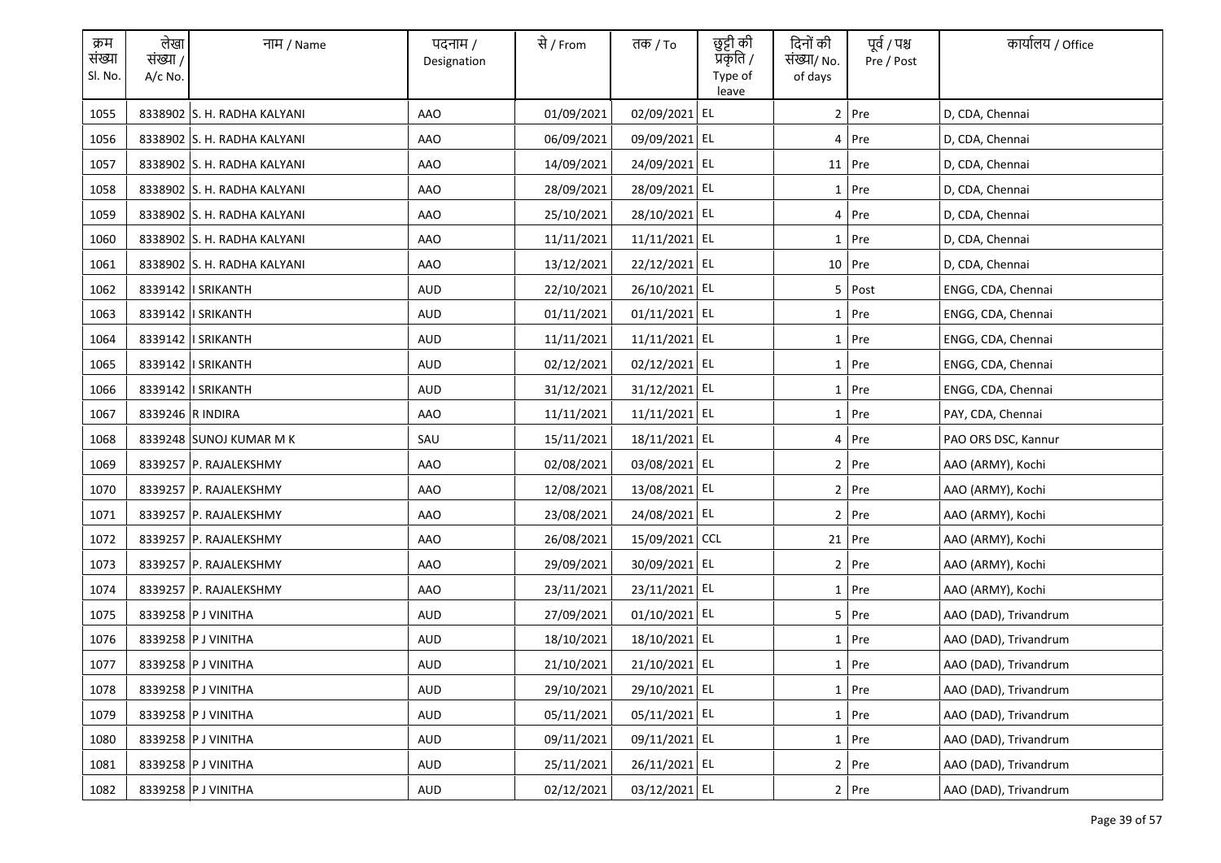| क्रम संख्या Sl. No. | लेखा संख्या / A/c No. | नाम / Name | पदनाम / Designation | से / From | तक / To | छुट्टी की प्रकृति / Type of leave | दिनों की संख्या/ No. of days | पूर्व / पश्च Pre / Post | कार्यालय / Office |
|---|---|---|---|---|---|---|---|---|---|
| 1055 | 8338902 | S. H. RADHA KALYANI | AAO | 01/09/2021 | 02/09/2021 | EL | 2 | Pre | D, CDA, Chennai |
| 1056 | 8338902 | S. H. RADHA KALYANI | AAO | 06/09/2021 | 09/09/2021 | EL | 4 | Pre | D, CDA, Chennai |
| 1057 | 8338902 | S. H. RADHA KALYANI | AAO | 14/09/2021 | 24/09/2021 | EL | 11 | Pre | D, CDA, Chennai |
| 1058 | 8338902 | S. H. RADHA KALYANI | AAO | 28/09/2021 | 28/09/2021 | EL | 1 | Pre | D, CDA, Chennai |
| 1059 | 8338902 | S. H. RADHA KALYANI | AAO | 25/10/2021 | 28/10/2021 | EL | 4 | Pre | D, CDA, Chennai |
| 1060 | 8338902 | S. H. RADHA KALYANI | AAO | 11/11/2021 | 11/11/2021 | EL | 1 | Pre | D, CDA, Chennai |
| 1061 | 8338902 | S. H. RADHA KALYANI | AAO | 13/12/2021 | 22/12/2021 | EL | 10 | Pre | D, CDA, Chennai |
| 1062 | 8339142 | I SRIKANTH | AUD | 22/10/2021 | 26/10/2021 | EL | 5 | Post | ENGG, CDA, Chennai |
| 1063 | 8339142 | I SRIKANTH | AUD | 01/11/2021 | 01/11/2021 | EL | 1 | Pre | ENGG, CDA, Chennai |
| 1064 | 8339142 | I SRIKANTH | AUD | 11/11/2021 | 11/11/2021 | EL | 1 | Pre | ENGG, CDA, Chennai |
| 1065 | 8339142 | I SRIKANTH | AUD | 02/12/2021 | 02/12/2021 | EL | 1 | Pre | ENGG, CDA, Chennai |
| 1066 | 8339142 | I SRIKANTH | AUD | 31/12/2021 | 31/12/2021 | EL | 1 | Pre | ENGG, CDA, Chennai |
| 1067 | 8339246 | R INDIRA | AAO | 11/11/2021 | 11/11/2021 | EL | 1 | Pre | PAY, CDA, Chennai |
| 1068 | 8339248 | SUNOJ KUMAR M K | SAU | 15/11/2021 | 18/11/2021 | EL | 4 | Pre | PAO ORS DSC, Kannur |
| 1069 | 8339257 | P. RAJALEKSHMY | AAO | 02/08/2021 | 03/08/2021 | EL | 2 | Pre | AAO (ARMY), Kochi |
| 1070 | 8339257 | P. RAJALEKSHMY | AAO | 12/08/2021 | 13/08/2021 | EL | 2 | Pre | AAO (ARMY), Kochi |
| 1071 | 8339257 | P. RAJALEKSHMY | AAO | 23/08/2021 | 24/08/2021 | EL | 2 | Pre | AAO (ARMY), Kochi |
| 1072 | 8339257 | P. RAJALEKSHMY | AAO | 26/08/2021 | 15/09/2021 | CCL | 21 | Pre | AAO (ARMY), Kochi |
| 1073 | 8339257 | P. RAJALEKSHMY | AAO | 29/09/2021 | 30/09/2021 | EL | 2 | Pre | AAO (ARMY), Kochi |
| 1074 | 8339257 | P. RAJALEKSHMY | AAO | 23/11/2021 | 23/11/2021 | EL | 1 | Pre | AAO (ARMY), Kochi |
| 1075 | 8339258 | P J VINITHA | AUD | 27/09/2021 | 01/10/2021 | EL | 5 | Pre | AAO (DAD), Trivandrum |
| 1076 | 8339258 | P J VINITHA | AUD | 18/10/2021 | 18/10/2021 | EL | 1 | Pre | AAO (DAD), Trivandrum |
| 1077 | 8339258 | P J VINITHA | AUD | 21/10/2021 | 21/10/2021 | EL | 1 | Pre | AAO (DAD), Trivandrum |
| 1078 | 8339258 | P J VINITHA | AUD | 29/10/2021 | 29/10/2021 | EL | 1 | Pre | AAO (DAD), Trivandrum |
| 1079 | 8339258 | P J VINITHA | AUD | 05/11/2021 | 05/11/2021 | EL | 1 | Pre | AAO (DAD), Trivandrum |
| 1080 | 8339258 | P J VINITHA | AUD | 09/11/2021 | 09/11/2021 | EL | 1 | Pre | AAO (DAD), Trivandrum |
| 1081 | 8339258 | P J VINITHA | AUD | 25/11/2021 | 26/11/2021 | EL | 2 | Pre | AAO (DAD), Trivandrum |
| 1082 | 8339258 | P J VINITHA | AUD | 02/12/2021 | 03/12/2021 | EL | 2 | Pre | AAO (DAD), Trivandrum |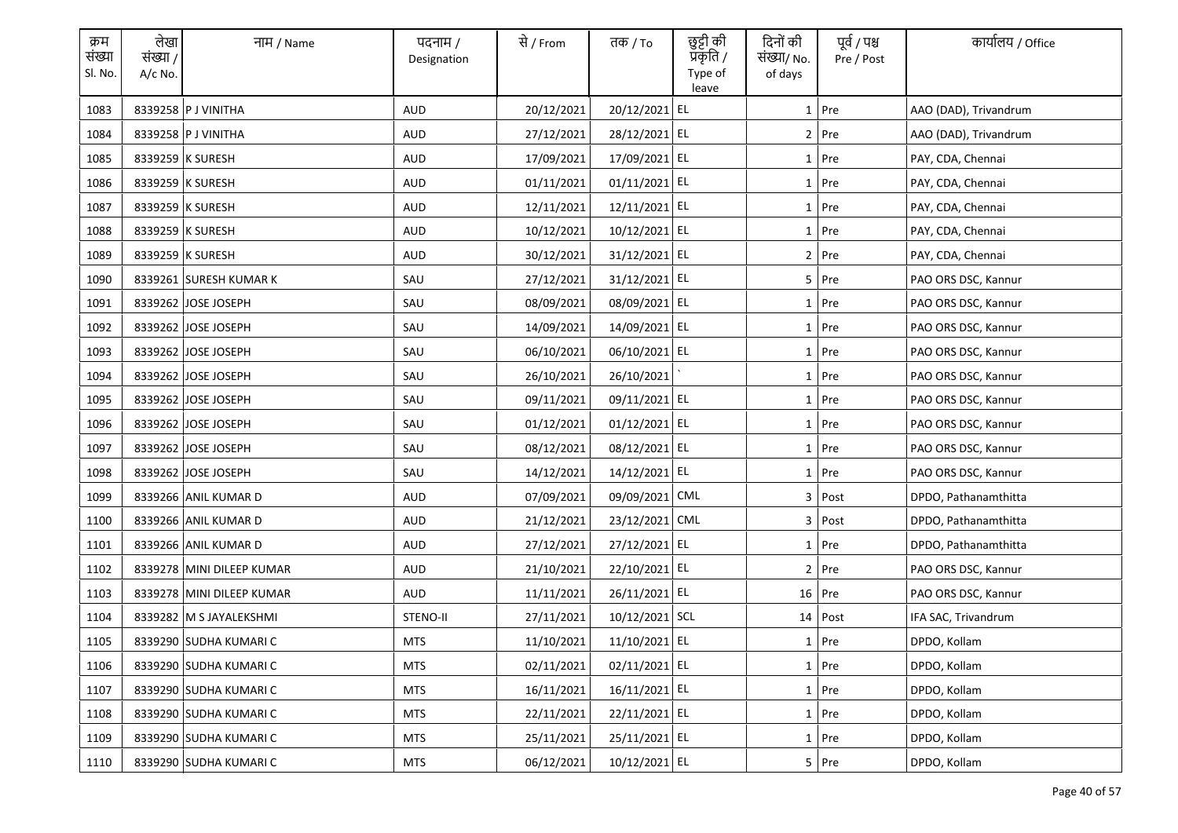| क्रम संख्या Sl. No. | लेखा संख्या / A/c No. | नाम / Name | पदनाम / Designation | से / From | तक / To | छुट्टी की प्रकृति / Type of leave | दिनों की संख्या/ No. of days | पूर्व / पश्च Pre / Post | कार्यालय / Office |
|---|---|---|---|---|---|---|---|---|---|
| 1083 | 8339258 | P J VINITHA | AUD | 20/12/2021 | 20/12/2021 | EL | 1 | Pre | AAO (DAD), Trivandrum |
| 1084 | 8339258 | P J VINITHA | AUD | 27/12/2021 | 28/12/2021 | EL | 2 | Pre | AAO (DAD), Trivandrum |
| 1085 | 8339259 | K SURESH | AUD | 17/09/2021 | 17/09/2021 | EL | 1 | Pre | PAY, CDA, Chennai |
| 1086 | 8339259 | K SURESH | AUD | 01/11/2021 | 01/11/2021 | EL | 1 | Pre | PAY, CDA, Chennai |
| 1087 | 8339259 | K SURESH | AUD | 12/11/2021 | 12/11/2021 | EL | 1 | Pre | PAY, CDA, Chennai |
| 1088 | 8339259 | K SURESH | AUD | 10/12/2021 | 10/12/2021 | EL | 1 | Pre | PAY, CDA, Chennai |
| 1089 | 8339259 | K SURESH | AUD | 30/12/2021 | 31/12/2021 | EL | 2 | Pre | PAY, CDA, Chennai |
| 1090 | 8339261 | SURESH KUMAR K | SAU | 27/12/2021 | 31/12/2021 | EL | 5 | Pre | PAO ORS DSC, Kannur |
| 1091 | 8339262 | JOSE JOSEPH | SAU | 08/09/2021 | 08/09/2021 | EL | 1 | Pre | PAO ORS DSC, Kannur |
| 1092 | 8339262 | JOSE JOSEPH | SAU | 14/09/2021 | 14/09/2021 | EL | 1 | Pre | PAO ORS DSC, Kannur |
| 1093 | 8339262 | JOSE JOSEPH | SAU | 06/10/2021 | 06/10/2021 | EL | 1 | Pre | PAO ORS DSC, Kannur |
| 1094 | 8339262 | JOSE JOSEPH | SAU | 26/10/2021 | 26/10/2021 | ` | 1 | Pre | PAO ORS DSC, Kannur |
| 1095 | 8339262 | JOSE JOSEPH | SAU | 09/11/2021 | 09/11/2021 | EL | 1 | Pre | PAO ORS DSC, Kannur |
| 1096 | 8339262 | JOSE JOSEPH | SAU | 01/12/2021 | 01/12/2021 | EL | 1 | Pre | PAO ORS DSC, Kannur |
| 1097 | 8339262 | JOSE JOSEPH | SAU | 08/12/2021 | 08/12/2021 | EL | 1 | Pre | PAO ORS DSC, Kannur |
| 1098 | 8339262 | JOSE JOSEPH | SAU | 14/12/2021 | 14/12/2021 | EL | 1 | Pre | PAO ORS DSC, Kannur |
| 1099 | 8339266 | ANIL KUMAR D | AUD | 07/09/2021 | 09/09/2021 | CML | 3 | Post | DPDO, Pathanamthitta |
| 1100 | 8339266 | ANIL KUMAR D | AUD | 21/12/2021 | 23/12/2021 | CML | 3 | Post | DPDO, Pathanamthitta |
| 1101 | 8339266 | ANIL KUMAR D | AUD | 27/12/2021 | 27/12/2021 | EL | 1 | Pre | DPDO, Pathanamthitta |
| 1102 | 8339278 | MINI DILEEP KUMAR | AUD | 21/10/2021 | 22/10/2021 | EL | 2 | Pre | PAO ORS DSC, Kannur |
| 1103 | 8339278 | MINI DILEEP KUMAR | AUD | 11/11/2021 | 26/11/2021 | EL | 16 | Pre | PAO ORS DSC, Kannur |
| 1104 | 8339282 | M S JAYALEKSHMI | STENO-II | 27/11/2021 | 10/12/2021 | SCL | 14 | Post | IFA SAC, Trivandrum |
| 1105 | 8339290 | SUDHA KUMARI C | MTS | 11/10/2021 | 11/10/2021 | EL | 1 | Pre | DPDO, Kollam |
| 1106 | 8339290 | SUDHA KUMARI C | MTS | 02/11/2021 | 02/11/2021 | EL | 1 | Pre | DPDO, Kollam |
| 1107 | 8339290 | SUDHA KUMARI C | MTS | 16/11/2021 | 16/11/2021 | EL | 1 | Pre | DPDO, Kollam |
| 1108 | 8339290 | SUDHA KUMARI C | MTS | 22/11/2021 | 22/11/2021 | EL | 1 | Pre | DPDO, Kollam |
| 1109 | 8339290 | SUDHA KUMARI C | MTS | 25/11/2021 | 25/11/2021 | EL | 1 | Pre | DPDO, Kollam |
| 1110 | 8339290 | SUDHA KUMARI C | MTS | 06/12/2021 | 10/12/2021 | EL | 5 | Pre | DPDO, Kollam |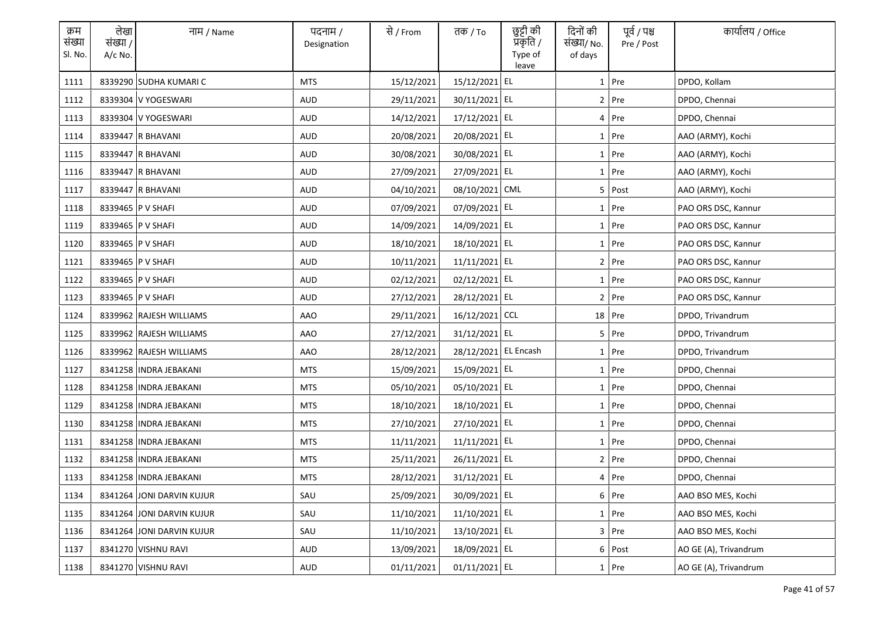| क्रम संख्या Sl. No. | लेखा संख्या / A/c No. | नाम / Name | पदनाम / Designation | से / From | तक / To | छुट्टी की प्रकृति / Type of leave | दिनों की संख्या/ No. of days | पूर्व / पश्च Pre / Post | कार्यालय / Office |
|---|---|---|---|---|---|---|---|---|---|
| 1111 | 8339290 | SUDHA KUMARI C | MTS | 15/12/2021 | 15/12/2021 | EL | 1 | Pre | DPDO, Kollam |
| 1112 | 8339304 | V YOGESWARI | AUD | 29/11/2021 | 30/11/2021 | EL | 2 | Pre | DPDO, Chennai |
| 1113 | 8339304 | V YOGESWARI | AUD | 14/12/2021 | 17/12/2021 | EL | 4 | Pre | DPDO, Chennai |
| 1114 | 8339447 | R BHAVANI | AUD | 20/08/2021 | 20/08/2021 | EL | 1 | Pre | AAO (ARMY), Kochi |
| 1115 | 8339447 | R BHAVANI | AUD | 30/08/2021 | 30/08/2021 | EL | 1 | Pre | AAO (ARMY), Kochi |
| 1116 | 8339447 | R BHAVANI | AUD | 27/09/2021 | 27/09/2021 | EL | 1 | Pre | AAO (ARMY), Kochi |
| 1117 | 8339447 | R BHAVANI | AUD | 04/10/2021 | 08/10/2021 | CML | 5 | Post | AAO (ARMY), Kochi |
| 1118 | 8339465 | P V SHAFI | AUD | 07/09/2021 | 07/09/2021 | EL | 1 | Pre | PAO ORS DSC, Kannur |
| 1119 | 8339465 | P V SHAFI | AUD | 14/09/2021 | 14/09/2021 | EL | 1 | Pre | PAO ORS DSC, Kannur |
| 1120 | 8339465 | P V SHAFI | AUD | 18/10/2021 | 18/10/2021 | EL | 1 | Pre | PAO ORS DSC, Kannur |
| 1121 | 8339465 | P V SHAFI | AUD | 10/11/2021 | 11/11/2021 | EL | 2 | Pre | PAO ORS DSC, Kannur |
| 1122 | 8339465 | P V SHAFI | AUD | 02/12/2021 | 02/12/2021 | EL | 1 | Pre | PAO ORS DSC, Kannur |
| 1123 | 8339465 | P V SHAFI | AUD | 27/12/2021 | 28/12/2021 | EL | 2 | Pre | PAO ORS DSC, Kannur |
| 1124 | 8339962 | RAJESH WILLIAMS | AAO | 29/11/2021 | 16/12/2021 | CCL | 18 | Pre | DPDO, Trivandrum |
| 1125 | 8339962 | RAJESH WILLIAMS | AAO | 27/12/2021 | 31/12/2021 | EL | 5 | Pre | DPDO, Trivandrum |
| 1126 | 8339962 | RAJESH WILLIAMS | AAO | 28/12/2021 | 28/12/2021 | EL Encash | 1 | Pre | DPDO, Trivandrum |
| 1127 | 8341258 | INDRA JEBAKANI | MTS | 15/09/2021 | 15/09/2021 | EL | 1 | Pre | DPDO, Chennai |
| 1128 | 8341258 | INDRA JEBAKANI | MTS | 05/10/2021 | 05/10/2021 | EL | 1 | Pre | DPDO, Chennai |
| 1129 | 8341258 | INDRA JEBAKANI | MTS | 18/10/2021 | 18/10/2021 | EL | 1 | Pre | DPDO, Chennai |
| 1130 | 8341258 | INDRA JEBAKANI | MTS | 27/10/2021 | 27/10/2021 | EL | 1 | Pre | DPDO, Chennai |
| 1131 | 8341258 | INDRA JEBAKANI | MTS | 11/11/2021 | 11/11/2021 | EL | 1 | Pre | DPDO, Chennai |
| 1132 | 8341258 | INDRA JEBAKANI | MTS | 25/11/2021 | 26/11/2021 | EL | 2 | Pre | DPDO, Chennai |
| 1133 | 8341258 | INDRA JEBAKANI | MTS | 28/12/2021 | 31/12/2021 | EL | 4 | Pre | DPDO, Chennai |
| 1134 | 8341264 | JONI DARVIN KUJUR | SAU | 25/09/2021 | 30/09/2021 | EL | 6 | Pre | AAO BSO MES, Kochi |
| 1135 | 8341264 | JONI DARVIN KUJUR | SAU | 11/10/2021 | 11/10/2021 | EL | 1 | Pre | AAO BSO MES, Kochi |
| 1136 | 8341264 | JONI DARVIN KUJUR | SAU | 11/10/2021 | 13/10/2021 | EL | 3 | Pre | AAO BSO MES, Kochi |
| 1137 | 8341270 | VISHNU RAVI | AUD | 13/09/2021 | 18/09/2021 | EL | 6 | Post | AO GE (A), Trivandrum |
| 1138 | 8341270 | VISHNU RAVI | AUD | 01/11/2021 | 01/11/2021 | EL | 1 | Pre | AO GE (A), Trivandrum |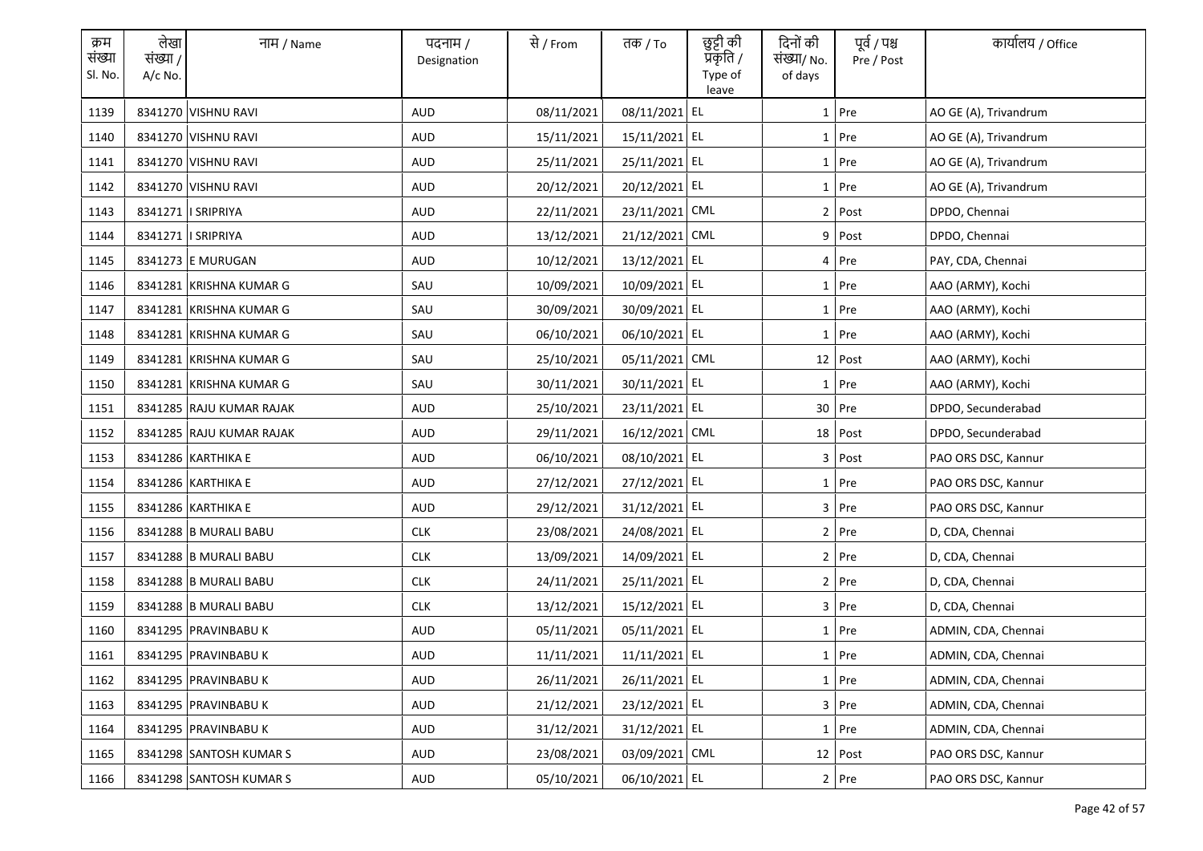| क्रम संख्या Sl. No. | लेखा संख्या / A/c No. | नाम / Name | पदनाम / Designation | से / From | तक / To | छुट्टी की प्रकृति / Type of leave | दिनों की संख्या/ No. of days | पूर्व / पश्च Pre / Post | कार्यालय / Office |
|---|---|---|---|---|---|---|---|---|---|
| 1139 | 8341270 | VISHNU RAVI | AUD | 08/11/2021 | 08/11/2021 | EL | 1 | Pre | AO GE (A), Trivandrum |
| 1140 | 8341270 | VISHNU RAVI | AUD | 15/11/2021 | 15/11/2021 | EL | 1 | Pre | AO GE (A), Trivandrum |
| 1141 | 8341270 | VISHNU RAVI | AUD | 25/11/2021 | 25/11/2021 | EL | 1 | Pre | AO GE (A), Trivandrum |
| 1142 | 8341270 | VISHNU RAVI | AUD | 20/12/2021 | 20/12/2021 | EL | 1 | Pre | AO GE (A), Trivandrum |
| 1143 | 8341271 | I SRIPRIYA | AUD | 22/11/2021 | 23/11/2021 | CML | 2 | Post | DPDO, Chennai |
| 1144 | 8341271 | I SRIPRIYA | AUD | 13/12/2021 | 21/12/2021 | CML | 9 | Post | DPDO, Chennai |
| 1145 | 8341273 | E MURUGAN | AUD | 10/12/2021 | 13/12/2021 | EL | 4 | Pre | PAY, CDA, Chennai |
| 1146 | 8341281 | KRISHNA KUMAR G | SAU | 10/09/2021 | 10/09/2021 | EL | 1 | Pre | AAO (ARMY), Kochi |
| 1147 | 8341281 | KRISHNA KUMAR G | SAU | 30/09/2021 | 30/09/2021 | EL | 1 | Pre | AAO (ARMY), Kochi |
| 1148 | 8341281 | KRISHNA KUMAR G | SAU | 06/10/2021 | 06/10/2021 | EL | 1 | Pre | AAO (ARMY), Kochi |
| 1149 | 8341281 | KRISHNA KUMAR G | SAU | 25/10/2021 | 05/11/2021 | CML | 12 | Post | AAO (ARMY), Kochi |
| 1150 | 8341281 | KRISHNA KUMAR G | SAU | 30/11/2021 | 30/11/2021 | EL | 1 | Pre | AAO (ARMY), Kochi |
| 1151 | 8341285 | RAJU KUMAR RAJAK | AUD | 25/10/2021 | 23/11/2021 | EL | 30 | Pre | DPDO, Secunderabad |
| 1152 | 8341285 | RAJU KUMAR RAJAK | AUD | 29/11/2021 | 16/12/2021 | CML | 18 | Post | DPDO, Secunderabad |
| 1153 | 8341286 | KARTHIKA E | AUD | 06/10/2021 | 08/10/2021 | EL | 3 | Post | PAO ORS DSC, Kannur |
| 1154 | 8341286 | KARTHIKA E | AUD | 27/12/2021 | 27/12/2021 | EL | 1 | Pre | PAO ORS DSC, Kannur |
| 1155 | 8341286 | KARTHIKA E | AUD | 29/12/2021 | 31/12/2021 | EL | 3 | Pre | PAO ORS DSC, Kannur |
| 1156 | 8341288 | B MURALI BABU | CLK | 23/08/2021 | 24/08/2021 | EL | 2 | Pre | D, CDA, Chennai |
| 1157 | 8341288 | B MURALI BABU | CLK | 13/09/2021 | 14/09/2021 | EL | 2 | Pre | D, CDA, Chennai |
| 1158 | 8341288 | B MURALI BABU | CLK | 24/11/2021 | 25/11/2021 | EL | 2 | Pre | D, CDA, Chennai |
| 1159 | 8341288 | B MURALI BABU | CLK | 13/12/2021 | 15/12/2021 | EL | 3 | Pre | D, CDA, Chennai |
| 1160 | 8341295 | PRAVINBABU K | AUD | 05/11/2021 | 05/11/2021 | EL | 1 | Pre | ADMIN, CDA, Chennai |
| 1161 | 8341295 | PRAVINBABU K | AUD | 11/11/2021 | 11/11/2021 | EL | 1 | Pre | ADMIN, CDA, Chennai |
| 1162 | 8341295 | PRAVINBABU K | AUD | 26/11/2021 | 26/11/2021 | EL | 1 | Pre | ADMIN, CDA, Chennai |
| 1163 | 8341295 | PRAVINBABU K | AUD | 21/12/2021 | 23/12/2021 | EL | 3 | Pre | ADMIN, CDA, Chennai |
| 1164 | 8341295 | PRAVINBABU K | AUD | 31/12/2021 | 31/12/2021 | EL | 1 | Pre | ADMIN, CDA, Chennai |
| 1165 | 8341298 | SANTOSH KUMAR S | AUD | 23/08/2021 | 03/09/2021 | CML | 12 | Post | PAO ORS DSC, Kannur |
| 1166 | 8341298 | SANTOSH KUMAR S | AUD | 05/10/2021 | 06/10/2021 | EL | 2 | Pre | PAO ORS DSC, Kannur |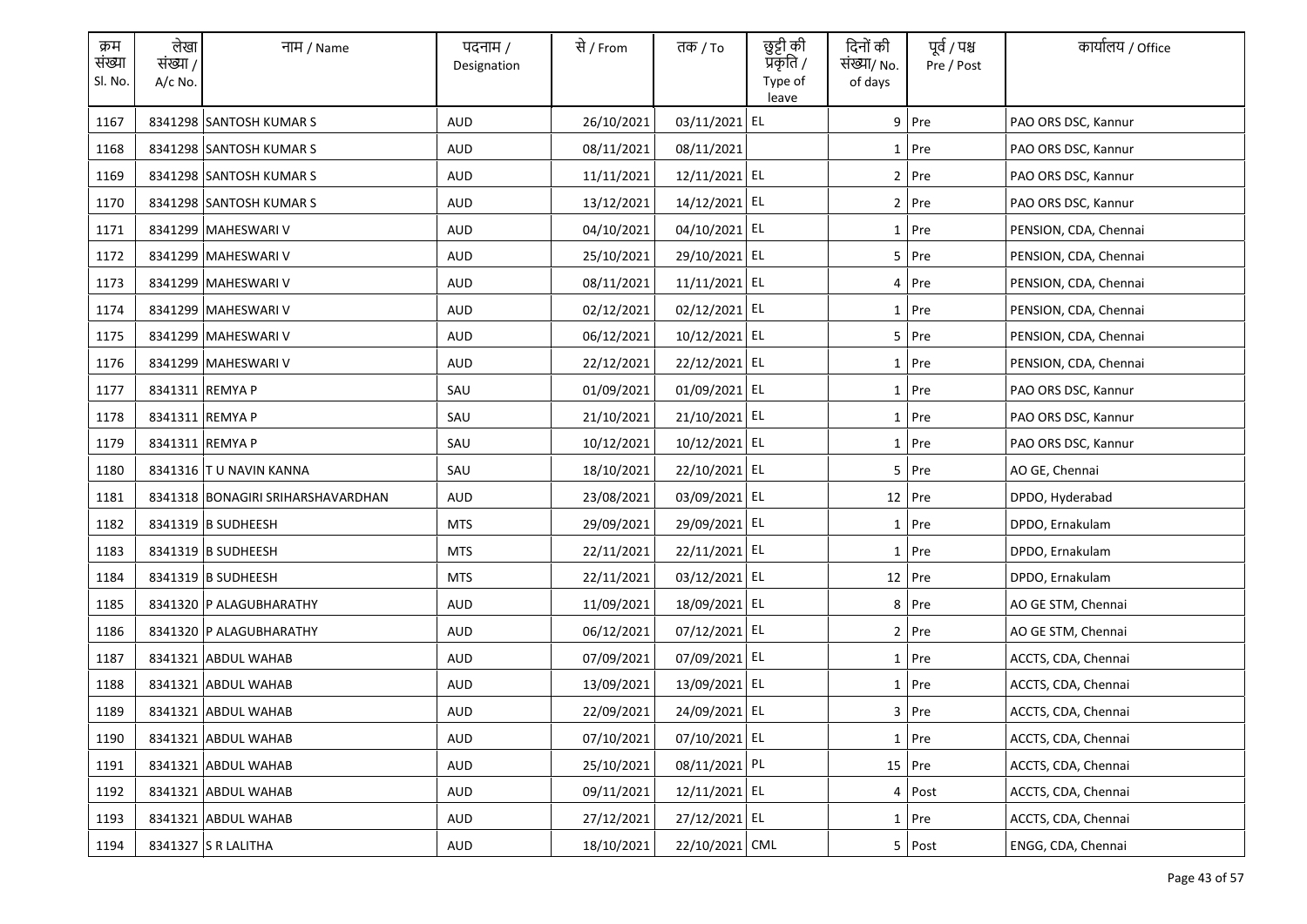| क्रम संख्या Sl. No. | लेखा संख्या / A/c No. | नाम / Name | पदनाम / Designation | से / From | तक / To | छुट्टी की प्रकृति / Type of leave | दिनों की संख्या/ No. of days | पूर्व / पश्च Pre / Post | कार्यालय / Office |
|---|---|---|---|---|---|---|---|---|---|
| 1167 | 8341298 | SANTOSH KUMAR S | AUD | 26/10/2021 | 03/11/2021 | EL | 9 | Pre | PAO ORS DSC, Kannur |
| 1168 | 8341298 | SANTOSH KUMAR S | AUD | 08/11/2021 | 08/11/2021 | | 1 | Pre | PAO ORS DSC, Kannur |
| 1169 | 8341298 | SANTOSH KUMAR S | AUD | 11/11/2021 | 12/11/2021 | EL | 2 | Pre | PAO ORS DSC, Kannur |
| 1170 | 8341298 | SANTOSH KUMAR S | AUD | 13/12/2021 | 14/12/2021 | EL | 2 | Pre | PAO ORS DSC, Kannur |
| 1171 | 8341299 | MAHESWARI V | AUD | 04/10/2021 | 04/10/2021 | EL | 1 | Pre | PENSION, CDA, Chennai |
| 1172 | 8341299 | MAHESWARI V | AUD | 25/10/2021 | 29/10/2021 | EL | 5 | Pre | PENSION, CDA, Chennai |
| 1173 | 8341299 | MAHESWARI V | AUD | 08/11/2021 | 11/11/2021 | EL | 4 | Pre | PENSION, CDA, Chennai |
| 1174 | 8341299 | MAHESWARI V | AUD | 02/12/2021 | 02/12/2021 | EL | 1 | Pre | PENSION, CDA, Chennai |
| 1175 | 8341299 | MAHESWARI V | AUD | 06/12/2021 | 10/12/2021 | EL | 5 | Pre | PENSION, CDA, Chennai |
| 1176 | 8341299 | MAHESWARI V | AUD | 22/12/2021 | 22/12/2021 | EL | 1 | Pre | PENSION, CDA, Chennai |
| 1177 | 8341311 | REMYA P | SAU | 01/09/2021 | 01/09/2021 | EL | 1 | Pre | PAO ORS DSC, Kannur |
| 1178 | 8341311 | REMYA P | SAU | 21/10/2021 | 21/10/2021 | EL | 1 | Pre | PAO ORS DSC, Kannur |
| 1179 | 8341311 | REMYA P | SAU | 10/12/2021 | 10/12/2021 | EL | 1 | Pre | PAO ORS DSC, Kannur |
| 1180 | 8341316 | T U NAVIN KANNA | SAU | 18/10/2021 | 22/10/2021 | EL | 5 | Pre | AO GE, Chennai |
| 1181 | 8341318 | BONAGIRI SRIHARSHAVARDHAN | AUD | 23/08/2021 | 03/09/2021 | EL | 12 | Pre | DPDO, Hyderabad |
| 1182 | 8341319 | B SUDHEESH | MTS | 29/09/2021 | 29/09/2021 | EL | 1 | Pre | DPDO, Ernakulam |
| 1183 | 8341319 | B SUDHEESH | MTS | 22/11/2021 | 22/11/2021 | EL | 1 | Pre | DPDO, Ernakulam |
| 1184 | 8341319 | B SUDHEESH | MTS | 22/11/2021 | 03/12/2021 | EL | 12 | Pre | DPDO, Ernakulam |
| 1185 | 8341320 | P ALAGUBHARATHY | AUD | 11/09/2021 | 18/09/2021 | EL | 8 | Pre | AO GE STM, Chennai |
| 1186 | 8341320 | P ALAGUBHARATHY | AUD | 06/12/2021 | 07/12/2021 | EL | 2 | Pre | AO GE STM, Chennai |
| 1187 | 8341321 | ABDUL WAHAB | AUD | 07/09/2021 | 07/09/2021 | EL | 1 | Pre | ACCTS, CDA, Chennai |
| 1188 | 8341321 | ABDUL WAHAB | AUD | 13/09/2021 | 13/09/2021 | EL | 1 | Pre | ACCTS, CDA, Chennai |
| 1189 | 8341321 | ABDUL WAHAB | AUD | 22/09/2021 | 24/09/2021 | EL | 3 | Pre | ACCTS, CDA, Chennai |
| 1190 | 8341321 | ABDUL WAHAB | AUD | 07/10/2021 | 07/10/2021 | EL | 1 | Pre | ACCTS, CDA, Chennai |
| 1191 | 8341321 | ABDUL WAHAB | AUD | 25/10/2021 | 08/11/2021 | PL | 15 | Pre | ACCTS, CDA, Chennai |
| 1192 | 8341321 | ABDUL WAHAB | AUD | 09/11/2021 | 12/11/2021 | EL | 4 | Post | ACCTS, CDA, Chennai |
| 1193 | 8341321 | ABDUL WAHAB | AUD | 27/12/2021 | 27/12/2021 | EL | 1 | Pre | ACCTS, CDA, Chennai |
| 1194 | 8341327 | S R LALITHA | AUD | 18/10/2021 | 22/10/2021 | CML | 5 | Post | ENGG, CDA, Chennai |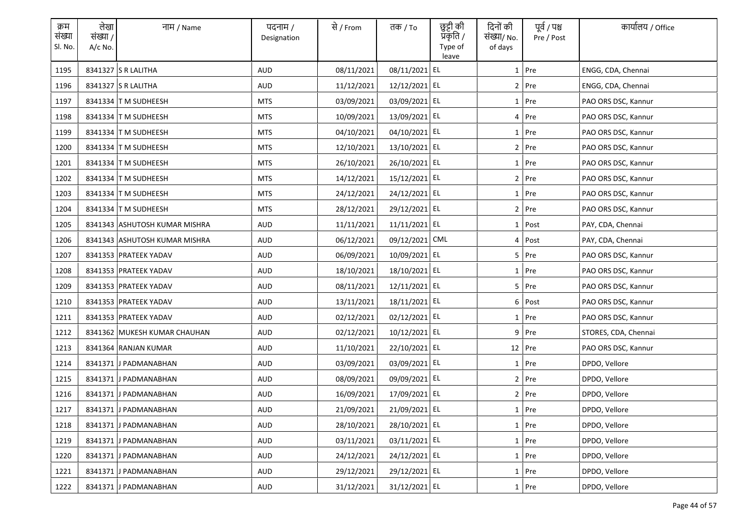| क्रम संख्या Sl. No. | लेखा संख्या / A/c No. | नाम / Name | पदनाम / Designation | से / From | तक / To | छुट्टी की प्रकृति / Type of leave | दिनों की संख्या/ No. of days | पूर्व / पश्च Pre / Post | कार्यालय / Office |
|---|---|---|---|---|---|---|---|---|---|
| 1195 | 8341327 | S R LALITHA | AUD | 08/11/2021 | 08/11/2021 | EL | 1 | Pre | ENGG, CDA, Chennai |
| 1196 | 8341327 | S R LALITHA | AUD | 11/12/2021 | 12/12/2021 | EL | 2 | Pre | ENGG, CDA, Chennai |
| 1197 | 8341334 | T M SUDHEESH | MTS | 03/09/2021 | 03/09/2021 | EL | 1 | Pre | PAO ORS DSC, Kannur |
| 1198 | 8341334 | T M SUDHEESH | MTS | 10/09/2021 | 13/09/2021 | EL | 4 | Pre | PAO ORS DSC, Kannur |
| 1199 | 8341334 | T M SUDHEESH | MTS | 04/10/2021 | 04/10/2021 | EL | 1 | Pre | PAO ORS DSC, Kannur |
| 1200 | 8341334 | T M SUDHEESH | MTS | 12/10/2021 | 13/10/2021 | EL | 2 | Pre | PAO ORS DSC, Kannur |
| 1201 | 8341334 | T M SUDHEESH | MTS | 26/10/2021 | 26/10/2021 | EL | 1 | Pre | PAO ORS DSC, Kannur |
| 1202 | 8341334 | T M SUDHEESH | MTS | 14/12/2021 | 15/12/2021 | EL | 2 | Pre | PAO ORS DSC, Kannur |
| 1203 | 8341334 | T M SUDHEESH | MTS | 24/12/2021 | 24/12/2021 | EL | 1 | Pre | PAO ORS DSC, Kannur |
| 1204 | 8341334 | T M SUDHEESH | MTS | 28/12/2021 | 29/12/2021 | EL | 2 | Pre | PAO ORS DSC, Kannur |
| 1205 | 8341343 | ASHUTOSH KUMAR MISHRA | AUD | 11/11/2021 | 11/11/2021 | EL | 1 | Post | PAY, CDA, Chennai |
| 1206 | 8341343 | ASHUTOSH KUMAR MISHRA | AUD | 06/12/2021 | 09/12/2021 | CML | 4 | Post | PAY, CDA, Chennai |
| 1207 | 8341353 | PRATEEK YADAV | AUD | 06/09/2021 | 10/09/2021 | EL | 5 | Pre | PAO ORS DSC, Kannur |
| 1208 | 8341353 | PRATEEK YADAV | AUD | 18/10/2021 | 18/10/2021 | EL | 1 | Pre | PAO ORS DSC, Kannur |
| 1209 | 8341353 | PRATEEK YADAV | AUD | 08/11/2021 | 12/11/2021 | EL | 5 | Pre | PAO ORS DSC, Kannur |
| 1210 | 8341353 | PRATEEK YADAV | AUD | 13/11/2021 | 18/11/2021 | EL | 6 | Post | PAO ORS DSC, Kannur |
| 1211 | 8341353 | PRATEEK YADAV | AUD | 02/12/2021 | 02/12/2021 | EL | 1 | Pre | PAO ORS DSC, Kannur |
| 1212 | 8341362 | MUKESH KUMAR CHAUHAN | AUD | 02/12/2021 | 10/12/2021 | EL | 9 | Pre | STORES, CDA, Chennai |
| 1213 | 8341364 | RANJAN KUMAR | AUD | 11/10/2021 | 22/10/2021 | EL | 12 | Pre | PAO ORS DSC, Kannur |
| 1214 | 8341371 | J PADMANABHAN | AUD | 03/09/2021 | 03/09/2021 | EL | 1 | Pre | DPDO, Vellore |
| 1215 | 8341371 | J PADMANABHAN | AUD | 08/09/2021 | 09/09/2021 | EL | 2 | Pre | DPDO, Vellore |
| 1216 | 8341371 | J PADMANABHAN | AUD | 16/09/2021 | 17/09/2021 | EL | 2 | Pre | DPDO, Vellore |
| 1217 | 8341371 | J PADMANABHAN | AUD | 21/09/2021 | 21/09/2021 | EL | 1 | Pre | DPDO, Vellore |
| 1218 | 8341371 | J PADMANABHAN | AUD | 28/10/2021 | 28/10/2021 | EL | 1 | Pre | DPDO, Vellore |
| 1219 | 8341371 | J PADMANABHAN | AUD | 03/11/2021 | 03/11/2021 | EL | 1 | Pre | DPDO, Vellore |
| 1220 | 8341371 | J PADMANABHAN | AUD | 24/12/2021 | 24/12/2021 | EL | 1 | Pre | DPDO, Vellore |
| 1221 | 8341371 | J PADMANABHAN | AUD | 29/12/2021 | 29/12/2021 | EL | 1 | Pre | DPDO, Vellore |
| 1222 | 8341371 | J PADMANABHAN | AUD | 31/12/2021 | 31/12/2021 | EL | 1 | Pre | DPDO, Vellore |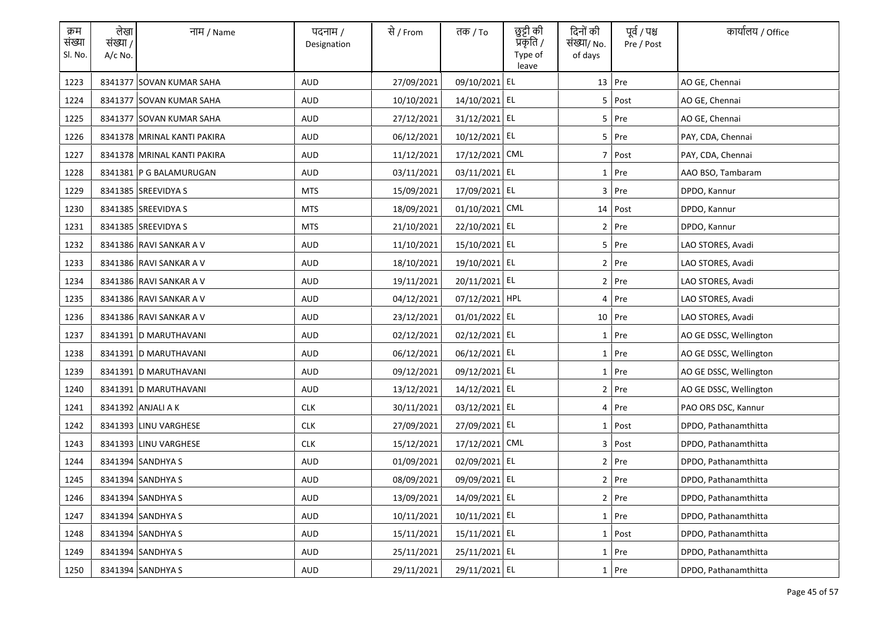| क्रम संख्या Sl. No. | लेखा संख्या / A/c No. | नाम / Name | पदनाम / Designation | से / From | तक / To | छुट्टी की प्रकृति / Type of leave | दिनों की संख्या/ No. of days | पूर्व / पश्च Pre / Post | कार्यालय / Office |
|---|---|---|---|---|---|---|---|---|---|
| 1223 | 8341377 | SOVAN KUMAR SAHA | AUD | 27/09/2021 | 09/10/2021 | EL | 13 | Pre | AO GE, Chennai |
| 1224 | 8341377 | SOVAN KUMAR SAHA | AUD | 10/10/2021 | 14/10/2021 | EL | 5 | Post | AO GE, Chennai |
| 1225 | 8341377 | SOVAN KUMAR SAHA | AUD | 27/12/2021 | 31/12/2021 | EL | 5 | Pre | AO GE, Chennai |
| 1226 | 8341378 | MRINAL KANTI PAKIRA | AUD | 06/12/2021 | 10/12/2021 | EL | 5 | Pre | PAY, CDA, Chennai |
| 1227 | 8341378 | MRINAL KANTI PAKIRA | AUD | 11/12/2021 | 17/12/2021 | CML | 7 | Post | PAY, CDA, Chennai |
| 1228 | 8341381 | P G BALAMURUGAN | AUD | 03/11/2021 | 03/11/2021 | EL | 1 | Pre | AAO BSO, Tambaram |
| 1229 | 8341385 | SREEVIDYA S | MTS | 15/09/2021 | 17/09/2021 | EL | 3 | Pre | DPDO, Kannur |
| 1230 | 8341385 | SREEVIDYA S | MTS | 18/09/2021 | 01/10/2021 | CML | 14 | Post | DPDO, Kannur |
| 1231 | 8341385 | SREEVIDYA S | MTS | 21/10/2021 | 22/10/2021 | EL | 2 | Pre | DPDO, Kannur |
| 1232 | 8341386 | RAVI SANKAR A V | AUD | 11/10/2021 | 15/10/2021 | EL | 5 | Pre | LAO STORES, Avadi |
| 1233 | 8341386 | RAVI SANKAR A V | AUD | 18/10/2021 | 19/10/2021 | EL | 2 | Pre | LAO STORES, Avadi |
| 1234 | 8341386 | RAVI SANKAR A V | AUD | 19/11/2021 | 20/11/2021 | EL | 2 | Pre | LAO STORES, Avadi |
| 1235 | 8341386 | RAVI SANKAR A V | AUD | 04/12/2021 | 07/12/2021 | HPL | 4 | Pre | LAO STORES, Avadi |
| 1236 | 8341386 | RAVI SANKAR A V | AUD | 23/12/2021 | 01/01/2022 | EL | 10 | Pre | LAO STORES, Avadi |
| 1237 | 8341391 | D MARUTHAVANI | AUD | 02/12/2021 | 02/12/2021 | EL | 1 | Pre | AO GE DSSC, Wellington |
| 1238 | 8341391 | D MARUTHAVANI | AUD | 06/12/2021 | 06/12/2021 | EL | 1 | Pre | AO GE DSSC, Wellington |
| 1239 | 8341391 | D MARUTHAVANI | AUD | 09/12/2021 | 09/12/2021 | EL | 1 | Pre | AO GE DSSC, Wellington |
| 1240 | 8341391 | D MARUTHAVANI | AUD | 13/12/2021 | 14/12/2021 | EL | 2 | Pre | AO GE DSSC, Wellington |
| 1241 | 8341392 | ANJALI A K | CLK | 30/11/2021 | 03/12/2021 | EL | 4 | Pre | PAO ORS DSC, Kannur |
| 1242 | 8341393 | LINU VARGHESE | CLK | 27/09/2021 | 27/09/2021 | EL | 1 | Post | DPDO, Pathanamthitta |
| 1243 | 8341393 | LINU VARGHESE | CLK | 15/12/2021 | 17/12/2021 | CML | 3 | Post | DPDO, Pathanamthitta |
| 1244 | 8341394 | SANDHYA S | AUD | 01/09/2021 | 02/09/2021 | EL | 2 | Pre | DPDO, Pathanamthitta |
| 1245 | 8341394 | SANDHYA S | AUD | 08/09/2021 | 09/09/2021 | EL | 2 | Pre | DPDO, Pathanamthitta |
| 1246 | 8341394 | SANDHYA S | AUD | 13/09/2021 | 14/09/2021 | EL | 2 | Pre | DPDO, Pathanamthitta |
| 1247 | 8341394 | SANDHYA S | AUD | 10/11/2021 | 10/11/2021 | EL | 1 | Pre | DPDO, Pathanamthitta |
| 1248 | 8341394 | SANDHYA S | AUD | 15/11/2021 | 15/11/2021 | EL | 1 | Post | DPDO, Pathanamthitta |
| 1249 | 8341394 | SANDHYA S | AUD | 25/11/2021 | 25/11/2021 | EL | 1 | Pre | DPDO, Pathanamthitta |
| 1250 | 8341394 | SANDHYA S | AUD | 29/11/2021 | 29/11/2021 | EL | 1 | Pre | DPDO, Pathanamthitta |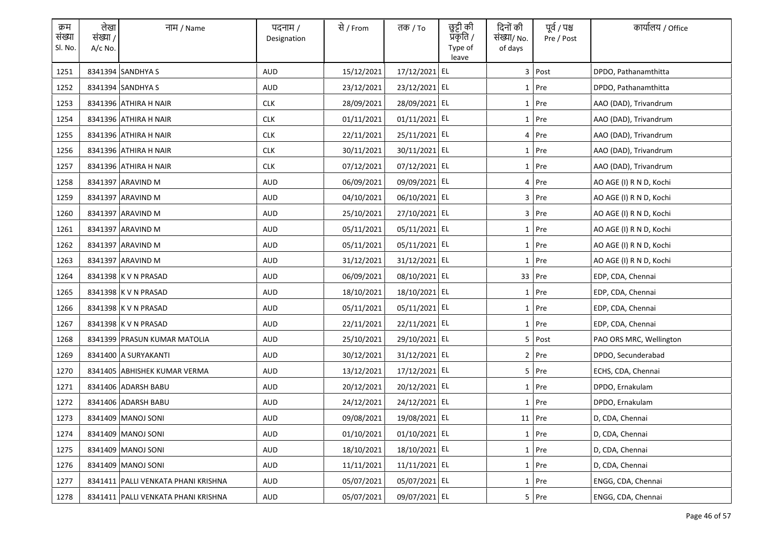| क्रम संख्या Sl. No. | लेखा संख्या / A/c No. | नाम / Name | पदनाम / Designation | से / From | तक / To | छुट्टी की प्रकृति / Type of leave | दिनों की संख्या/ No. of days | पूर्व / पश्च Pre / Post | कार्यालय / Office |
|---|---|---|---|---|---|---|---|---|---|
| 1251 | 8341394 | SANDHYA S | AUD | 15/12/2021 | 17/12/2021 | EL | 3 | Post | DPDO, Pathanamthitta |
| 1252 | 8341394 | SANDHYA S | AUD | 23/12/2021 | 23/12/2021 | EL | 1 | Pre | DPDO, Pathanamthitta |
| 1253 | 8341396 | ATHIRA H NAIR | CLK | 28/09/2021 | 28/09/2021 | EL | 1 | Pre | AAO (DAD), Trivandrum |
| 1254 | 8341396 | ATHIRA H NAIR | CLK | 01/11/2021 | 01/11/2021 | EL | 1 | Pre | AAO (DAD), Trivandrum |
| 1255 | 8341396 | ATHIRA H NAIR | CLK | 22/11/2021 | 25/11/2021 | EL | 4 | Pre | AAO (DAD), Trivandrum |
| 1256 | 8341396 | ATHIRA H NAIR | CLK | 30/11/2021 | 30/11/2021 | EL | 1 | Pre | AAO (DAD), Trivandrum |
| 1257 | 8341396 | ATHIRA H NAIR | CLK | 07/12/2021 | 07/12/2021 | EL | 1 | Pre | AAO (DAD), Trivandrum |
| 1258 | 8341397 | ARAVIND M | AUD | 06/09/2021 | 09/09/2021 | EL | 4 | Pre | AO AGE (I) R N D, Kochi |
| 1259 | 8341397 | ARAVIND M | AUD | 04/10/2021 | 06/10/2021 | EL | 3 | Pre | AO AGE (I) R N D, Kochi |
| 1260 | 8341397 | ARAVIND M | AUD | 25/10/2021 | 27/10/2021 | EL | 3 | Pre | AO AGE (I) R N D, Kochi |
| 1261 | 8341397 | ARAVIND M | AUD | 05/11/2021 | 05/11/2021 | EL | 1 | Pre | AO AGE (I) R N D, Kochi |
| 1262 | 8341397 | ARAVIND M | AUD | 05/11/2021 | 05/11/2021 | EL | 1 | Pre | AO AGE (I) R N D, Kochi |
| 1263 | 8341397 | ARAVIND M | AUD | 31/12/2021 | 31/12/2021 | EL | 1 | Pre | AO AGE (I) R N D, Kochi |
| 1264 | 8341398 | K V N PRASAD | AUD | 06/09/2021 | 08/10/2021 | EL | 33 | Pre | EDP, CDA, Chennai |
| 1265 | 8341398 | K V N PRASAD | AUD | 18/10/2021 | 18/10/2021 | EL | 1 | Pre | EDP, CDA, Chennai |
| 1266 | 8341398 | K V N PRASAD | AUD | 05/11/2021 | 05/11/2021 | EL | 1 | Pre | EDP, CDA, Chennai |
| 1267 | 8341398 | K V N PRASAD | AUD | 22/11/2021 | 22/11/2021 | EL | 1 | Pre | EDP, CDA, Chennai |
| 1268 | 8341399 | PRASUN KUMAR MATOLIA | AUD | 25/10/2021 | 29/10/2021 | EL | 5 | Post | PAO ORS MRC, Wellington |
| 1269 | 8341400 | A SURYAKANTI | AUD | 30/12/2021 | 31/12/2021 | EL | 2 | Pre | DPDO, Secunderabad |
| 1270 | 8341405 | ABHISHEK KUMAR VERMA | AUD | 13/12/2021 | 17/12/2021 | EL | 5 | Pre | ECHS, CDA, Chennai |
| 1271 | 8341406 | ADARSH BABU | AUD | 20/12/2021 | 20/12/2021 | EL | 1 | Pre | DPDO, Ernakulam |
| 1272 | 8341406 | ADARSH BABU | AUD | 24/12/2021 | 24/12/2021 | EL | 1 | Pre | DPDO, Ernakulam |
| 1273 | 8341409 | MANOJ SONI | AUD | 09/08/2021 | 19/08/2021 | EL | 11 | Pre | D, CDA, Chennai |
| 1274 | 8341409 | MANOJ SONI | AUD | 01/10/2021 | 01/10/2021 | EL | 1 | Pre | D, CDA, Chennai |
| 1275 | 8341409 | MANOJ SONI | AUD | 18/10/2021 | 18/10/2021 | EL | 1 | Pre | D, CDA, Chennai |
| 1276 | 8341409 | MANOJ SONI | AUD | 11/11/2021 | 11/11/2021 | EL | 1 | Pre | D, CDA, Chennai |
| 1277 | 8341411 | PALLI VENKATA PHANI KRISHNA | AUD | 05/07/2021 | 05/07/2021 | EL | 1 | Pre | ENGG, CDA, Chennai |
| 1278 | 8341411 | PALLI VENKATA PHANI KRISHNA | AUD | 05/07/2021 | 09/07/2021 | EL | 5 | Pre | ENGG, CDA, Chennai |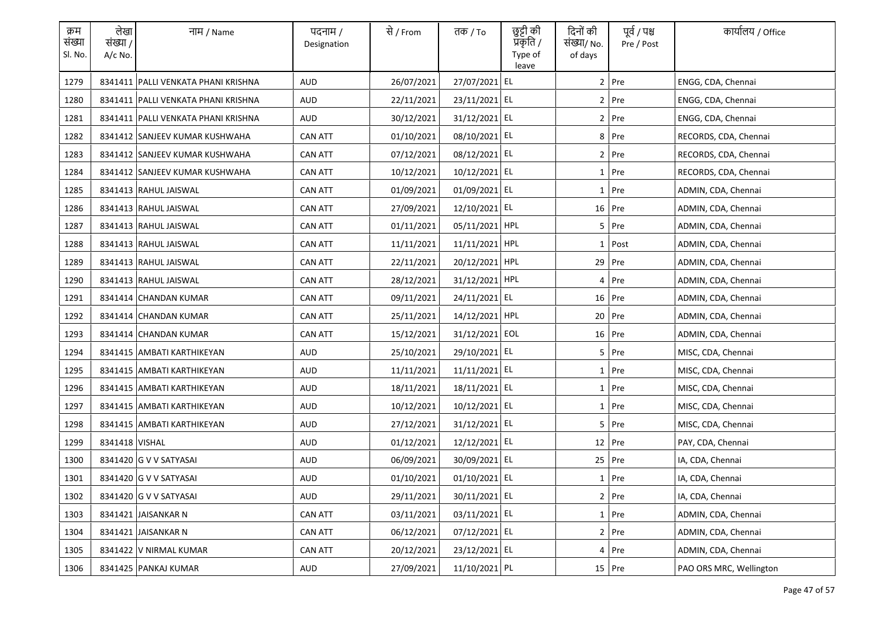| क्रम संख्या Sl. No. | लेखा संख्या / A/c No. | नाम / Name | पदनाम / Designation | से / From | तक / To | छुट्टी की प्रकृति / Type of leave | दिनों की संख्या/ No. of days | पूर्व / पश्च Pre / Post | कार्यालय / Office |
|---|---|---|---|---|---|---|---|---|---|
| 1279 | 8341411 | PALLI VENKATA PHANI KRISHNA | AUD | 26/07/2021 | 27/07/2021 | EL | 2 | Pre | ENGG, CDA, Chennai |
| 1280 | 8341411 | PALLI VENKATA PHANI KRISHNA | AUD | 22/11/2021 | 23/11/2021 | EL | 2 | Pre | ENGG, CDA, Chennai |
| 1281 | 8341411 | PALLI VENKATA PHANI KRISHNA | AUD | 30/12/2021 | 31/12/2021 | EL | 2 | Pre | ENGG, CDA, Chennai |
| 1282 | 8341412 | SANJEEV KUMAR KUSHWAHA | CAN ATT | 01/10/2021 | 08/10/2021 | EL | 8 | Pre | RECORDS, CDA, Chennai |
| 1283 | 8341412 | SANJEEV KUMAR KUSHWAHA | CAN ATT | 07/12/2021 | 08/12/2021 | EL | 2 | Pre | RECORDS, CDA, Chennai |
| 1284 | 8341412 | SANJEEV KUMAR KUSHWAHA | CAN ATT | 10/12/2021 | 10/12/2021 | EL | 1 | Pre | RECORDS, CDA, Chennai |
| 1285 | 8341413 | RAHUL JAISWAL | CAN ATT | 01/09/2021 | 01/09/2021 | EL | 1 | Pre | ADMIN, CDA, Chennai |
| 1286 | 8341413 | RAHUL JAISWAL | CAN ATT | 27/09/2021 | 12/10/2021 | EL | 16 | Pre | ADMIN, CDA, Chennai |
| 1287 | 8341413 | RAHUL JAISWAL | CAN ATT | 01/11/2021 | 05/11/2021 | HPL | 5 | Pre | ADMIN, CDA, Chennai |
| 1288 | 8341413 | RAHUL JAISWAL | CAN ATT | 11/11/2021 | 11/11/2021 | HPL | 1 | Post | ADMIN, CDA, Chennai |
| 1289 | 8341413 | RAHUL JAISWAL | CAN ATT | 22/11/2021 | 20/12/2021 | HPL | 29 | Pre | ADMIN, CDA, Chennai |
| 1290 | 8341413 | RAHUL JAISWAL | CAN ATT | 28/12/2021 | 31/12/2021 | HPL | 4 | Pre | ADMIN, CDA, Chennai |
| 1291 | 8341414 | CHANDAN KUMAR | CAN ATT | 09/11/2021 | 24/11/2021 | EL | 16 | Pre | ADMIN, CDA, Chennai |
| 1292 | 8341414 | CHANDAN KUMAR | CAN ATT | 25/11/2021 | 14/12/2021 | HPL | 20 | Pre | ADMIN, CDA, Chennai |
| 1293 | 8341414 | CHANDAN KUMAR | CAN ATT | 15/12/2021 | 31/12/2021 | EOL | 16 | Pre | ADMIN, CDA, Chennai |
| 1294 | 8341415 | AMBATI KARTHIKEYAN | AUD | 25/10/2021 | 29/10/2021 | EL | 5 | Pre | MISC, CDA, Chennai |
| 1295 | 8341415 | AMBATI KARTHIKEYAN | AUD | 11/11/2021 | 11/11/2021 | EL | 1 | Pre | MISC, CDA, Chennai |
| 1296 | 8341415 | AMBATI KARTHIKEYAN | AUD | 18/11/2021 | 18/11/2021 | EL | 1 | Pre | MISC, CDA, Chennai |
| 1297 | 8341415 | AMBATI KARTHIKEYAN | AUD | 10/12/2021 | 10/12/2021 | EL | 1 | Pre | MISC, CDA, Chennai |
| 1298 | 8341415 | AMBATI KARTHIKEYAN | AUD | 27/12/2021 | 31/12/2021 | EL | 5 | Pre | MISC, CDA, Chennai |
| 1299 | 8341418 | VISHAL | AUD | 01/12/2021 | 12/12/2021 | EL | 12 | Pre | PAY, CDA, Chennai |
| 1300 | 8341420 | G V V SATYASAI | AUD | 06/09/2021 | 30/09/2021 | EL | 25 | Pre | IA, CDA, Chennai |
| 1301 | 8341420 | G V V SATYASAI | AUD | 01/10/2021 | 01/10/2021 | EL | 1 | Pre | IA, CDA, Chennai |
| 1302 | 8341420 | G V V SATYASAI | AUD | 29/11/2021 | 30/11/2021 | EL | 2 | Pre | IA, CDA, Chennai |
| 1303 | 8341421 | JAISANKAR N | CAN ATT | 03/11/2021 | 03/11/2021 | EL | 1 | Pre | ADMIN, CDA, Chennai |
| 1304 | 8341421 | JAISANKAR N | CAN ATT | 06/12/2021 | 07/12/2021 | EL | 2 | Pre | ADMIN, CDA, Chennai |
| 1305 | 8341422 | V NIRMAL KUMAR | CAN ATT | 20/12/2021 | 23/12/2021 | EL | 4 | Pre | ADMIN, CDA, Chennai |
| 1306 | 8341425 | PANKAJ KUMAR | AUD | 27/09/2021 | 11/10/2021 | PL | 15 | Pre | PAO ORS MRC, Wellington |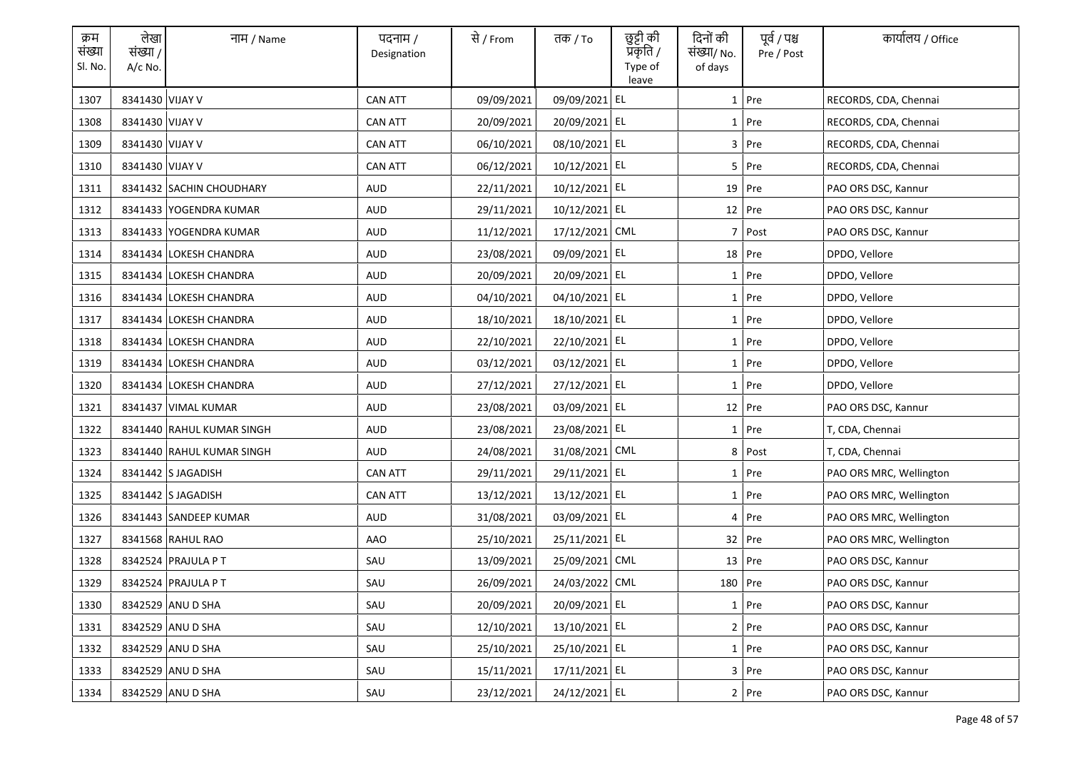| क्रम संख्या Sl. No. | लेखा संख्या / A/c No. | नाम / Name | पदनाम / Designation | से / From | तक / To | छुट्टी की प्रकृति / Type of leave | दिनों की संख्या/ No. of days | पूर्व / पश्च Pre / Post | कार्यालय / Office |
|---|---|---|---|---|---|---|---|---|---|
| 1307 | 8341430 | VIJAY V | CAN ATT | 09/09/2021 | 09/09/2021 | EL | 1 | Pre | RECORDS, CDA, Chennai |
| 1308 | 8341430 | VIJAY V | CAN ATT | 20/09/2021 | 20/09/2021 | EL | 1 | Pre | RECORDS, CDA, Chennai |
| 1309 | 8341430 | VIJAY V | CAN ATT | 06/10/2021 | 08/10/2021 | EL | 3 | Pre | RECORDS, CDA, Chennai |
| 1310 | 8341430 | VIJAY V | CAN ATT | 06/12/2021 | 10/12/2021 | EL | 5 | Pre | RECORDS, CDA, Chennai |
| 1311 | 8341432 | SACHIN CHOUDHARY | AUD | 22/11/2021 | 10/12/2021 | EL | 19 | Pre | PAO ORS DSC, Kannur |
| 1312 | 8341433 | YOGENDRA KUMAR | AUD | 29/11/2021 | 10/12/2021 | EL | 12 | Pre | PAO ORS DSC, Kannur |
| 1313 | 8341433 | YOGENDRA KUMAR | AUD | 11/12/2021 | 17/12/2021 | CML | 7 | Post | PAO ORS DSC, Kannur |
| 1314 | 8341434 | LOKESH CHANDRA | AUD | 23/08/2021 | 09/09/2021 | EL | 18 | Pre | DPDO, Vellore |
| 1315 | 8341434 | LOKESH CHANDRA | AUD | 20/09/2021 | 20/09/2021 | EL | 1 | Pre | DPDO, Vellore |
| 1316 | 8341434 | LOKESH CHANDRA | AUD | 04/10/2021 | 04/10/2021 | EL | 1 | Pre | DPDO, Vellore |
| 1317 | 8341434 | LOKESH CHANDRA | AUD | 18/10/2021 | 18/10/2021 | EL | 1 | Pre | DPDO, Vellore |
| 1318 | 8341434 | LOKESH CHANDRA | AUD | 22/10/2021 | 22/10/2021 | EL | 1 | Pre | DPDO, Vellore |
| 1319 | 8341434 | LOKESH CHANDRA | AUD | 03/12/2021 | 03/12/2021 | EL | 1 | Pre | DPDO, Vellore |
| 1320 | 8341434 | LOKESH CHANDRA | AUD | 27/12/2021 | 27/12/2021 | EL | 1 | Pre | DPDO, Vellore |
| 1321 | 8341437 | VIMAL KUMAR | AUD | 23/08/2021 | 03/09/2021 | EL | 12 | Pre | PAO ORS DSC, Kannur |
| 1322 | 8341440 | RAHUL KUMAR SINGH | AUD | 23/08/2021 | 23/08/2021 | EL | 1 | Pre | T, CDA, Chennai |
| 1323 | 8341440 | RAHUL KUMAR SINGH | AUD | 24/08/2021 | 31/08/2021 | CML | 8 | Post | T, CDA, Chennai |
| 1324 | 8341442 | S JAGADISH | CAN ATT | 29/11/2021 | 29/11/2021 | EL | 1 | Pre | PAO ORS MRC, Wellington |
| 1325 | 8341442 | S JAGADISH | CAN ATT | 13/12/2021 | 13/12/2021 | EL | 1 | Pre | PAO ORS MRC, Wellington |
| 1326 | 8341443 | SANDEEP KUMAR | AUD | 31/08/2021 | 03/09/2021 | EL | 4 | Pre | PAO ORS MRC, Wellington |
| 1327 | 8341568 | RAHUL RAO | AAO | 25/10/2021 | 25/11/2021 | EL | 32 | Pre | PAO ORS MRC, Wellington |
| 1328 | 8342524 | PRAJULA P T | SAU | 13/09/2021 | 25/09/2021 | CML | 13 | Pre | PAO ORS DSC, Kannur |
| 1329 | 8342524 | PRAJULA P T | SAU | 26/09/2021 | 24/03/2022 | CML | 180 | Pre | PAO ORS DSC, Kannur |
| 1330 | 8342529 | ANU D SHA | SAU | 20/09/2021 | 20/09/2021 | EL | 1 | Pre | PAO ORS DSC, Kannur |
| 1331 | 8342529 | ANU D SHA | SAU | 12/10/2021 | 13/10/2021 | EL | 2 | Pre | PAO ORS DSC, Kannur |
| 1332 | 8342529 | ANU D SHA | SAU | 25/10/2021 | 25/10/2021 | EL | 1 | Pre | PAO ORS DSC, Kannur |
| 1333 | 8342529 | ANU D SHA | SAU | 15/11/2021 | 17/11/2021 | EL | 3 | Pre | PAO ORS DSC, Kannur |
| 1334 | 8342529 | ANU D SHA | SAU | 23/12/2021 | 24/12/2021 | EL | 2 | Pre | PAO ORS DSC, Kannur |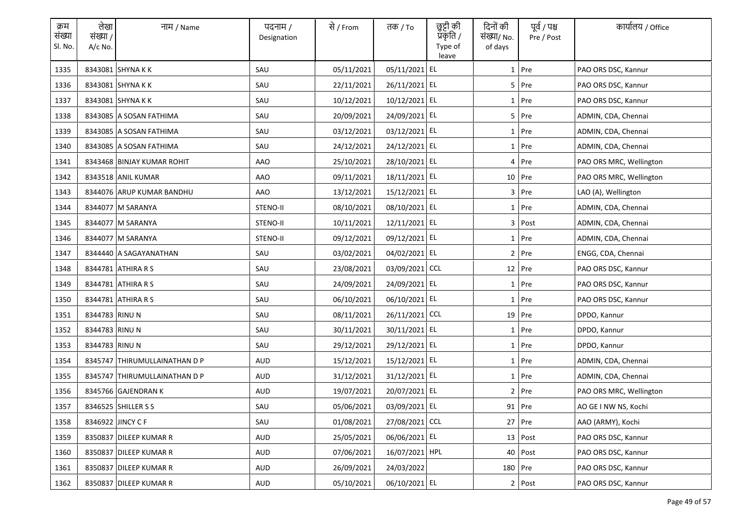| क्रम संख्या Sl. No. | लेखा संख्या / A/c No. | नाम / Name | पदनाम / Designation | से / From | तक / To | छुट्टी की प्रकृति / Type of leave | दिनों की संख्या/ No. of days | पूर्व / पश्च Pre / Post | कार्यालय / Office |
|---|---|---|---|---|---|---|---|---|---|
| 1335 | 8343081 | SHYNA K K | SAU | 05/11/2021 | 05/11/2021 | EL | 1 | Pre | PAO ORS DSC, Kannur |
| 1336 | 8343081 | SHYNA K K | SAU | 22/11/2021 | 26/11/2021 | EL | 5 | Pre | PAO ORS DSC, Kannur |
| 1337 | 8343081 | SHYNA K K | SAU | 10/12/2021 | 10/12/2021 | EL | 1 | Pre | PAO ORS DSC, Kannur |
| 1338 | 8343085 | A SOSAN FATHIMA | SAU | 20/09/2021 | 24/09/2021 | EL | 5 | Pre | ADMIN, CDA, Chennai |
| 1339 | 8343085 | A SOSAN FATHIMA | SAU | 03/12/2021 | 03/12/2021 | EL | 1 | Pre | ADMIN, CDA, Chennai |
| 1340 | 8343085 | A SOSAN FATHIMA | SAU | 24/12/2021 | 24/12/2021 | EL | 1 | Pre | ADMIN, CDA, Chennai |
| 1341 | 8343468 | BINJAY KUMAR ROHIT | AAO | 25/10/2021 | 28/10/2021 | EL | 4 | Pre | PAO ORS MRC, Wellington |
| 1342 | 8343518 | ANIL KUMAR | AAO | 09/11/2021 | 18/11/2021 | EL | 10 | Pre | PAO ORS MRC, Wellington |
| 1343 | 8344076 | ARUP KUMAR BANDHU | AAO | 13/12/2021 | 15/12/2021 | EL | 3 | Pre | LAO (A), Wellington |
| 1344 | 8344077 | M SARANYA | STENO-II | 08/10/2021 | 08/10/2021 | EL | 1 | Pre | ADMIN, CDA, Chennai |
| 1345 | 8344077 | M SARANYA | STENO-II | 10/11/2021 | 12/11/2021 | EL | 3 | Post | ADMIN, CDA, Chennai |
| 1346 | 8344077 | M SARANYA | STENO-II | 09/12/2021 | 09/12/2021 | EL | 1 | Pre | ADMIN, CDA, Chennai |
| 1347 | 8344440 | A SAGAYANATHAN | SAU | 03/02/2021 | 04/02/2021 | EL | 2 | Pre | ENGG, CDA, Chennai |
| 1348 | 8344781 | ATHIRA R S | SAU | 23/08/2021 | 03/09/2021 | CCL | 12 | Pre | PAO ORS DSC, Kannur |
| 1349 | 8344781 | ATHIRA R S | SAU | 24/09/2021 | 24/09/2021 | EL | 1 | Pre | PAO ORS DSC, Kannur |
| 1350 | 8344781 | ATHIRA R S | SAU | 06/10/2021 | 06/10/2021 | EL | 1 | Pre | PAO ORS DSC, Kannur |
| 1351 | 8344783 | RINU N | SAU | 08/11/2021 | 26/11/2021 | CCL | 19 | Pre | DPDO, Kannur |
| 1352 | 8344783 | RINU N | SAU | 30/11/2021 | 30/11/2021 | EL | 1 | Pre | DPDO, Kannur |
| 1353 | 8344783 | RINU N | SAU | 29/12/2021 | 29/12/2021 | EL | 1 | Pre | DPDO, Kannur |
| 1354 | 8345747 | THIRUMULLAINATHAN D P | AUD | 15/12/2021 | 15/12/2021 | EL | 1 | Pre | ADMIN, CDA, Chennai |
| 1355 | 8345747 | THIRUMULLAINATHAN D P | AUD | 31/12/2021 | 31/12/2021 | EL | 1 | Pre | ADMIN, CDA, Chennai |
| 1356 | 8345766 | GAJENDRAN K | AUD | 19/07/2021 | 20/07/2021 | EL | 2 | Pre | PAO ORS MRC, Wellington |
| 1357 | 8346525 | SHILLER S S | SAU | 05/06/2021 | 03/09/2021 | EL | 91 | Pre | AO GE I NW NS, Kochi |
| 1358 | 8346922 | JINCY C F | SAU | 01/08/2021 | 27/08/2021 | CCL | 27 | Pre | AAO (ARMY), Kochi |
| 1359 | 8350837 | DILEEP KUMAR R | AUD | 25/05/2021 | 06/06/2021 | EL | 13 | Post | PAO ORS DSC, Kannur |
| 1360 | 8350837 | DILEEP KUMAR R | AUD | 07/06/2021 | 16/07/2021 | HPL | 40 | Post | PAO ORS DSC, Kannur |
| 1361 | 8350837 | DILEEP KUMAR R | AUD | 26/09/2021 | 24/03/2022 | | 180 | Pre | PAO ORS DSC, Kannur |
| 1362 | 8350837 | DILEEP KUMAR R | AUD | 05/10/2021 | 06/10/2021 | EL | 2 | Post | PAO ORS DSC, Kannur |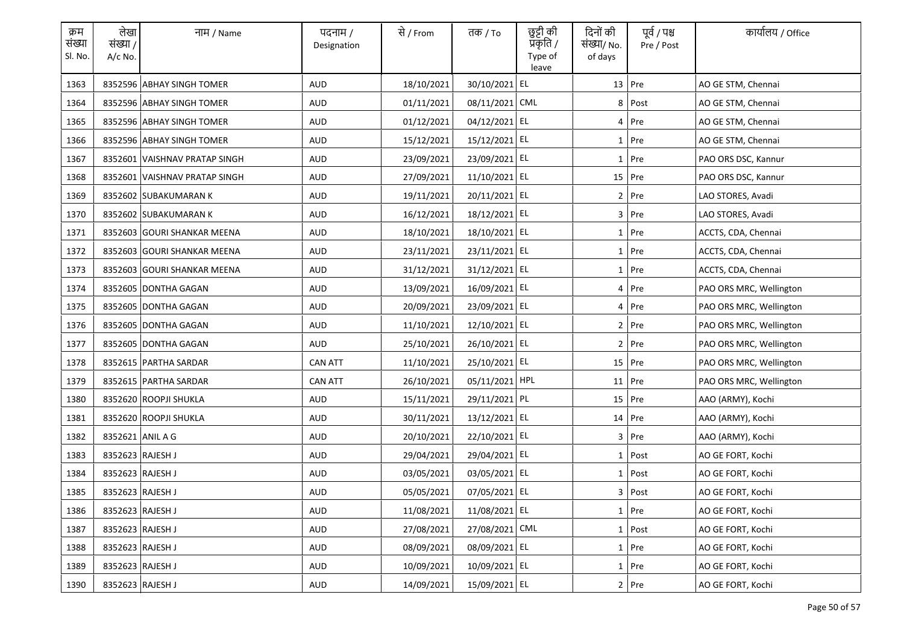| क्रम संख्या Sl. No. | लेखा संख्या / A/c No. | नाम / Name | पदनाम / Designation | से / From | तक / To | छुट्टी की प्रकृति / Type of leave | दिनों की संख्या/ No. of days | पूर्व / पश्च Pre / Post | कार्यालय / Office |
|---|---|---|---|---|---|---|---|---|---|
| 1363 | 8352596 | ABHAY SINGH TOMER | AUD | 18/10/2021 | 30/10/2021 | EL | 13 | Pre | AO GE STM, Chennai |
| 1364 | 8352596 | ABHAY SINGH TOMER | AUD | 01/11/2021 | 08/11/2021 | CML | 8 | Post | AO GE STM, Chennai |
| 1365 | 8352596 | ABHAY SINGH TOMER | AUD | 01/12/2021 | 04/12/2021 | EL | 4 | Pre | AO GE STM, Chennai |
| 1366 | 8352596 | ABHAY SINGH TOMER | AUD | 15/12/2021 | 15/12/2021 | EL | 1 | Pre | AO GE STM, Chennai |
| 1367 | 8352601 | VAISHNAV PRATAP SINGH | AUD | 23/09/2021 | 23/09/2021 | EL | 1 | Pre | PAO ORS DSC, Kannur |
| 1368 | 8352601 | VAISHNAV PRATAP SINGH | AUD | 27/09/2021 | 11/10/2021 | EL | 15 | Pre | PAO ORS DSC, Kannur |
| 1369 | 8352602 | SUBAKUMARAN K | AUD | 19/11/2021 | 20/11/2021 | EL | 2 | Pre | LAO STORES, Avadi |
| 1370 | 8352602 | SUBAKUMARAN K | AUD | 16/12/2021 | 18/12/2021 | EL | 3 | Pre | LAO STORES, Avadi |
| 1371 | 8352603 | GOURI SHANKAR MEENA | AUD | 18/10/2021 | 18/10/2021 | EL | 1 | Pre | ACCTS, CDA, Chennai |
| 1372 | 8352603 | GOURI SHANKAR MEENA | AUD | 23/11/2021 | 23/11/2021 | EL | 1 | Pre | ACCTS, CDA, Chennai |
| 1373 | 8352603 | GOURI SHANKAR MEENA | AUD | 31/12/2021 | 31/12/2021 | EL | 1 | Pre | ACCTS, CDA, Chennai |
| 1374 | 8352605 | DONTHA GAGAN | AUD | 13/09/2021 | 16/09/2021 | EL | 4 | Pre | PAO ORS MRC, Wellington |
| 1375 | 8352605 | DONTHA GAGAN | AUD | 20/09/2021 | 23/09/2021 | EL | 4 | Pre | PAO ORS MRC, Wellington |
| 1376 | 8352605 | DONTHA GAGAN | AUD | 11/10/2021 | 12/10/2021 | EL | 2 | Pre | PAO ORS MRC, Wellington |
| 1377 | 8352605 | DONTHA GAGAN | AUD | 25/10/2021 | 26/10/2021 | EL | 2 | Pre | PAO ORS MRC, Wellington |
| 1378 | 8352615 | PARTHA SARDAR | CAN ATT | 11/10/2021 | 25/10/2021 | EL | 15 | Pre | PAO ORS MRC, Wellington |
| 1379 | 8352615 | PARTHA SARDAR | CAN ATT | 26/10/2021 | 05/11/2021 | HPL | 11 | Pre | PAO ORS MRC, Wellington |
| 1380 | 8352620 | ROOPJI SHUKLA | AUD | 15/11/2021 | 29/11/2021 | PL | 15 | Pre | AAO (ARMY), Kochi |
| 1381 | 8352620 | ROOPJI SHUKLA | AUD | 30/11/2021 | 13/12/2021 | EL | 14 | Pre | AAO (ARMY), Kochi |
| 1382 | 8352621 | ANIL A G | AUD | 20/10/2021 | 22/10/2021 | EL | 3 | Pre | AAO (ARMY), Kochi |
| 1383 | 8352623 | RAJESH J | AUD | 29/04/2021 | 29/04/2021 | EL | 1 | Post | AO GE FORT, Kochi |
| 1384 | 8352623 | RAJESH J | AUD | 03/05/2021 | 03/05/2021 | EL | 1 | Post | AO GE FORT, Kochi |
| 1385 | 8352623 | RAJESH J | AUD | 05/05/2021 | 07/05/2021 | EL | 3 | Post | AO GE FORT, Kochi |
| 1386 | 8352623 | RAJESH J | AUD | 11/08/2021 | 11/08/2021 | EL | 1 | Pre | AO GE FORT, Kochi |
| 1387 | 8352623 | RAJESH J | AUD | 27/08/2021 | 27/08/2021 | CML | 1 | Post | AO GE FORT, Kochi |
| 1388 | 8352623 | RAJESH J | AUD | 08/09/2021 | 08/09/2021 | EL | 1 | Pre | AO GE FORT, Kochi |
| 1389 | 8352623 | RAJESH J | AUD | 10/09/2021 | 10/09/2021 | EL | 1 | Pre | AO GE FORT, Kochi |
| 1390 | 8352623 | RAJESH J | AUD | 14/09/2021 | 15/09/2021 | EL | 2 | Pre | AO GE FORT, Kochi |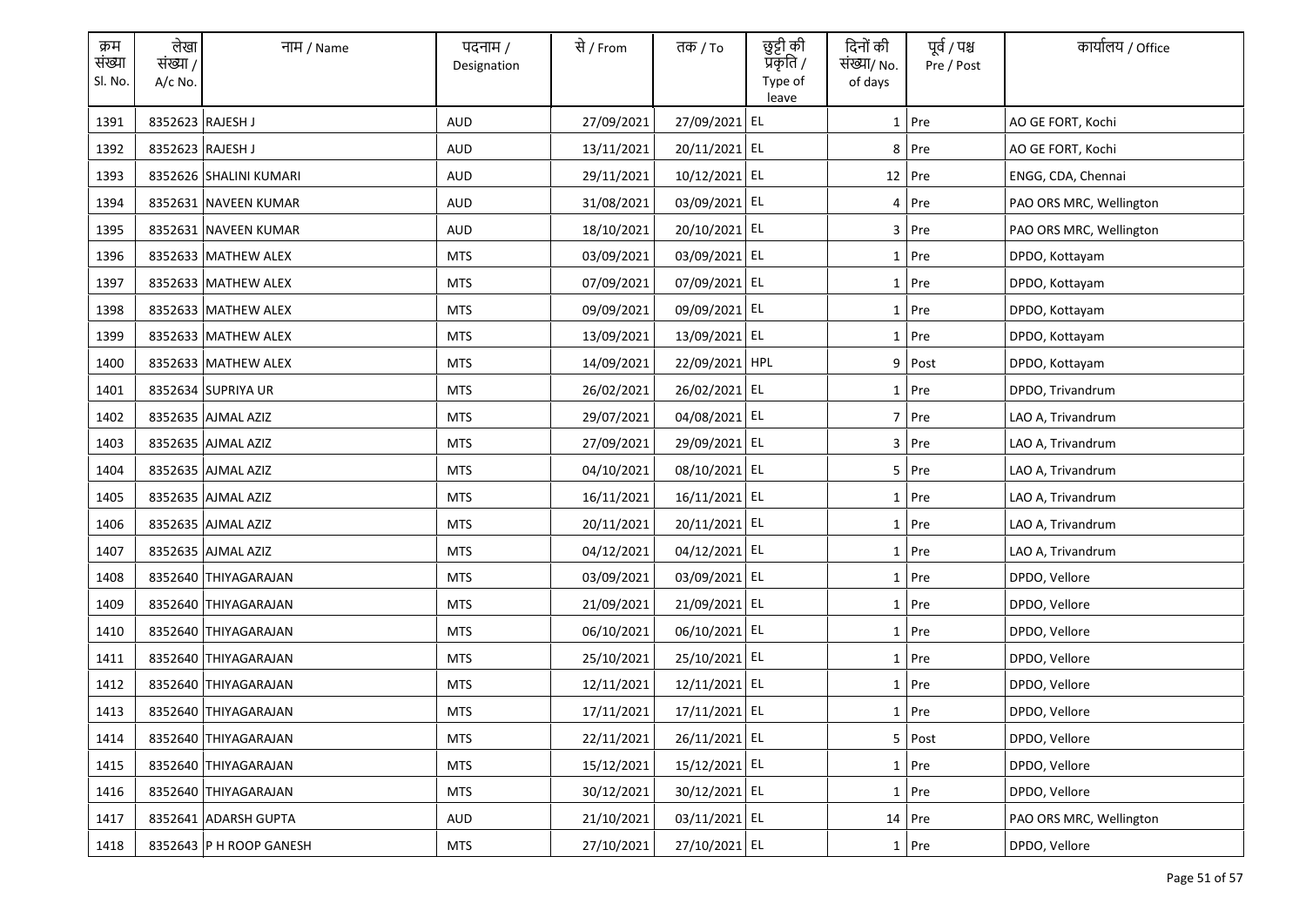| क्रम संख्या Sl. No. | लेखा संख्या / A/c No. | नाम / Name | पदनाम / Designation | से / From | तक / To | छुट्टी की प्रकृति / Type of leave | दिनों की संख्या/ No. of days | पूर्व / पश्च Pre / Post | कार्यालय / Office |
|---|---|---|---|---|---|---|---|---|---|
| 1391 | 8352623 | RAJESH J | AUD | 27/09/2021 | 27/09/2021 | EL | 1 | Pre | AO GE FORT, Kochi |
| 1392 | 8352623 | RAJESH J | AUD | 13/11/2021 | 20/11/2021 | EL | 8 | Pre | AO GE FORT, Kochi |
| 1393 | 8352626 | SHALINI KUMARI | AUD | 29/11/2021 | 10/12/2021 | EL | 12 | Pre | ENGG, CDA, Chennai |
| 1394 | 8352631 | NAVEEN KUMAR | AUD | 31/08/2021 | 03/09/2021 | EL | 4 | Pre | PAO ORS MRC, Wellington |
| 1395 | 8352631 | NAVEEN KUMAR | AUD | 18/10/2021 | 20/10/2021 | EL | 3 | Pre | PAO ORS MRC, Wellington |
| 1396 | 8352633 | MATHEW ALEX | MTS | 03/09/2021 | 03/09/2021 | EL | 1 | Pre | DPDO, Kottayam |
| 1397 | 8352633 | MATHEW ALEX | MTS | 07/09/2021 | 07/09/2021 | EL | 1 | Pre | DPDO, Kottayam |
| 1398 | 8352633 | MATHEW ALEX | MTS | 09/09/2021 | 09/09/2021 | EL | 1 | Pre | DPDO, Kottayam |
| 1399 | 8352633 | MATHEW ALEX | MTS | 13/09/2021 | 13/09/2021 | EL | 1 | Pre | DPDO, Kottayam |
| 1400 | 8352633 | MATHEW ALEX | MTS | 14/09/2021 | 22/09/2021 | HPL | 9 | Post | DPDO, Kottayam |
| 1401 | 8352634 | SUPRIYA UR | MTS | 26/02/2021 | 26/02/2021 | EL | 1 | Pre | DPDO, Trivandrum |
| 1402 | 8352635 | AJMAL AZIZ | MTS | 29/07/2021 | 04/08/2021 | EL | 7 | Pre | LAO A, Trivandrum |
| 1403 | 8352635 | AJMAL AZIZ | MTS | 27/09/2021 | 29/09/2021 | EL | 3 | Pre | LAO A, Trivandrum |
| 1404 | 8352635 | AJMAL AZIZ | MTS | 04/10/2021 | 08/10/2021 | EL | 5 | Pre | LAO A, Trivandrum |
| 1405 | 8352635 | AJMAL AZIZ | MTS | 16/11/2021 | 16/11/2021 | EL | 1 | Pre | LAO A, Trivandrum |
| 1406 | 8352635 | AJMAL AZIZ | MTS | 20/11/2021 | 20/11/2021 | EL | 1 | Pre | LAO A, Trivandrum |
| 1407 | 8352635 | AJMAL AZIZ | MTS | 04/12/2021 | 04/12/2021 | EL | 1 | Pre | LAO A, Trivandrum |
| 1408 | 8352640 | THIYAGARAJAN | MTS | 03/09/2021 | 03/09/2021 | EL | 1 | Pre | DPDO, Vellore |
| 1409 | 8352640 | THIYAGARAJAN | MTS | 21/09/2021 | 21/09/2021 | EL | 1 | Pre | DPDO, Vellore |
| 1410 | 8352640 | THIYAGARAJAN | MTS | 06/10/2021 | 06/10/2021 | EL | 1 | Pre | DPDO, Vellore |
| 1411 | 8352640 | THIYAGARAJAN | MTS | 25/10/2021 | 25/10/2021 | EL | 1 | Pre | DPDO, Vellore |
| 1412 | 8352640 | THIYAGARAJAN | MTS | 12/11/2021 | 12/11/2021 | EL | 1 | Pre | DPDO, Vellore |
| 1413 | 8352640 | THIYAGARAJAN | MTS | 17/11/2021 | 17/11/2021 | EL | 1 | Pre | DPDO, Vellore |
| 1414 | 8352640 | THIYAGARAJAN | MTS | 22/11/2021 | 26/11/2021 | EL | 5 | Post | DPDO, Vellore |
| 1415 | 8352640 | THIYAGARAJAN | MTS | 15/12/2021 | 15/12/2021 | EL | 1 | Pre | DPDO, Vellore |
| 1416 | 8352640 | THIYAGARAJAN | MTS | 30/12/2021 | 30/12/2021 | EL | 1 | Pre | DPDO, Vellore |
| 1417 | 8352641 | ADARSH GUPTA | AUD | 21/10/2021 | 03/11/2021 | EL | 14 | Pre | PAO ORS MRC, Wellington |
| 1418 | 8352643 | P H ROOP GANESH | MTS | 27/10/2021 | 27/10/2021 | EL | 1 | Pre | DPDO, Vellore |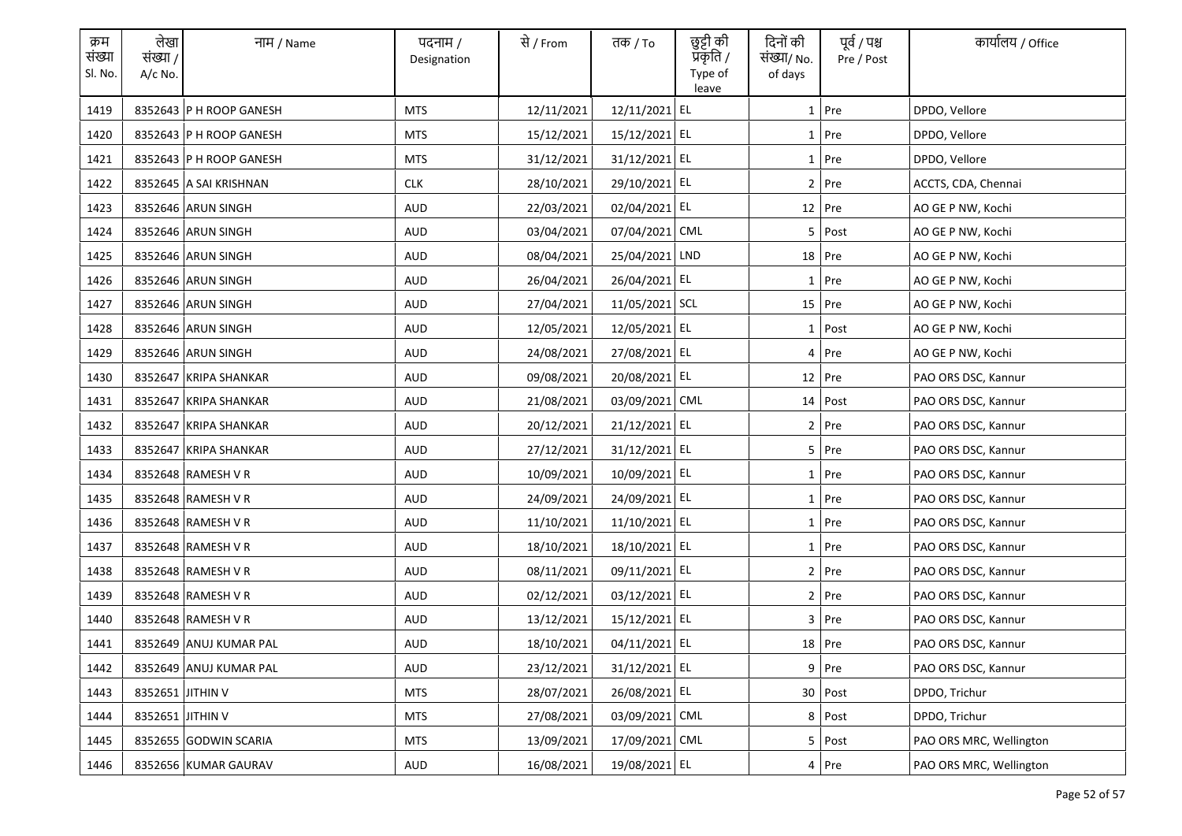| क्रम संख्या Sl. No. | लेखा संख्या / A/c No. | नाम / Name | पदनाम / Designation | से / From | तक / To | छुट्टी की प्रकृति / Type of leave | दिनों की संख्या/ No. of days | पूर्व / पश्च Pre / Post | कार्यालय / Office |
|---|---|---|---|---|---|---|---|---|---|
| 1419 | 8352643 | P H ROOP GANESH | MTS | 12/11/2021 | 12/11/2021 | EL | 1 | Pre | DPDO, Vellore |
| 1420 | 8352643 | P H ROOP GANESH | MTS | 15/12/2021 | 15/12/2021 | EL | 1 | Pre | DPDO, Vellore |
| 1421 | 8352643 | P H ROOP GANESH | MTS | 31/12/2021 | 31/12/2021 | EL | 1 | Pre | DPDO, Vellore |
| 1422 | 8352645 | A SAI KRISHNAN | CLK | 28/10/2021 | 29/10/2021 | EL | 2 | Pre | ACCTS, CDA, Chennai |
| 1423 | 8352646 | ARUN SINGH | AUD | 22/03/2021 | 02/04/2021 | EL | 12 | Pre | AO GE P NW, Kochi |
| 1424 | 8352646 | ARUN SINGH | AUD | 03/04/2021 | 07/04/2021 | CML | 5 | Post | AO GE P NW, Kochi |
| 1425 | 8352646 | ARUN SINGH | AUD | 08/04/2021 | 25/04/2021 | LND | 18 | Pre | AO GE P NW, Kochi |
| 1426 | 8352646 | ARUN SINGH | AUD | 26/04/2021 | 26/04/2021 | EL | 1 | Pre | AO GE P NW, Kochi |
| 1427 | 8352646 | ARUN SINGH | AUD | 27/04/2021 | 11/05/2021 | SCL | 15 | Pre | AO GE P NW, Kochi |
| 1428 | 8352646 | ARUN SINGH | AUD | 12/05/2021 | 12/05/2021 | EL | 1 | Post | AO GE P NW, Kochi |
| 1429 | 8352646 | ARUN SINGH | AUD | 24/08/2021 | 27/08/2021 | EL | 4 | Pre | AO GE P NW, Kochi |
| 1430 | 8352647 | KRIPA SHANKAR | AUD | 09/08/2021 | 20/08/2021 | EL | 12 | Pre | PAO ORS DSC, Kannur |
| 1431 | 8352647 | KRIPA SHANKAR | AUD | 21/08/2021 | 03/09/2021 | CML | 14 | Post | PAO ORS DSC, Kannur |
| 1432 | 8352647 | KRIPA SHANKAR | AUD | 20/12/2021 | 21/12/2021 | EL | 2 | Pre | PAO ORS DSC, Kannur |
| 1433 | 8352647 | KRIPA SHANKAR | AUD | 27/12/2021 | 31/12/2021 | EL | 5 | Pre | PAO ORS DSC, Kannur |
| 1434 | 8352648 | RAMESH V R | AUD | 10/09/2021 | 10/09/2021 | EL | 1 | Pre | PAO ORS DSC, Kannur |
| 1435 | 8352648 | RAMESH V R | AUD | 24/09/2021 | 24/09/2021 | EL | 1 | Pre | PAO ORS DSC, Kannur |
| 1436 | 8352648 | RAMESH V R | AUD | 11/10/2021 | 11/10/2021 | EL | 1 | Pre | PAO ORS DSC, Kannur |
| 1437 | 8352648 | RAMESH V R | AUD | 18/10/2021 | 18/10/2021 | EL | 1 | Pre | PAO ORS DSC, Kannur |
| 1438 | 8352648 | RAMESH V R | AUD | 08/11/2021 | 09/11/2021 | EL | 2 | Pre | PAO ORS DSC, Kannur |
| 1439 | 8352648 | RAMESH V R | AUD | 02/12/2021 | 03/12/2021 | EL | 2 | Pre | PAO ORS DSC, Kannur |
| 1440 | 8352648 | RAMESH V R | AUD | 13/12/2021 | 15/12/2021 | EL | 3 | Pre | PAO ORS DSC, Kannur |
| 1441 | 8352649 | ANUJ KUMAR PAL | AUD | 18/10/2021 | 04/11/2021 | EL | 18 | Pre | PAO ORS DSC, Kannur |
| 1442 | 8352649 | ANUJ KUMAR PAL | AUD | 23/12/2021 | 31/12/2021 | EL | 9 | Pre | PAO ORS DSC, Kannur |
| 1443 | 8352651 | JITHIN V | MTS | 28/07/2021 | 26/08/2021 | EL | 30 | Post | DPDO, Trichur |
| 1444 | 8352651 | JITHIN V | MTS | 27/08/2021 | 03/09/2021 | CML | 8 | Post | DPDO, Trichur |
| 1445 | 8352655 | GODWIN SCARIA | MTS | 13/09/2021 | 17/09/2021 | CML | 5 | Post | PAO ORS MRC, Wellington |
| 1446 | 8352656 | KUMAR GAURAV | AUD | 16/08/2021 | 19/08/2021 | EL | 4 | Pre | PAO ORS MRC, Wellington |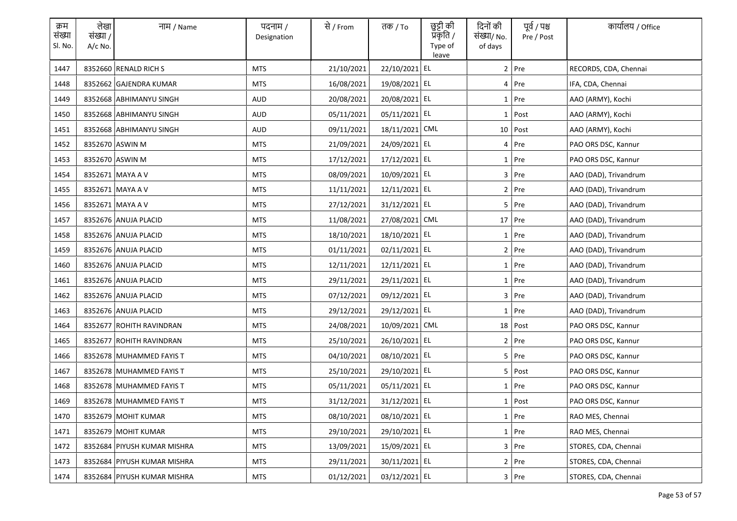| क्रम संख्या Sl. No. | लेखा संख्या / A/c No. | नाम / Name | पदनाम / Designation | से / From | तक / To | छुट्टी की प्रकृति / Type of leave | दिनों की संख्या/ No. of days | पूर्व / पश्च Pre / Post | कार्यालय / Office |
|---|---|---|---|---|---|---|---|---|---|
| 1447 | 8352660 | RENALD RICH S | MTS | 21/10/2021 | 22/10/2021 | EL | 2 | Pre | RECORDS, CDA, Chennai |
| 1448 | 8352662 | GAJENDRA KUMAR | MTS | 16/08/2021 | 19/08/2021 | EL | 4 | Pre | IFA, CDA, Chennai |
| 1449 | 8352668 | ABHIMANYU SINGH | AUD | 20/08/2021 | 20/08/2021 | EL | 1 | Pre | AAO (ARMY), Kochi |
| 1450 | 8352668 | ABHIMANYU SINGH | AUD | 05/11/2021 | 05/11/2021 | EL | 1 | Post | AAO (ARMY), Kochi |
| 1451 | 8352668 | ABHIMANYU SINGH | AUD | 09/11/2021 | 18/11/2021 | CML | 10 | Post | AAO (ARMY), Kochi |
| 1452 | 8352670 | ASWIN M | MTS | 21/09/2021 | 24/09/2021 | EL | 4 | Pre | PAO ORS DSC, Kannur |
| 1453 | 8352670 | ASWIN M | MTS | 17/12/2021 | 17/12/2021 | EL | 1 | Pre | PAO ORS DSC, Kannur |
| 1454 | 8352671 | MAYA A V | MTS | 08/09/2021 | 10/09/2021 | EL | 3 | Pre | AAO (DAD), Trivandrum |
| 1455 | 8352671 | MAYA A V | MTS | 11/11/2021 | 12/11/2021 | EL | 2 | Pre | AAO (DAD), Trivandrum |
| 1456 | 8352671 | MAYA A V | MTS | 27/12/2021 | 31/12/2021 | EL | 5 | Pre | AAO (DAD), Trivandrum |
| 1457 | 8352676 | ANUJA PLACID | MTS | 11/08/2021 | 27/08/2021 | CML | 17 | Pre | AAO (DAD), Trivandrum |
| 1458 | 8352676 | ANUJA PLACID | MTS | 18/10/2021 | 18/10/2021 | EL | 1 | Pre | AAO (DAD), Trivandrum |
| 1459 | 8352676 | ANUJA PLACID | MTS | 01/11/2021 | 02/11/2021 | EL | 2 | Pre | AAO (DAD), Trivandrum |
| 1460 | 8352676 | ANUJA PLACID | MTS | 12/11/2021 | 12/11/2021 | EL | 1 | Pre | AAO (DAD), Trivandrum |
| 1461 | 8352676 | ANUJA PLACID | MTS | 29/11/2021 | 29/11/2021 | EL | 1 | Pre | AAO (DAD), Trivandrum |
| 1462 | 8352676 | ANUJA PLACID | MTS | 07/12/2021 | 09/12/2021 | EL | 3 | Pre | AAO (DAD), Trivandrum |
| 1463 | 8352676 | ANUJA PLACID | MTS | 29/12/2021 | 29/12/2021 | EL | 1 | Pre | AAO (DAD), Trivandrum |
| 1464 | 8352677 | ROHITH RAVINDRAN | MTS | 24/08/2021 | 10/09/2021 | CML | 18 | Post | PAO ORS DSC, Kannur |
| 1465 | 8352677 | ROHITH RAVINDRAN | MTS | 25/10/2021 | 26/10/2021 | EL | 2 | Pre | PAO ORS DSC, Kannur |
| 1466 | 8352678 | MUHAMMED FAYIS T | MTS | 04/10/2021 | 08/10/2021 | EL | 5 | Pre | PAO ORS DSC, Kannur |
| 1467 | 8352678 | MUHAMMED FAYIS T | MTS | 25/10/2021 | 29/10/2021 | EL | 5 | Post | PAO ORS DSC, Kannur |
| 1468 | 8352678 | MUHAMMED FAYIS T | MTS | 05/11/2021 | 05/11/2021 | EL | 1 | Pre | PAO ORS DSC, Kannur |
| 1469 | 8352678 | MUHAMMED FAYIS T | MTS | 31/12/2021 | 31/12/2021 | EL | 1 | Post | PAO ORS DSC, Kannur |
| 1470 | 8352679 | MOHIT KUMAR | MTS | 08/10/2021 | 08/10/2021 | EL | 1 | Pre | RAO MES, Chennai |
| 1471 | 8352679 | MOHIT KUMAR | MTS | 29/10/2021 | 29/10/2021 | EL | 1 | Pre | RAO MES, Chennai |
| 1472 | 8352684 | PIYUSH KUMAR MISHRA | MTS | 13/09/2021 | 15/09/2021 | EL | 3 | Pre | STORES, CDA, Chennai |
| 1473 | 8352684 | PIYUSH KUMAR MISHRA | MTS | 29/11/2021 | 30/11/2021 | EL | 2 | Pre | STORES, CDA, Chennai |
| 1474 | 8352684 | PIYUSH KUMAR MISHRA | MTS | 01/12/2021 | 03/12/2021 | EL | 3 | Pre | STORES, CDA, Chennai |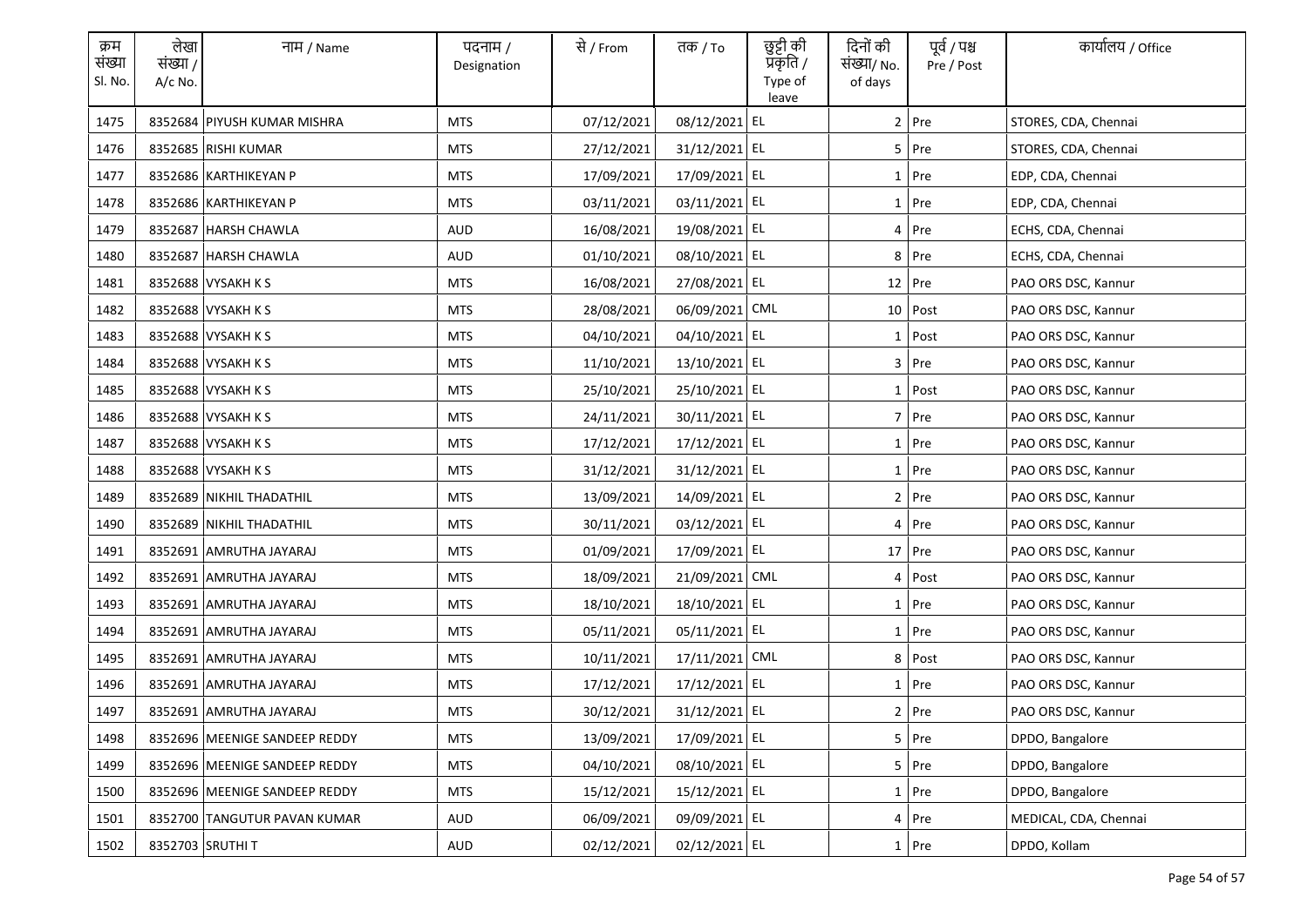| क्रम संख्या Sl. No. | लेखा संख्या / A/c No. | नाम / Name | पदनाम / Designation | से / From | तक / To | छुट्टी की प्रकृति / Type of leave | दिनों की संख्या/ No. of days | पूर्व / पश्च Pre / Post | कार्यालय / Office |
|---|---|---|---|---|---|---|---|---|---|
| 1475 | 8352684 | PIYUSH KUMAR MISHRA | MTS | 07/12/2021 | 08/12/2021 | EL | 2 | Pre | STORES, CDA, Chennai |
| 1476 | 8352685 | RISHI KUMAR | MTS | 27/12/2021 | 31/12/2021 | EL | 5 | Pre | STORES, CDA, Chennai |
| 1477 | 8352686 | KARTHIKEYAN P | MTS | 17/09/2021 | 17/09/2021 | EL | 1 | Pre | EDP, CDA, Chennai |
| 1478 | 8352686 | KARTHIKEYAN P | MTS | 03/11/2021 | 03/11/2021 | EL | 1 | Pre | EDP, CDA, Chennai |
| 1479 | 8352687 | HARSH CHAWLA | AUD | 16/08/2021 | 19/08/2021 | EL | 4 | Pre | ECHS, CDA, Chennai |
| 1480 | 8352687 | HARSH CHAWLA | AUD | 01/10/2021 | 08/10/2021 | EL | 8 | Pre | ECHS, CDA, Chennai |
| 1481 | 8352688 | VYSAKH K S | MTS | 16/08/2021 | 27/08/2021 | EL | 12 | Pre | PAO ORS DSC, Kannur |
| 1482 | 8352688 | VYSAKH K S | MTS | 28/08/2021 | 06/09/2021 | CML | 10 | Post | PAO ORS DSC, Kannur |
| 1483 | 8352688 | VYSAKH K S | MTS | 04/10/2021 | 04/10/2021 | EL | 1 | Post | PAO ORS DSC, Kannur |
| 1484 | 8352688 | VYSAKH K S | MTS | 11/10/2021 | 13/10/2021 | EL | 3 | Pre | PAO ORS DSC, Kannur |
| 1485 | 8352688 | VYSAKH K S | MTS | 25/10/2021 | 25/10/2021 | EL | 1 | Post | PAO ORS DSC, Kannur |
| 1486 | 8352688 | VYSAKH K S | MTS | 24/11/2021 | 30/11/2021 | EL | 7 | Pre | PAO ORS DSC, Kannur |
| 1487 | 8352688 | VYSAKH K S | MTS | 17/12/2021 | 17/12/2021 | EL | 1 | Pre | PAO ORS DSC, Kannur |
| 1488 | 8352688 | VYSAKH K S | MTS | 31/12/2021 | 31/12/2021 | EL | 1 | Pre | PAO ORS DSC, Kannur |
| 1489 | 8352689 | NIKHIL THADATHIL | MTS | 13/09/2021 | 14/09/2021 | EL | 2 | Pre | PAO ORS DSC, Kannur |
| 1490 | 8352689 | NIKHIL THADATHIL | MTS | 30/11/2021 | 03/12/2021 | EL | 4 | Pre | PAO ORS DSC, Kannur |
| 1491 | 8352691 | AMRUTHA JAYARAJ | MTS | 01/09/2021 | 17/09/2021 | EL | 17 | Pre | PAO ORS DSC, Kannur |
| 1492 | 8352691 | AMRUTHA JAYARAJ | MTS | 18/09/2021 | 21/09/2021 | CML | 4 | Post | PAO ORS DSC, Kannur |
| 1493 | 8352691 | AMRUTHA JAYARAJ | MTS | 18/10/2021 | 18/10/2021 | EL | 1 | Pre | PAO ORS DSC, Kannur |
| 1494 | 8352691 | AMRUTHA JAYARAJ | MTS | 05/11/2021 | 05/11/2021 | EL | 1 | Pre | PAO ORS DSC, Kannur |
| 1495 | 8352691 | AMRUTHA JAYARAJ | MTS | 10/11/2021 | 17/11/2021 | CML | 8 | Post | PAO ORS DSC, Kannur |
| 1496 | 8352691 | AMRUTHA JAYARAJ | MTS | 17/12/2021 | 17/12/2021 | EL | 1 | Pre | PAO ORS DSC, Kannur |
| 1497 | 8352691 | AMRUTHA JAYARAJ | MTS | 30/12/2021 | 31/12/2021 | EL | 2 | Pre | PAO ORS DSC, Kannur |
| 1498 | 8352696 | MEENIGE SANDEEP REDDY | MTS | 13/09/2021 | 17/09/2021 | EL | 5 | Pre | DPDO, Bangalore |
| 1499 | 8352696 | MEENIGE SANDEEP REDDY | MTS | 04/10/2021 | 08/10/2021 | EL | 5 | Pre | DPDO, Bangalore |
| 1500 | 8352696 | MEENIGE SANDEEP REDDY | MTS | 15/12/2021 | 15/12/2021 | EL | 1 | Pre | DPDO, Bangalore |
| 1501 | 8352700 | TANGUTUR PAVAN KUMAR | AUD | 06/09/2021 | 09/09/2021 | EL | 4 | Pre | MEDICAL, CDA, Chennai |
| 1502 | 8352703 | SRUTHI T | AUD | 02/12/2021 | 02/12/2021 | EL | 1 | Pre | DPDO, Kollam |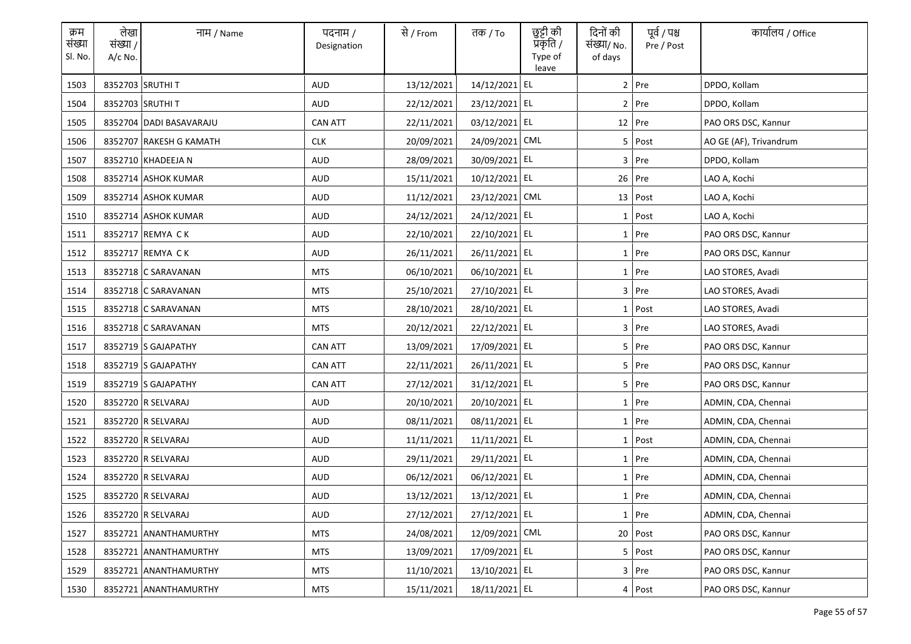| क्रम संख्या Sl. No. | लेखा संख्या / A/c No. | नाम / Name | पदनाम / Designation | से / From | तक / To | छुट्टी की प्रकृति / Type of leave | दिनों की संख्या/ No. of days | पूर्व / पश्च Pre / Post | कार्यालय / Office |
|---|---|---|---|---|---|---|---|---|---|
| 1503 | 8352703 | SRUTHI T | AUD | 13/12/2021 | 14/12/2021 | EL | 2 | Pre | DPDO, Kollam |
| 1504 | 8352703 | SRUTHI T | AUD | 22/12/2021 | 23/12/2021 | EL | 2 | Pre | DPDO, Kollam |
| 1505 | 8352704 | DADI BASAVARAJU | CAN ATT | 22/11/2021 | 03/12/2021 | EL | 12 | Pre | PAO ORS DSC, Kannur |
| 1506 | 8352707 | RAKESH G KAMATH | CLK | 20/09/2021 | 24/09/2021 | CML | 5 | Post | AO GE (AF), Trivandrum |
| 1507 | 8352710 | KHADEEJA N | AUD | 28/09/2021 | 30/09/2021 | EL | 3 | Pre | DPDO, Kollam |
| 1508 | 8352714 | ASHOK KUMAR | AUD | 15/11/2021 | 10/12/2021 | EL | 26 | Pre | LAO A, Kochi |
| 1509 | 8352714 | ASHOK KUMAR | AUD | 11/12/2021 | 23/12/2021 | CML | 13 | Post | LAO A, Kochi |
| 1510 | 8352714 | ASHOK KUMAR | AUD | 24/12/2021 | 24/12/2021 | EL | 1 | Post | LAO A, Kochi |
| 1511 | 8352717 | REMYA C K | AUD | 22/10/2021 | 22/10/2021 | EL | 1 | Pre | PAO ORS DSC, Kannur |
| 1512 | 8352717 | REMYA C K | AUD | 26/11/2021 | 26/11/2021 | EL | 1 | Pre | PAO ORS DSC, Kannur |
| 1513 | 8352718 | C SARAVANAN | MTS | 06/10/2021 | 06/10/2021 | EL | 1 | Pre | LAO STORES, Avadi |
| 1514 | 8352718 | C SARAVANAN | MTS | 25/10/2021 | 27/10/2021 | EL | 3 | Pre | LAO STORES, Avadi |
| 1515 | 8352718 | C SARAVANAN | MTS | 28/10/2021 | 28/10/2021 | EL | 1 | Post | LAO STORES, Avadi |
| 1516 | 8352718 | C SARAVANAN | MTS | 20/12/2021 | 22/12/2021 | EL | 3 | Pre | LAO STORES, Avadi |
| 1517 | 8352719 | S GAJAPATHY | CAN ATT | 13/09/2021 | 17/09/2021 | EL | 5 | Pre | PAO ORS DSC, Kannur |
| 1518 | 8352719 | S GAJAPATHY | CAN ATT | 22/11/2021 | 26/11/2021 | EL | 5 | Pre | PAO ORS DSC, Kannur |
| 1519 | 8352719 | S GAJAPATHY | CAN ATT | 27/12/2021 | 31/12/2021 | EL | 5 | Pre | PAO ORS DSC, Kannur |
| 1520 | 8352720 | R SELVARAJ | AUD | 20/10/2021 | 20/10/2021 | EL | 1 | Pre | ADMIN, CDA, Chennai |
| 1521 | 8352720 | R SELVARAJ | AUD | 08/11/2021 | 08/11/2021 | EL | 1 | Pre | ADMIN, CDA, Chennai |
| 1522 | 8352720 | R SELVARAJ | AUD | 11/11/2021 | 11/11/2021 | EL | 1 | Post | ADMIN, CDA, Chennai |
| 1523 | 8352720 | R SELVARAJ | AUD | 29/11/2021 | 29/11/2021 | EL | 1 | Pre | ADMIN, CDA, Chennai |
| 1524 | 8352720 | R SELVARAJ | AUD | 06/12/2021 | 06/12/2021 | EL | 1 | Pre | ADMIN, CDA, Chennai |
| 1525 | 8352720 | R SELVARAJ | AUD | 13/12/2021 | 13/12/2021 | EL | 1 | Pre | ADMIN, CDA, Chennai |
| 1526 | 8352720 | R SELVARAJ | AUD | 27/12/2021 | 27/12/2021 | EL | 1 | Pre | ADMIN, CDA, Chennai |
| 1527 | 8352721 | ANANTHAMURTHY | MTS | 24/08/2021 | 12/09/2021 | CML | 20 | Post | PAO ORS DSC, Kannur |
| 1528 | 8352721 | ANANTHAMURTHY | MTS | 13/09/2021 | 17/09/2021 | EL | 5 | Post | PAO ORS DSC, Kannur |
| 1529 | 8352721 | ANANTHAMURTHY | MTS | 11/10/2021 | 13/10/2021 | EL | 3 | Pre | PAO ORS DSC, Kannur |
| 1530 | 8352721 | ANANTHAMURTHY | MTS | 15/11/2021 | 18/11/2021 | EL | 4 | Post | PAO ORS DSC, Kannur |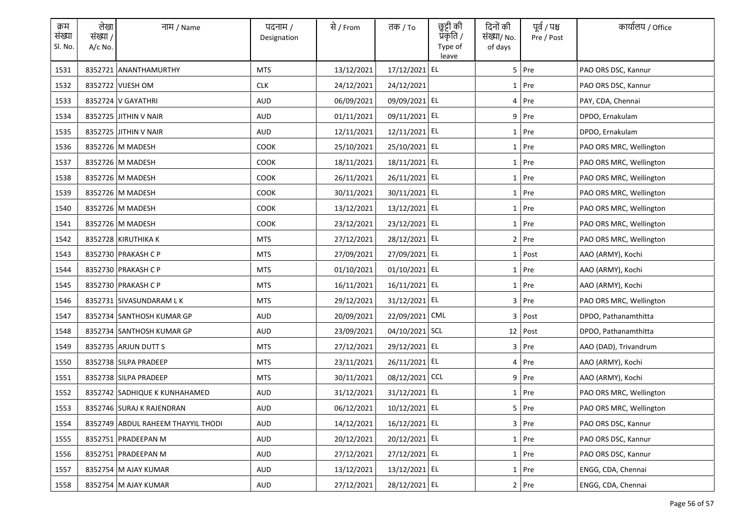| क्रम संख्या Sl. No. | लेखा संख्या / A/c No. | नाम / Name | पदनाम / Designation | से / From | तक / To | छुट्टी की प्रकृति / Type of leave | दिनों की संख्या/ No. of days | पूर्व / पश्च Pre / Post | कार्यालय / Office |
|---|---|---|---|---|---|---|---|---|---|
| 1531 | 8352721 | ANANTHAMURTHY | MTS | 13/12/2021 | 17/12/2021 | EL | 5 | Pre | PAO ORS DSC, Kannur |
| 1532 | 8352722 | VIJESH OM | CLK | 24/12/2021 | 24/12/2021 | | 1 | Pre | PAO ORS DSC, Kannur |
| 1533 | 8352724 | V GAYATHRI | AUD | 06/09/2021 | 09/09/2021 | EL | 4 | Pre | PAY, CDA, Chennai |
| 1534 | 8352725 | JITHIN V NAIR | AUD | 01/11/2021 | 09/11/2021 | EL | 9 | Pre | DPDO, Ernakulam |
| 1535 | 8352725 | JITHIN V NAIR | AUD | 12/11/2021 | 12/11/2021 | EL | 1 | Pre | DPDO, Ernakulam |
| 1536 | 8352726 | M MADESH | COOK | 25/10/2021 | 25/10/2021 | EL | 1 | Pre | PAO ORS MRC, Wellington |
| 1537 | 8352726 | M MADESH | COOK | 18/11/2021 | 18/11/2021 | EL | 1 | Pre | PAO ORS MRC, Wellington |
| 1538 | 8352726 | M MADESH | COOK | 26/11/2021 | 26/11/2021 | EL | 1 | Pre | PAO ORS MRC, Wellington |
| 1539 | 8352726 | M MADESH | COOK | 30/11/2021 | 30/11/2021 | EL | 1 | Pre | PAO ORS MRC, Wellington |
| 1540 | 8352726 | M MADESH | COOK | 13/12/2021 | 13/12/2021 | EL | 1 | Pre | PAO ORS MRC, Wellington |
| 1541 | 8352726 | M MADESH | COOK | 23/12/2021 | 23/12/2021 | EL | 1 | Pre | PAO ORS MRC, Wellington |
| 1542 | 8352728 | KIRUTHIKA K | MTS | 27/12/2021 | 28/12/2021 | EL | 2 | Pre | PAO ORS MRC, Wellington |
| 1543 | 8352730 | PRAKASH C P | MTS | 27/09/2021 | 27/09/2021 | EL | 1 | Post | AAO (ARMY), Kochi |
| 1544 | 8352730 | PRAKASH C P | MTS | 01/10/2021 | 01/10/2021 | EL | 1 | Pre | AAO (ARMY), Kochi |
| 1545 | 8352730 | PRAKASH C P | MTS | 16/11/2021 | 16/11/2021 | EL | 1 | Pre | AAO (ARMY), Kochi |
| 1546 | 8352731 | SIVASUNDARAM L K | MTS | 29/12/2021 | 31/12/2021 | EL | 3 | Pre | PAO ORS MRC, Wellington |
| 1547 | 8352734 | SANTHOSH KUMAR GP | AUD | 20/09/2021 | 22/09/2021 | CML | 3 | Post | DPDO, Pathanamthitta |
| 1548 | 8352734 | SANTHOSH KUMAR GP | AUD | 23/09/2021 | 04/10/2021 | SCL | 12 | Post | DPDO, Pathanamthitta |
| 1549 | 8352735 | ARJUN DUTT S | MTS | 27/12/2021 | 29/12/2021 | EL | 3 | Pre | AAO (DAD), Trivandrum |
| 1550 | 8352738 | SILPA PRADEEP | MTS | 23/11/2021 | 26/11/2021 | EL | 4 | Pre | AAO (ARMY), Kochi |
| 1551 | 8352738 | SILPA PRADEEP | MTS | 30/11/2021 | 08/12/2021 | CCL | 9 | Pre | AAO (ARMY), Kochi |
| 1552 | 8352742 | SADHIQUE K KUNHAHAMED | AUD | 31/12/2021 | 31/12/2021 | EL | 1 | Pre | PAO ORS MRC, Wellington |
| 1553 | 8352746 | SURAJ K RAJENDRAN | AUD | 06/12/2021 | 10/12/2021 | EL | 5 | Pre | PAO ORS MRC, Wellington |
| 1554 | 8352749 | ABDUL RAHEEM THAYYIL THODI | AUD | 14/12/2021 | 16/12/2021 | EL | 3 | Pre | PAO ORS DSC, Kannur |
| 1555 | 8352751 | PRADEEPAN M | AUD | 20/12/2021 | 20/12/2021 | EL | 1 | Pre | PAO ORS DSC, Kannur |
| 1556 | 8352751 | PRADEEPAN M | AUD | 27/12/2021 | 27/12/2021 | EL | 1 | Pre | PAO ORS DSC, Kannur |
| 1557 | 8352754 | M AJAY KUMAR | AUD | 13/12/2021 | 13/12/2021 | EL | 1 | Pre | ENGG, CDA, Chennai |
| 1558 | 8352754 | M AJAY KUMAR | AUD | 27/12/2021 | 28/12/2021 | EL | 2 | Pre | ENGG, CDA, Chennai |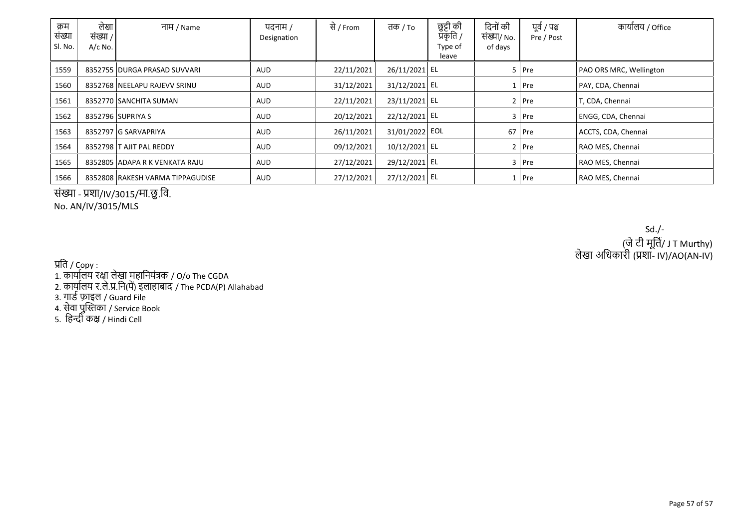| क्रम संख्या Sl. No. | लेखा संख्या / A/c No. | नाम / Name | पदनाम / Designation | से / From | तक / To | छुट्टी की प्रकृति / Type of leave | दिनों की संख्या/ No. of days | पूर्व / पश्च Pre / Post | कार्यालय / Office |
|---|---|---|---|---|---|---|---|---|---|
| 1559 | 8352755 | DURGA PRASAD SUVVARI | AUD | 22/11/2021 | 26/11/2021 | EL | 5 | Pre | PAO ORS MRC, Wellington |
| 1560 | 8352768 | NEELAPU RAJEVV SRINU | AUD | 31/12/2021 | 31/12/2021 | EL | 1 | Pre | PAY, CDA, Chennai |
| 1561 | 8352770 | SANCHITA SUMAN | AUD | 22/11/2021 | 23/11/2021 | EL | 2 | Pre | T, CDA, Chennai |
| 1562 | 8352796 | SUPRIYA S | AUD | 20/12/2021 | 22/12/2021 | EL | 3 | Pre | ENGG, CDA, Chennai |
| 1563 | 8352797 | G SARVAPRIYA | AUD | 26/11/2021 | 31/01/2022 | EOL | 67 | Pre | ACCTS, CDA, Chennai |
| 1564 | 8352798 | T AJIT PAL REDDY | AUD | 09/12/2021 | 10/12/2021 | EL | 2 | Pre | RAO MES, Chennai |
| 1565 | 8352805 | ADAPA R K VENKATA RAJU | AUD | 27/12/2021 | 29/12/2021 | EL | 3 | Pre | RAO MES, Chennai |
| 1566 | 8352808 | RAKESH VARMA TIPPAGUDISE | AUD | 27/12/2021 | 27/12/2021 | EL | 1 | Pre | RAO MES, Chennai |

संख्या - प्रशा/IV/3015/मा.छु.वि.
No. AN/IV/3015/MLS

Sd./-
(जे टी मूर्ति/ J T Murthy)
लेखा अधिकारी (प्रशा- IV)/AO(AN-IV)

प्रति / Copy :
1. कार्यालय रक्षा लेखा महानियंत्रक / O/o The CGDA
2. कार्यालय र.ले.प्र.नि(पें) इलाहाबाद / The PCDA(P) Allahabad
3. गार्ड फ़ाइल / Guard File
4. सेवा पुस्तिका / Service Book
5. हिन्दी कक्ष / Hindi Cell